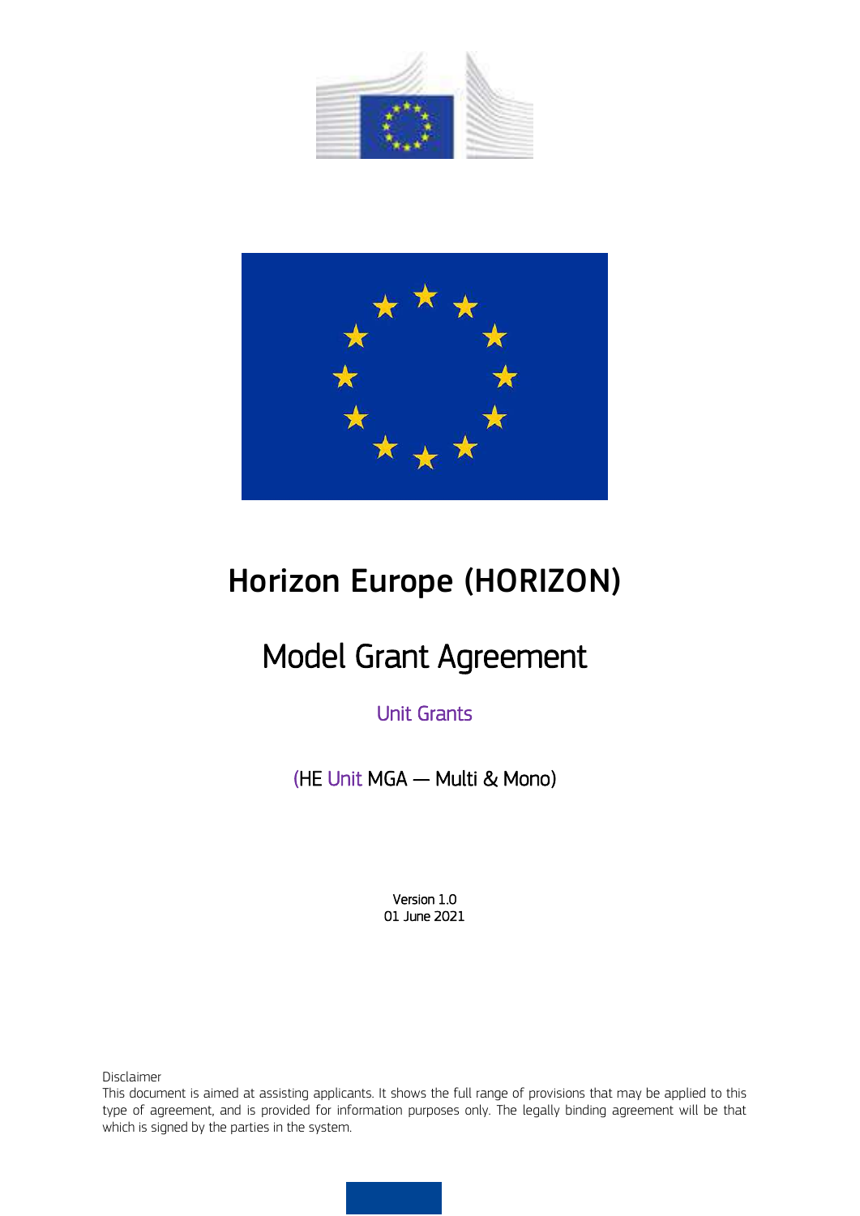# Horizon Europe (HORIZON)

## Model Grant Agreement

Unit Grants

(HE Unit MGA — Multi & Mono)

Version 1.0
01 June 2021

Disclaimer
This document is aimed at assisting applicants. It shows the full range of provisions that may be applied to this type of agreement, and is provided for information purposes only. The legally binding agreement will be that which is signed by the parties in the system.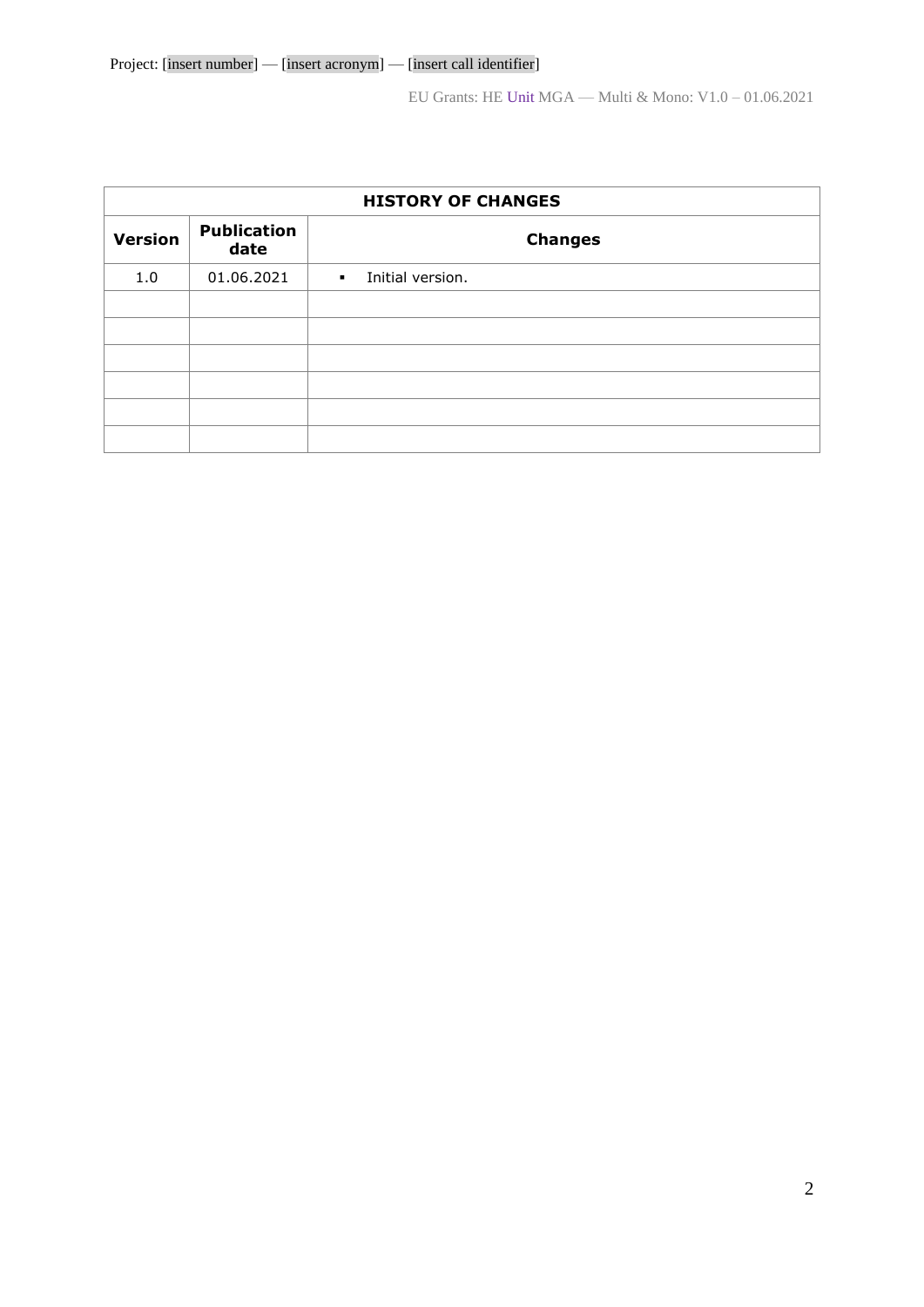| HISTORY OF CHANGES | | |
|---|---|---|
| **Version** | **Publication date** | **Changes** |
| 1.0 | 01.06.2021 | ▪ Initial version. |
| | | |
| | | |
| | | |
| | | |
| | | |
| | | |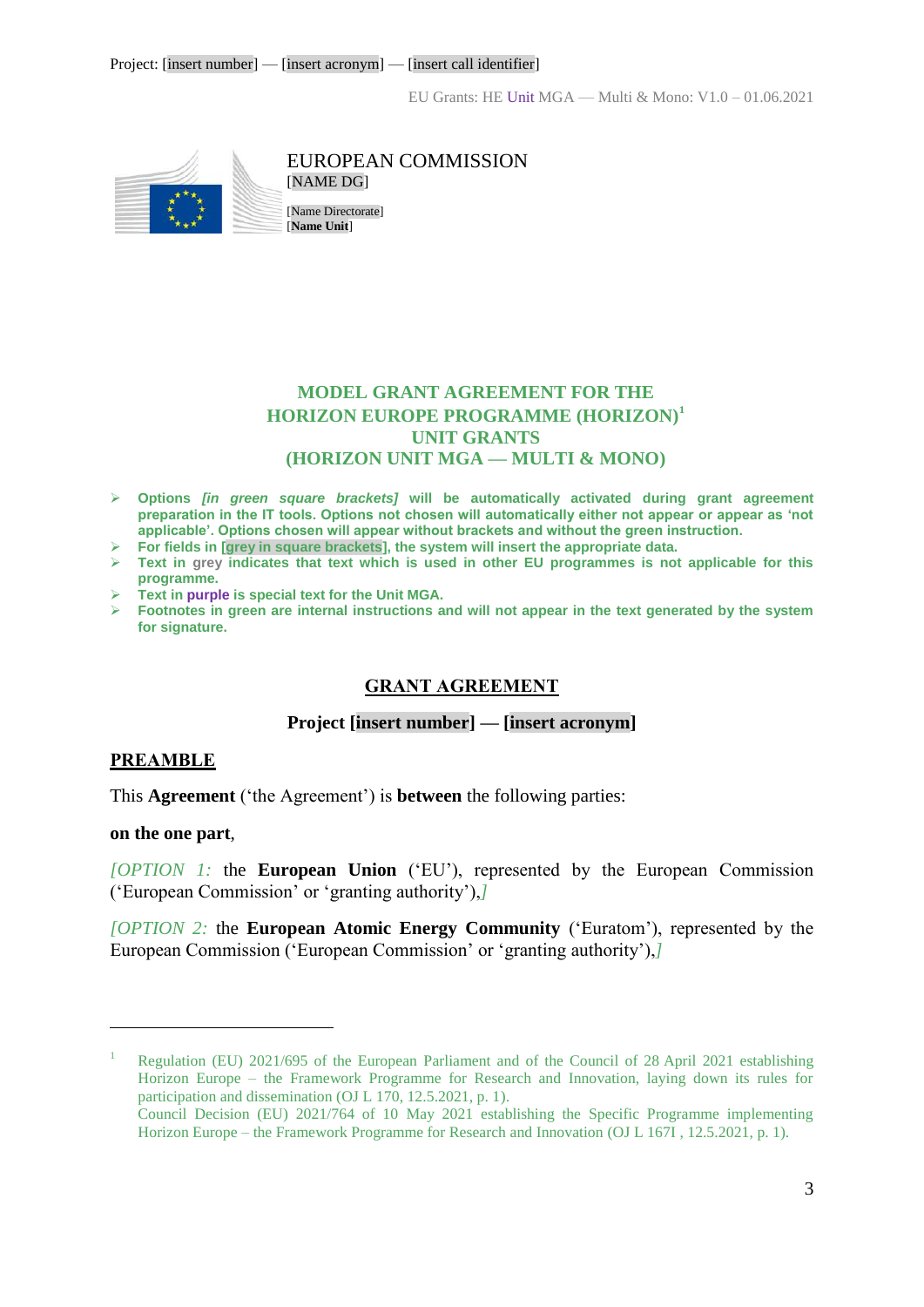Project: [insert number] — [insert acronym] — [insert call identifier]

EU Grants: HE Unit MGA — Multi & Mono: V1.0 – 01.06.2021

EUROPEAN COMMISSION
[NAME DG]

[Name Directorate]
[**Name Unit**]

# MODEL GRANT AGREEMENT FOR THE HORIZON EUROPE PROGRAMME (HORIZON)[1] UNIT GRANTS (HORIZON UNIT MGA — MULTI & MONO)

- **Options *[in green square brackets]* will be automatically activated during grant agreement preparation in the IT tools. Options not chosen will automatically either not appear or appear as 'not applicable'. Options chosen will appear without brackets and without the green instruction.**
- **For fields in [grey in square brackets], the system will insert the appropriate data.**
- **Text in grey indicates that text which is used in other EU programmes is not applicable for this programme.**
- **Text in purple is special text for the Unit MGA.**
- **Footnotes in green are internal instructions and will not appear in the text generated by the system for signature.**

## GRANT AGREEMENT

**Project [insert number] — [insert acronym]**

## PREAMBLE

This **Agreement** ('the Agreement') is **between** the following parties:

**on the one part**,

*[OPTION 1:* the **European Union** ('EU'), represented by the European Commission ('European Commission' or 'granting authority'),*]*

*[OPTION 2:* the **European Atomic Energy Community** ('Euratom'), represented by the European Commission ('European Commission' or 'granting authority'),*]*

---

[1] Regulation (EU) 2021/695 of the European Parliament and of the Council of 28 April 2021 establishing Horizon Europe – the Framework Programme for Research and Innovation, laying down its rules for participation and dissemination (OJ L 170, 12.5.2021, p. 1).
Council Decision (EU) 2021/764 of 10 May 2021 establishing the Specific Programme implementing Horizon Europe – the Framework Programme for Research and Innovation (OJ L 167I , 12.5.2021, p. 1).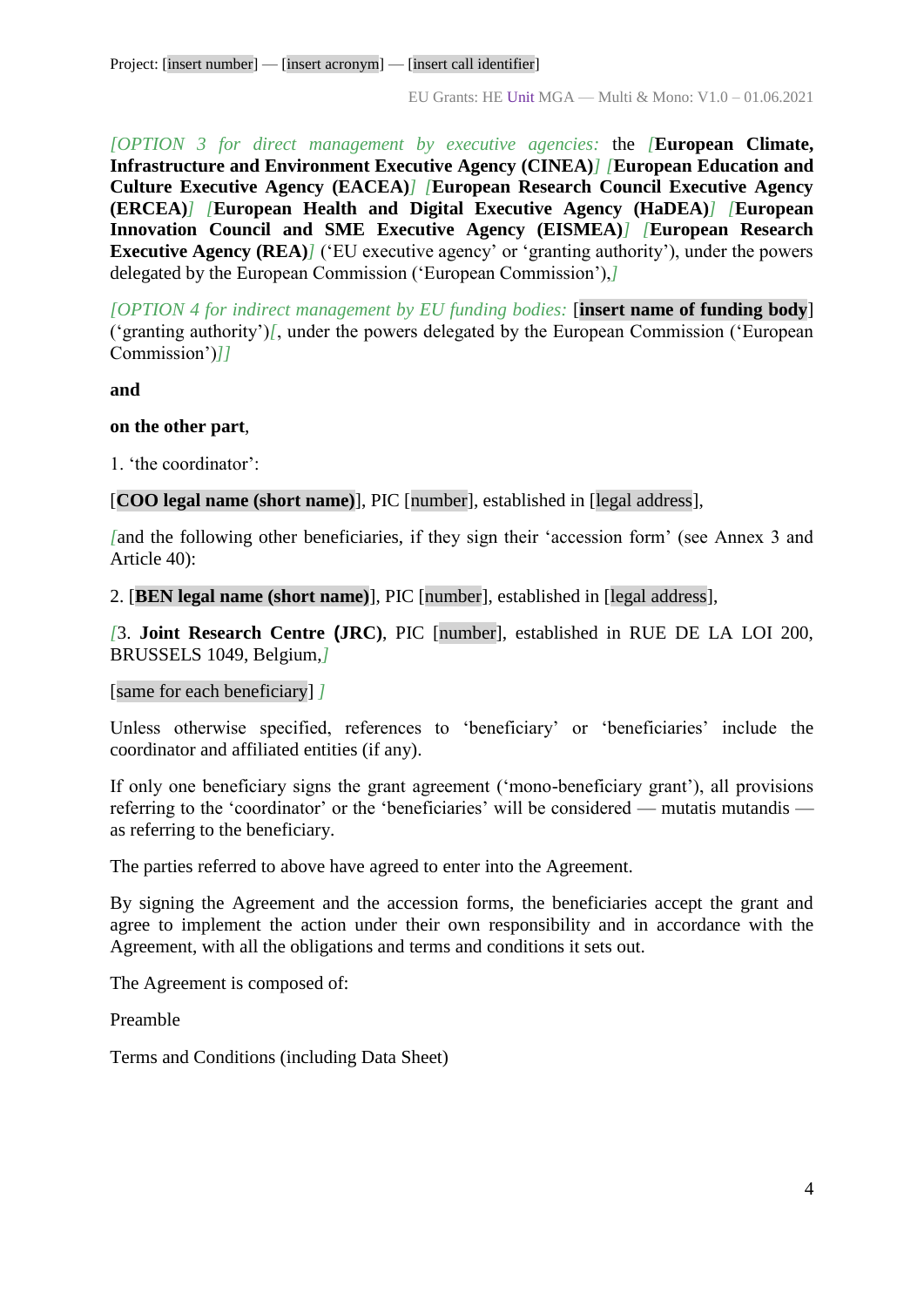*[OPTION 3 for direct management by executive agencies:* the *[***European Climate, Infrastructure and Environment Executive Agency (CINEA)***] [***European Education and Culture Executive Agency (EACEA)***] [***European Research Council Executive Agency (ERCEA)***] [***European Health and Digital Executive Agency (HaDEA)***] [***European Innovation Council and SME Executive Agency (EISMEA)***] [***European Research Executive Agency (REA)***]* ('EU executive agency' or 'granting authority'), under the powers delegated by the European Commission ('European Commission'),*]*

*[OPTION 4 for indirect management by EU funding bodies:* [**insert name of funding body**] ('granting authority')*[*, under the powers delegated by the European Commission ('European Commission')*]]*

**and**

**on the other part**,

1. 'the coordinator':

[**COO legal name (short name)**], PIC [number], established in [legal address],

*[*and the following other beneficiaries, if they sign their 'accession form' (see Annex 3 and Article 40):

2. [**BEN legal name (short name)**], PIC [number], established in [legal address],

*[*3. **Joint Research Centre (JRC)**, PIC [number], established in RUE DE LA LOI 200, BRUSSELS 1049, Belgium,*]*

[same for each beneficiary] *]*

Unless otherwise specified, references to 'beneficiary' or 'beneficiaries' include the coordinator and affiliated entities (if any).

If only one beneficiary signs the grant agreement ('mono-beneficiary grant'), all provisions referring to the 'coordinator' or the 'beneficiaries' will be considered — mutatis mutandis — as referring to the beneficiary.

The parties referred to above have agreed to enter into the Agreement.

By signing the Agreement and the accession forms, the beneficiaries accept the grant and agree to implement the action under their own responsibility and in accordance with the Agreement, with all the obligations and terms and conditions it sets out.

The Agreement is composed of:

Preamble

Terms and Conditions (including Data Sheet)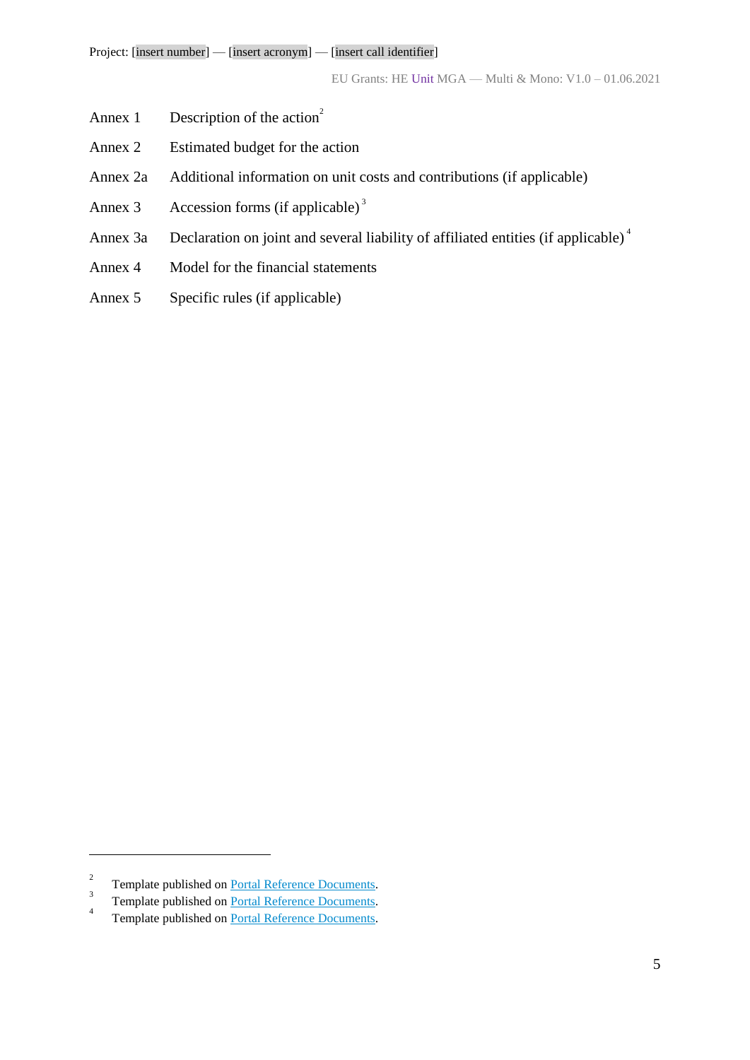Annex 1 Description of the action[2]

Annex 2 Estimated budget for the action

Annex 2a Additional information on unit costs and contributions (if applicable)

Annex 3 Accession forms (if applicable)[3]

Annex 3a Declaration on joint and several liability of affiliated entities (if applicable)[4]

Annex 4 Model for the financial statements

Annex 5 Specific rules (if applicable)

---

[2] Template published on Portal Reference Documents.

[3] Template published on Portal Reference Documents.

[4] Template published on Portal Reference Documents.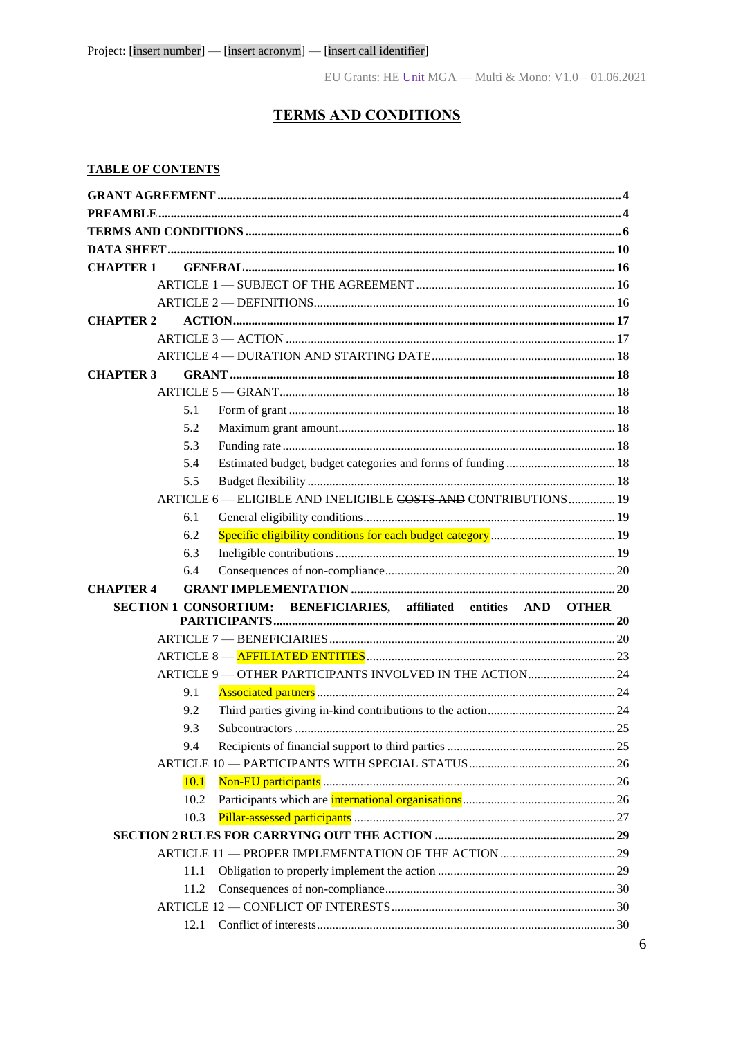Project: [insert number] — [insert acronym] — [insert call identifier]

## TERMS AND CONDITIONS

**TABLE OF CONTENTS**

**GRANT AGREEMENT** ..... 4
**PREAMBLE** ..... 4
**TERMS AND CONDITIONS** ..... 6
**DATA SHEET** ..... 10
**CHAPTER 1 GENERAL** ..... 16
ARTICLE 1 — SUBJECT OF THE AGREEMENT ..... 16
ARTICLE 2 — DEFINITIONS ..... 16
**CHAPTER 2 ACTION** ..... 17
ARTICLE 3 — ACTION ..... 17
ARTICLE 4 — DURATION AND STARTING DATE ..... 18
**CHAPTER 3 GRANT** ..... 18
ARTICLE 5 — GRANT ..... 18
5.1 Form of grant ..... 18
5.2 Maximum grant amount ..... 18
5.3 Funding rate ..... 18
5.4 Estimated budget, budget categories and forms of funding ..... 18
5.5 Budget flexibility ..... 18
ARTICLE 6 — ELIGIBLE AND INELIGIBLE ~~COSTS AND~~ CONTRIBUTIONS ..... 19
6.1 General eligibility conditions ..... 19
6.2 Specific eligibility conditions for each budget category ..... 19
6.3 Ineligible contributions ..... 19
6.4 Consequences of non-compliance ..... 20
**CHAPTER 4 GRANT IMPLEMENTATION** ..... 20
**SECTION 1 CONSORTIUM: BENEFICIARIES, affiliated entities AND OTHER PARTICIPANTS** ..... 20
ARTICLE 7 — BENEFICIARIES ..... 20
ARTICLE 8 — AFFILIATED ENTITIES ..... 23
ARTICLE 9 — OTHER PARTICIPANTS INVOLVED IN THE ACTION ..... 24
9.1 Associated partners ..... 24
9.2 Third parties giving in-kind contributions to the action ..... 24
9.3 Subcontractors ..... 25
9.4 Recipients of financial support to third parties ..... 25
ARTICLE 10 — PARTICIPANTS WITH SPECIAL STATUS ..... 26
10.1 Non-EU participants ..... 26
10.2 Participants which are international organisations ..... 26
10.3 Pillar-assessed participants ..... 27
**SECTION 2 RULES FOR CARRYING OUT THE ACTION** ..... 29
ARTICLE 11 — PROPER IMPLEMENTATION OF THE ACTION ..... 29
11.1 Obligation to properly implement the action ..... 29
11.2 Consequences of non-compliance ..... 30
ARTICLE 12 — CONFLICT OF INTERESTS ..... 30
12.1 Conflict of interests ..... 30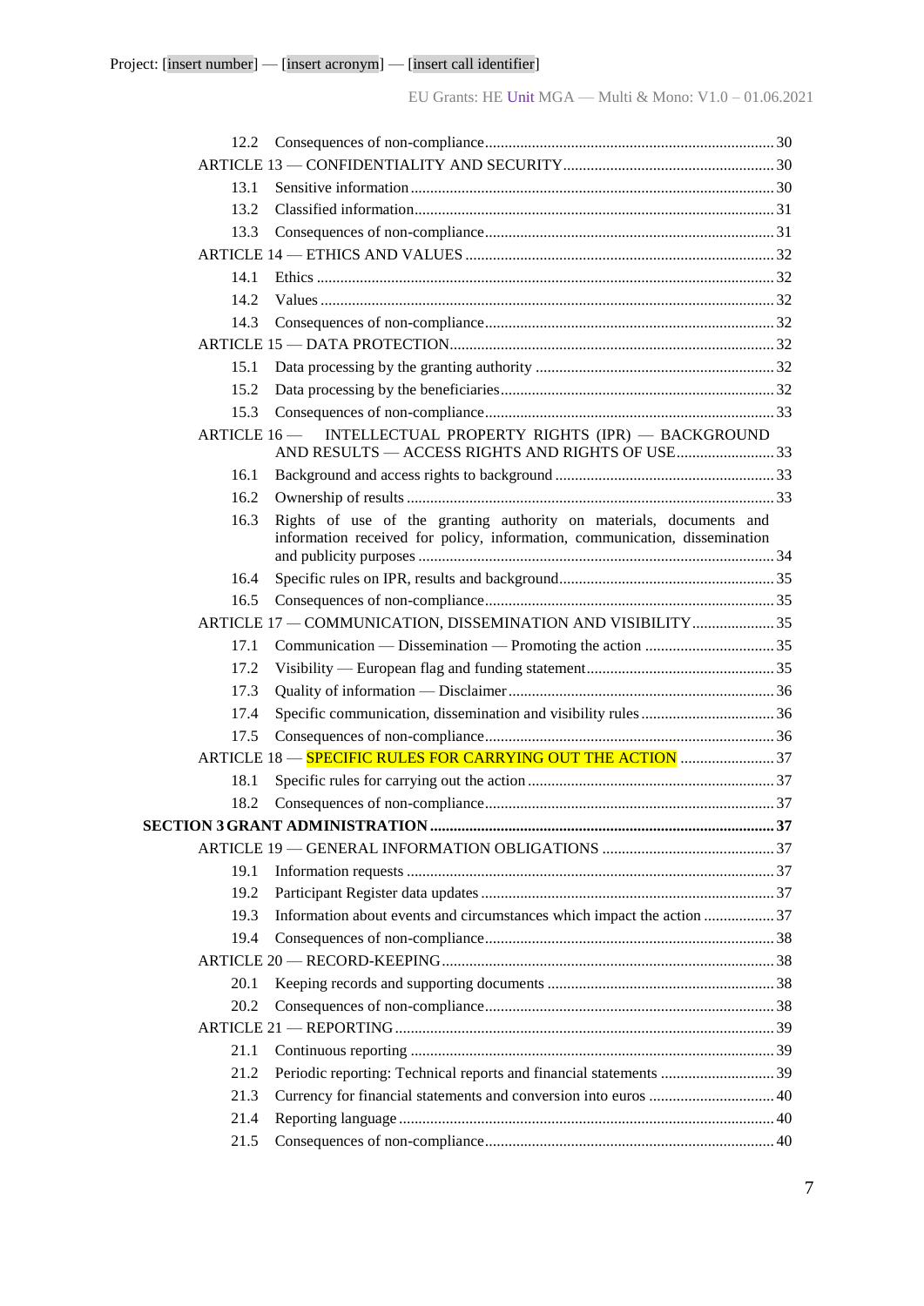12.2 Consequences of non-compliance ... 30

ARTICLE 13 — CONFIDENTIALITY AND SECURITY ... 30

13.1 Sensitive information ... 30

13.2 Classified information ... 31

13.3 Consequences of non-compliance ... 31

ARTICLE 14 — ETHICS AND VALUES ... 32

14.1 Ethics ... 32

14.2 Values ... 32

14.3 Consequences of non-compliance ... 32

ARTICLE 15 — DATA PROTECTION ... 32

15.1 Data processing by the granting authority ... 32

15.2 Data processing by the beneficiaries ... 32

15.3 Consequences of non-compliance ... 33

ARTICLE 16 — INTELLECTUAL PROPERTY RIGHTS (IPR) — BACKGROUND AND RESULTS — ACCESS RIGHTS AND RIGHTS OF USE ... 33

16.1 Background and access rights to background ... 33

16.2 Ownership of results ... 33

16.3 Rights of use of the granting authority on materials, documents and information received for policy, information, communication, dissemination and publicity purposes ... 34

16.4 Specific rules on IPR, results and background ... 35

16.5 Consequences of non-compliance ... 35

ARTICLE 17 — COMMUNICATION, DISSEMINATION AND VISIBILITY ... 35

17.1 Communication — Dissemination — Promoting the action ... 35

17.2 Visibility — European flag and funding statement ... 35

17.3 Quality of information — Disclaimer ... 36

17.4 Specific communication, dissemination and visibility rules ... 36

17.5 Consequences of non-compliance ... 36

ARTICLE 18 — SPECIFIC RULES FOR CARRYING OUT THE ACTION ... 37

18.1 Specific rules for carrying out the action ... 37

18.2 Consequences of non-compliance ... 37

**SECTION 3 GRANT ADMINISTRATION ... 37**

ARTICLE 19 — GENERAL INFORMATION OBLIGATIONS ... 37

19.1 Information requests ... 37

19.2 Participant Register data updates ... 37

19.3 Information about events and circumstances which impact the action ... 37

19.4 Consequences of non-compliance ... 38

ARTICLE 20 — RECORD-KEEPING ... 38

20.1 Keeping records and supporting documents ... 38

20.2 Consequences of non-compliance ... 38

ARTICLE 21 — REPORTING ... 39

21.1 Continuous reporting ... 39

21.2 Periodic reporting: Technical reports and financial statements ... 39

21.3 Currency for financial statements and conversion into euros ... 40

21.4 Reporting language ... 40

21.5 Consequences of non-compliance ... 40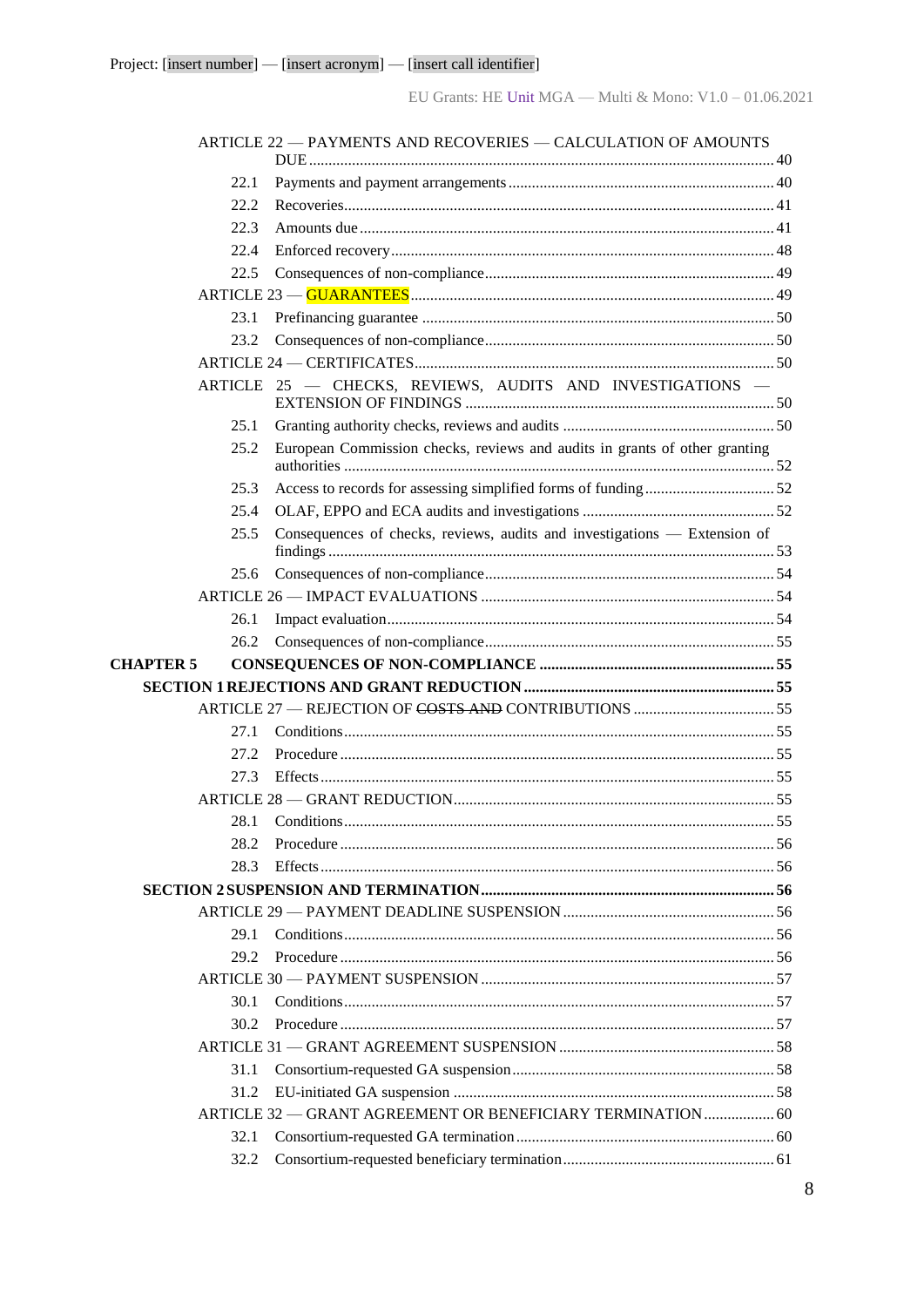ARTICLE 22 — PAYMENTS AND RECOVERIES — CALCULATION OF AMOUNTS DUE ..... 40

22.1 Payments and payment arrangements ..... 40

22.2 Recoveries ..... 41

22.3 Amounts due ..... 41

22.4 Enforced recovery ..... 48

22.5 Consequences of non-compliance ..... 49

ARTICLE 23 — GUARANTEES ..... 49

23.1 Prefinancing guarantee ..... 50

23.2 Consequences of non-compliance ..... 50

ARTICLE 24 — CERTIFICATES ..... 50

ARTICLE 25 — CHECKS, REVIEWS, AUDITS AND INVESTIGATIONS — EXTENSION OF FINDINGS ..... 50

25.1 Granting authority checks, reviews and audits ..... 50

25.2 European Commission checks, reviews and audits in grants of other granting authorities ..... 52

25.3 Access to records for assessing simplified forms of funding ..... 52

25.4 OLAF, EPPO and ECA audits and investigations ..... 52

25.5 Consequences of checks, reviews, audits and investigations — Extension of findings ..... 53

25.6 Consequences of non-compliance ..... 54

ARTICLE 26 — IMPACT EVALUATIONS ..... 54

26.1 Impact evaluation ..... 54

26.2 Consequences of non-compliance ..... 55

**CHAPTER 5 CONSEQUENCES OF NON-COMPLIANCE ..... 55**

**SECTION 1 REJECTIONS AND GRANT REDUCTION ..... 55**

ARTICLE 27 — REJECTION OF ~~COSTS AND~~ CONTRIBUTIONS ..... 55

27.1 Conditions ..... 55

27.2 Procedure ..... 55

27.3 Effects ..... 55

ARTICLE 28 — GRANT REDUCTION ..... 55

28.1 Conditions ..... 55

28.2 Procedure ..... 56

28.3 Effects ..... 56

**SECTION 2 SUSPENSION AND TERMINATION ..... 56**

ARTICLE 29 — PAYMENT DEADLINE SUSPENSION ..... 56

29.1 Conditions ..... 56

29.2 Procedure ..... 56

ARTICLE 30 — PAYMENT SUSPENSION ..... 57

30.1 Conditions ..... 57

30.2 Procedure ..... 57

ARTICLE 31 — GRANT AGREEMENT SUSPENSION ..... 58

31.1 Consortium-requested GA suspension ..... 58

31.2 EU-initiated GA suspension ..... 58

ARTICLE 32 — GRANT AGREEMENT OR BENEFICIARY TERMINATION ..... 60

32.1 Consortium-requested GA termination ..... 60

32.2 Consortium-requested beneficiary termination ..... 61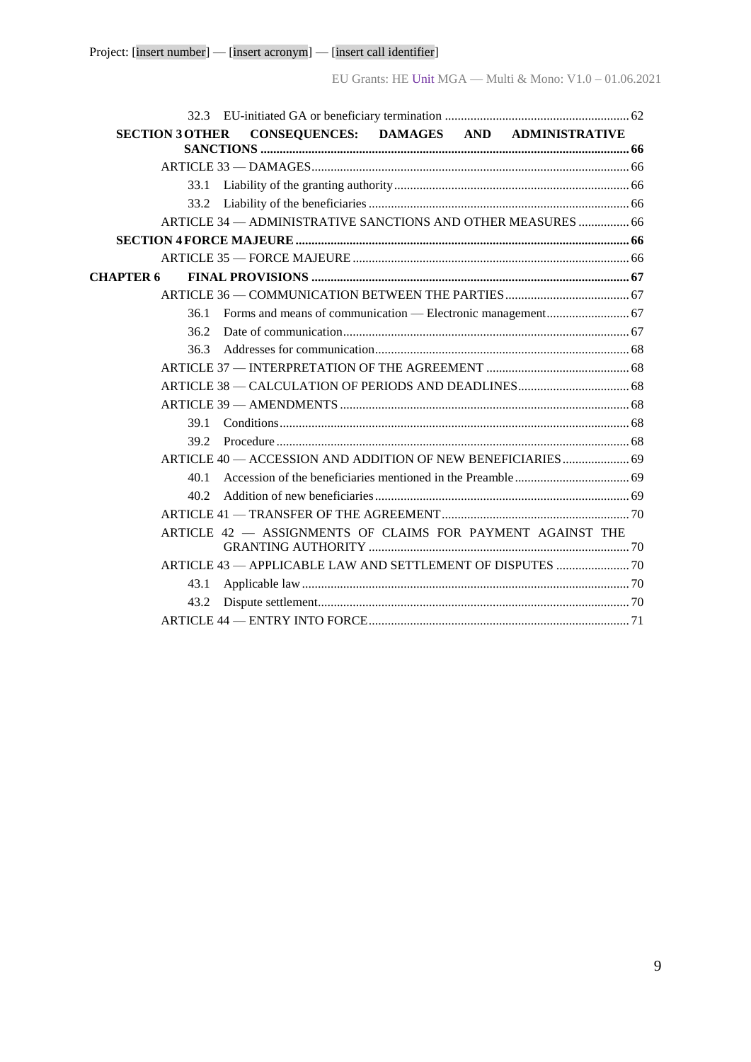32.3 EU-initiated GA or beneficiary termination ........................................................ 62

**SECTION 3 OTHER CONSEQUENCES: DAMAGES AND ADMINISTRATIVE SANCTIONS ....................................................................................................... 66**

ARTICLE 33 — DAMAGES.................................................................................................. 66

33.1 Liability of the granting authority......................................................................... 66

33.2 Liability of the beneficiaries ................................................................................. 66

ARTICLE 34 — ADMINISTRATIVE SANCTIONS AND OTHER MEASURES ................ 66

**SECTION 4 FORCE MAJEURE ....................................................................................... 66**

ARTICLE 35 — FORCE MAJEURE ...................................................................................... 66

**CHAPTER 6 FINAL PROVISIONS ................................................................................................ 67**

ARTICLE 36 — COMMUNICATION BETWEEN THE PARTIES....................................... 67

36.1 Forms and means of communication — Electronic management.......................... 67

36.2 Date of communication......................................................................................... 67

36.3 Addresses for communication............................................................................... 68

ARTICLE 37 — INTERPRETATION OF THE AGREEMENT ............................................ 68

ARTICLE 38 — CALCULATION OF PERIODS AND DEADLINES.................................. 68

ARTICLE 39 — AMENDMENTS .......................................................................................... 68

39.1 Conditions............................................................................................................ 68

39.2 Procedure ............................................................................................................. 68

ARTICLE 40 — ACCESSION AND ADDITION OF NEW BENEFICIARIES..................... 69

40.1 Accession of the beneficiaries mentioned in the Preamble.................................... 69

40.2 Addition of new beneficiaries............................................................................... 69

ARTICLE 41 — TRANSFER OF THE AGREEMENT........................................................... 70

ARTICLE 42 — ASSIGNMENTS OF CLAIMS FOR PAYMENT AGAINST THE GRANTING AUTHORITY ................................................................................. 70

ARTICLE 43 — APPLICABLE LAW AND SETTLEMENT OF DISPUTES ....................... 70

43.1 Applicable law...................................................................................................... 70

43.2 Dispute settlement................................................................................................. 70

ARTICLE 44 — ENTRY INTO FORCE................................................................................. 71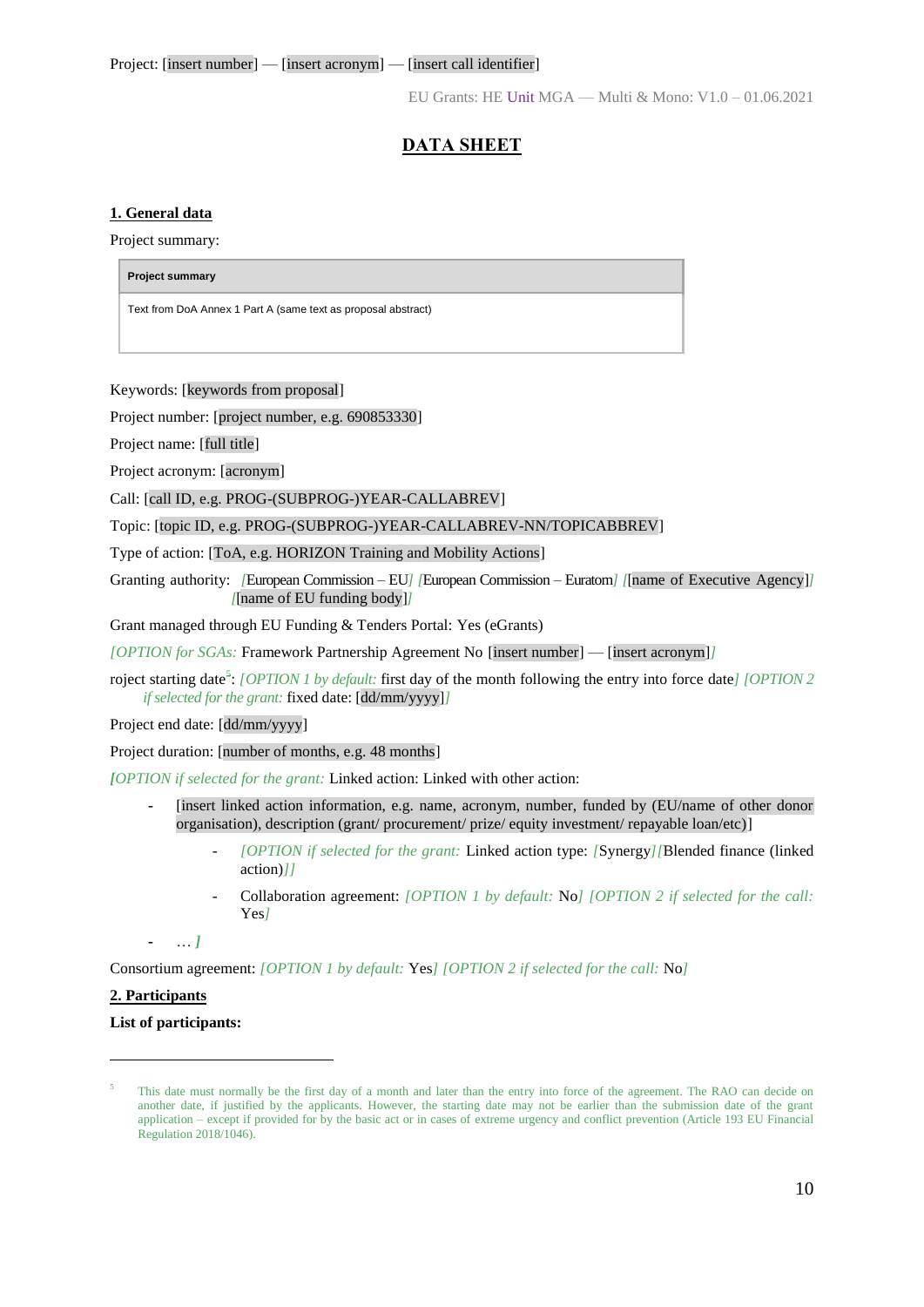Project: [insert number] — [insert acronym] — [insert call identifier]

EU Grants: HE Unit MGA — Multi & Mono: V1.0 – 01.06.2021

# DATA SHEET

## 1. General data

Project summary:

| Project summary |
| --- |
| Text from DoA Annex 1 Part A (same text as proposal abstract) |

Keywords: [keywords from proposal]

Project number: [project number, e.g. 690853330]

Project name: [full title]

Project acronym: [acronym]

Call: [call ID, e.g. PROG-(SUBPROG-)YEAR-CALLABREV]

Topic: [topic ID, e.g. PROG-(SUBPROG-)YEAR-CALLABREV-NN/TOPICABBREV]

Type of action: [ToA, e.g. HORIZON Training and Mobility Actions]

Granting authority: *[*European Commission – EU*]* *[*European Commission – Euratom*]* *[*[name of Executive Agency]*]* *[*[name of EU funding body]*]*

Grant managed through EU Funding & Tenders Portal: Yes (eGrants)

*[OPTION for SGAs:* Framework Partnership Agreement No [insert number] — [insert acronym]*]*

roject starting date[5]: *[OPTION 1 by default:* first day of the month following the entry into force date*]* *[OPTION 2 if selected for the grant:* fixed date: [dd/mm/yyyy]*]*

Project end date: [dd/mm/yyyy]

Project duration: [number of months, e.g. 48 months]

***[****OPTION if selected for the grant:* Linked action: Linked with other action:

- [insert linked action information, e.g. name, acronym, number, funded by (EU/name of other donor organisation), description (grant/ procurement/ prize/ equity investment/ repayable loan/etc)]
  - *[OPTION if selected for the grant:* Linked action type: *[*Synergy*][*Blended finance (linked action)*]]*
  - Collaboration agreement: *[OPTION 1 by default:* No*]* *[OPTION 2 if selected for the call:* Yes*]*
- … ***]***

Consortium agreement: *[OPTION 1 by default:* Yes*]* *[OPTION 2 if selected for the call:* No*]*

## 2. Participants

**List of participants:**

[5] This date must normally be the first day of a month and later than the entry into force of the agreement. The RAO can decide on another date, if justified by the applicants. However, the starting date may not be earlier than the submission date of the grant application – except if provided for by the basic act or in cases of extreme urgency and conflict prevention (Article 193 EU Financial Regulation 2018/1046).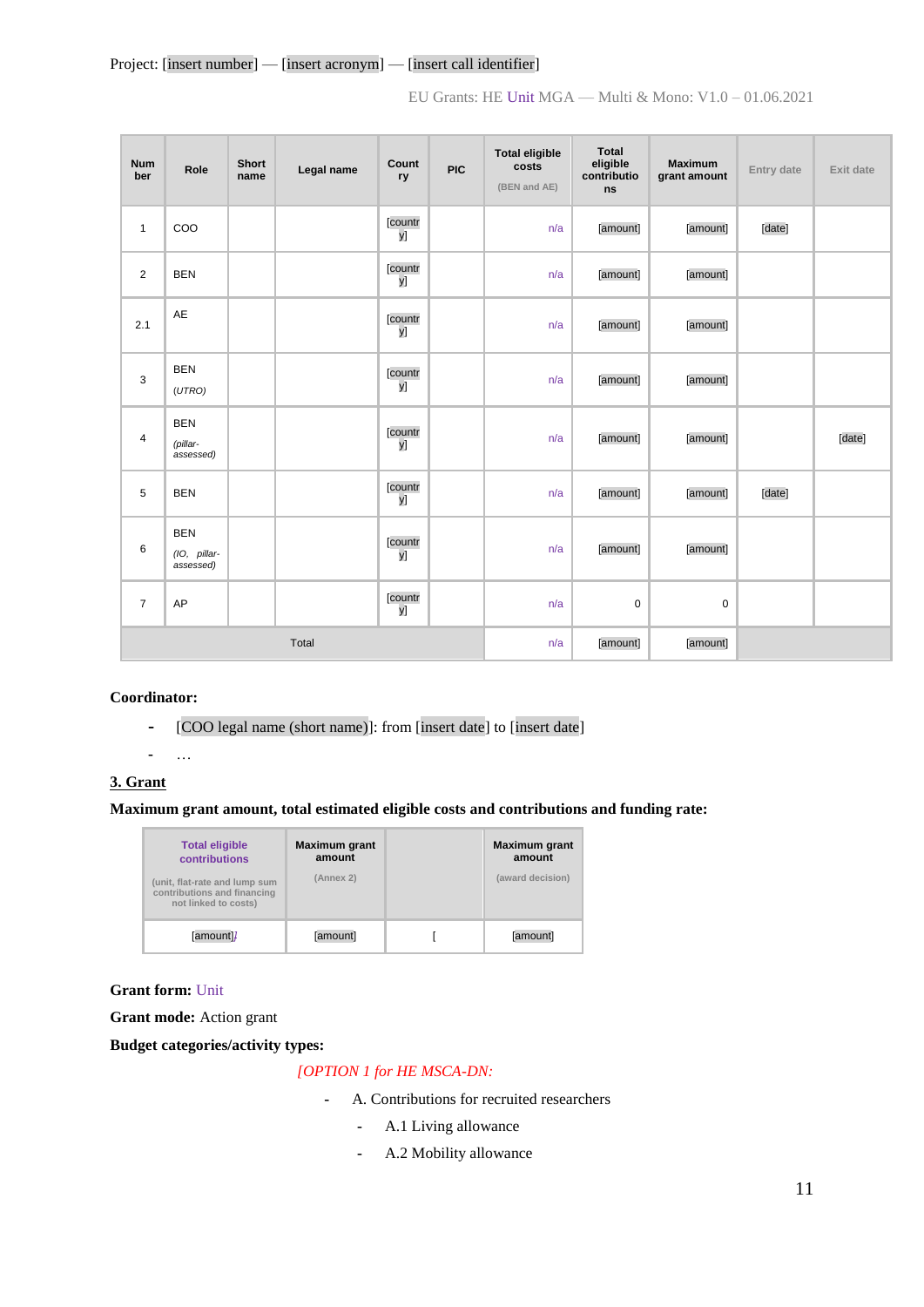Project: [insert number] — [insert acronym] — [insert call identifier]

| Number | Role | Short name | Legal name | Country | PIC | Total eligible costs (BEN and AE) | Total eligible contributions | Maximum grant amount | Entry date | Exit date |
|---|---|---|---|---|---|---|---|---|---|---|
| 1 | COO | | | [country] | | n/a | [amount] | [amount] | [date] | |
| 2 | BEN | | | [country] | | n/a | [amount] | [amount] | | |
| 2.1 | AE | | | [country] | | n/a | [amount] | [amount] | | |
| 3 | BEN *(UTRO)* | | | [country] | | n/a | [amount] | [amount] | | |
| 4 | BEN *(pillar-assessed)* | | | [country] | | n/a | [amount] | [amount] | | [date] |
| 5 | BEN | | | [country] | | n/a | [amount] | [amount] | [date] | |
| 6 | BEN *(IO, pillar-assessed)* | | | [country] | | n/a | [amount] | [amount] | | |
| 7 | AP | | | [country] | | n/a | 0 | 0 | | |
| Total | | | | | | n/a | [amount] | [amount] | | |

**Coordinator:**

- [COO legal name (short name)]: from [insert date] to [insert date]
- …

## 3. Grant

**Maximum grant amount, total estimated eligible costs and contributions and funding rate:**

| Total eligible contributions (unit, flat-rate and lump sum contributions and financing not linked to costs) | Maximum grant amount (Annex 2) | | Maximum grant amount (award decision) |
|---|---|---|---|
| [amount]] | [amount] | [ | [amount] |

**Grant form:** Unit

**Grant mode:** Action grant

**Budget categories/activity types:**

*[OPTION 1 for HE MSCA-DN:*

- A. Contributions for recruited researchers
  - A.1 Living allowance
  - A.2 Mobility allowance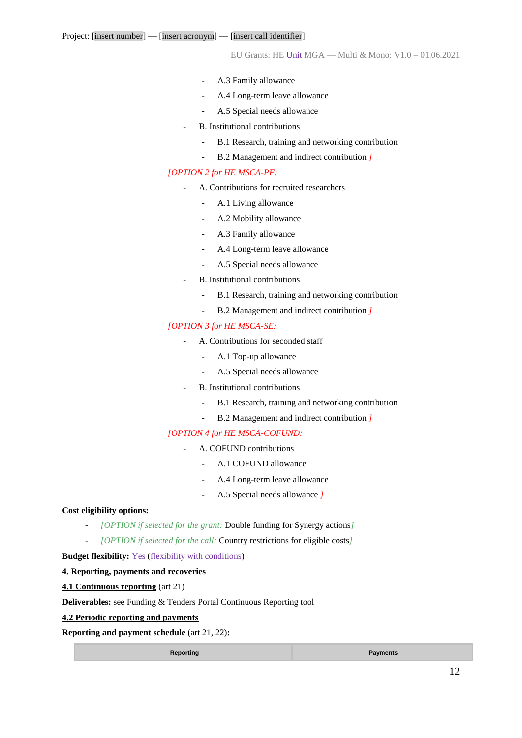- A.3 Family allowance
  - A.4 Long-term leave allowance
  - A.5 Special needs allowance
- B. Institutional contributions
  - B.1 Research, training and networking contribution
  - B.2 Management and indirect contribution ]

*[OPTION 2 for HE MSCA-PF:*

- A. Contributions for recruited researchers
  - A.1 Living allowance
  - A.2 Mobility allowance
  - A.3 Family allowance
  - A.4 Long-term leave allowance
  - A.5 Special needs allowance
- B. Institutional contributions
  - B.1 Research, training and networking contribution
  - B.2 Management and indirect contribution ]

*[OPTION 3 for HE MSCA-SE:*

- A. Contributions for seconded staff
  - A.1 Top-up allowance
  - A.5 Special needs allowance
- B. Institutional contributions
  - B.1 Research, training and networking contribution
  - B.2 Management and indirect contribution ]

*[OPTION 4 for HE MSCA-COFUND:*

- A. COFUND contributions
  - A.1 COFUND allowance
  - A.4 Long-term leave allowance
  - A.5 Special needs allowance ]

**Cost eligibility options:**

- *[OPTION if selected for the grant:* Double funding for Synergy actions*]*
- *[OPTION if selected for the call:* Country restrictions for eligible costs*]*

**Budget flexibility:** Yes (flexibility with conditions)

**4. Reporting, payments and recoveries**

**4.1 Continuous reporting** (art 21)

**Deliverables:** see Funding & Tenders Portal Continuous Reporting tool

**4.2 Periodic reporting and payments**

**Reporting and payment schedule** (art 21, 22)**:**

| Reporting | Payments |
|---|---|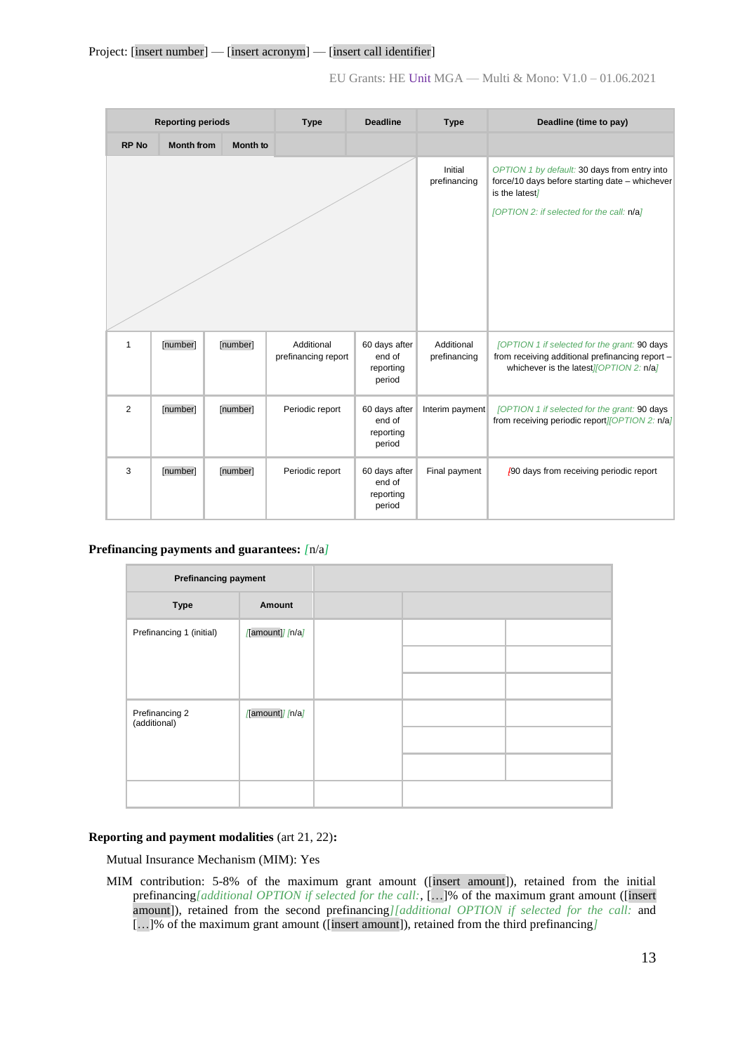Project: [insert number] — [insert acronym] — [insert call identifier]

| Reporting periods | | | Type | Deadline | Type | Deadline (time to pay) |
|---|---|---|---|---|---|---|
| RP No | Month from | Month to | | | | |
| | | | | | Initial prefinancing | OPTION 1 by default: 30 days from entry into force/10 days before starting date – whichever is the latest] [OPTION 2: if selected for the call: n/a] |
| 1 | [number] | [number] | Additional prefinancing report | 60 days after end of reporting period | Additional prefinancing | [OPTION 1 if selected for the grant: 90 days from receiving additional prefinancing report – whichever is the latest][OPTION 2: n/a] |
| 2 | [number] | [number] | Periodic report | 60 days after end of reporting period | Interim payment | [OPTION 1 if selected for the grant: 90 days from receiving periodic report][OPTION 2: n/a] |
| 3 | [number] | [number] | Periodic report | 60 days after end of reporting period | Final payment | [90 days from receiving periodic report |

**Prefinancing payments and guarantees:** [n/a]

| Prefinancing payment | | | | |
|---|---|---|---|---|
| Type | Amount | | | |
| Prefinancing 1 (initial) | [[amount]] [n/a] | | | |
| | | | | |
| | | | | |
| Prefinancing 2 (additional) | [[amount]] [n/a] | | | |
| | | | | |
| | | | | |
| | | | | |

**Reporting and payment modalities** (art 21, 22)**:**

Mutual Insurance Mechanism (MIM): Yes

MIM contribution: 5-8% of the maximum grant amount ([insert amount]), retained from the initial prefinancing*[additional OPTION if selected for the call:*, […]% of the maximum grant amount ([insert amount]), retained from the second prefinancing*][additional OPTION if selected for the call:* and […]% of the maximum grant amount ([insert amount]), retained from the third prefinancing*]*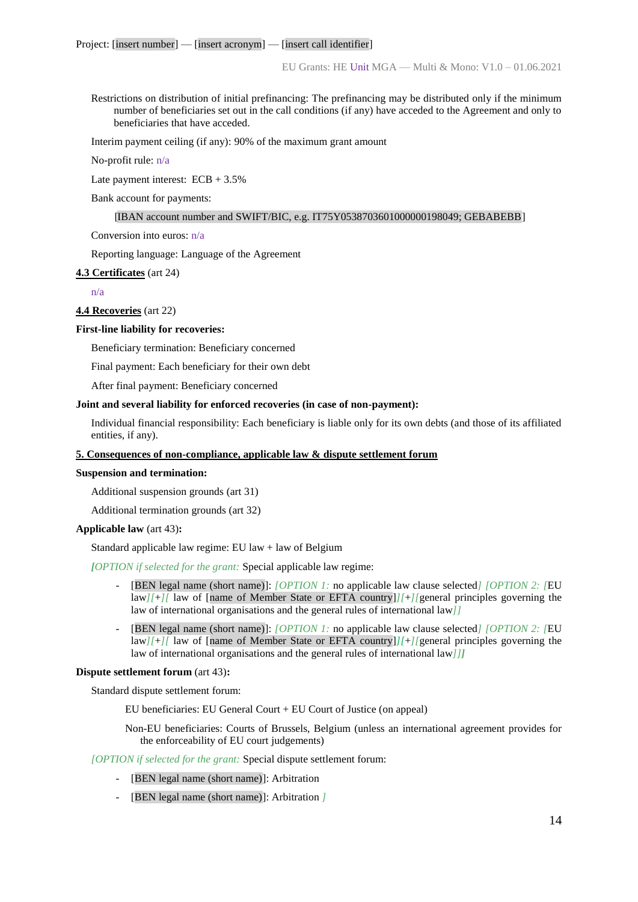Restrictions on distribution of initial prefinancing: The prefinancing may be distributed only if the minimum number of beneficiaries set out in the call conditions (if any) have acceded to the Agreement and only to beneficiaries that have acceded.

Interim payment ceiling (if any): 90% of the maximum grant amount

No-profit rule: n/a

Late payment interest: ECB + 3.5%

Bank account for payments:

[IBAN account number and SWIFT/BIC, e.g. IT75Y0538703601000000198049; GEBABEBB]

Conversion into euros: n/a

Reporting language: Language of the Agreement

**4.3 Certificates** (art 24)

n/a

**4.4 Recoveries** (art 22)

**First-line liability for recoveries:**

Beneficiary termination: Beneficiary concerned

Final payment: Each beneficiary for their own debt

After final payment: Beneficiary concerned

**Joint and several liability for enforced recoveries (in case of non-payment):**

Individual financial responsibility: Each beneficiary is liable only for its own debts (and those of its affiliated entities, if any).

**5. Consequences of non-compliance, applicable law & dispute settlement forum**

**Suspension and termination:**

Additional suspension grounds (art 31)

Additional termination grounds (art 32)

**Applicable law** (art 43)**:**

Standard applicable law regime: EU law + law of Belgium

*[OPTION if selected for the grant:* Special applicable law regime:

- [BEN legal name (short name)]: *[OPTION 1:* no applicable law clause selected*] [OPTION 2: [*EU law*][*+*][* law of [name of Member State or EFTA country]*][*+*][*general principles governing the law of international organisations and the general rules of international law*]]*
- [BEN legal name (short name)]: *[OPTION 1:* no applicable law clause selected*] [OPTION 2: [*EU law*][*+*][* law of [name of Member State or EFTA country]*][*+*][*general principles governing the law of international organisations and the general rules of international law*]]]*

**Dispute settlement forum** (art 43)**:**

Standard dispute settlement forum:

EU beneficiaries: EU General Court + EU Court of Justice (on appeal)

Non-EU beneficiaries: Courts of Brussels, Belgium (unless an international agreement provides for the enforceability of EU court judgements)

*[OPTION if selected for the grant:* Special dispute settlement forum:

- [BEN legal name (short name)]: Arbitration
- [BEN legal name (short name)]: Arbitration *]*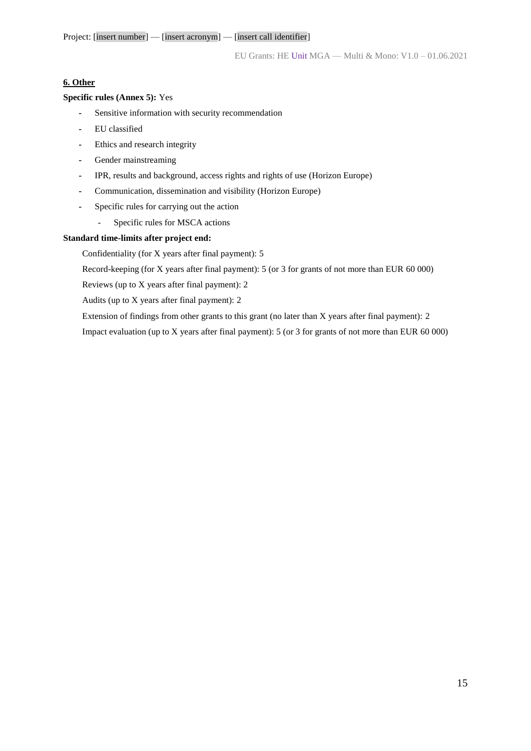**<u>6. Other</u>**

**Specific rules (Annex 5):** Yes

- Sensitive information with security recommendation
- EU classified
- Ethics and research integrity
- Gender mainstreaming
- IPR, results and background, access rights and rights of use (Horizon Europe)
- Communication, dissemination and visibility (Horizon Europe)
- Specific rules for carrying out the action
  - Specific rules for MSCA actions

**Standard time-limits after project end:**

Confidentiality (for X years after final payment): 5

Record-keeping (for X years after final payment): 5 (or 3 for grants of not more than EUR 60 000)

Reviews (up to X years after final payment): 2

Audits (up to X years after final payment): 2

Extension of findings from other grants to this grant (no later than X years after final payment): 2

Impact evaluation (up to X years after final payment): 5 (or 3 for grants of not more than EUR 60 000)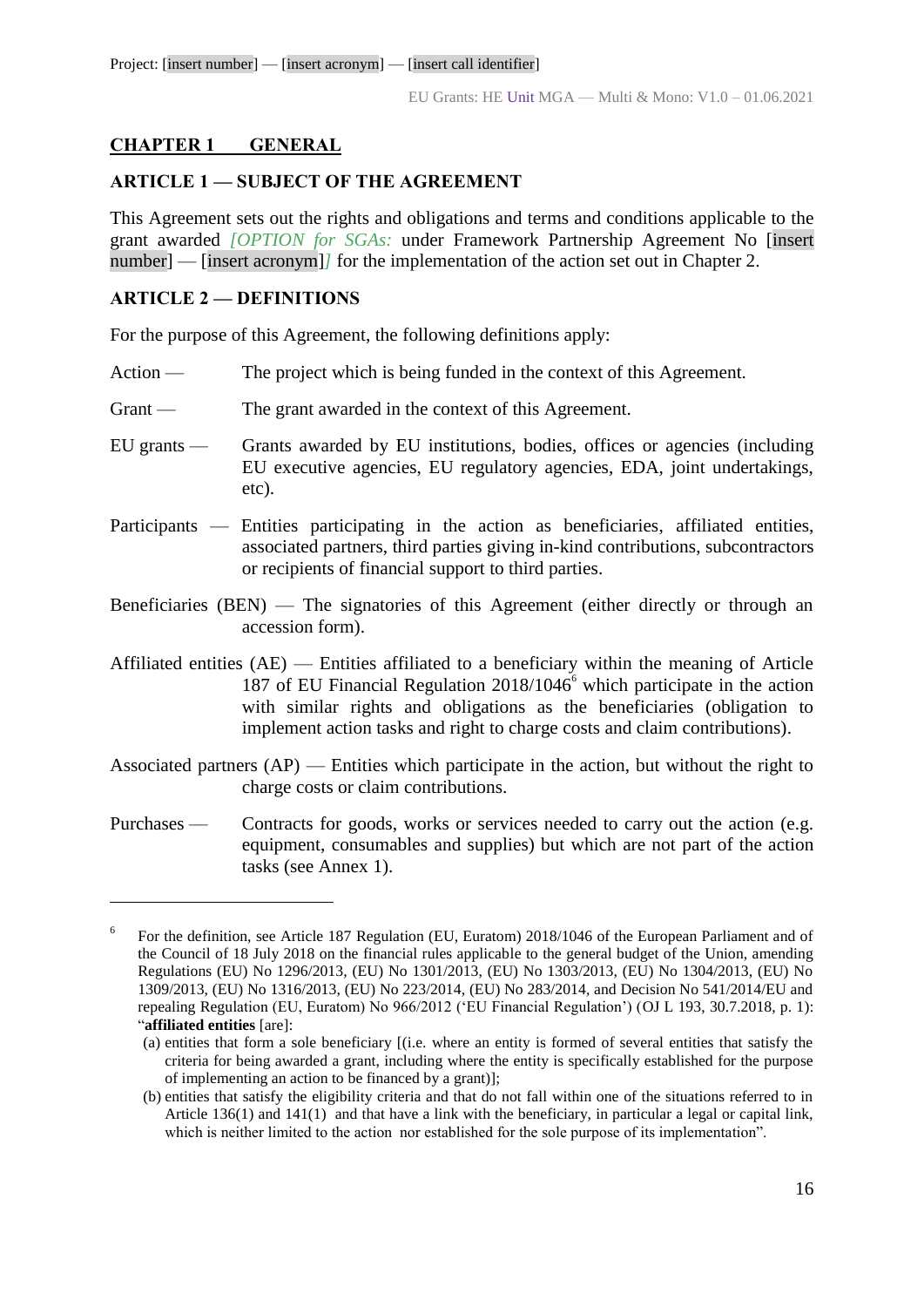## CHAPTER 1 GENERAL

### ARTICLE 1 — SUBJECT OF THE AGREEMENT

This Agreement sets out the rights and obligations and terms and conditions applicable to the grant awarded *[OPTION for SGAs:* under Framework Partnership Agreement No [insert number] — [insert acronym]*]* for the implementation of the action set out in Chapter 2.

### ARTICLE 2 — DEFINITIONS

For the purpose of this Agreement, the following definitions apply:

Action — The project which is being funded in the context of this Agreement.

Grant — The grant awarded in the context of this Agreement.

EU grants — Grants awarded by EU institutions, bodies, offices or agencies (including EU executive agencies, EU regulatory agencies, EDA, joint undertakings, etc).

Participants — Entities participating in the action as beneficiaries, affiliated entities, associated partners, third parties giving in-kind contributions, subcontractors or recipients of financial support to third parties.

Beneficiaries (BEN) — The signatories of this Agreement (either directly or through an accession form).

Affiliated entities (AE) — Entities affiliated to a beneficiary within the meaning of Article 187 of EU Financial Regulation 2018/1046[6] which participate in the action with similar rights and obligations as the beneficiaries (obligation to implement action tasks and right to charge costs and claim contributions).

Associated partners (AP) — Entities which participate in the action, but without the right to charge costs or claim contributions.

Purchases — Contracts for goods, works or services needed to carry out the action (e.g. equipment, consumables and supplies) but which are not part of the action tasks (see Annex 1).

---

[6] For the definition, see Article 187 Regulation (EU, Euratom) 2018/1046 of the European Parliament and of the Council of 18 July 2018 on the financial rules applicable to the general budget of the Union, amending Regulations (EU) No 1296/2013, (EU) No 1301/2013, (EU) No 1303/2013, (EU) No 1304/2013, (EU) No 1309/2013, (EU) No 1316/2013, (EU) No 223/2014, (EU) No 283/2014, and Decision No 541/2014/EU and repealing Regulation (EU, Euratom) No 966/2012 ('EU Financial Regulation') (OJ L 193, 30.7.2018, p. 1): "**affiliated entities** [are]:

(a) entities that form a sole beneficiary [(i.e. where an entity is formed of several entities that satisfy the criteria for being awarded a grant, including where the entity is specifically established for the purpose of implementing an action to be financed by a grant)];

(b) entities that satisfy the eligibility criteria and that do not fall within one of the situations referred to in Article 136(1) and 141(1) and that have a link with the beneficiary, in particular a legal or capital link, which is neither limited to the action nor established for the sole purpose of its implementation".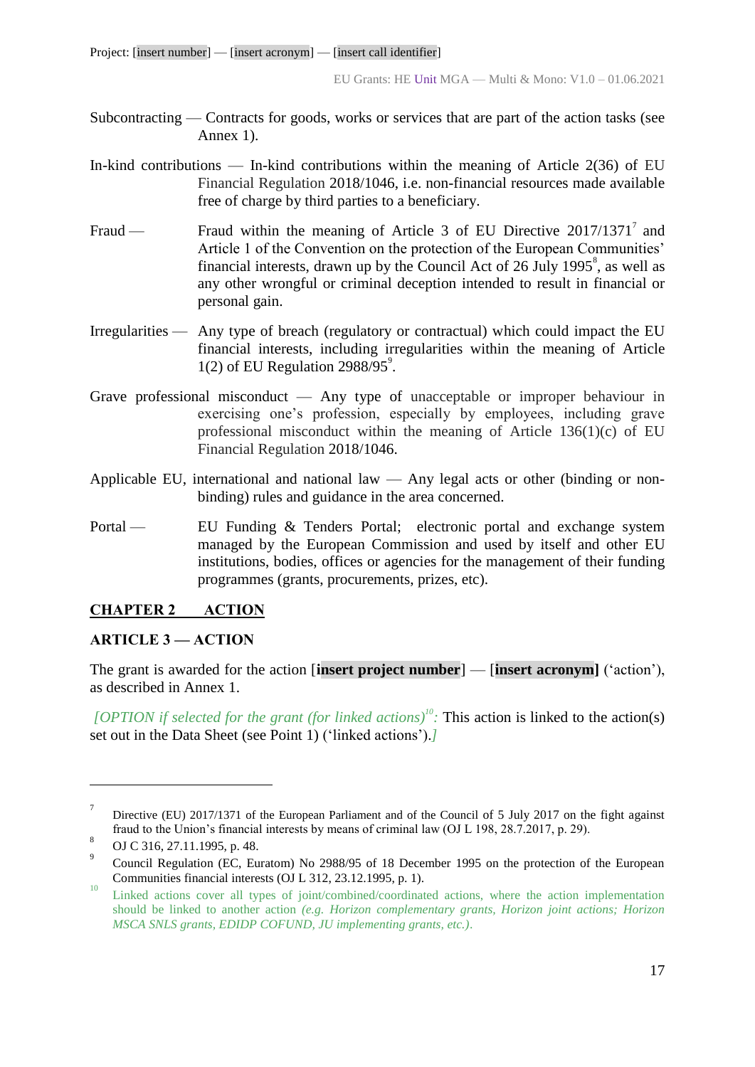Subcontracting — Contracts for goods, works or services that are part of the action tasks (see Annex 1).

In-kind contributions — In-kind contributions within the meaning of Article 2(36) of EU Financial Regulation 2018/1046, i.e. non-financial resources made available free of charge by third parties to a beneficiary.

Fraud — Fraud within the meaning of Article 3 of EU Directive 2017/1371[7] and Article 1 of the Convention on the protection of the European Communities' financial interests, drawn up by the Council Act of 26 July 1995[8], as well as any other wrongful or criminal deception intended to result in financial or personal gain.

Irregularities — Any type of breach (regulatory or contractual) which could impact the EU financial interests, including irregularities within the meaning of Article 1(2) of EU Regulation 2988/95[9].

Grave professional misconduct — Any type of unacceptable or improper behaviour in exercising one's profession, especially by employees, including grave professional misconduct within the meaning of Article 136(1)(c) of EU Financial Regulation 2018/1046.

Applicable EU, international and national law — Any legal acts or other (binding or non-binding) rules and guidance in the area concerned.

Portal — EU Funding & Tenders Portal; electronic portal and exchange system managed by the European Commission and used by itself and other EU institutions, bodies, offices or agencies for the management of their funding programmes (grants, procurements, prizes, etc).

## CHAPTER 2 ACTION

### ARTICLE 3 — ACTION

The grant is awarded for the action [**insert project number**] — [**insert acronym]** ('action'), as described in Annex 1.

*[OPTION if selected for the grant (for linked actions)*[10]*:* This action is linked to the action(s) set out in the Data Sheet (see Point 1) ('linked actions').*]*

---

[7] Directive (EU) 2017/1371 of the European Parliament and of the Council of 5 July 2017 on the fight against fraud to the Union's financial interests by means of criminal law (OJ L 198, 28.7.2017, p. 29).

[8] OJ C 316, 27.11.1995, p. 48.

[9] Council Regulation (EC, Euratom) No 2988/95 of 18 December 1995 on the protection of the European Communities financial interests (OJ L 312, 23.12.1995, p. 1).

[10] Linked actions cover all types of joint/combined/coordinated actions, where the action implementation should be linked to another action *(e.g. Horizon complementary grants, Horizon joint actions; Horizon MSCA SNLS grants, EDIDP COFUND, JU implementing grants, etc.)*.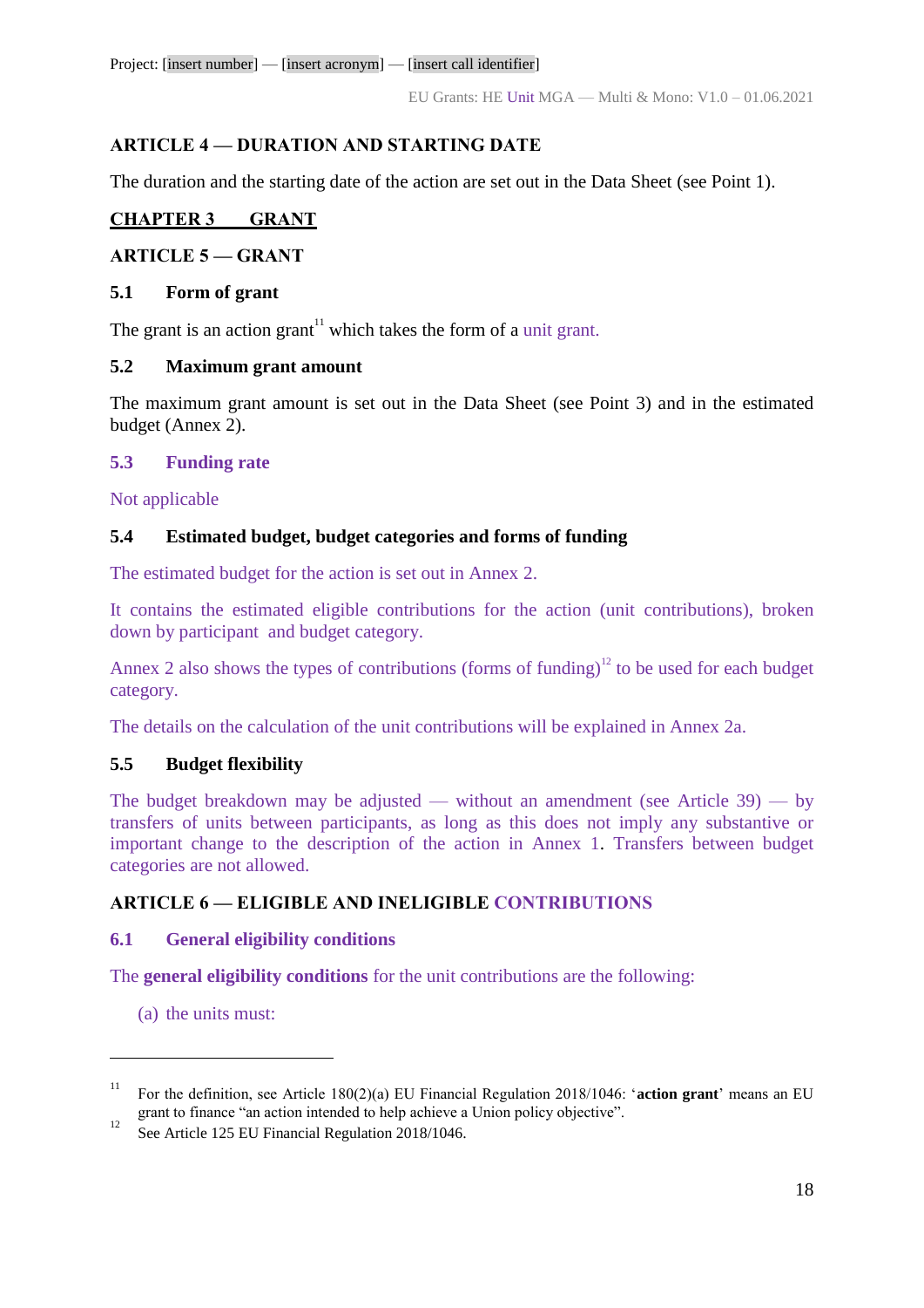## ARTICLE 4 — DURATION AND STARTING DATE

The duration and the starting date of the action are set out in the Data Sheet (see Point 1).

## CHAPTER 3 GRANT

## ARTICLE 5 — GRANT

### 5.1 Form of grant

The grant is an action grant[11] which takes the form of a unit grant.

### 5.2 Maximum grant amount

The maximum grant amount is set out in the Data Sheet (see Point 3) and in the estimated budget (Annex 2).

### 5.3 Funding rate

Not applicable

### 5.4 Estimated budget, budget categories and forms of funding

The estimated budget for the action is set out in Annex 2.

It contains the estimated eligible contributions for the action (unit contributions), broken down by participant and budget category.

Annex 2 also shows the types of contributions (forms of funding)[12] to be used for each budget category.

The details on the calculation of the unit contributions will be explained in Annex 2a.

### 5.5 Budget flexibility

The budget breakdown may be adjusted — without an amendment (see Article 39) — by transfers of units between participants, as long as this does not imply any substantive or important change to the description of the action in Annex 1. Transfers between budget categories are not allowed.

## ARTICLE 6 — ELIGIBLE AND INELIGIBLE CONTRIBUTIONS

### 6.1 General eligibility conditions

The **general eligibility conditions** for the unit contributions are the following:

(a) the units must:

---

[11] For the definition, see Article 180(2)(a) EU Financial Regulation 2018/1046: '**action grant**' means an EU grant to finance "an action intended to help achieve a Union policy objective".

[12] See Article 125 EU Financial Regulation 2018/1046.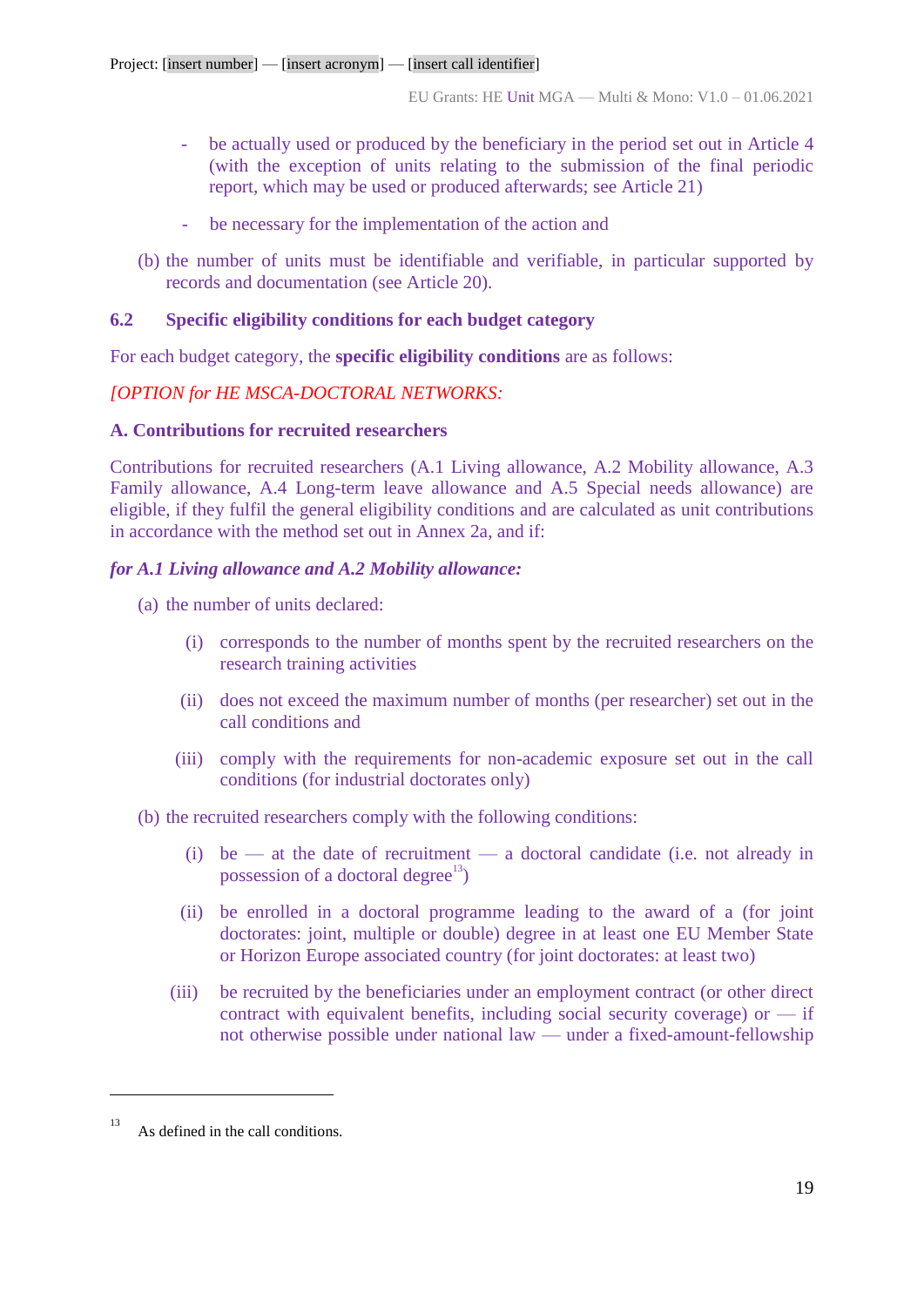- be actually used or produced by the beneficiary in the period set out in Article 4 (with the exception of units relating to the submission of the final periodic report, which may be used or produced afterwards; see Article 21)

- be necessary for the implementation of the action and

(b) the number of units must be identifiable and verifiable, in particular supported by records and documentation (see Article 20).

### 6.2 Specific eligibility conditions for each budget category

For each budget category, the **specific eligibility conditions** are as follows:

*[OPTION for HE MSCA-DOCTORAL NETWORKS:*

**A. Contributions for recruited researchers**

Contributions for recruited researchers (A.1 Living allowance, A.2 Mobility allowance, A.3 Family allowance, A.4 Long-term leave allowance and A.5 Special needs allowance) are eligible, if they fulfil the general eligibility conditions and are calculated as unit contributions in accordance with the method set out in Annex 2a, and if:

***for A.1 Living allowance and A.2 Mobility allowance:***

(a) the number of units declared:

  (i) corresponds to the number of months spent by the recruited researchers on the research training activities

  (ii) does not exceed the maximum number of months (per researcher) set out in the call conditions and

  (iii) comply with the requirements for non-academic exposure set out in the call conditions (for industrial doctorates only)

(b) the recruited researchers comply with the following conditions:

  (i) be — at the date of recruitment — a doctoral candidate (i.e. not already in possession of a doctoral degree[13])

  (ii) be enrolled in a doctoral programme leading to the award of a (for joint doctorates: joint, multiple or double) degree in at least one EU Member State or Horizon Europe associated country (for joint doctorates: at least two)

  (iii) be recruited by the beneficiaries under an employment contract (or other direct contract with equivalent benefits, including social security coverage) or — if not otherwise possible under national law — under a fixed-amount-fellowship

---

[13] As defined in the call conditions.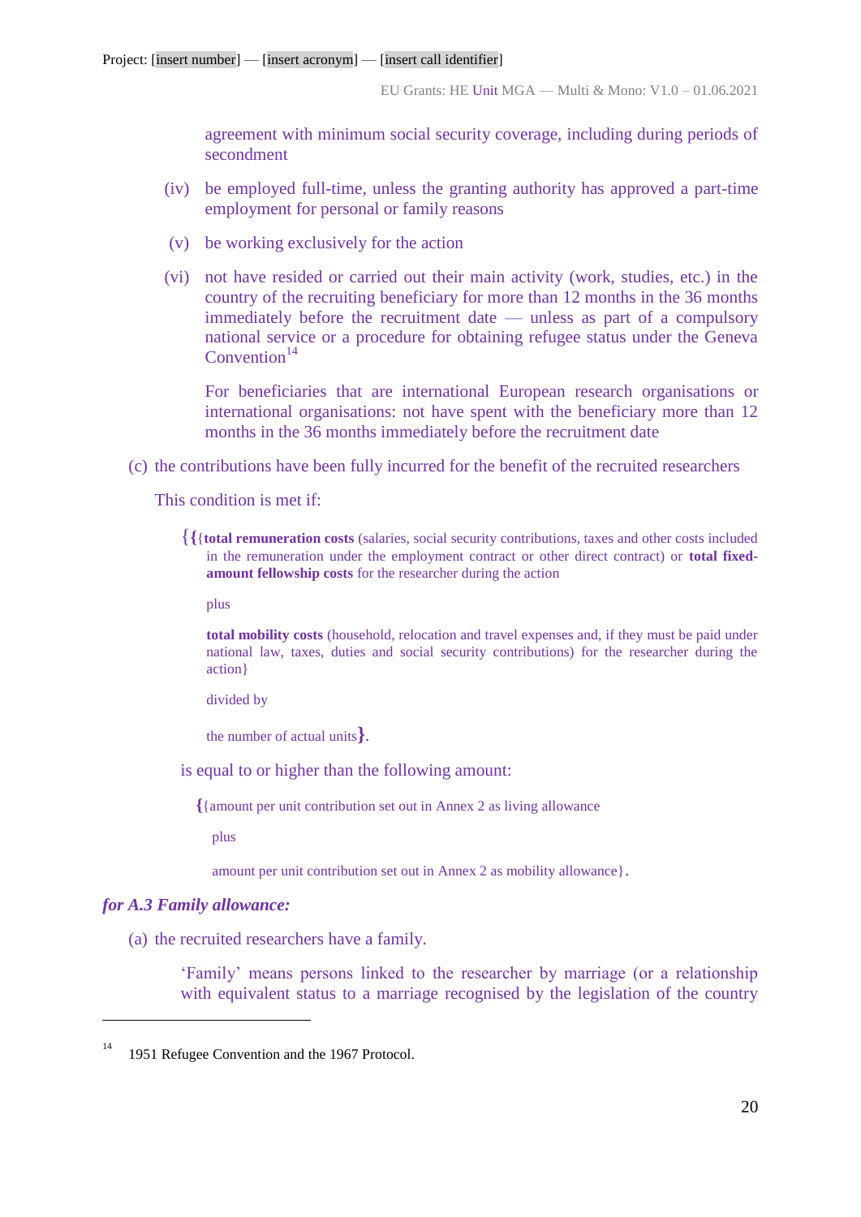agreement with minimum social security coverage, including during periods of secondment

(iv) be employed full-time, unless the granting authority has approved a part-time employment for personal or family reasons

(v) be working exclusively for the action

(vi) not have resided or carried out their main activity (work, studies, etc.) in the country of the recruiting beneficiary for more than 12 months in the 36 months immediately before the recruitment date — unless as part of a compulsory national service or a procedure for obtaining refugee status under the Geneva Convention[14]

For beneficiaries that are international European research organisations or international organisations: not have spent with the beneficiary more than 12 months in the 36 months immediately before the recruitment date

(c) the contributions have been fully incurred for the benefit of the recruited researchers

This condition is met if:

{{{**total remuneration costs** (salaries, social security contributions, taxes and other costs included in the remuneration under the employment contract or other direct contract) or **total fixed-amount fellowship costs** for the researcher during the action

plus

**total mobility costs** (household, relocation and travel expenses and, if they must be paid under national law, taxes, duties and social security contributions) for the researcher during the action}

divided by

the number of actual units}.

is equal to or higher than the following amount:

{{amount per unit contribution set out in Annex 2 as living allowance

plus

amount per unit contribution set out in Annex 2 as mobility allowance}.

***for A.3 Family allowance:***

(a) the recruited researchers have a family.

'Family' means persons linked to the researcher by marriage (or a relationship with equivalent status to a marriage recognised by the legislation of the country

---

[14] 1951 Refugee Convention and the 1967 Protocol.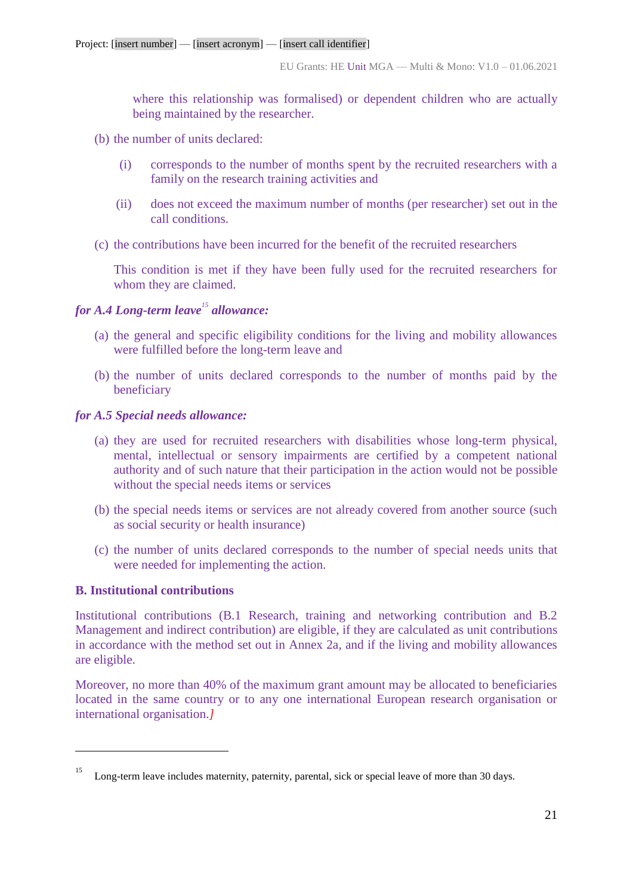where this relationship was formalised) or dependent children who are actually being maintained by the researcher.

(b) the number of units declared:

   (i) corresponds to the number of months spent by the recruited researchers with a family on the research training activities and

   (ii) does not exceed the maximum number of months (per researcher) set out in the call conditions.

(c) the contributions have been incurred for the benefit of the recruited researchers

   This condition is met if they have been fully used for the recruited researchers for whom they are claimed.

***for A.4 Long-term leave[15] allowance:***

(a) the general and specific eligibility conditions for the living and mobility allowances were fulfilled before the long-term leave and

(b) the number of units declared corresponds to the number of months paid by the beneficiary

***for A.5 Special needs allowance:***

(a) they are used for recruited researchers with disabilities whose long-term physical, mental, intellectual or sensory impairments are certified by a competent national authority and of such nature that their participation in the action would not be possible without the special needs items or services

(b) the special needs items or services are not already covered from another source (such as social security or health insurance)

(c) the number of units declared corresponds to the number of special needs units that were needed for implementing the action.

**B. Institutional contributions**

Institutional contributions (B.1 Research, training and networking contribution and B.2 Management and indirect contribution) are eligible, if they are calculated as unit contributions in accordance with the method set out in Annex 2a, and if the living and mobility allowances are eligible.

Moreover, no more than 40% of the maximum grant amount may be allocated to beneficiaries located in the same country or to any one international European research organisation or international organisation.*]*

---

[15] Long-term leave includes maternity, paternity, parental, sick or special leave of more than 30 days.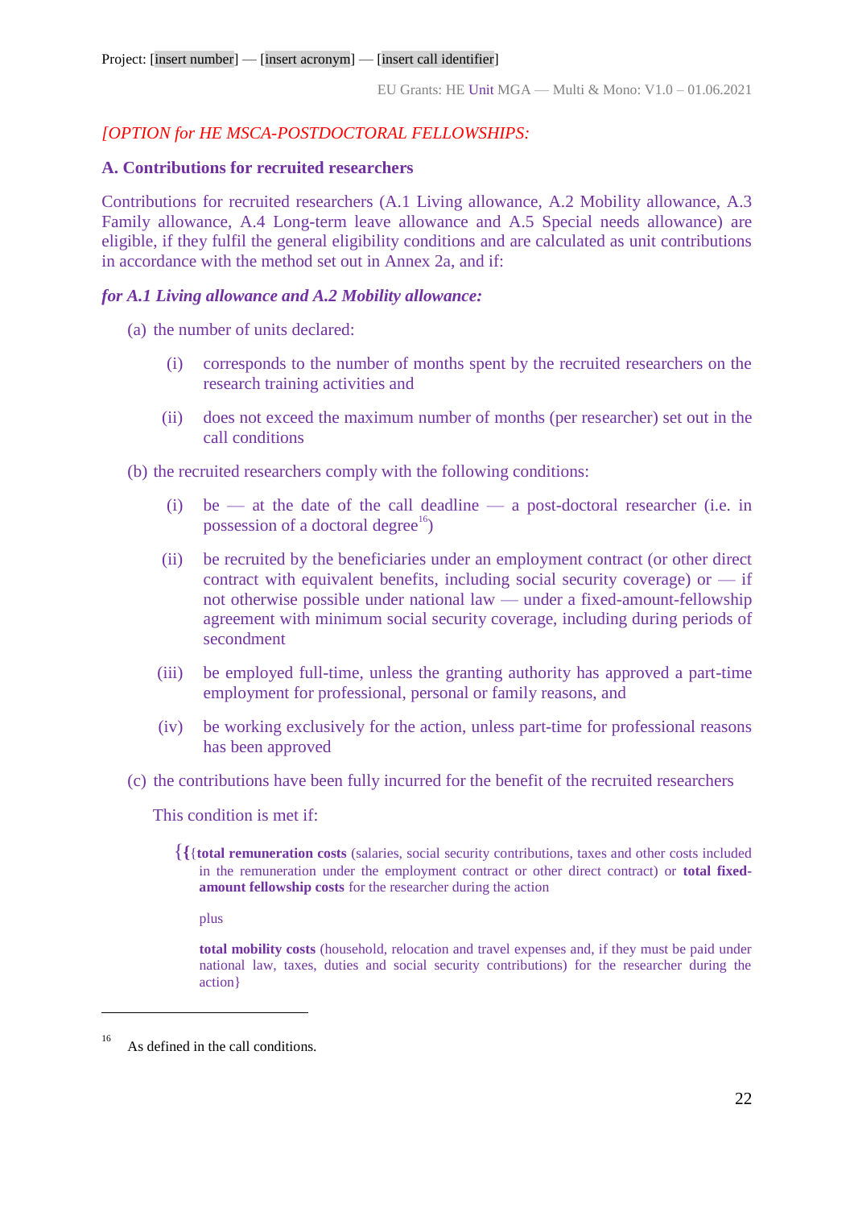*[OPTION for HE MSCA-POSTDOCTORAL FELLOWSHIPS:*

**A. Contributions for recruited researchers**

Contributions for recruited researchers (A.1 Living allowance, A.2 Mobility allowance, A.3 Family allowance, A.4 Long-term leave allowance and A.5 Special needs allowance) are eligible, if they fulfil the general eligibility conditions and are calculated as unit contributions in accordance with the method set out in Annex 2a, and if:

***for A.1 Living allowance and A.2 Mobility allowance:***

(a) the number of units declared:

   (i) corresponds to the number of months spent by the recruited researchers on the research training activities and

   (ii) does not exceed the maximum number of months (per researcher) set out in the call conditions

(b) the recruited researchers comply with the following conditions:

   (i) be — at the date of the call deadline — a post-doctoral researcher (i.e. in possession of a doctoral degree[16])

   (ii) be recruited by the beneficiaries under an employment contract (or other direct contract with equivalent benefits, including social security coverage) or — if not otherwise possible under national law — under a fixed-amount-fellowship agreement with minimum social security coverage, including during periods of secondment

   (iii) be employed full-time, unless the granting authority has approved a part-time employment for professional, personal or family reasons, and

   (iv) be working exclusively for the action, unless part-time for professional reasons has been approved

(c) the contributions have been fully incurred for the benefit of the recruited researchers

   This condition is met if:

   {{**total remuneration costs** (salaries, social security contributions, taxes and other costs included in the remuneration under the employment contract or other direct contract) or **total fixed-amount fellowship costs** for the researcher during the action

   plus

   **total mobility costs** (household, relocation and travel expenses and, if they must be paid under national law, taxes, duties and social security contributions) for the researcher during the action}

---

[16] As defined in the call conditions.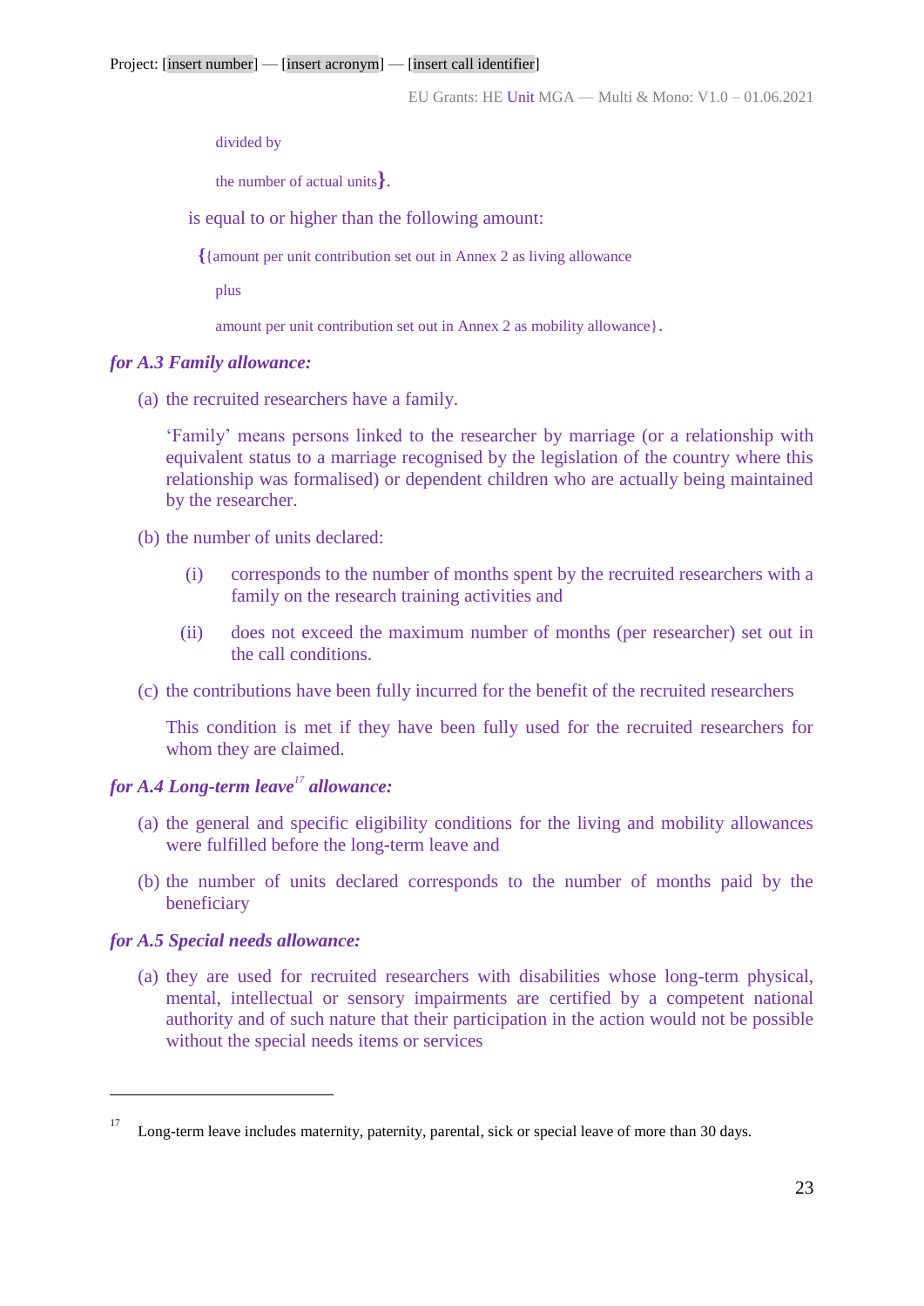divided by

the number of actual units}.

is equal to or higher than the following amount:

{{amount per unit contribution set out in Annex 2 as living allowance

plus

amount per unit contribution set out in Annex 2 as mobility allowance}.

***for A.3 Family allowance:***

(a) the recruited researchers have a family.

‘Family’ means persons linked to the researcher by marriage (or a relationship with equivalent status to a marriage recognised by the legislation of the country where this relationship was formalised) or dependent children who are actually being maintained by the researcher.

(b) the number of units declared:

(i) corresponds to the number of months spent by the recruited researchers with a family on the research training activities and

(ii) does not exceed the maximum number of months (per researcher) set out in the call conditions.

(c) the contributions have been fully incurred for the benefit of the recruited researchers

This condition is met if they have been fully used for the recruited researchers for whom they are claimed.

***for A.4 Long-term leave[17] allowance:***

(a) the general and specific eligibility conditions for the living and mobility allowances were fulfilled before the long-term leave and

(b) the number of units declared corresponds to the number of months paid by the beneficiary

***for A.5 Special needs allowance:***

(a) they are used for recruited researchers with disabilities whose long-term physical, mental, intellectual or sensory impairments are certified by a competent national authority and of such nature that their participation in the action would not be possible without the special needs items or services

---

[17] Long-term leave includes maternity, paternity, parental, sick or special leave of more than 30 days.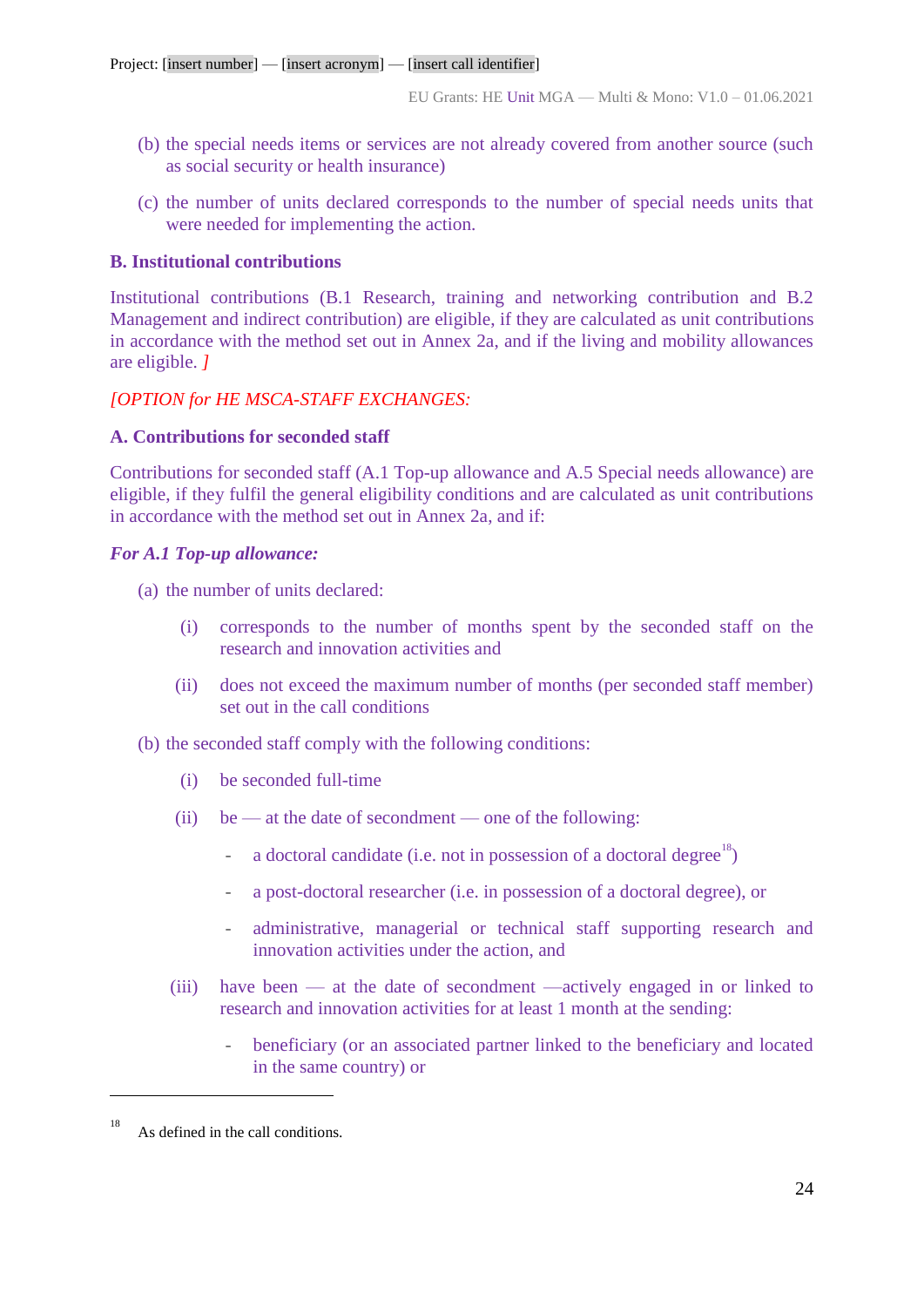(b) the special needs items or services are not already covered from another source (such as social security or health insurance)

(c) the number of units declared corresponds to the number of special needs units that were needed for implementing the action.

**B. Institutional contributions**

Institutional contributions (B.1 Research, training and networking contribution and B.2 Management and indirect contribution) are eligible, if they are calculated as unit contributions in accordance with the method set out in Annex 2a, and if the living and mobility allowances are eligible. *]*

*[OPTION for HE MSCA-STAFF EXCHANGES:*

**A. Contributions for seconded staff**

Contributions for seconded staff (A.1 Top-up allowance and A.5 Special needs allowance) are eligible, if they fulfil the general eligibility conditions and are calculated as unit contributions in accordance with the method set out in Annex 2a, and if:

***For A.1 Top-up allowance:***

(a) the number of units declared:

(i) corresponds to the number of months spent by the seconded staff on the research and innovation activities and

(ii) does not exceed the maximum number of months (per seconded staff member) set out in the call conditions

(b) the seconded staff comply with the following conditions:

(i) be seconded full-time

(ii) be — at the date of secondment — one of the following:

- a doctoral candidate (i.e. not in possession of a doctoral degree[18])
- a post-doctoral researcher (i.e. in possession of a doctoral degree), or
- administrative, managerial or technical staff supporting research and innovation activities under the action, and

(iii) have been — at the date of secondment —actively engaged in or linked to research and innovation activities for at least 1 month at the sending:

- beneficiary (or an associated partner linked to the beneficiary and located in the same country) or

---

[18] As defined in the call conditions.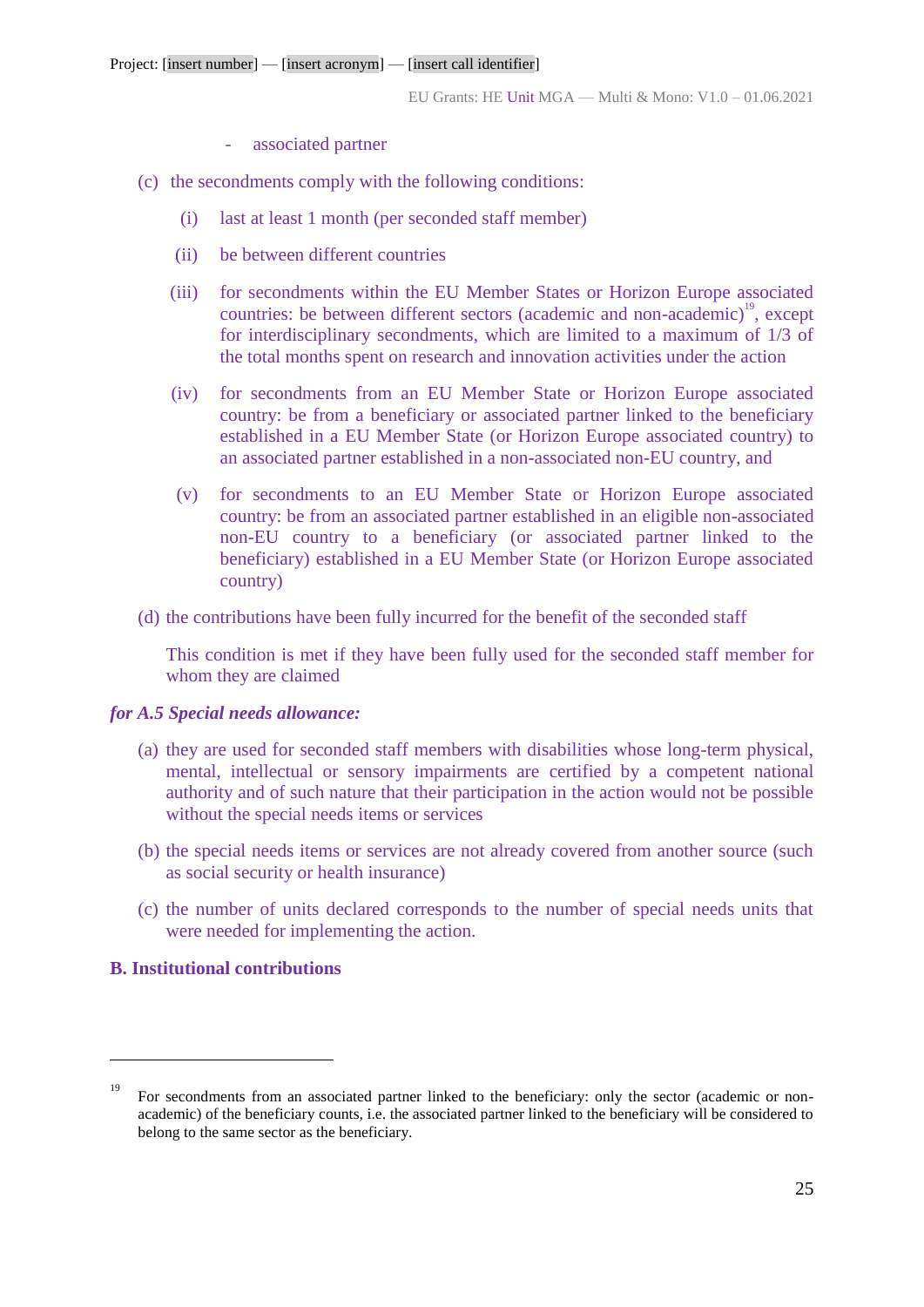- associated partner

(c) the secondments comply with the following conditions:

   (i) last at least 1 month (per seconded staff member)

   (ii) be between different countries

   (iii) for secondments within the EU Member States or Horizon Europe associated countries: be between different sectors (academic and non-academic)[19], except for interdisciplinary secondments, which are limited to a maximum of 1/3 of the total months spent on research and innovation activities under the action

   (iv) for secondments from an EU Member State or Horizon Europe associated country: be from a beneficiary or associated partner linked to the beneficiary established in a EU Member State (or Horizon Europe associated country) to an associated partner established in a non-associated non-EU country, and

   (v) for secondments to an EU Member State or Horizon Europe associated country: be from an associated partner established in an eligible non-associated non-EU country to a beneficiary (or associated partner linked to the beneficiary) established in a EU Member State (or Horizon Europe associated country)

(d) the contributions have been fully incurred for the benefit of the seconded staff

This condition is met if they have been fully used for the seconded staff member for whom they are claimed

***for A.5 Special needs allowance:***

(a) they are used for seconded staff members with disabilities whose long-term physical, mental, intellectual or sensory impairments are certified by a competent national authority and of such nature that their participation in the action would not be possible without the special needs items or services

(b) the special needs items or services are not already covered from another source (such as social security or health insurance)

(c) the number of units declared corresponds to the number of special needs units that were needed for implementing the action.

**B. Institutional contributions**

---

[19] For secondments from an associated partner linked to the beneficiary: only the sector (academic or non-academic) of the beneficiary counts, i.e. the associated partner linked to the beneficiary will be considered to belong to the same sector as the beneficiary.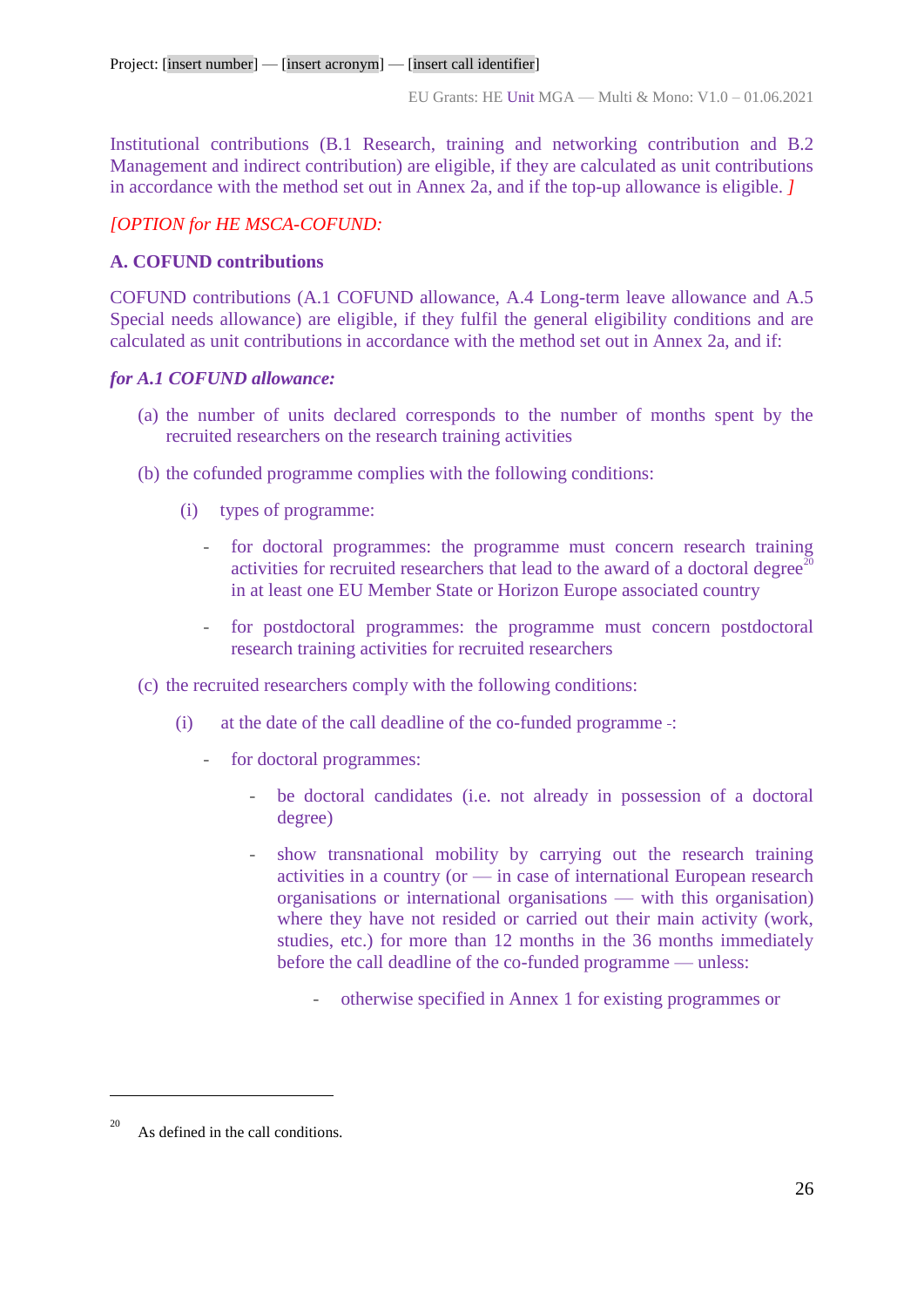Institutional contributions (B.1 Research, training and networking contribution and B.2 Management and indirect contribution) are eligible, if they are calculated as unit contributions in accordance with the method set out in Annex 2a, and if the top-up allowance is eligible. *]*

*[OPTION for HE MSCA-COFUND:*

**A. COFUND contributions**

COFUND contributions (A.1 COFUND allowance, A.4 Long-term leave allowance and A.5 Special needs allowance) are eligible, if they fulfil the general eligibility conditions and are calculated as unit contributions in accordance with the method set out in Annex 2a, and if:

***for A.1 COFUND allowance:***

(a) the number of units declared corresponds to the number of months spent by the recruited researchers on the research training activities

(b) the cofunded programme complies with the following conditions:

(i) types of programme:

- for doctoral programmes: the programme must concern research training activities for recruited researchers that lead to the award of a doctoral degree[20] in at least one EU Member State or Horizon Europe associated country

- for postdoctoral programmes: the programme must concern postdoctoral research training activities for recruited researchers

(c) the recruited researchers comply with the following conditions:

(i) at the date of the call deadline of the co-funded programme -:

- for doctoral programmes:

  - be doctoral candidates (i.e. not already in possession of a doctoral degree)

  - show transnational mobility by carrying out the research training activities in a country (or — in case of international European research organisations or international organisations — with this organisation) where they have not resided or carried out their main activity (work, studies, etc.) for more than 12 months in the 36 months immediately before the call deadline of the co-funded programme — unless:

    - otherwise specified in Annex 1 for existing programmes or

[20] As defined in the call conditions.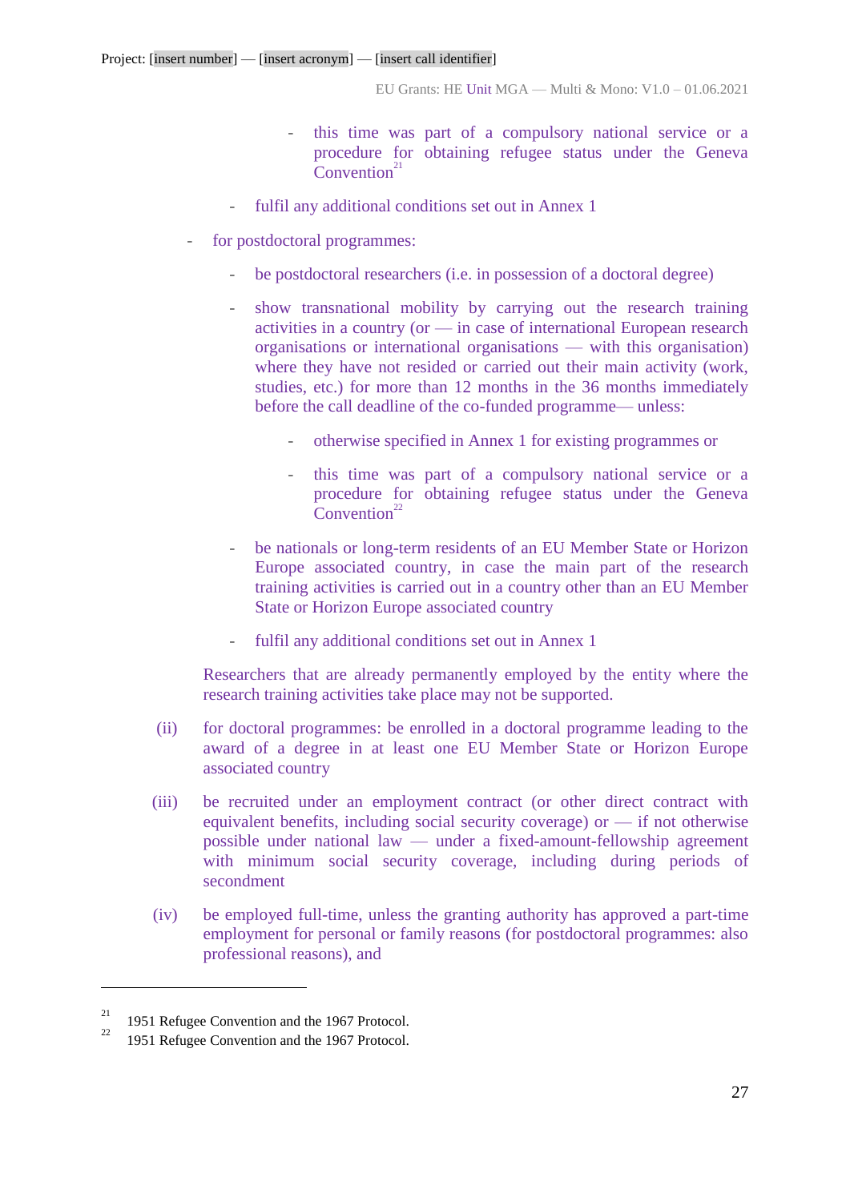- this time was part of a compulsory national service or a procedure for obtaining refugee status under the Geneva Convention[21]

    - fulfil any additional conditions set out in Annex 1

- for postdoctoral programmes:

    - be postdoctoral researchers (i.e. in possession of a doctoral degree)

    - show transnational mobility by carrying out the research training activities in a country (or — in case of international European research organisations or international organisations — with this organisation) where they have not resided or carried out their main activity (work, studies, etc.) for more than 12 months in the 36 months immediately before the call deadline of the co-funded programme— unless:

        - otherwise specified in Annex 1 for existing programmes or

        - this time was part of a compulsory national service or a procedure for obtaining refugee status under the Geneva Convention[22]

    - be nationals or long-term residents of an EU Member State or Horizon Europe associated country, in case the main part of the research training activities is carried out in a country other than an EU Member State or Horizon Europe associated country

    - fulfil any additional conditions set out in Annex 1

Researchers that are already permanently employed by the entity where the research training activities take place may not be supported.

(ii) for doctoral programmes: be enrolled in a doctoral programme leading to the award of a degree in at least one EU Member State or Horizon Europe associated country

(iii) be recruited under an employment contract (or other direct contract with equivalent benefits, including social security coverage) or — if not otherwise possible under national law — under a fixed-amount-fellowship agreement with minimum social security coverage, including during periods of secondment

(iv) be employed full-time, unless the granting authority has approved a part-time employment for personal or family reasons (for postdoctoral programmes: also professional reasons), and

---

[21] 1951 Refugee Convention and the 1967 Protocol.

[22] 1951 Refugee Convention and the 1967 Protocol.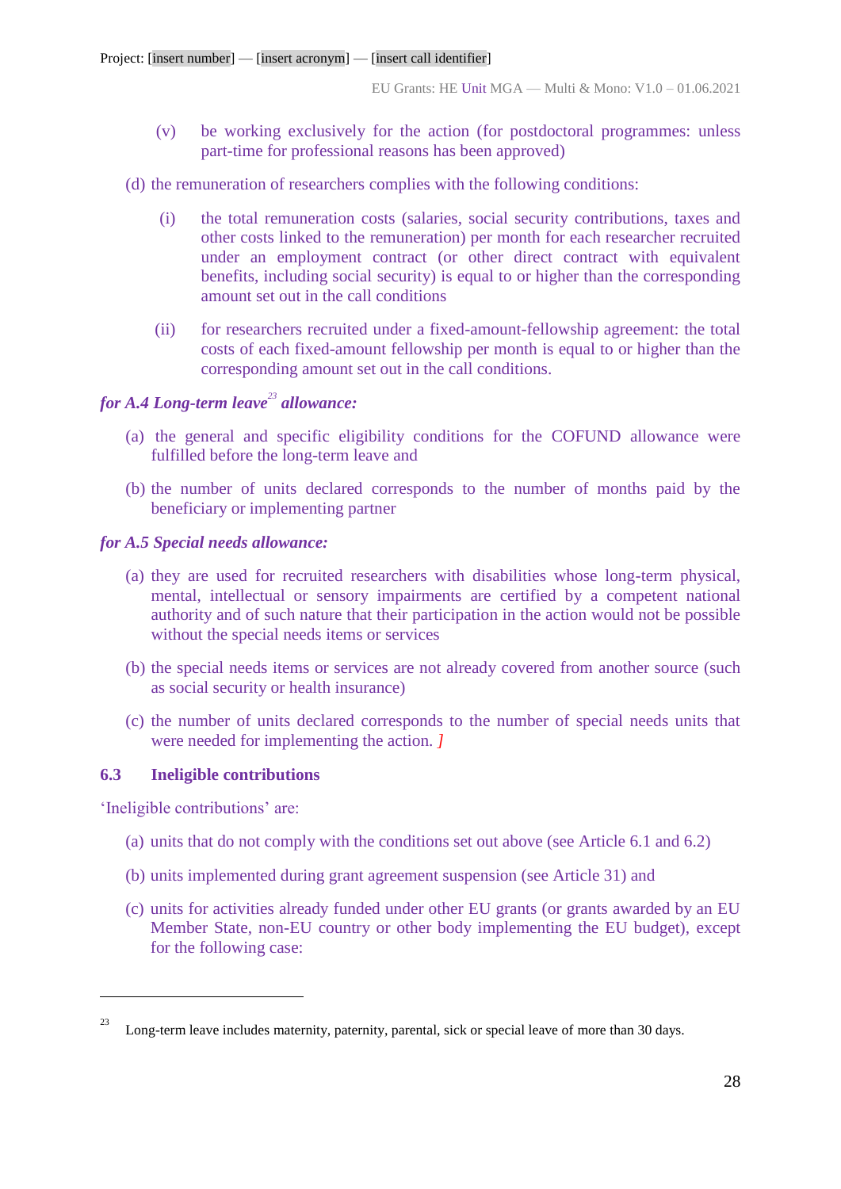(v) be working exclusively for the action (for postdoctoral programmes: unless part-time for professional reasons has been approved)

(d) the remuneration of researchers complies with the following conditions:

(i) the total remuneration costs (salaries, social security contributions, taxes and other costs linked to the remuneration) per month for each researcher recruited under an employment contract (or other direct contract with equivalent benefits, including social security) is equal to or higher than the corresponding amount set out in the call conditions

(ii) for researchers recruited under a fixed-amount-fellowship agreement: the total costs of each fixed-amount fellowship per month is equal to or higher than the corresponding amount set out in the call conditions.

*for A.4 Long-term leave[23] allowance:*

(a) the general and specific eligibility conditions for the COFUND allowance were fulfilled before the long-term leave and

(b) the number of units declared corresponds to the number of months paid by the beneficiary or implementing partner

*for A.5 Special needs allowance:*

(a) they are used for recruited researchers with disabilities whose long-term physical, mental, intellectual or sensory impairments are certified by a competent national authority and of such nature that their participation in the action would not be possible without the special needs items or services

(b) the special needs items or services are not already covered from another source (such as social security or health insurance)

(c) the number of units declared corresponds to the number of special needs units that were needed for implementing the action. ]

### 6.3 Ineligible contributions

'Ineligible contributions' are:

(a) units that do not comply with the conditions set out above (see Article 6.1 and 6.2)

(b) units implemented during grant agreement suspension (see Article 31) and

(c) units for activities already funded under other EU grants (or grants awarded by an EU Member State, non-EU country or other body implementing the EU budget), except for the following case:

---

[23] Long-term leave includes maternity, paternity, parental, sick or special leave of more than 30 days.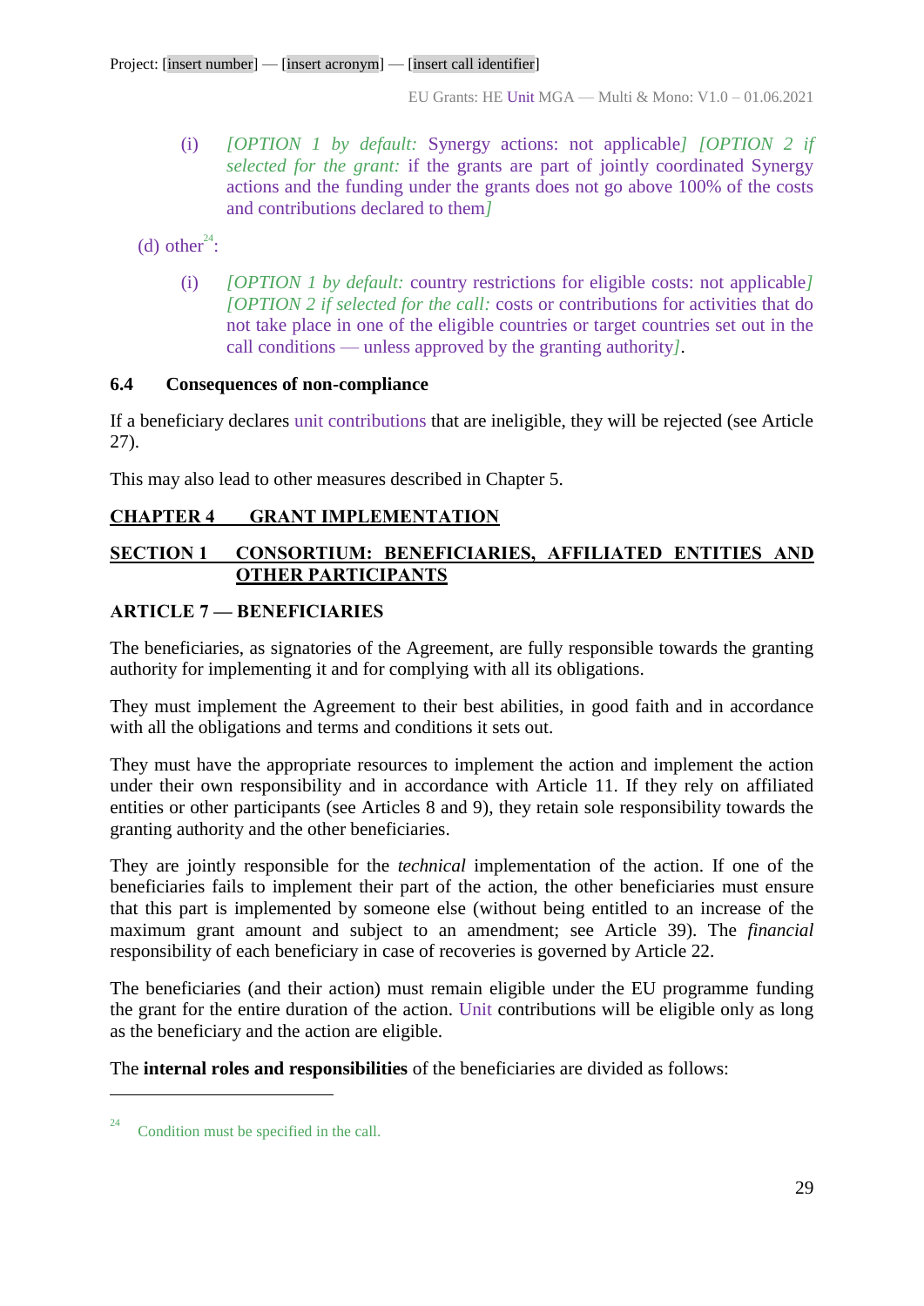(i) *[OPTION 1 by default:* Synergy actions: not applicable*]* *[OPTION 2 if selected for the grant:* if the grants are part of jointly coordinated Synergy actions and the funding under the grants does not go above 100% of the costs and contributions declared to them*]*

(d) other[24]:

(i) *[OPTION 1 by default:* country restrictions for eligible costs: not applicable*]* *[OPTION 2 if selected for the call:* costs or contributions for activities that do not take place in one of the eligible countries or target countries set out in the call conditions — unless approved by the granting authority*]*.

### 6.4 Consequences of non-compliance

If a beneficiary declares unit contributions that are ineligible, they will be rejected (see Article 27).

This may also lead to other measures described in Chapter 5.

## CHAPTER 4 GRANT IMPLEMENTATION

## SECTION 1 CONSORTIUM: BENEFICIARIES, AFFILIATED ENTITIES AND OTHER PARTICIPANTS

### ARTICLE 7 — BENEFICIARIES

The beneficiaries, as signatories of the Agreement, are fully responsible towards the granting authority for implementing it and for complying with all its obligations.

They must implement the Agreement to their best abilities, in good faith and in accordance with all the obligations and terms and conditions it sets out.

They must have the appropriate resources to implement the action and implement the action under their own responsibility and in accordance with Article 11. If they rely on affiliated entities or other participants (see Articles 8 and 9), they retain sole responsibility towards the granting authority and the other beneficiaries.

They are jointly responsible for the *technical* implementation of the action. If one of the beneficiaries fails to implement their part of the action, the other beneficiaries must ensure that this part is implemented by someone else (without being entitled to an increase of the maximum grant amount and subject to an amendment; see Article 39). The *financial* responsibility of each beneficiary in case of recoveries is governed by Article 22.

The beneficiaries (and their action) must remain eligible under the EU programme funding the grant for the entire duration of the action. Unit contributions will be eligible only as long as the beneficiary and the action are eligible.

The **internal roles and responsibilities** of the beneficiaries are divided as follows:

---

[24] Condition must be specified in the call.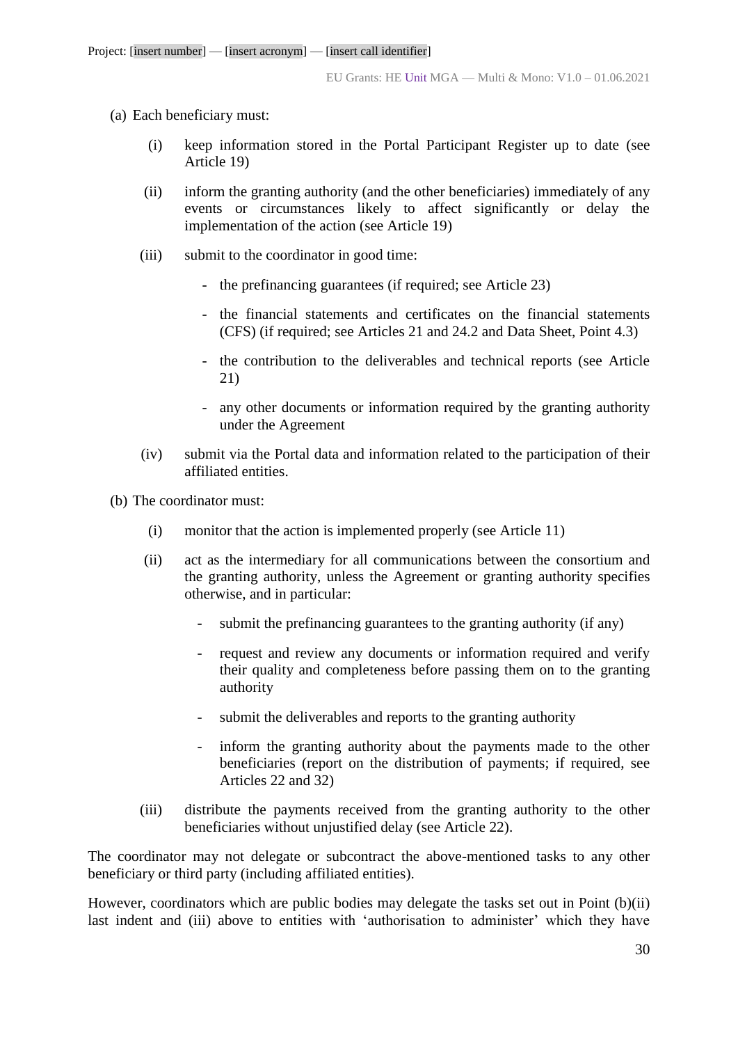(a) Each beneficiary must:

  (i) keep information stored in the Portal Participant Register up to date (see Article 19)

  (ii) inform the granting authority (and the other beneficiaries) immediately of any events or circumstances likely to affect significantly or delay the implementation of the action (see Article 19)

  (iii) submit to the coordinator in good time:

  - the prefinancing guarantees (if required; see Article 23)
  - the financial statements and certificates on the financial statements (CFS) (if required; see Articles 21 and 24.2 and Data Sheet, Point 4.3)
  - the contribution to the deliverables and technical reports (see Article 21)
  - any other documents or information required by the granting authority under the Agreement

  (iv) submit via the Portal data and information related to the participation of their affiliated entities.

(b) The coordinator must:

  (i) monitor that the action is implemented properly (see Article 11)

  (ii) act as the intermediary for all communications between the consortium and the granting authority, unless the Agreement or granting authority specifies otherwise, and in particular:

  - submit the prefinancing guarantees to the granting authority (if any)
  - request and review any documents or information required and verify their quality and completeness before passing them on to the granting authority
  - submit the deliverables and reports to the granting authority
  - inform the granting authority about the payments made to the other beneficiaries (report on the distribution of payments; if required, see Articles 22 and 32)

  (iii) distribute the payments received from the granting authority to the other beneficiaries without unjustified delay (see Article 22).

The coordinator may not delegate or subcontract the above-mentioned tasks to any other beneficiary or third party (including affiliated entities).

However, coordinators which are public bodies may delegate the tasks set out in Point (b)(ii) last indent and (iii) above to entities with 'authorisation to administer' which they have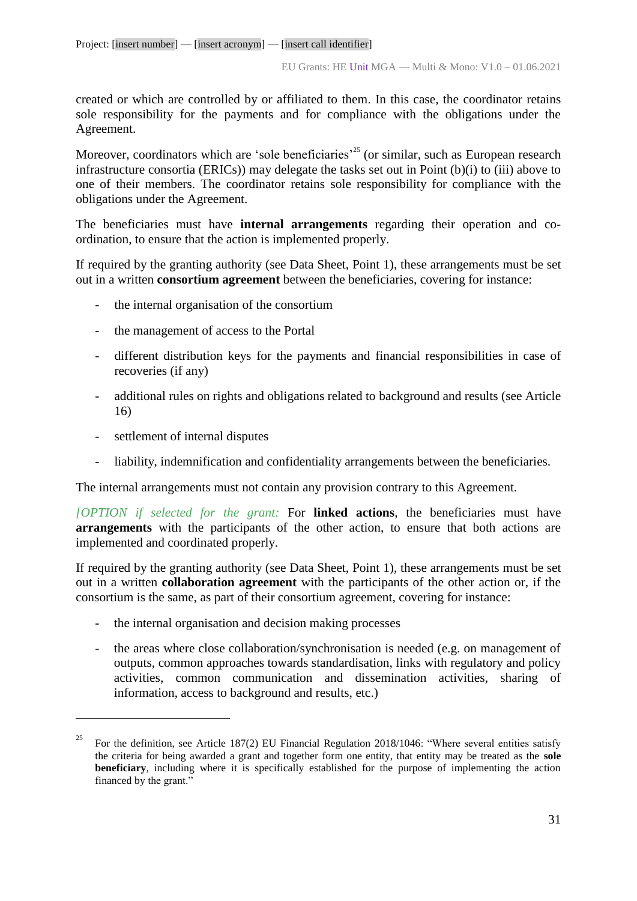created or which are controlled by or affiliated to them. In this case, the coordinator retains sole responsibility for the payments and for compliance with the obligations under the Agreement.

Moreover, coordinators which are 'sole beneficiaries'[25] (or similar, such as European research infrastructure consortia (ERICs)) may delegate the tasks set out in Point (b)(i) to (iii) above to one of their members. The coordinator retains sole responsibility for compliance with the obligations under the Agreement.

The beneficiaries must have **internal arrangements** regarding their operation and co-ordination, to ensure that the action is implemented properly.

If required by the granting authority (see Data Sheet, Point 1), these arrangements must be set out in a written **consortium agreement** between the beneficiaries, covering for instance:

- the internal organisation of the consortium
- the management of access to the Portal
- different distribution keys for the payments and financial responsibilities in case of recoveries (if any)
- additional rules on rights and obligations related to background and results (see Article 16)
- settlement of internal disputes
- liability, indemnification and confidentiality arrangements between the beneficiaries.

The internal arrangements must not contain any provision contrary to this Agreement.

*[OPTION if selected for the grant:* For **linked actions**, the beneficiaries must have **arrangements** with the participants of the other action, to ensure that both actions are implemented and coordinated properly.

If required by the granting authority (see Data Sheet, Point 1), these arrangements must be set out in a written **collaboration agreement** with the participants of the other action or, if the consortium is the same, as part of their consortium agreement, covering for instance:

- the internal organisation and decision making processes
- the areas where close collaboration/synchronisation is needed (e.g. on management of outputs, common approaches towards standardisation, links with regulatory and policy activities, common communication and dissemination activities, sharing of information, access to background and results, etc.)

---

[25] For the definition, see Article 187(2) EU Financial Regulation 2018/1046: "Where several entities satisfy the criteria for being awarded a grant and together form one entity, that entity may be treated as the **sole beneficiary**, including where it is specifically established for the purpose of implementing the action financed by the grant."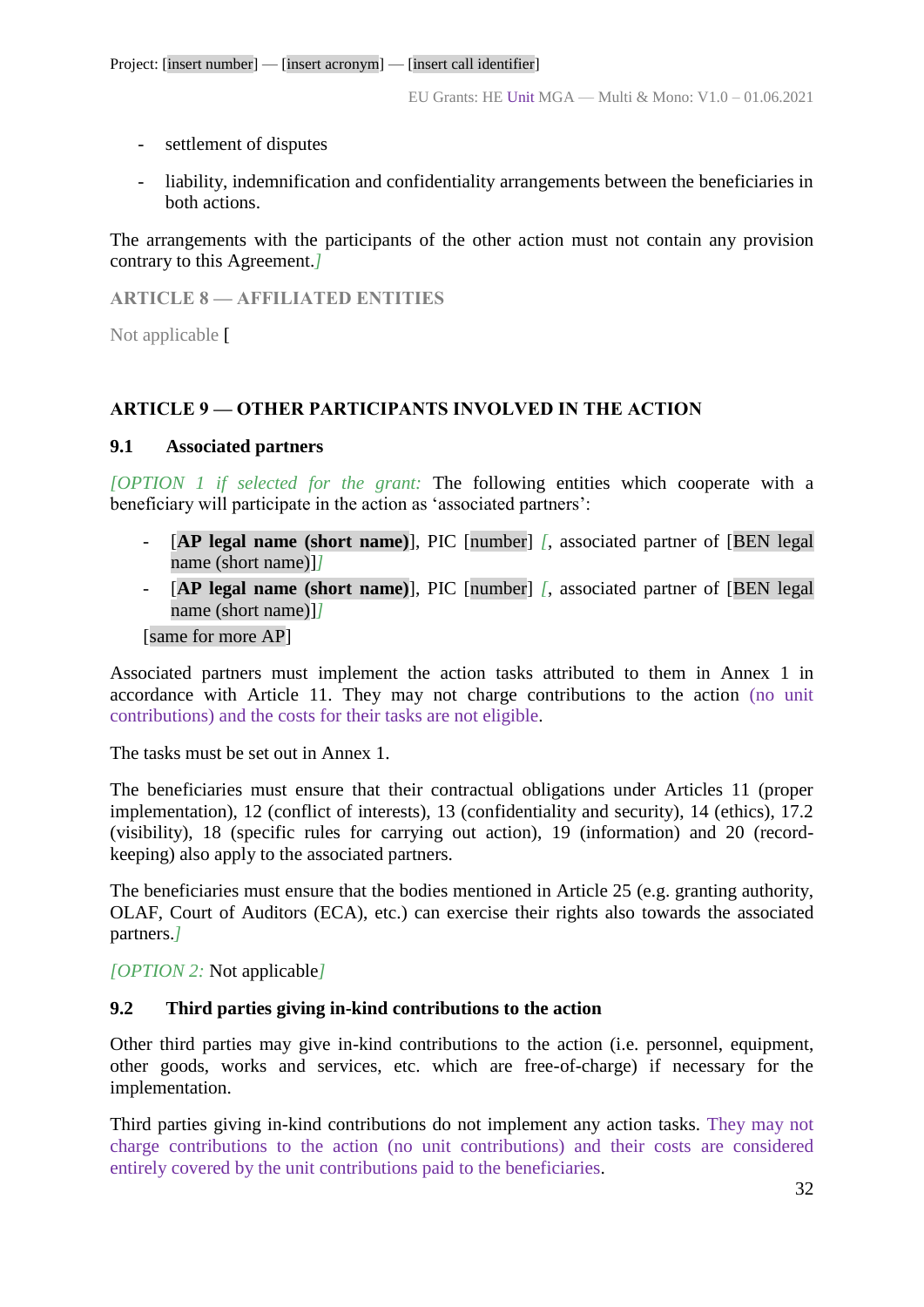- settlement of disputes
- liability, indemnification and confidentiality arrangements between the beneficiaries in both actions.

The arrangements with the participants of the other action must not contain any provision contrary to this Agreement.*]*

## ARTICLE 8 — AFFILIATED ENTITIES

Not applicable [

## ARTICLE 9 — OTHER PARTICIPANTS INVOLVED IN THE ACTION

### 9.1 Associated partners

*[OPTION 1 if selected for the grant:* The following entities which cooperate with a beneficiary will participate in the action as 'associated partners':

- [**AP legal name (short name)**], PIC [number] *[*, associated partner of [BEN legal name (short name)]*]*
- [**AP legal name (short name)**], PIC [number] *[*, associated partner of [BEN legal name (short name)]*]*

[same for more AP]

Associated partners must implement the action tasks attributed to them in Annex 1 in accordance with Article 11. They may not charge contributions to the action (no unit contributions) and the costs for their tasks are not eligible.

The tasks must be set out in Annex 1.

The beneficiaries must ensure that their contractual obligations under Articles 11 (proper implementation), 12 (conflict of interests), 13 (confidentiality and security), 14 (ethics), 17.2 (visibility), 18 (specific rules for carrying out action), 19 (information) and 20 (record-keeping) also apply to the associated partners.

The beneficiaries must ensure that the bodies mentioned in Article 25 (e.g. granting authority, OLAF, Court of Auditors (ECA), etc.) can exercise their rights also towards the associated partners.*]*

*[OPTION 2:* Not applicable*]*

### 9.2 Third parties giving in-kind contributions to the action

Other third parties may give in-kind contributions to the action (i.e. personnel, equipment, other goods, works and services, etc. which are free-of-charge) if necessary for the implementation.

Third parties giving in-kind contributions do not implement any action tasks. They may not charge contributions to the action (no unit contributions) and their costs are considered entirely covered by the unit contributions paid to the beneficiaries.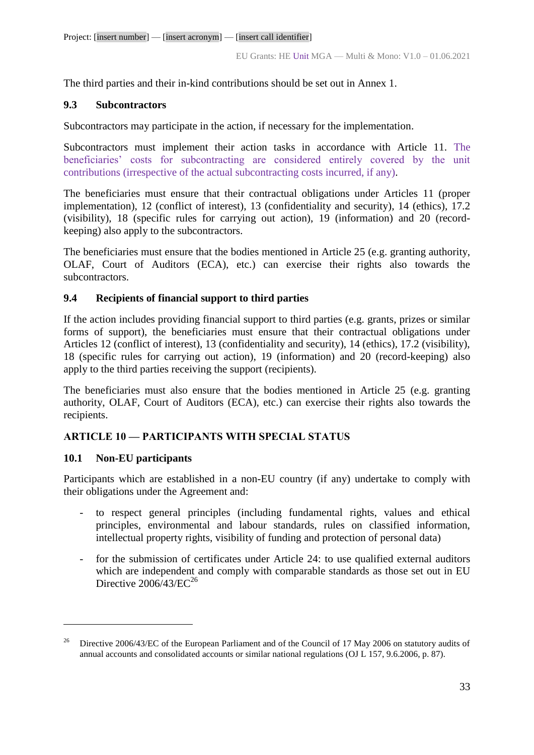The third parties and their in-kind contributions should be set out in Annex 1.

### 9.3 Subcontractors

Subcontractors may participate in the action, if necessary for the implementation.

Subcontractors must implement their action tasks in accordance with Article 11. The beneficiaries' costs for subcontracting are considered entirely covered by the unit contributions (irrespective of the actual subcontracting costs incurred, if any).

The beneficiaries must ensure that their contractual obligations under Articles 11 (proper implementation), 12 (conflict of interest), 13 (confidentiality and security), 14 (ethics), 17.2 (visibility), 18 (specific rules for carrying out action), 19 (information) and 20 (record-keeping) also apply to the subcontractors.

The beneficiaries must ensure that the bodies mentioned in Article 25 (e.g. granting authority, OLAF, Court of Auditors (ECA), etc.) can exercise their rights also towards the subcontractors.

### 9.4 Recipients of financial support to third parties

If the action includes providing financial support to third parties (e.g. grants, prizes or similar forms of support), the beneficiaries must ensure that their contractual obligations under Articles 12 (conflict of interest), 13 (confidentiality and security), 14 (ethics), 17.2 (visibility), 18 (specific rules for carrying out action), 19 (information) and 20 (record-keeping) also apply to the third parties receiving the support (recipients).

The beneficiaries must also ensure that the bodies mentioned in Article 25 (e.g. granting authority, OLAF, Court of Auditors (ECA), etc.) can exercise their rights also towards the recipients.

## ARTICLE 10 — PARTICIPANTS WITH SPECIAL STATUS

### 10.1 Non-EU participants

Participants which are established in a non-EU country (if any) undertake to comply with their obligations under the Agreement and:

- to respect general principles (including fundamental rights, values and ethical principles, environmental and labour standards, rules on classified information, intellectual property rights, visibility of funding and protection of personal data)
- for the submission of certificates under Article 24: to use qualified external auditors which are independent and comply with comparable standards as those set out in EU Directive 2006/43/EC[26]

[26] Directive 2006/43/EC of the European Parliament and of the Council of 17 May 2006 on statutory audits of annual accounts and consolidated accounts or similar national regulations (OJ L 157, 9.6.2006, p. 87).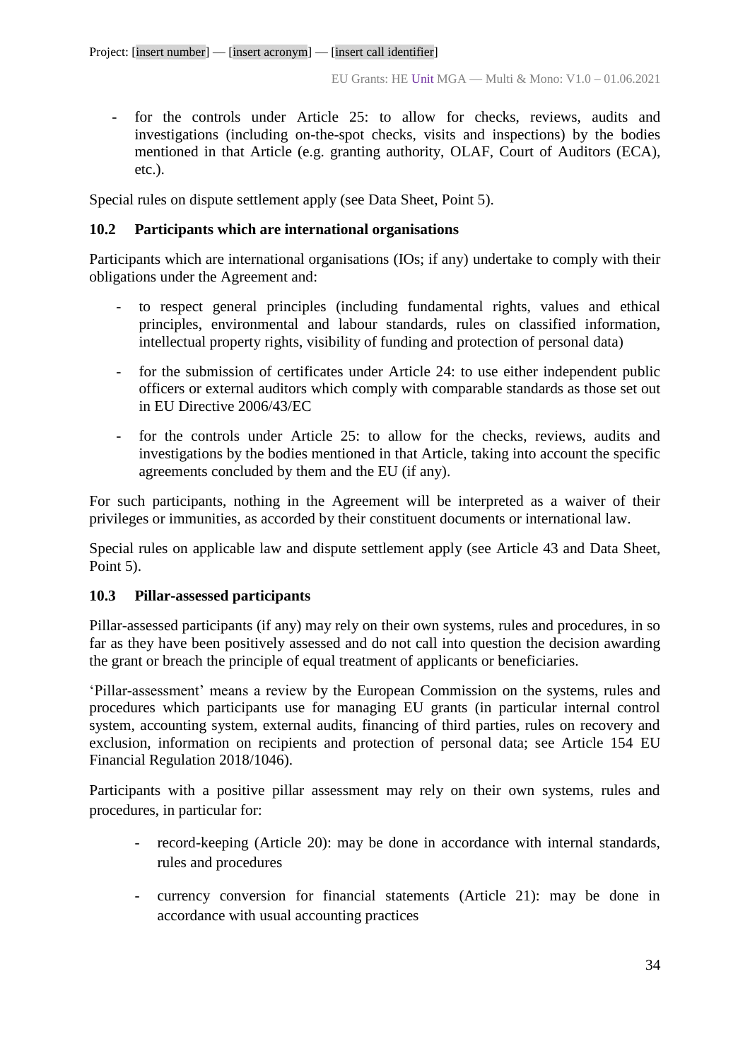- for the controls under Article 25: to allow for checks, reviews, audits and investigations (including on-the-spot checks, visits and inspections) by the bodies mentioned in that Article (e.g. granting authority, OLAF, Court of Auditors (ECA), etc.).

Special rules on dispute settlement apply (see Data Sheet, Point 5).

### 10.2 Participants which are international organisations

Participants which are international organisations (IOs; if any) undertake to comply with their obligations under the Agreement and:

- to respect general principles (including fundamental rights, values and ethical principles, environmental and labour standards, rules on classified information, intellectual property rights, visibility of funding and protection of personal data)
- for the submission of certificates under Article 24: to use either independent public officers or external auditors which comply with comparable standards as those set out in EU Directive 2006/43/EC
- for the controls under Article 25: to allow for the checks, reviews, audits and investigations by the bodies mentioned in that Article, taking into account the specific agreements concluded by them and the EU (if any).

For such participants, nothing in the Agreement will be interpreted as a waiver of their privileges or immunities, as accorded by their constituent documents or international law.

Special rules on applicable law and dispute settlement apply (see Article 43 and Data Sheet, Point 5).

### 10.3 Pillar-assessed participants

Pillar-assessed participants (if any) may rely on their own systems, rules and procedures, in so far as they have been positively assessed and do not call into question the decision awarding the grant or breach the principle of equal treatment of applicants or beneficiaries.

'Pillar-assessment' means a review by the European Commission on the systems, rules and procedures which participants use for managing EU grants (in particular internal control system, accounting system, external audits, financing of third parties, rules on recovery and exclusion, information on recipients and protection of personal data; see Article 154 EU Financial Regulation 2018/1046).

Participants with a positive pillar assessment may rely on their own systems, rules and procedures, in particular for:

- record-keeping (Article 20): may be done in accordance with internal standards, rules and procedures
- currency conversion for financial statements (Article 21): may be done in accordance with usual accounting practices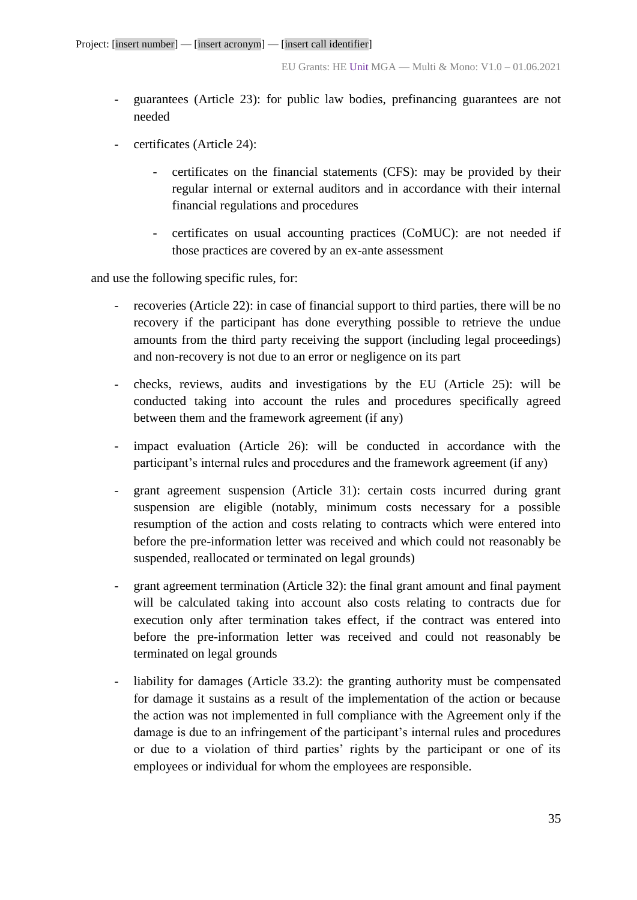- guarantees (Article 23): for public law bodies, prefinancing guarantees are not needed

- certificates (Article 24):

  - certificates on the financial statements (CFS): may be provided by their regular internal or external auditors and in accordance with their internal financial regulations and procedures

  - certificates on usual accounting practices (CoMUC): are not needed if those practices are covered by an ex-ante assessment

and use the following specific rules, for:

- recoveries (Article 22): in case of financial support to third parties, there will be no recovery if the participant has done everything possible to retrieve the undue amounts from the third party receiving the support (including legal proceedings) and non-recovery is not due to an error or negligence on its part

- checks, reviews, audits and investigations by the EU (Article 25): will be conducted taking into account the rules and procedures specifically agreed between them and the framework agreement (if any)

- impact evaluation (Article 26): will be conducted in accordance with the participant's internal rules and procedures and the framework agreement (if any)

- grant agreement suspension (Article 31): certain costs incurred during grant suspension are eligible (notably, minimum costs necessary for a possible resumption of the action and costs relating to contracts which were entered into before the pre-information letter was received and which could not reasonably be suspended, reallocated or terminated on legal grounds)

- grant agreement termination (Article 32): the final grant amount and final payment will be calculated taking into account also costs relating to contracts due for execution only after termination takes effect, if the contract was entered into before the pre-information letter was received and could not reasonably be terminated on legal grounds

- liability for damages (Article 33.2): the granting authority must be compensated for damage it sustains as a result of the implementation of the action or because the action was not implemented in full compliance with the Agreement only if the damage is due to an infringement of the participant's internal rules and procedures or due to a violation of third parties' rights by the participant or one of its employees or individual for whom the employees are responsible.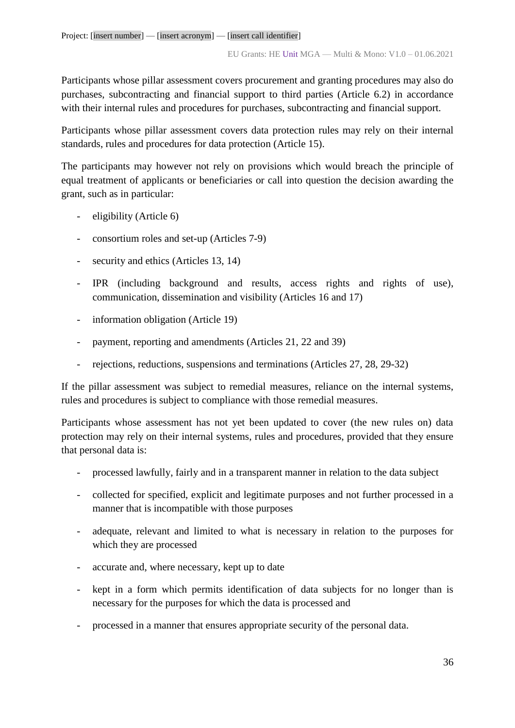Participants whose pillar assessment covers procurement and granting procedures may also do purchases, subcontracting and financial support to third parties (Article 6.2) in accordance with their internal rules and procedures for purchases, subcontracting and financial support.

Participants whose pillar assessment covers data protection rules may rely on their internal standards, rules and procedures for data protection (Article 15).

The participants may however not rely on provisions which would breach the principle of equal treatment of applicants or beneficiaries or call into question the decision awarding the grant, such as in particular:

- eligibility (Article 6)
- consortium roles and set-up (Articles 7-9)
- security and ethics (Articles 13, 14)
- IPR (including background and results, access rights and rights of use), communication, dissemination and visibility (Articles 16 and 17)
- information obligation (Article 19)
- payment, reporting and amendments (Articles 21, 22 and 39)
- rejections, reductions, suspensions and terminations (Articles 27, 28, 29-32)

If the pillar assessment was subject to remedial measures, reliance on the internal systems, rules and procedures is subject to compliance with those remedial measures.

Participants whose assessment has not yet been updated to cover (the new rules on) data protection may rely on their internal systems, rules and procedures, provided that they ensure that personal data is:

- processed lawfully, fairly and in a transparent manner in relation to the data subject
- collected for specified, explicit and legitimate purposes and not further processed in a manner that is incompatible with those purposes
- adequate, relevant and limited to what is necessary in relation to the purposes for which they are processed
- accurate and, where necessary, kept up to date
- kept in a form which permits identification of data subjects for no longer than is necessary for the purposes for which the data is processed and
- processed in a manner that ensures appropriate security of the personal data.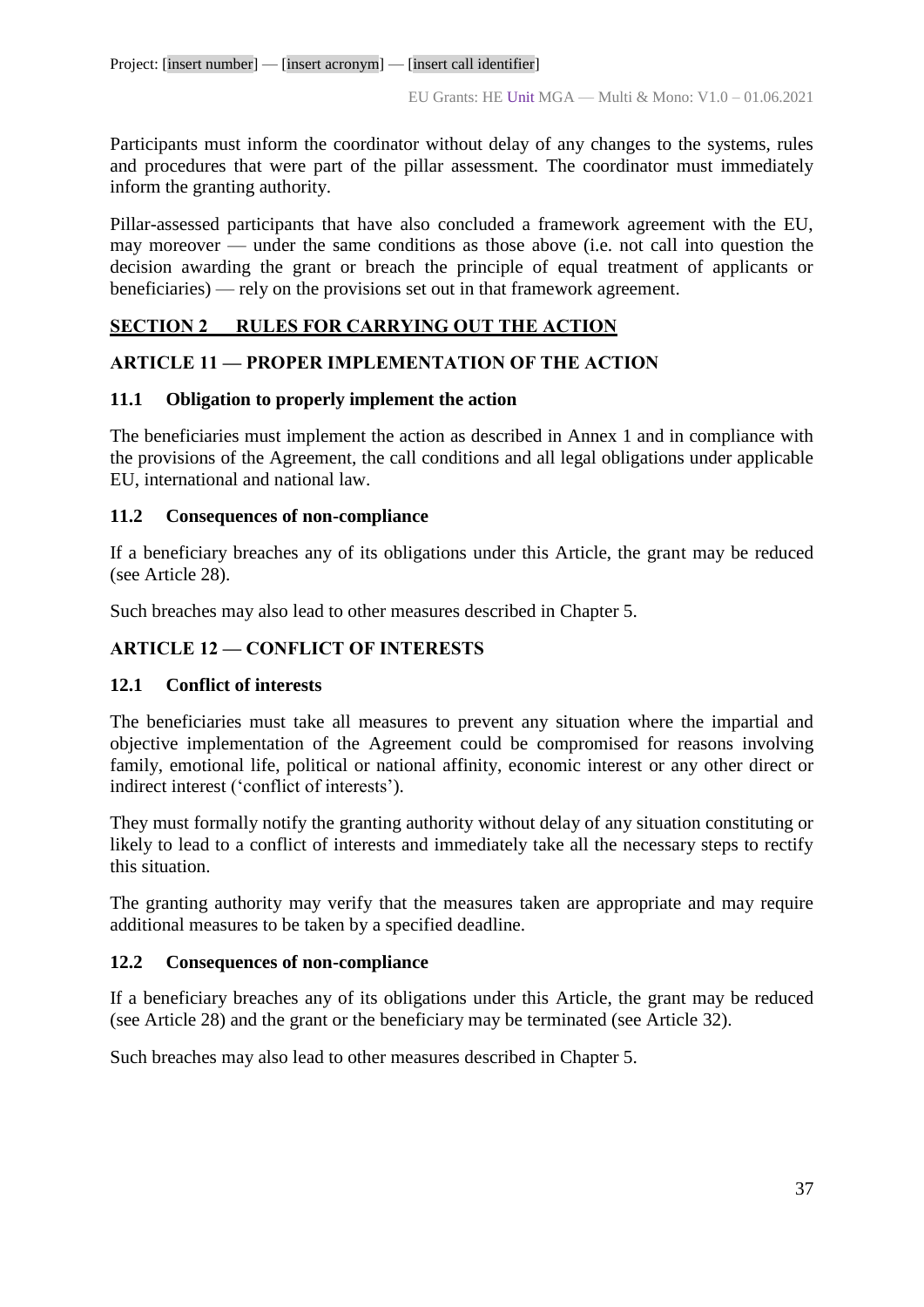Participants must inform the coordinator without delay of any changes to the systems, rules and procedures that were part of the pillar assessment. The coordinator must immediately inform the granting authority.

Pillar-assessed participants that have also concluded a framework agreement with the EU, may moreover — under the same conditions as those above (i.e. not call into question the decision awarding the grant or breach the principle of equal treatment of applicants or beneficiaries) — rely on the provisions set out in that framework agreement.

## SECTION 2 RULES FOR CARRYING OUT THE ACTION

## ARTICLE 11 — PROPER IMPLEMENTATION OF THE ACTION

### 11.1 Obligation to properly implement the action

The beneficiaries must implement the action as described in Annex 1 and in compliance with the provisions of the Agreement, the call conditions and all legal obligations under applicable EU, international and national law.

### 11.2 Consequences of non-compliance

If a beneficiary breaches any of its obligations under this Article, the grant may be reduced (see Article 28).

Such breaches may also lead to other measures described in Chapter 5.

## ARTICLE 12 — CONFLICT OF INTERESTS

### 12.1 Conflict of interests

The beneficiaries must take all measures to prevent any situation where the impartial and objective implementation of the Agreement could be compromised for reasons involving family, emotional life, political or national affinity, economic interest or any other direct or indirect interest ('conflict of interests').

They must formally notify the granting authority without delay of any situation constituting or likely to lead to a conflict of interests and immediately take all the necessary steps to rectify this situation.

The granting authority may verify that the measures taken are appropriate and may require additional measures to be taken by a specified deadline.

### 12.2 Consequences of non-compliance

If a beneficiary breaches any of its obligations under this Article, the grant may be reduced (see Article 28) and the grant or the beneficiary may be terminated (see Article 32).

Such breaches may also lead to other measures described in Chapter 5.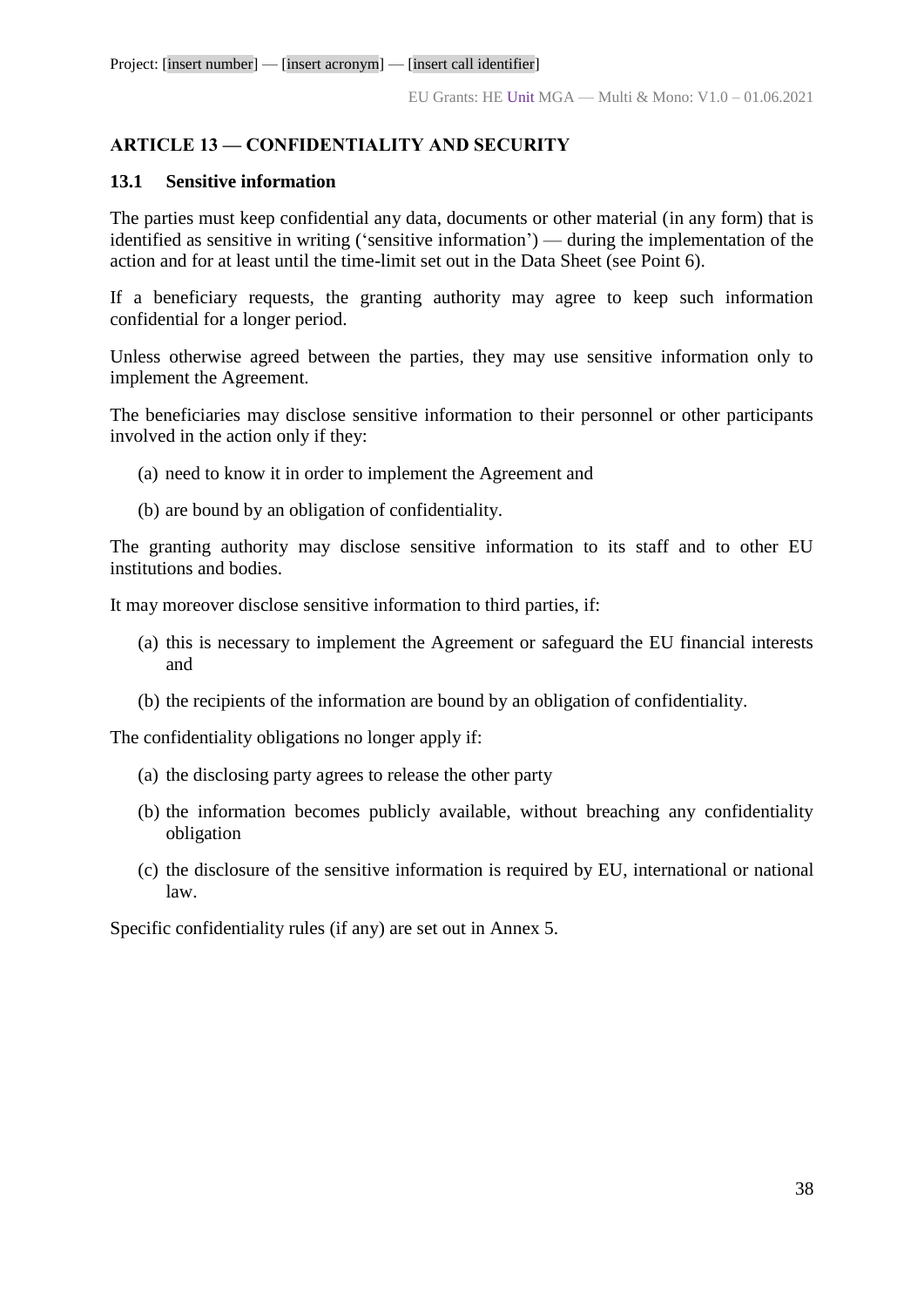## ARTICLE 13 — CONFIDENTIALITY AND SECURITY

### 13.1 Sensitive information

The parties must keep confidential any data, documents or other material (in any form) that is identified as sensitive in writing ('sensitive information') — during the implementation of the action and for at least until the time-limit set out in the Data Sheet (see Point 6).

If a beneficiary requests, the granting authority may agree to keep such information confidential for a longer period.

Unless otherwise agreed between the parties, they may use sensitive information only to implement the Agreement.

The beneficiaries may disclose sensitive information to their personnel or other participants involved in the action only if they:

(a) need to know it in order to implement the Agreement and

(b) are bound by an obligation of confidentiality.

The granting authority may disclose sensitive information to its staff and to other EU institutions and bodies.

It may moreover disclose sensitive information to third parties, if:

(a) this is necessary to implement the Agreement or safeguard the EU financial interests and

(b) the recipients of the information are bound by an obligation of confidentiality.

The confidentiality obligations no longer apply if:

(a) the disclosing party agrees to release the other party

(b) the information becomes publicly available, without breaching any confidentiality obligation

(c) the disclosure of the sensitive information is required by EU, international or national law.

Specific confidentiality rules (if any) are set out in Annex 5.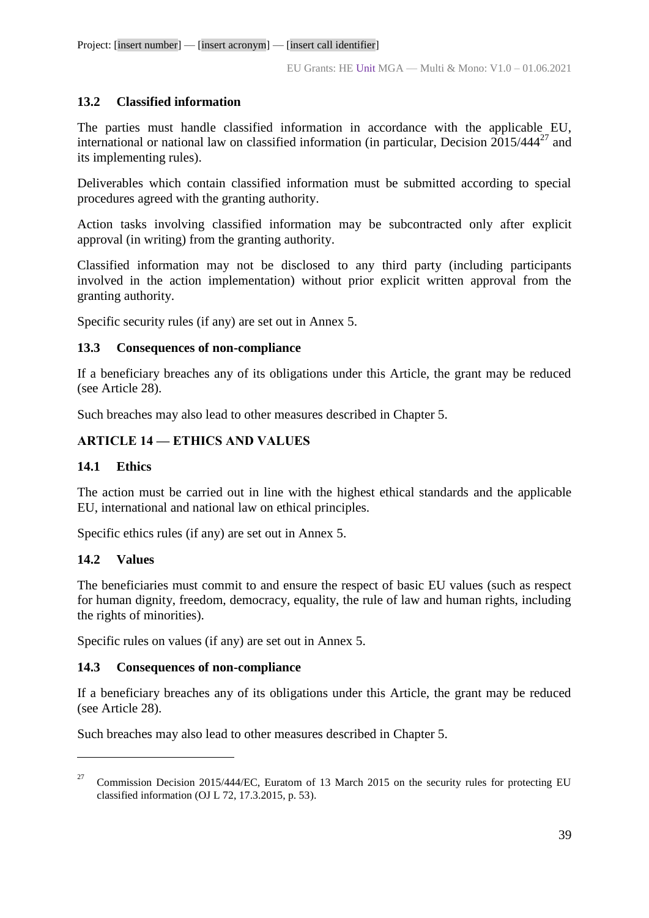### 13.2 Classified information

The parties must handle classified information in accordance with the applicable EU, international or national law on classified information (in particular, Decision 2015/444[27] and its implementing rules).

Deliverables which contain classified information must be submitted according to special procedures agreed with the granting authority.

Action tasks involving classified information may be subcontracted only after explicit approval (in writing) from the granting authority.

Classified information may not be disclosed to any third party (including participants involved in the action implementation) without prior explicit written approval from the granting authority.

Specific security rules (if any) are set out in Annex 5.

### 13.3 Consequences of non-compliance

If a beneficiary breaches any of its obligations under this Article, the grant may be reduced (see Article 28).

Such breaches may also lead to other measures described in Chapter 5.

## ARTICLE 14 — ETHICS AND VALUES

### 14.1 Ethics

The action must be carried out in line with the highest ethical standards and the applicable EU, international and national law on ethical principles.

Specific ethics rules (if any) are set out in Annex 5.

### 14.2 Values

The beneficiaries must commit to and ensure the respect of basic EU values (such as respect for human dignity, freedom, democracy, equality, the rule of law and human rights, including the rights of minorities).

Specific rules on values (if any) are set out in Annex 5.

### 14.3 Consequences of non-compliance

If a beneficiary breaches any of its obligations under this Article, the grant may be reduced (see Article 28).

Such breaches may also lead to other measures described in Chapter 5.

---

[27] Commission Decision 2015/444/EC, Euratom of 13 March 2015 on the security rules for protecting EU classified information (OJ L 72, 17.3.2015, p. 53).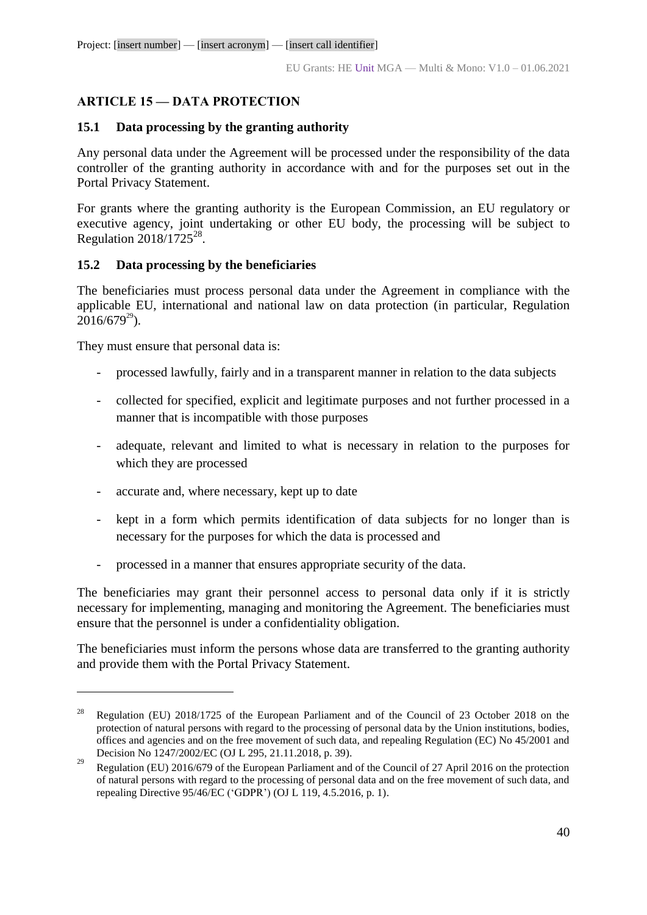## ARTICLE 15 — DATA PROTECTION

### 15.1 Data processing by the granting authority

Any personal data under the Agreement will be processed under the responsibility of the data controller of the granting authority in accordance with and for the purposes set out in the Portal Privacy Statement.

For grants where the granting authority is the European Commission, an EU regulatory or executive agency, joint undertaking or other EU body, the processing will be subject to Regulation 2018/1725[28].

### 15.2 Data processing by the beneficiaries

The beneficiaries must process personal data under the Agreement in compliance with the applicable EU, international and national law on data protection (in particular, Regulation 2016/679[29]).

They must ensure that personal data is:

- processed lawfully, fairly and in a transparent manner in relation to the data subjects
- collected for specified, explicit and legitimate purposes and not further processed in a manner that is incompatible with those purposes
- adequate, relevant and limited to what is necessary in relation to the purposes for which they are processed
- accurate and, where necessary, kept up to date
- kept in a form which permits identification of data subjects for no longer than is necessary for the purposes for which the data is processed and
- processed in a manner that ensures appropriate security of the data.

The beneficiaries may grant their personnel access to personal data only if it is strictly necessary for implementing, managing and monitoring the Agreement. The beneficiaries must ensure that the personnel is under a confidentiality obligation.

The beneficiaries must inform the persons whose data are transferred to the granting authority and provide them with the Portal Privacy Statement.

---

[28] Regulation (EU) 2018/1725 of the European Parliament and of the Council of 23 October 2018 on the protection of natural persons with regard to the processing of personal data by the Union institutions, bodies, offices and agencies and on the free movement of such data, and repealing Regulation (EC) No 45/2001 and Decision No 1247/2002/EC (OJ L 295, 21.11.2018, p. 39).

[29] Regulation (EU) 2016/679 of the European Parliament and of the Council of 27 April 2016 on the protection of natural persons with regard to the processing of personal data and on the free movement of such data, and repealing Directive 95/46/EC ('GDPR') (OJ L 119, 4.5.2016, p. 1).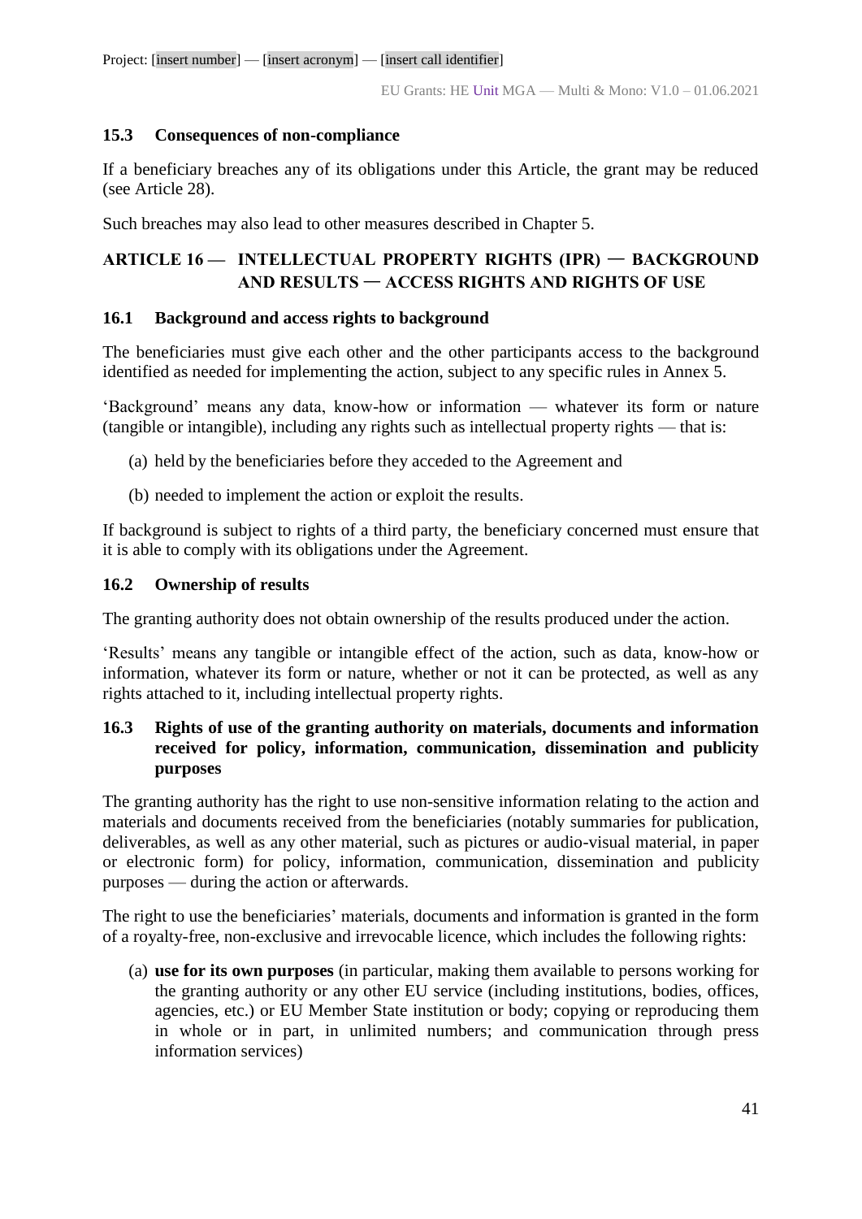### 15.3 Consequences of non-compliance

If a beneficiary breaches any of its obligations under this Article, the grant may be reduced (see Article 28).

Such breaches may also lead to other measures described in Chapter 5.

## ARTICLE 16 — INTELLECTUAL PROPERTY RIGHTS (IPR) — BACKGROUND AND RESULTS — ACCESS RIGHTS AND RIGHTS OF USE

### 16.1 Background and access rights to background

The beneficiaries must give each other and the other participants access to the background identified as needed for implementing the action, subject to any specific rules in Annex 5.

'Background' means any data, know-how or information — whatever its form or nature (tangible or intangible), including any rights such as intellectual property rights — that is:

(a) held by the beneficiaries before they acceded to the Agreement and

(b) needed to implement the action or exploit the results.

If background is subject to rights of a third party, the beneficiary concerned must ensure that it is able to comply with its obligations under the Agreement.

### 16.2 Ownership of results

The granting authority does not obtain ownership of the results produced under the action.

'Results' means any tangible or intangible effect of the action, such as data, know-how or information, whatever its form or nature, whether or not it can be protected, as well as any rights attached to it, including intellectual property rights.

### 16.3 Rights of use of the granting authority on materials, documents and information received for policy, information, communication, dissemination and publicity purposes

The granting authority has the right to use non-sensitive information relating to the action and materials and documents received from the beneficiaries (notably summaries for publication, deliverables, as well as any other material, such as pictures or audio-visual material, in paper or electronic form) for policy, information, communication, dissemination and publicity purposes — during the action or afterwards.

The right to use the beneficiaries' materials, documents and information is granted in the form of a royalty-free, non-exclusive and irrevocable licence, which includes the following rights:

(a) **use for its own purposes** (in particular, making them available to persons working for the granting authority or any other EU service (including institutions, bodies, offices, agencies, etc.) or EU Member State institution or body; copying or reproducing them in whole or in part, in unlimited numbers; and communication through press information services)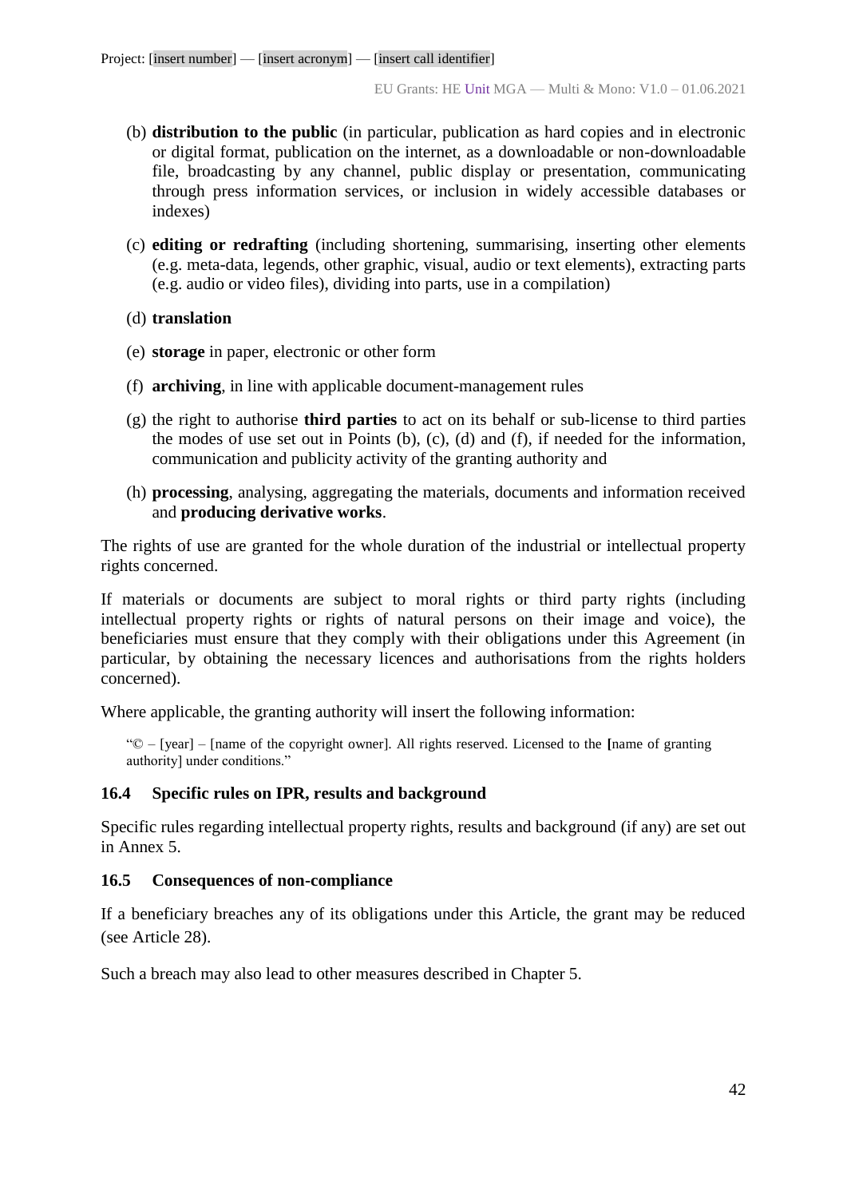(b) **distribution to the public** (in particular, publication as hard copies and in electronic or digital format, publication on the internet, as a downloadable or non-downloadable file, broadcasting by any channel, public display or presentation, communicating through press information services, or inclusion in widely accessible databases or indexes)

(c) **editing or redrafting** (including shortening, summarising, inserting other elements (e.g. meta-data, legends, other graphic, visual, audio or text elements), extracting parts (e.g. audio or video files), dividing into parts, use in a compilation)

(d) **translation**

(e) **storage** in paper, electronic or other form

(f) **archiving**, in line with applicable document-management rules

(g) the right to authorise **third parties** to act on its behalf or sub-license to third parties the modes of use set out in Points (b), (c), (d) and (f), if needed for the information, communication and publicity activity of the granting authority and

(h) **processing**, analysing, aggregating the materials, documents and information received and **producing derivative works**.

The rights of use are granted for the whole duration of the industrial or intellectual property rights concerned.

If materials or documents are subject to moral rights or third party rights (including intellectual property rights or rights of natural persons on their image and voice), the beneficiaries must ensure that they comply with their obligations under this Agreement (in particular, by obtaining the necessary licences and authorisations from the rights holders concerned).

Where applicable, the granting authority will insert the following information:

"© – [year] – [name of the copyright owner]. All rights reserved. Licensed to the [name of granting authority] under conditions."

### 16.4 Specific rules on IPR, results and background

Specific rules regarding intellectual property rights, results and background (if any) are set out in Annex 5.

### 16.5 Consequences of non-compliance

If a beneficiary breaches any of its obligations under this Article, the grant may be reduced (see Article 28).

Such a breach may also lead to other measures described in Chapter 5.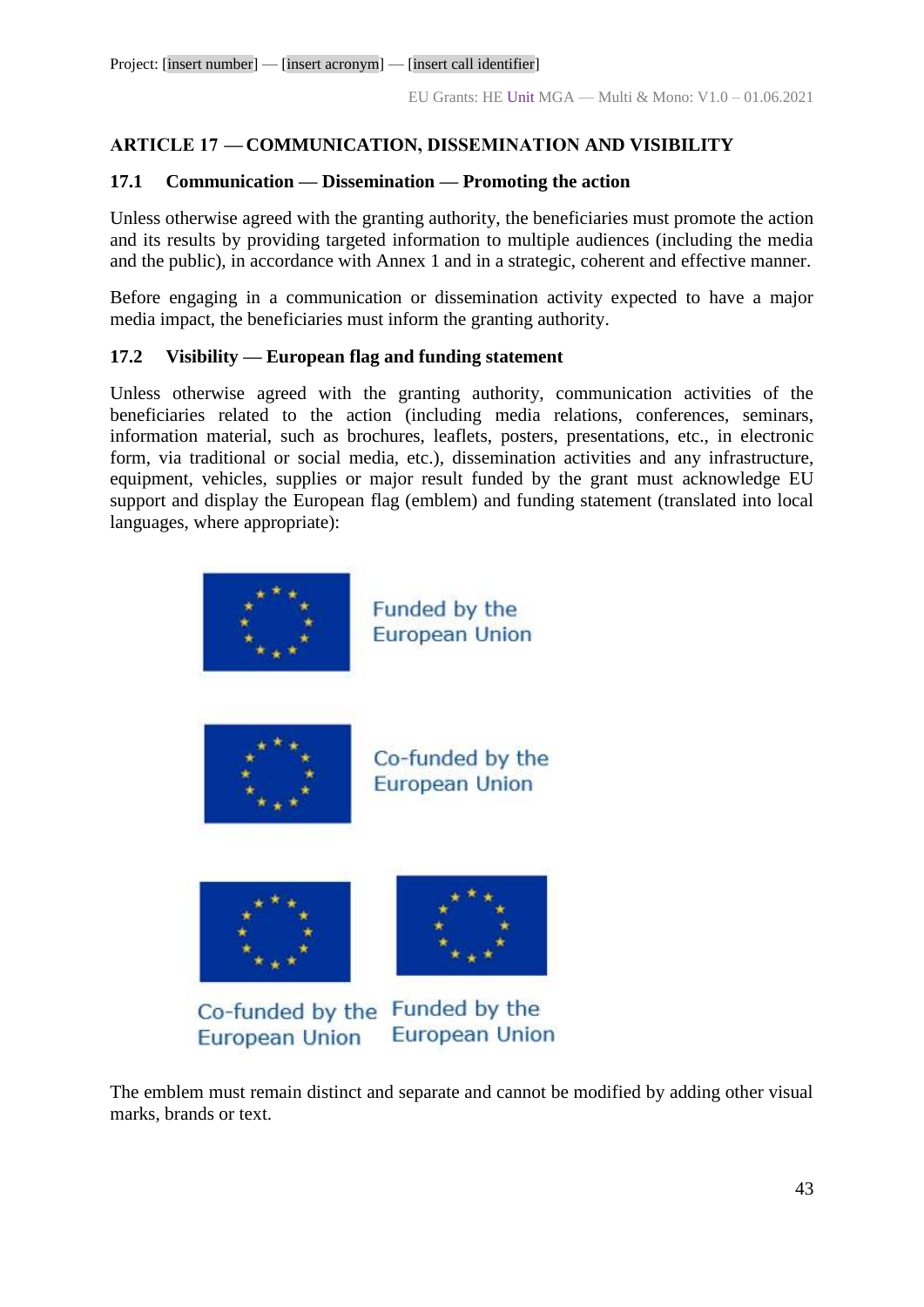## ARTICLE 17 — COMMUNICATION, DISSEMINATION AND VISIBILITY

### 17.1 Communication — Dissemination — Promoting the action

Unless otherwise agreed with the granting authority, the beneficiaries must promote the action and its results by providing targeted information to multiple audiences (including the media and the public), in accordance with Annex 1 and in a strategic, coherent and effective manner.

Before engaging in a communication or dissemination activity expected to have a major media impact, the beneficiaries must inform the granting authority.

### 17.2 Visibility — European flag and funding statement

Unless otherwise agreed with the granting authority, communication activities of the beneficiaries related to the action (including media relations, conferences, seminars, information material, such as brochures, leaflets, posters, presentations, etc., in electronic form, via traditional or social media, etc.), dissemination activities and any infrastructure, equipment, vehicles, supplies or major result funded by the grant must acknowledge EU support and display the European flag (emblem) and funding statement (translated into local languages, where appropriate):

Funded by the European Union

Co-funded by the European Union

Co-funded by the European Union

Funded by the European Union

The emblem must remain distinct and separate and cannot be modified by adding other visual marks, brands or text.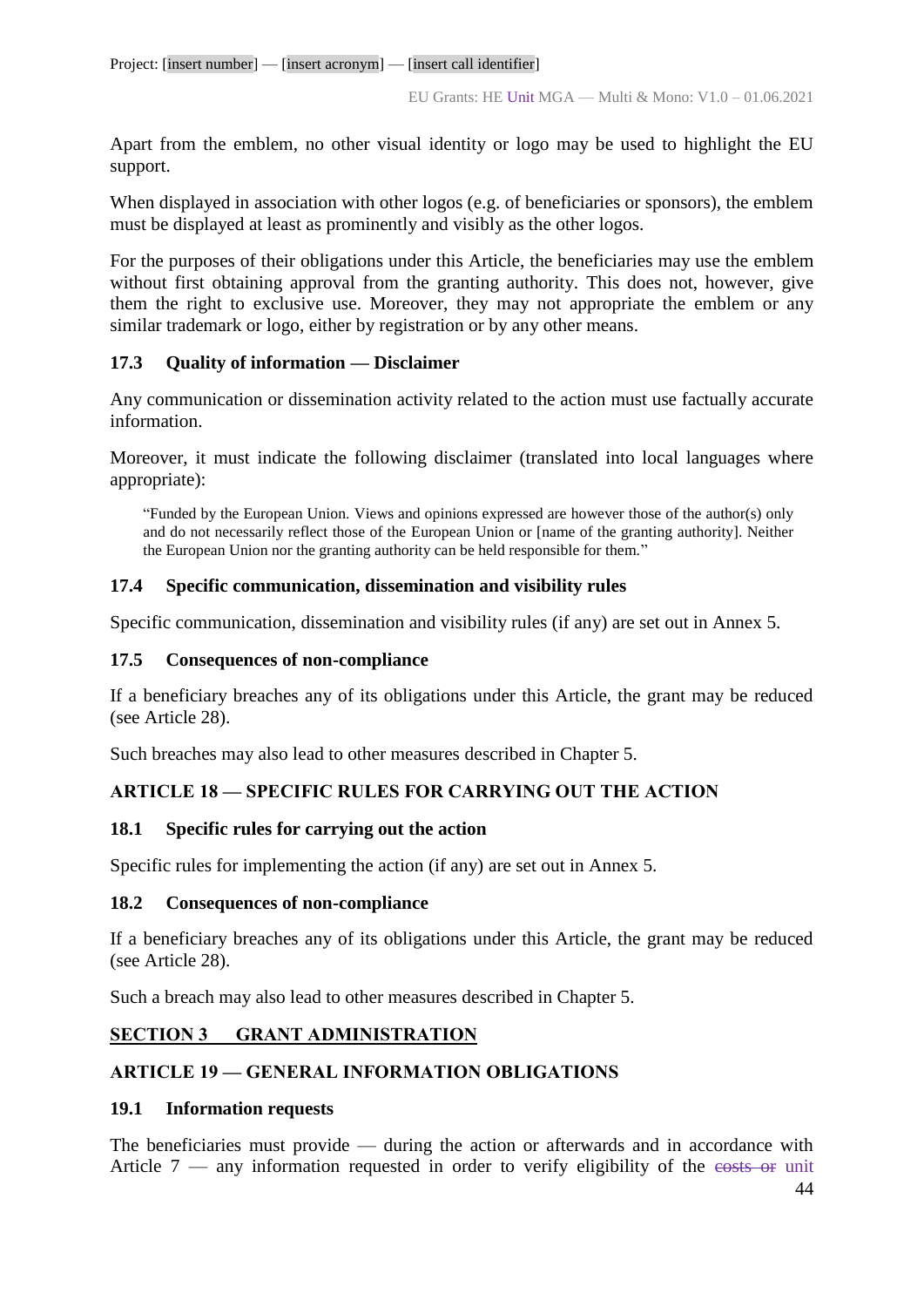Apart from the emblem, no other visual identity or logo may be used to highlight the EU support.

When displayed in association with other logos (e.g. of beneficiaries or sponsors), the emblem must be displayed at least as prominently and visibly as the other logos.

For the purposes of their obligations under this Article, the beneficiaries may use the emblem without first obtaining approval from the granting authority. This does not, however, give them the right to exclusive use. Moreover, they may not appropriate the emblem or any similar trademark or logo, either by registration or by any other means.

### 17.3 Quality of information — Disclaimer

Any communication or dissemination activity related to the action must use factually accurate information.

Moreover, it must indicate the following disclaimer (translated into local languages where appropriate):

> "Funded by the European Union. Views and opinions expressed are however those of the author(s) only and do not necessarily reflect those of the European Union or [name of the granting authority]. Neither the European Union nor the granting authority can be held responsible for them."

### 17.4 Specific communication, dissemination and visibility rules

Specific communication, dissemination and visibility rules (if any) are set out in Annex 5.

### 17.5 Consequences of non-compliance

If a beneficiary breaches any of its obligations under this Article, the grant may be reduced (see Article 28).

Such breaches may also lead to other measures described in Chapter 5.

## ARTICLE 18 — SPECIFIC RULES FOR CARRYING OUT THE ACTION

### 18.1 Specific rules for carrying out the action

Specific rules for implementing the action (if any) are set out in Annex 5.

### 18.2 Consequences of non-compliance

If a beneficiary breaches any of its obligations under this Article, the grant may be reduced (see Article 28).

Such a breach may also lead to other measures described in Chapter 5.

# SECTION 3 GRANT ADMINISTRATION

## ARTICLE 19 — GENERAL INFORMATION OBLIGATIONS

### 19.1 Information requests

The beneficiaries must provide — during the action or afterwards and in accordance with Article 7 — any information requested in order to verify eligibility of the ~~costs or~~ unit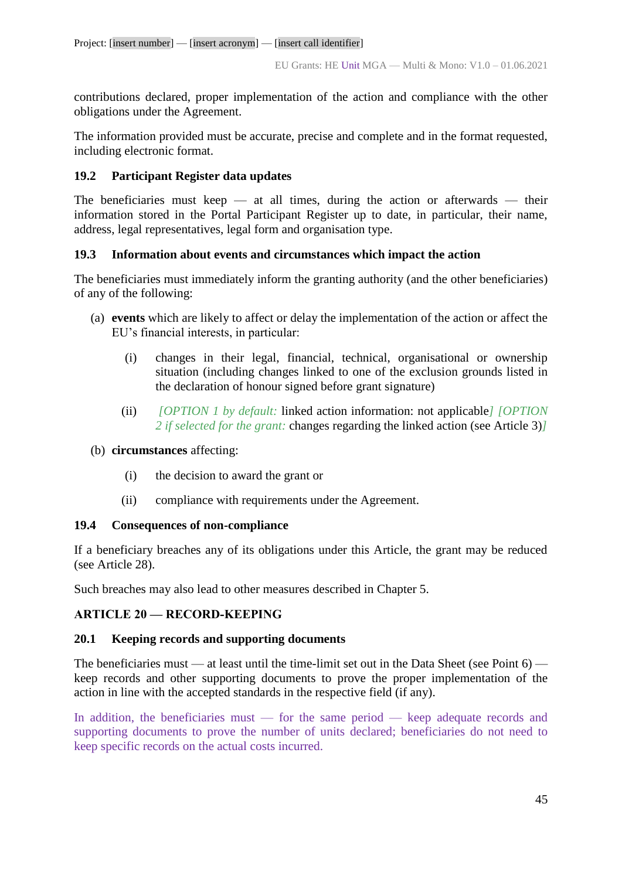contributions declared, proper implementation of the action and compliance with the other obligations under the Agreement.

The information provided must be accurate, precise and complete and in the format requested, including electronic format.

### 19.2 Participant Register data updates

The beneficiaries must keep — at all times, during the action or afterwards — their information stored in the Portal Participant Register up to date, in particular, their name, address, legal representatives, legal form and organisation type.

### 19.3 Information about events and circumstances which impact the action

The beneficiaries must immediately inform the granting authority (and the other beneficiaries) of any of the following:

(a) **events** which are likely to affect or delay the implementation of the action or affect the EU's financial interests, in particular:

  (i) changes in their legal, financial, technical, organisational or ownership situation (including changes linked to one of the exclusion grounds listed in the declaration of honour signed before grant signature)

  (ii) *[OPTION 1 by default:* linked action information: not applicable*] [OPTION 2 if selected for the grant:* changes regarding the linked action (see Article 3)*]*

(b) **circumstances** affecting:

  (i) the decision to award the grant or

  (ii) compliance with requirements under the Agreement.

### 19.4 Consequences of non-compliance

If a beneficiary breaches any of its obligations under this Article, the grant may be reduced (see Article 28).

Such breaches may also lead to other measures described in Chapter 5.

## ARTICLE 20 — RECORD-KEEPING

### 20.1 Keeping records and supporting documents

The beneficiaries must — at least until the time-limit set out in the Data Sheet (see Point 6) — keep records and other supporting documents to prove the proper implementation of the action in line with the accepted standards in the respective field (if any).

In addition, the beneficiaries must — for the same period — keep adequate records and supporting documents to prove the number of units declared; beneficiaries do not need to keep specific records on the actual costs incurred.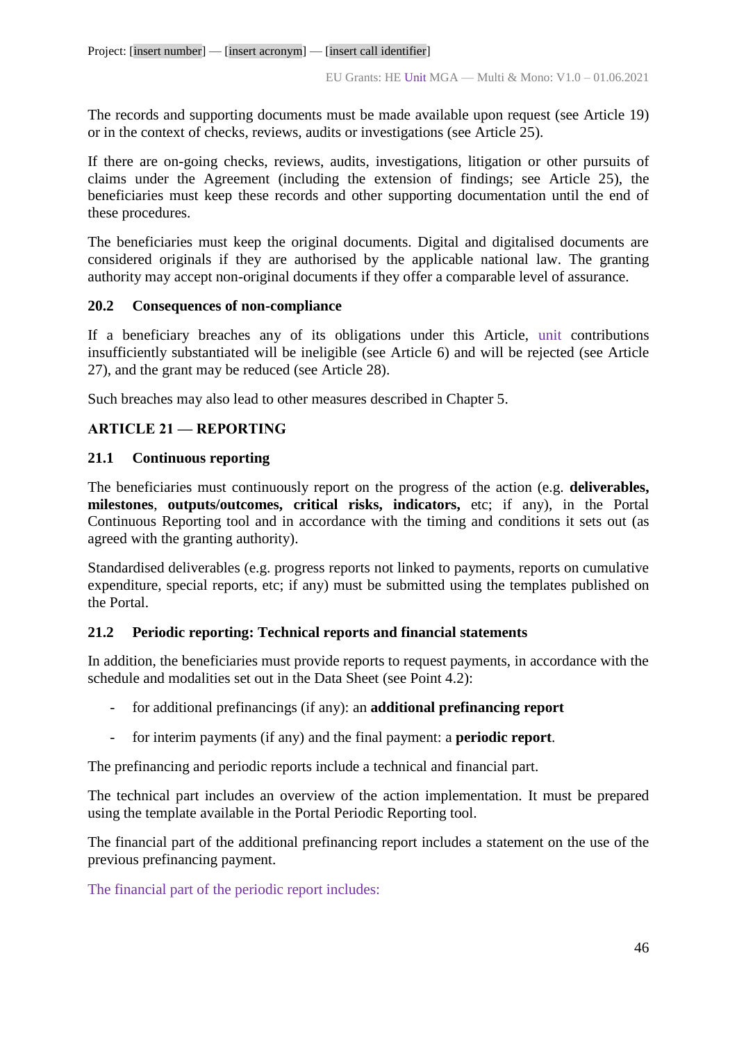The records and supporting documents must be made available upon request (see Article 19) or in the context of checks, reviews, audits or investigations (see Article 25).

If there are on-going checks, reviews, audits, investigations, litigation or other pursuits of claims under the Agreement (including the extension of findings; see Article 25), the beneficiaries must keep these records and other supporting documentation until the end of these procedures.

The beneficiaries must keep the original documents. Digital and digitalised documents are considered originals if they are authorised by the applicable national law. The granting authority may accept non-original documents if they offer a comparable level of assurance.

### 20.2 Consequences of non-compliance

If a beneficiary breaches any of its obligations under this Article, unit contributions insufficiently substantiated will be ineligible (see Article 6) and will be rejected (see Article 27), and the grant may be reduced (see Article 28).

Such breaches may also lead to other measures described in Chapter 5.

## ARTICLE 21 — REPORTING

### 21.1 Continuous reporting

The beneficiaries must continuously report on the progress of the action (e.g. **deliverables, milestones**, **outputs/outcomes, critical risks, indicators,** etc; if any), in the Portal Continuous Reporting tool and in accordance with the timing and conditions it sets out (as agreed with the granting authority).

Standardised deliverables (e.g. progress reports not linked to payments, reports on cumulative expenditure, special reports, etc; if any) must be submitted using the templates published on the Portal.

### 21.2 Periodic reporting: Technical reports and financial statements

In addition, the beneficiaries must provide reports to request payments, in accordance with the schedule and modalities set out in the Data Sheet (see Point 4.2):

- for additional prefinancings (if any): an **additional prefinancing report**
- for interim payments (if any) and the final payment: a **periodic report**.

The prefinancing and periodic reports include a technical and financial part.

The technical part includes an overview of the action implementation. It must be prepared using the template available in the Portal Periodic Reporting tool.

The financial part of the additional prefinancing report includes a statement on the use of the previous prefinancing payment.

The financial part of the periodic report includes: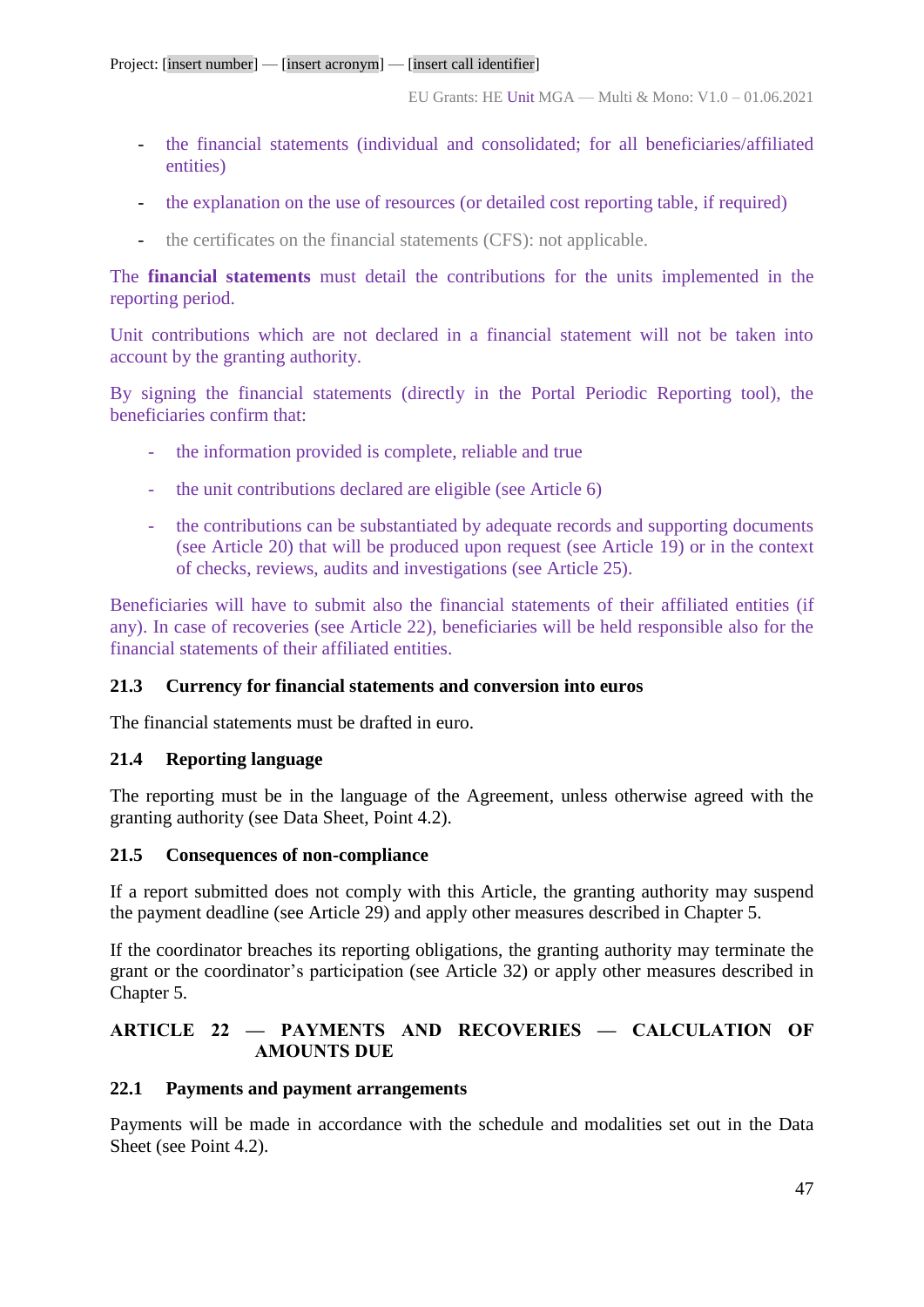- the financial statements (individual and consolidated; for all beneficiaries/affiliated entities)
- the explanation on the use of resources (or detailed cost reporting table, if required)
- the certificates on the financial statements (CFS): not applicable.

The **financial statements** must detail the contributions for the units implemented in the reporting period.

Unit contributions which are not declared in a financial statement will not be taken into account by the granting authority.

By signing the financial statements (directly in the Portal Periodic Reporting tool), the beneficiaries confirm that:

- the information provided is complete, reliable and true
- the unit contributions declared are eligible (see Article 6)
- the contributions can be substantiated by adequate records and supporting documents (see Article 20) that will be produced upon request (see Article 19) or in the context of checks, reviews, audits and investigations (see Article 25).

Beneficiaries will have to submit also the financial statements of their affiliated entities (if any). In case of recoveries (see Article 22), beneficiaries will be held responsible also for the financial statements of their affiliated entities.

### 21.3 Currency for financial statements and conversion into euros

The financial statements must be drafted in euro.

### 21.4 Reporting language

The reporting must be in the language of the Agreement, unless otherwise agreed with the granting authority (see Data Sheet, Point 4.2).

### 21.5 Consequences of non-compliance

If a report submitted does not comply with this Article, the granting authority may suspend the payment deadline (see Article 29) and apply other measures described in Chapter 5.

If the coordinator breaches its reporting obligations, the granting authority may terminate the grant or the coordinator's participation (see Article 32) or apply other measures described in Chapter 5.

## ARTICLE 22 — PAYMENTS AND RECOVERIES — CALCULATION OF AMOUNTS DUE

### 22.1 Payments and payment arrangements

Payments will be made in accordance with the schedule and modalities set out in the Data Sheet (see Point 4.2).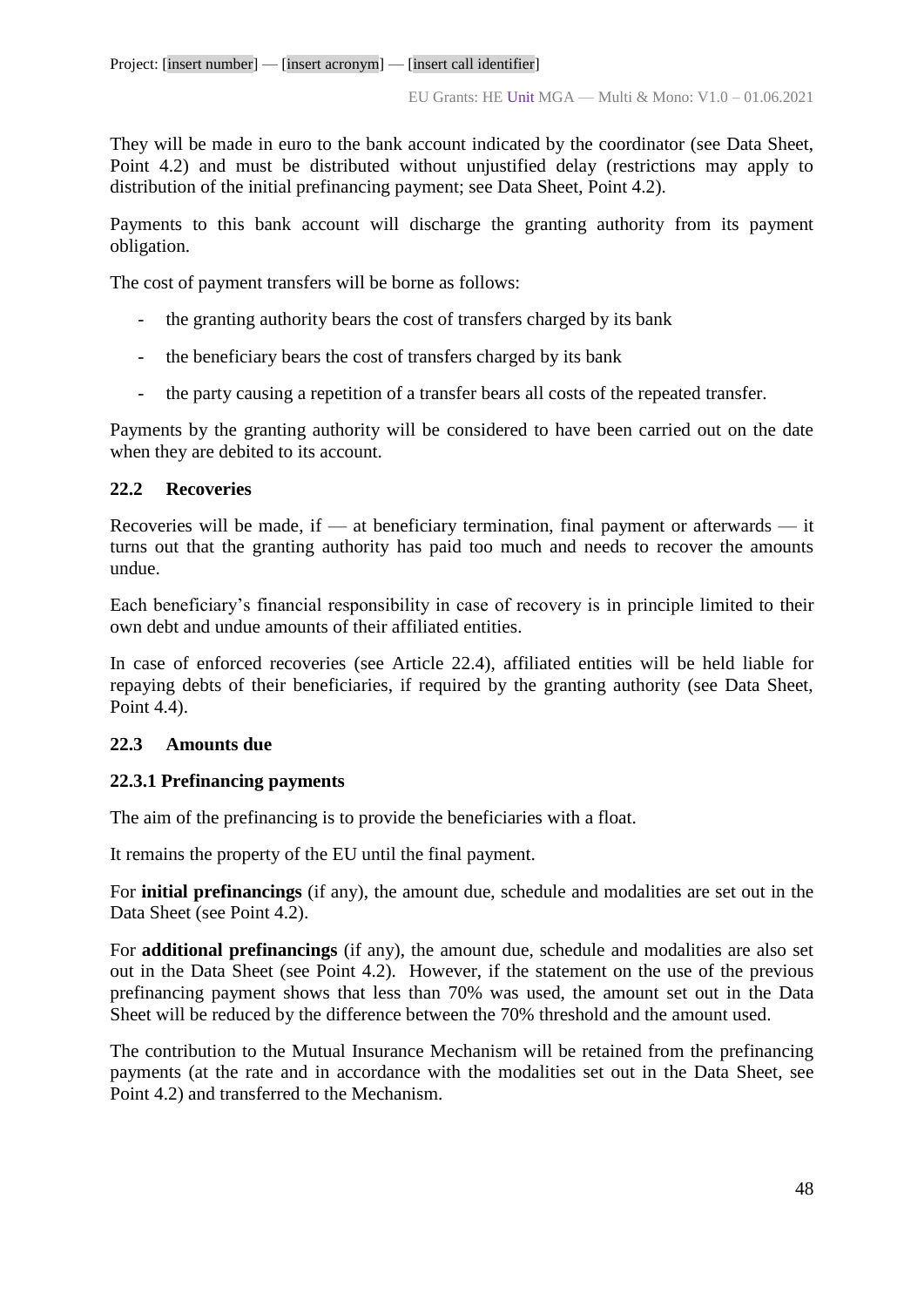They will be made in euro to the bank account indicated by the coordinator (see Data Sheet, Point 4.2) and must be distributed without unjustified delay (restrictions may apply to distribution of the initial prefinancing payment; see Data Sheet, Point 4.2).

Payments to this bank account will discharge the granting authority from its payment obligation.

The cost of payment transfers will be borne as follows:

- the granting authority bears the cost of transfers charged by its bank
- the beneficiary bears the cost of transfers charged by its bank
- the party causing a repetition of a transfer bears all costs of the repeated transfer.

Payments by the granting authority will be considered to have been carried out on the date when they are debited to its account.

### 22.2 Recoveries

Recoveries will be made, if — at beneficiary termination, final payment or afterwards — it turns out that the granting authority has paid too much and needs to recover the amounts undue.

Each beneficiary's financial responsibility in case of recovery is in principle limited to their own debt and undue amounts of their affiliated entities.

In case of enforced recoveries (see Article 22.4), affiliated entities will be held liable for repaying debts of their beneficiaries, if required by the granting authority (see Data Sheet, Point 4.4).

### 22.3 Amounts due

#### 22.3.1 Prefinancing payments

The aim of the prefinancing is to provide the beneficiaries with a float.

It remains the property of the EU until the final payment.

For **initial prefinancings** (if any), the amount due, schedule and modalities are set out in the Data Sheet (see Point 4.2).

For **additional prefinancings** (if any), the amount due, schedule and modalities are also set out in the Data Sheet (see Point 4.2). However, if the statement on the use of the previous prefinancing payment shows that less than 70% was used, the amount set out in the Data Sheet will be reduced by the difference between the 70% threshold and the amount used.

The contribution to the Mutual Insurance Mechanism will be retained from the prefinancing payments (at the rate and in accordance with the modalities set out in the Data Sheet, see Point 4.2) and transferred to the Mechanism.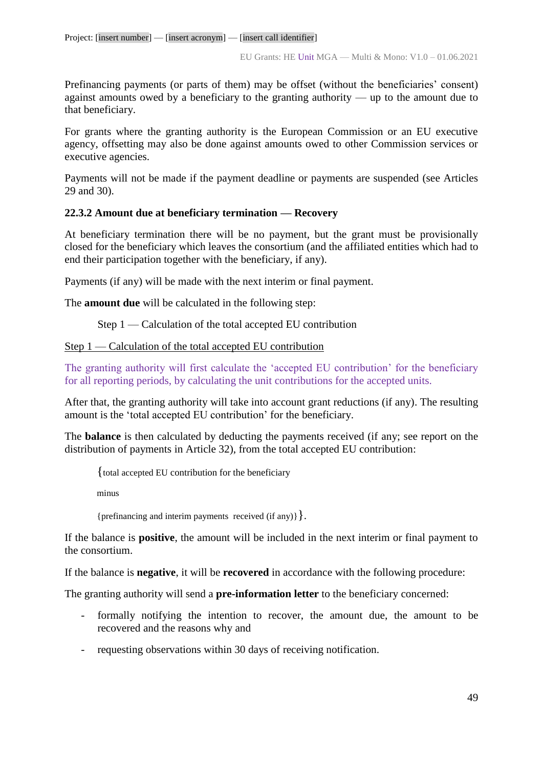Prefinancing payments (or parts of them) may be offset (without the beneficiaries' consent) against amounts owed by a beneficiary to the granting authority — up to the amount due to that beneficiary.

For grants where the granting authority is the European Commission or an EU executive agency, offsetting may also be done against amounts owed to other Commission services or executive agencies.

Payments will not be made if the payment deadline or payments are suspended (see Articles 29 and 30).

#### 22.3.2 Amount due at beneficiary termination — Recovery

At beneficiary termination there will be no payment, but the grant must be provisionally closed for the beneficiary which leaves the consortium (and the affiliated entities which had to end their participation together with the beneficiary, if any).

Payments (if any) will be made with the next interim or final payment.

The **amount due** will be calculated in the following step:

Step 1 — Calculation of the total accepted EU contribution

Step 1 — Calculation of the total accepted EU contribution

The granting authority will first calculate the 'accepted EU contribution' for the beneficiary for all reporting periods, by calculating the unit contributions for the accepted units.

After that, the granting authority will take into account grant reductions (if any). The resulting amount is the 'total accepted EU contribution' for the beneficiary.

The **balance** is then calculated by deducting the payments received (if any; see report on the distribution of payments in Article 32), from the total accepted EU contribution:

{total accepted EU contribution for the beneficiary

minus

{prefinancing and interim payments received (if any)}}.

If the balance is **positive**, the amount will be included in the next interim or final payment to the consortium.

If the balance is **negative**, it will be **recovered** in accordance with the following procedure:

The granting authority will send a **pre-information letter** to the beneficiary concerned:

- formally notifying the intention to recover, the amount due, the amount to be recovered and the reasons why and
- requesting observations within 30 days of receiving notification.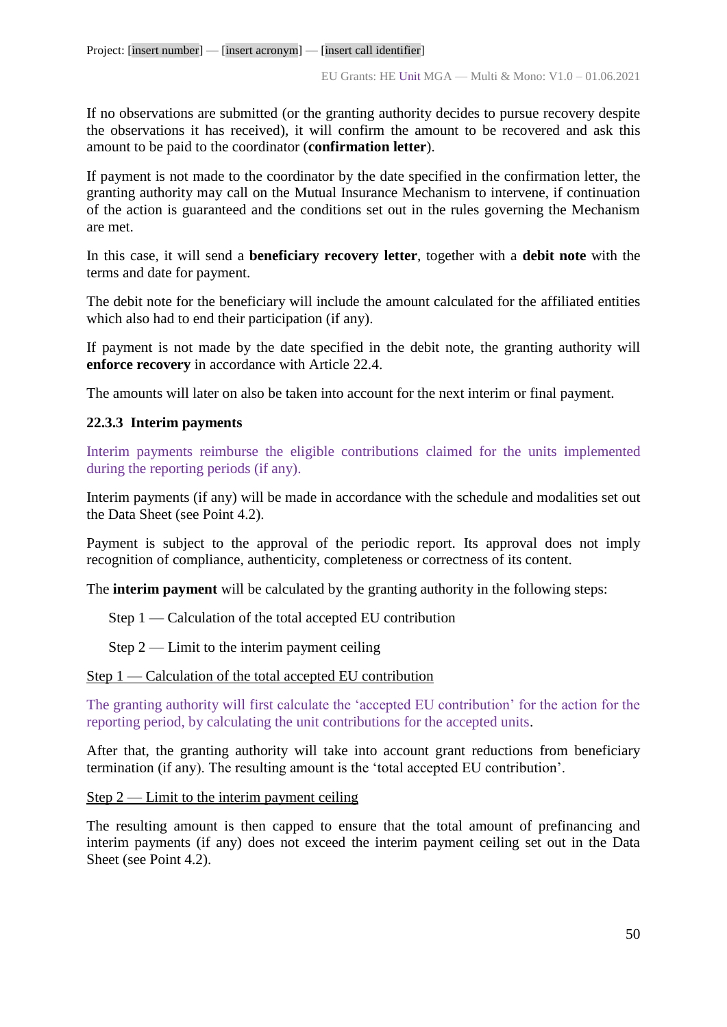If no observations are submitted (or the granting authority decides to pursue recovery despite the observations it has received), it will confirm the amount to be recovered and ask this amount to be paid to the coordinator (**confirmation letter**).

If payment is not made to the coordinator by the date specified in the confirmation letter, the granting authority may call on the Mutual Insurance Mechanism to intervene, if continuation of the action is guaranteed and the conditions set out in the rules governing the Mechanism are met.

In this case, it will send a **beneficiary recovery letter**, together with a **debit note** with the terms and date for payment.

The debit note for the beneficiary will include the amount calculated for the affiliated entities which also had to end their participation (if any).

If payment is not made by the date specified in the debit note, the granting authority will **enforce recovery** in accordance with Article 22.4.

The amounts will later on also be taken into account for the next interim or final payment.

#### 22.3.3 Interim payments

Interim payments reimburse the eligible contributions claimed for the units implemented during the reporting periods (if any).

Interim payments (if any) will be made in accordance with the schedule and modalities set out the Data Sheet (see Point 4.2).

Payment is subject to the approval of the periodic report. Its approval does not imply recognition of compliance, authenticity, completeness or correctness of its content.

The **interim payment** will be calculated by the granting authority in the following steps:

Step 1 — Calculation of the total accepted EU contribution

Step 2 — Limit to the interim payment ceiling

Step 1 — Calculation of the total accepted EU contribution

The granting authority will first calculate the 'accepted EU contribution' for the action for the reporting period, by calculating the unit contributions for the accepted units.

After that, the granting authority will take into account grant reductions from beneficiary termination (if any). The resulting amount is the 'total accepted EU contribution'.

Step 2 — Limit to the interim payment ceiling

The resulting amount is then capped to ensure that the total amount of prefinancing and interim payments (if any) does not exceed the interim payment ceiling set out in the Data Sheet (see Point 4.2).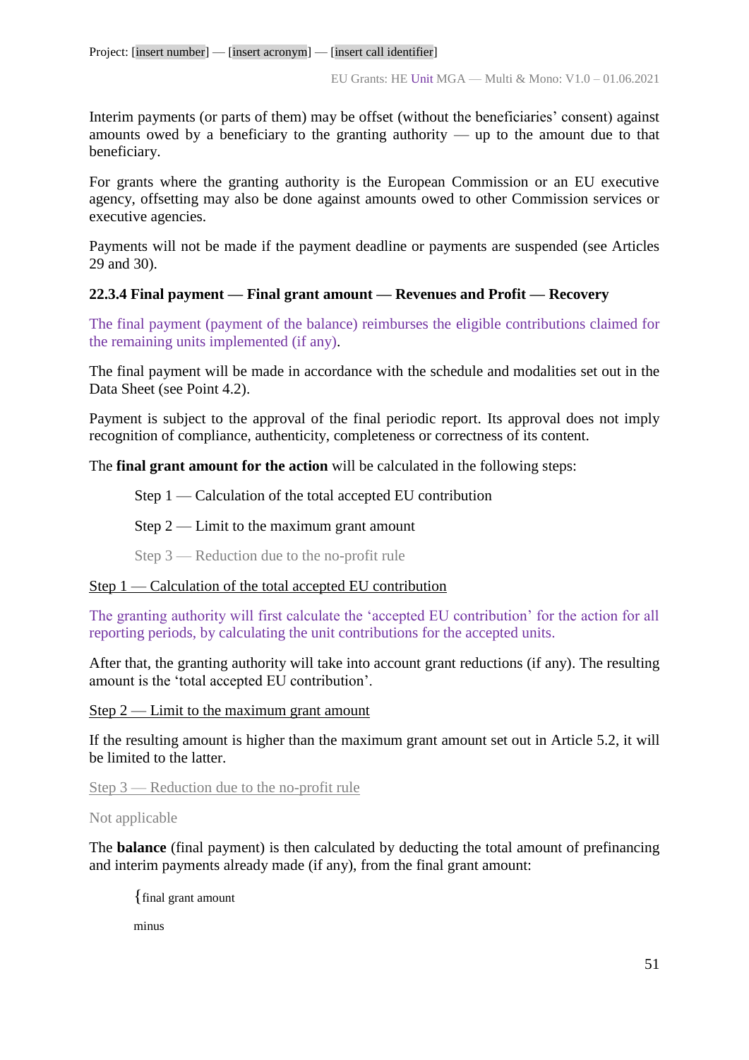Interim payments (or parts of them) may be offset (without the beneficiaries' consent) against amounts owed by a beneficiary to the granting authority — up to the amount due to that beneficiary.

For grants where the granting authority is the European Commission or an EU executive agency, offsetting may also be done against amounts owed to other Commission services or executive agencies.

Payments will not be made if the payment deadline or payments are suspended (see Articles 29 and 30).

#### 22.3.4 Final payment — Final grant amount — Revenues and Profit — Recovery

The final payment (payment of the balance) reimburses the eligible contributions claimed for the remaining units implemented (if any).

The final payment will be made in accordance with the schedule and modalities set out in the Data Sheet (see Point 4.2).

Payment is subject to the approval of the final periodic report. Its approval does not imply recognition of compliance, authenticity, completeness or correctness of its content.

The **final grant amount for the action** will be calculated in the following steps:

Step 1 — Calculation of the total accepted EU contribution

Step 2 — Limit to the maximum grant amount

Step 3 — Reduction due to the no-profit rule

Step 1 — Calculation of the total accepted EU contribution

The granting authority will first calculate the 'accepted EU contribution' for the action for all reporting periods, by calculating the unit contributions for the accepted units.

After that, the granting authority will take into account grant reductions (if any). The resulting amount is the 'total accepted EU contribution'.

Step 2 — Limit to the maximum grant amount

If the resulting amount is higher than the maximum grant amount set out in Article 5.2, it will be limited to the latter.

Step 3 — Reduction due to the no-profit rule

Not applicable

The **balance** (final payment) is then calculated by deducting the total amount of prefinancing and interim payments already made (if any), from the final grant amount:

{final grant amount

minus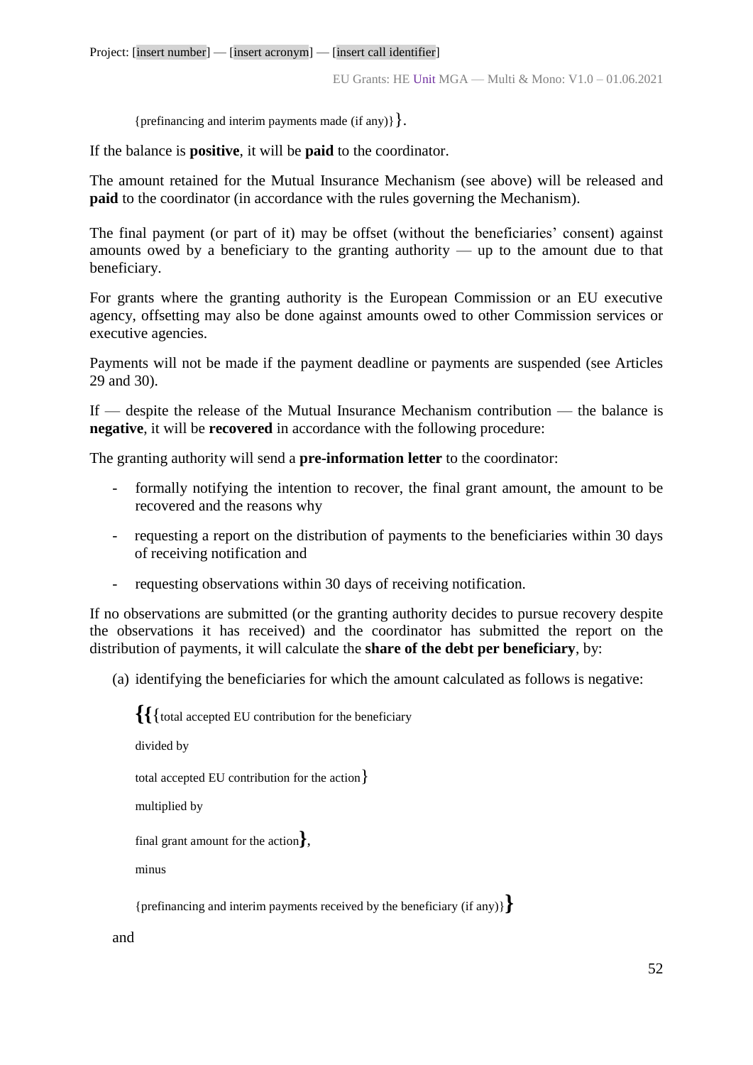{prefinancing and interim payments made (if any)}}.

If the balance is **positive**, it will be **paid** to the coordinator.

The amount retained for the Mutual Insurance Mechanism (see above) will be released and **paid** to the coordinator (in accordance with the rules governing the Mechanism).

The final payment (or part of it) may be offset (without the beneficiaries' consent) against amounts owed by a beneficiary to the granting authority — up to the amount due to that beneficiary.

For grants where the granting authority is the European Commission or an EU executive agency, offsetting may also be done against amounts owed to other Commission services or executive agencies.

Payments will not be made if the payment deadline or payments are suspended (see Articles 29 and 30).

If — despite the release of the Mutual Insurance Mechanism contribution — the balance is **negative**, it will be **recovered** in accordance with the following procedure:

The granting authority will send a **pre-information letter** to the coordinator:

- formally notifying the intention to recover, the final grant amount, the amount to be recovered and the reasons why
- requesting a report on the distribution of payments to the beneficiaries within 30 days of receiving notification and
- requesting observations within 30 days of receiving notification.

If no observations are submitted (or the granting authority decides to pursue recovery despite the observations it has received) and the coordinator has submitted the report on the distribution of payments, it will calculate the **share of the debt per beneficiary**, by:

(a) identifying the beneficiaries for which the amount calculated as follows is negative:

**{{**{total accepted EU contribution for the beneficiary

divided by

total accepted EU contribution for the action}

multiplied by

final grant amount for the action**}**,

minus

{prefinancing and interim payments received by the beneficiary (if any)}**}**

and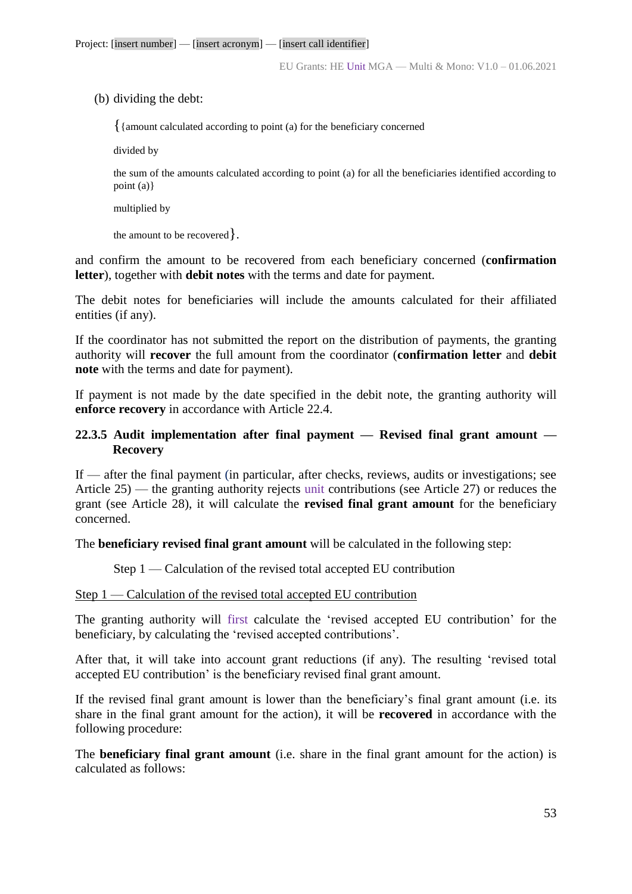(b) dividing the debt:

{{amount calculated according to point (a) for the beneficiary concerned

divided by

the sum of the amounts calculated according to point (a) for all the beneficiaries identified according to point (a)}

multiplied by

the amount to be recovered}.

and confirm the amount to be recovered from each beneficiary concerned (**confirmation letter**), together with **debit notes** with the terms and date for payment.

The debit notes for beneficiaries will include the amounts calculated for their affiliated entities (if any).

If the coordinator has not submitted the report on the distribution of payments, the granting authority will **recover** the full amount from the coordinator (**confirmation letter** and **debit note** with the terms and date for payment).

If payment is not made by the date specified in the debit note, the granting authority will **enforce recovery** in accordance with Article 22.4.

### 22.3.5 Audit implementation after final payment — Revised final grant amount — Recovery

If — after the final payment (in particular, after checks, reviews, audits or investigations; see Article 25) — the granting authority rejects unit contributions (see Article 27) or reduces the grant (see Article 28), it will calculate the **revised final grant amount** for the beneficiary concerned.

The **beneficiary revised final grant amount** will be calculated in the following step:

Step 1 — Calculation of the revised total accepted EU contribution

<u>Step 1 — Calculation of the revised total accepted EU contribution</u>

The granting authority will first calculate the 'revised accepted EU contribution' for the beneficiary, by calculating the 'revised accepted contributions'.

After that, it will take into account grant reductions (if any). The resulting 'revised total accepted EU contribution' is the beneficiary revised final grant amount.

If the revised final grant amount is lower than the beneficiary's final grant amount (i.e. its share in the final grant amount for the action), it will be **recovered** in accordance with the following procedure:

The **beneficiary final grant amount** (i.e. share in the final grant amount for the action) is calculated as follows: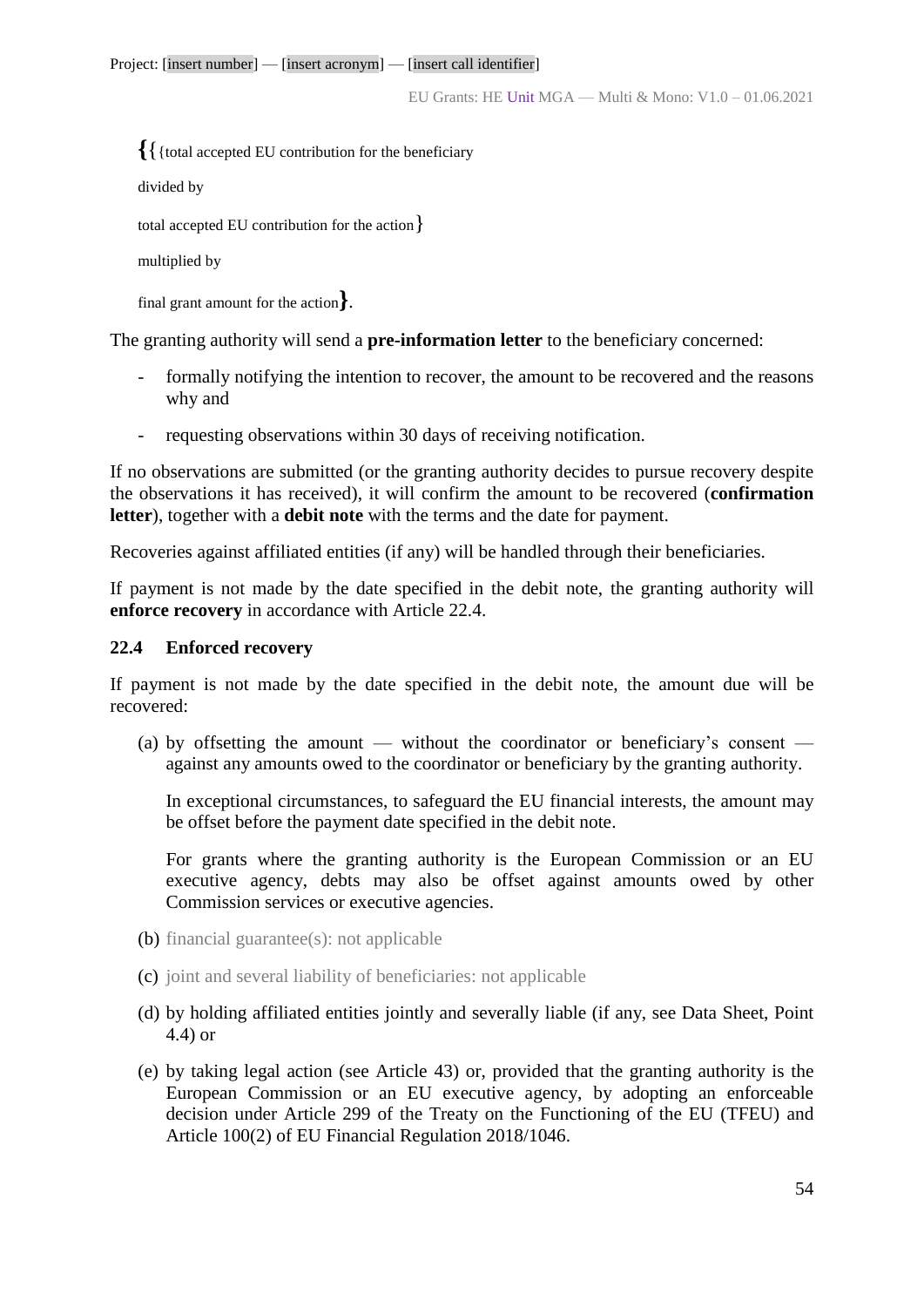{{total accepted EU contribution for the beneficiary

divided by

total accepted EU contribution for the action}

multiplied by

final grant amount for the action}.

The granting authority will send a **pre-information letter** to the beneficiary concerned:

- formally notifying the intention to recover, the amount to be recovered and the reasons why and
- requesting observations within 30 days of receiving notification.

If no observations are submitted (or the granting authority decides to pursue recovery despite the observations it has received), it will confirm the amount to be recovered (**confirmation letter**), together with a **debit note** with the terms and the date for payment.

Recoveries against affiliated entities (if any) will be handled through their beneficiaries.

If payment is not made by the date specified in the debit note, the granting authority will **enforce recovery** in accordance with Article 22.4.

### 22.4 Enforced recovery

If payment is not made by the date specified in the debit note, the amount due will be recovered:

(a) by offsetting the amount — without the coordinator or beneficiary's consent — against any amounts owed to the coordinator or beneficiary by the granting authority.

In exceptional circumstances, to safeguard the EU financial interests, the amount may be offset before the payment date specified in the debit note.

For grants where the granting authority is the European Commission or an EU executive agency, debts may also be offset against amounts owed by other Commission services or executive agencies.

(b) financial guarantee(s): not applicable

(c) joint and several liability of beneficiaries: not applicable

(d) by holding affiliated entities jointly and severally liable (if any, see Data Sheet, Point 4.4) or

(e) by taking legal action (see Article 43) or, provided that the granting authority is the European Commission or an EU executive agency, by adopting an enforceable decision under Article 299 of the Treaty on the Functioning of the EU (TFEU) and Article 100(2) of EU Financial Regulation 2018/1046.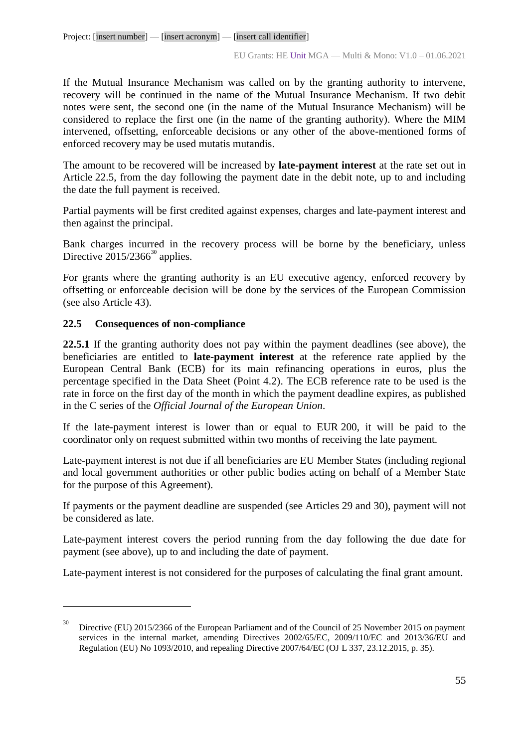If the Mutual Insurance Mechanism was called on by the granting authority to intervene, recovery will be continued in the name of the Mutual Insurance Mechanism. If two debit notes were sent, the second one (in the name of the Mutual Insurance Mechanism) will be considered to replace the first one (in the name of the granting authority). Where the MIM intervened, offsetting, enforceable decisions or any other of the above-mentioned forms of enforced recovery may be used mutatis mutandis.

The amount to be recovered will be increased by **late-payment interest** at the rate set out in Article 22.5, from the day following the payment date in the debit note, up to and including the date the full payment is received.

Partial payments will be first credited against expenses, charges and late-payment interest and then against the principal.

Bank charges incurred in the recovery process will be borne by the beneficiary, unless Directive 2015/2366[30] applies.

For grants where the granting authority is an EU executive agency, enforced recovery by offsetting or enforceable decision will be done by the services of the European Commission (see also Article 43).

### 22.5 Consequences of non-compliance

**22.5.1** If the granting authority does not pay within the payment deadlines (see above), the beneficiaries are entitled to **late-payment interest** at the reference rate applied by the European Central Bank (ECB) for its main refinancing operations in euros, plus the percentage specified in the Data Sheet (Point 4.2). The ECB reference rate to be used is the rate in force on the first day of the month in which the payment deadline expires, as published in the C series of the *Official Journal of the European Union*.

If the late-payment interest is lower than or equal to EUR 200, it will be paid to the coordinator only on request submitted within two months of receiving the late payment.

Late-payment interest is not due if all beneficiaries are EU Member States (including regional and local government authorities or other public bodies acting on behalf of a Member State for the purpose of this Agreement).

If payments or the payment deadline are suspended (see Articles 29 and 30), payment will not be considered as late.

Late-payment interest covers the period running from the day following the due date for payment (see above), up to and including the date of payment.

Late-payment interest is not considered for the purposes of calculating the final grant amount.

---

[30] Directive (EU) 2015/2366 of the European Parliament and of the Council of 25 November 2015 on payment services in the internal market, amending Directives 2002/65/EC, 2009/110/EC and 2013/36/EU and Regulation (EU) No 1093/2010, and repealing Directive 2007/64/EC (OJ L 337, 23.12.2015, p. 35).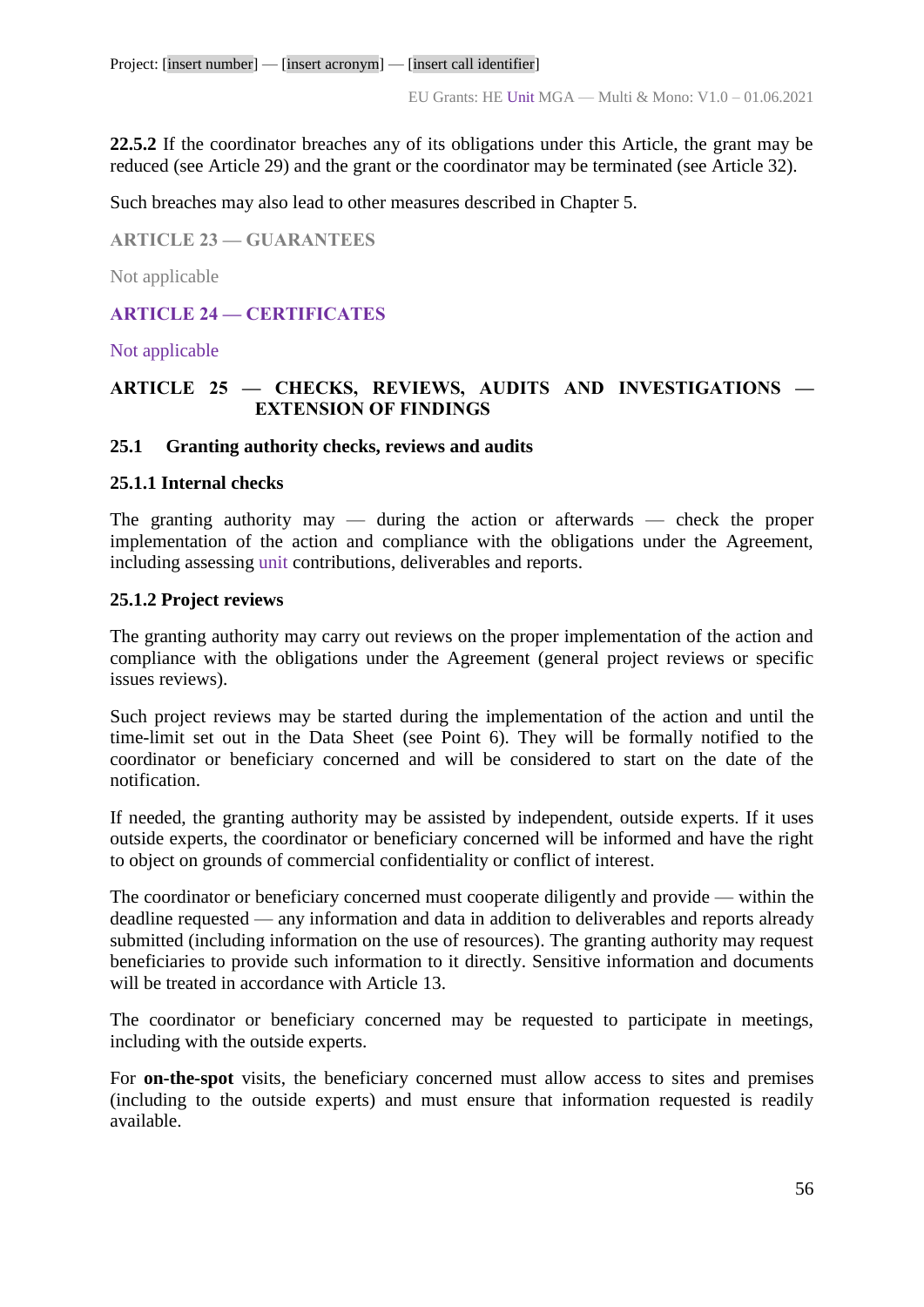**22.5.2** If the coordinator breaches any of its obligations under this Article, the grant may be reduced (see Article 29) and the grant or the coordinator may be terminated (see Article 32).

Such breaches may also lead to other measures described in Chapter 5.

## ARTICLE 23 — GUARANTEES

Not applicable

## ARTICLE 24 — CERTIFICATES

Not applicable

## ARTICLE 25 — CHECKS, REVIEWS, AUDITS AND INVESTIGATIONS — EXTENSION OF FINDINGS

### 25.1 Granting authority checks, reviews and audits

#### 25.1.1 Internal checks

The granting authority may — during the action or afterwards — check the proper implementation of the action and compliance with the obligations under the Agreement, including assessing unit contributions, deliverables and reports.

#### 25.1.2 Project reviews

The granting authority may carry out reviews on the proper implementation of the action and compliance with the obligations under the Agreement (general project reviews or specific issues reviews).

Such project reviews may be started during the implementation of the action and until the time-limit set out in the Data Sheet (see Point 6). They will be formally notified to the coordinator or beneficiary concerned and will be considered to start on the date of the notification.

If needed, the granting authority may be assisted by independent, outside experts. If it uses outside experts, the coordinator or beneficiary concerned will be informed and have the right to object on grounds of commercial confidentiality or conflict of interest.

The coordinator or beneficiary concerned must cooperate diligently and provide — within the deadline requested — any information and data in addition to deliverables and reports already submitted (including information on the use of resources). The granting authority may request beneficiaries to provide such information to it directly. Sensitive information and documents will be treated in accordance with Article 13.

The coordinator or beneficiary concerned may be requested to participate in meetings, including with the outside experts.

For **on-the-spot** visits, the beneficiary concerned must allow access to sites and premises (including to the outside experts) and must ensure that information requested is readily available.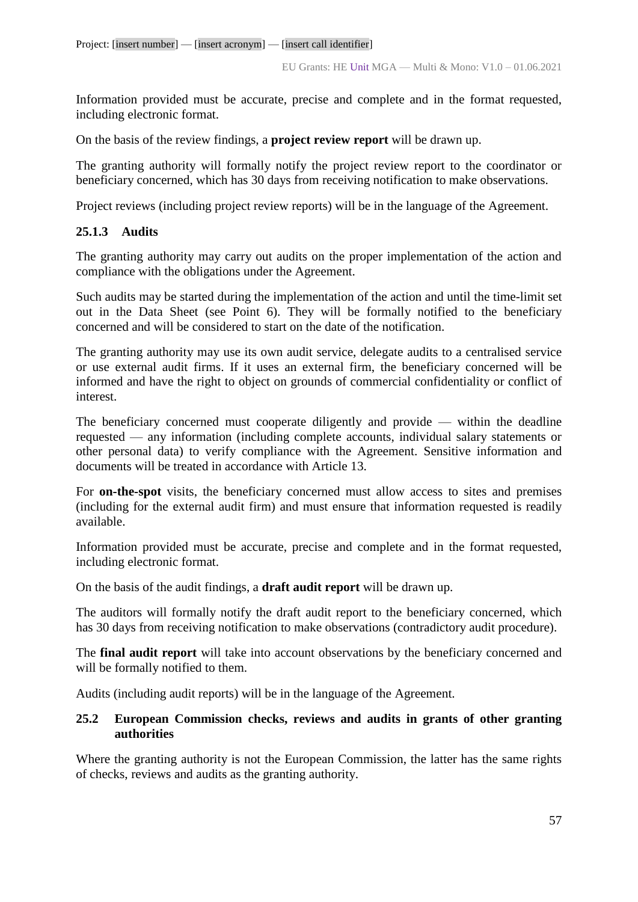Information provided must be accurate, precise and complete and in the format requested, including electronic format.

On the basis of the review findings, a **project review report** will be drawn up.

The granting authority will formally notify the project review report to the coordinator or beneficiary concerned, which has 30 days from receiving notification to make observations.

Project reviews (including project review reports) will be in the language of the Agreement.

### 25.1.3 Audits

The granting authority may carry out audits on the proper implementation of the action and compliance with the obligations under the Agreement.

Such audits may be started during the implementation of the action and until the time-limit set out in the Data Sheet (see Point 6). They will be formally notified to the beneficiary concerned and will be considered to start on the date of the notification.

The granting authority may use its own audit service, delegate audits to a centralised service or use external audit firms. If it uses an external firm, the beneficiary concerned will be informed and have the right to object on grounds of commercial confidentiality or conflict of interest.

The beneficiary concerned must cooperate diligently and provide — within the deadline requested — any information (including complete accounts, individual salary statements or other personal data) to verify compliance with the Agreement. Sensitive information and documents will be treated in accordance with Article 13.

For **on-the-spot** visits, the beneficiary concerned must allow access to sites and premises (including for the external audit firm) and must ensure that information requested is readily available.

Information provided must be accurate, precise and complete and in the format requested, including electronic format.

On the basis of the audit findings, a **draft audit report** will be drawn up.

The auditors will formally notify the draft audit report to the beneficiary concerned, which has 30 days from receiving notification to make observations (contradictory audit procedure).

The **final audit report** will take into account observations by the beneficiary concerned and will be formally notified to them.

Audits (including audit reports) will be in the language of the Agreement.

## 25.2 European Commission checks, reviews and audits in grants of other granting authorities

Where the granting authority is not the European Commission, the latter has the same rights of checks, reviews and audits as the granting authority.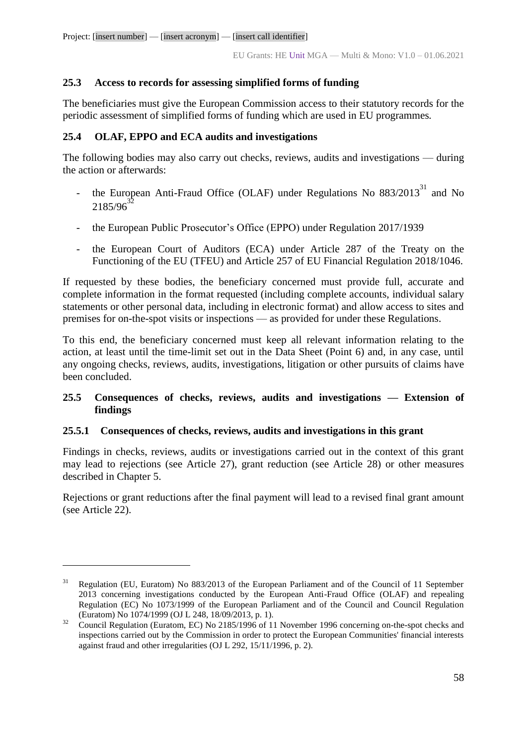### 25.3 Access to records for assessing simplified forms of funding

The beneficiaries must give the European Commission access to their statutory records for the periodic assessment of simplified forms of funding which are used in EU programmes.

### 25.4 OLAF, EPPO and ECA audits and investigations

The following bodies may also carry out checks, reviews, audits and investigations — during the action or afterwards:

- the European Anti-Fraud Office (OLAF) under Regulations No 883/2013[31] and No 2185/96[32]
- the European Public Prosecutor's Office (EPPO) under Regulation 2017/1939
- the European Court of Auditors (ECA) under Article 287 of the Treaty on the Functioning of the EU (TFEU) and Article 257 of EU Financial Regulation 2018/1046.

If requested by these bodies, the beneficiary concerned must provide full, accurate and complete information in the format requested (including complete accounts, individual salary statements or other personal data, including in electronic format) and allow access to sites and premises for on-the-spot visits or inspections — as provided for under these Regulations.

To this end, the beneficiary concerned must keep all relevant information relating to the action, at least until the time-limit set out in the Data Sheet (Point 6) and, in any case, until any ongoing checks, reviews, audits, investigations, litigation or other pursuits of claims have been concluded.

### 25.5 Consequences of checks, reviews, audits and investigations — Extension of findings

#### 25.5.1 Consequences of checks, reviews, audits and investigations in this grant

Findings in checks, reviews, audits or investigations carried out in the context of this grant may lead to rejections (see Article 27), grant reduction (see Article 28) or other measures described in Chapter 5.

Rejections or grant reductions after the final payment will lead to a revised final grant amount (see Article 22).

---

[31] Regulation (EU, Euratom) No 883/2013 of the European Parliament and of the Council of 11 September 2013 concerning investigations conducted by the European Anti-Fraud Office (OLAF) and repealing Regulation (EC) No 1073/1999 of the European Parliament and of the Council and Council Regulation (Euratom) No 1074/1999 (OJ L 248, 18/09/2013, p. 1).

[32] Council Regulation (Euratom, EC) No 2185/1996 of 11 November 1996 concerning on-the-spot checks and inspections carried out by the Commission in order to protect the European Communities' financial interests against fraud and other irregularities (OJ L 292, 15/11/1996, p. 2).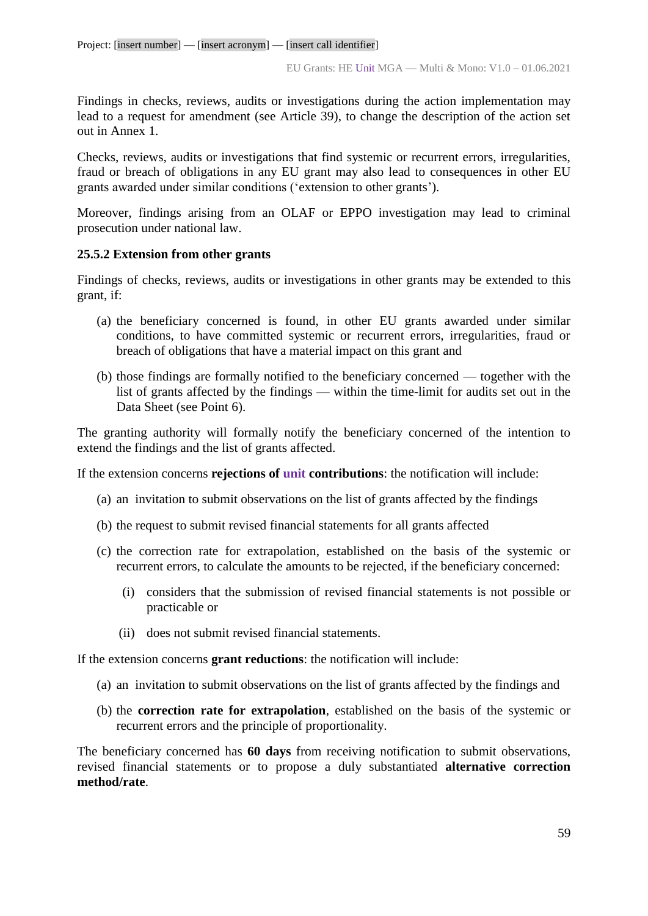Findings in checks, reviews, audits or investigations during the action implementation may lead to a request for amendment (see Article 39), to change the description of the action set out in Annex 1.

Checks, reviews, audits or investigations that find systemic or recurrent errors, irregularities, fraud or breach of obligations in any EU grant may also lead to consequences in other EU grants awarded under similar conditions ('extension to other grants').

Moreover, findings arising from an OLAF or EPPO investigation may lead to criminal prosecution under national law.

**25.5.2 Extension from other grants**

Findings of checks, reviews, audits or investigations in other grants may be extended to this grant, if:

(a) the beneficiary concerned is found, in other EU grants awarded under similar conditions, to have committed systemic or recurrent errors, irregularities, fraud or breach of obligations that have a material impact on this grant and

(b) those findings are formally notified to the beneficiary concerned — together with the list of grants affected by the findings — within the time-limit for audits set out in the Data Sheet (see Point 6).

The granting authority will formally notify the beneficiary concerned of the intention to extend the findings and the list of grants affected.

If the extension concerns **rejections of unit contributions**: the notification will include:

(a) an invitation to submit observations on the list of grants affected by the findings

(b) the request to submit revised financial statements for all grants affected

(c) the correction rate for extrapolation, established on the basis of the systemic or recurrent errors, to calculate the amounts to be rejected, if the beneficiary concerned:

  (i) considers that the submission of revised financial statements is not possible or practicable or

  (ii) does not submit revised financial statements.

If the extension concerns **grant reductions**: the notification will include:

(a) an invitation to submit observations on the list of grants affected by the findings and

(b) the **correction rate for extrapolation**, established on the basis of the systemic or recurrent errors and the principle of proportionality.

The beneficiary concerned has **60 days** from receiving notification to submit observations, revised financial statements or to propose a duly substantiated **alternative correction method/rate**.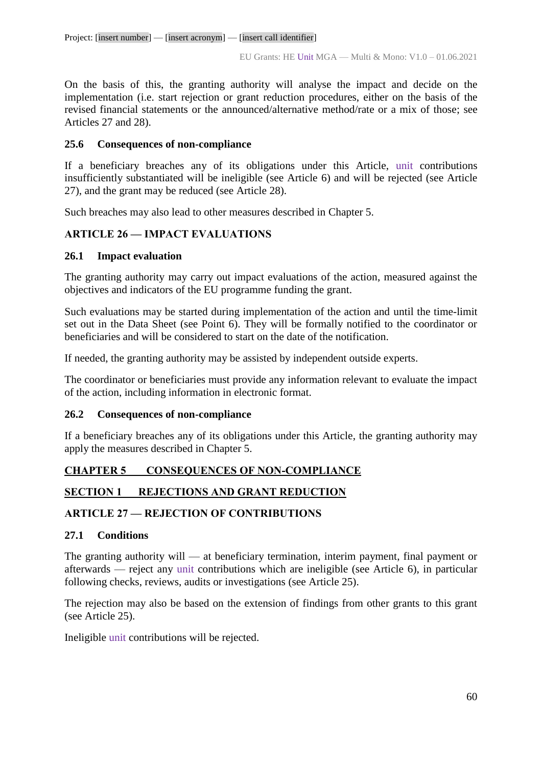On the basis of this, the granting authority will analyse the impact and decide on the implementation (i.e. start rejection or grant reduction procedures, either on the basis of the revised financial statements or the announced/alternative method/rate or a mix of those; see Articles 27 and 28).

### 25.6 Consequences of non-compliance

If a beneficiary breaches any of its obligations under this Article, unit contributions insufficiently substantiated will be ineligible (see Article 6) and will be rejected (see Article 27), and the grant may be reduced (see Article 28).

Such breaches may also lead to other measures described in Chapter 5.

## ARTICLE 26 — IMPACT EVALUATIONS

### 26.1 Impact evaluation

The granting authority may carry out impact evaluations of the action, measured against the objectives and indicators of the EU programme funding the grant.

Such evaluations may be started during implementation of the action and until the time-limit set out in the Data Sheet (see Point 6). They will be formally notified to the coordinator or beneficiaries and will be considered to start on the date of the notification.

If needed, the granting authority may be assisted by independent outside experts.

The coordinator or beneficiaries must provide any information relevant to evaluate the impact of the action, including information in electronic format.

### 26.2 Consequences of non-compliance

If a beneficiary breaches any of its obligations under this Article, the granting authority may apply the measures described in Chapter 5.

# CHAPTER 5 CONSEQUENCES OF NON-COMPLIANCE

## SECTION 1 REJECTIONS AND GRANT REDUCTION

## ARTICLE 27 — REJECTION OF CONTRIBUTIONS

### 27.1 Conditions

The granting authority will — at beneficiary termination, interim payment, final payment or afterwards — reject any unit contributions which are ineligible (see Article 6), in particular following checks, reviews, audits or investigations (see Article 25).

The rejection may also be based on the extension of findings from other grants to this grant (see Article 25).

Ineligible unit contributions will be rejected.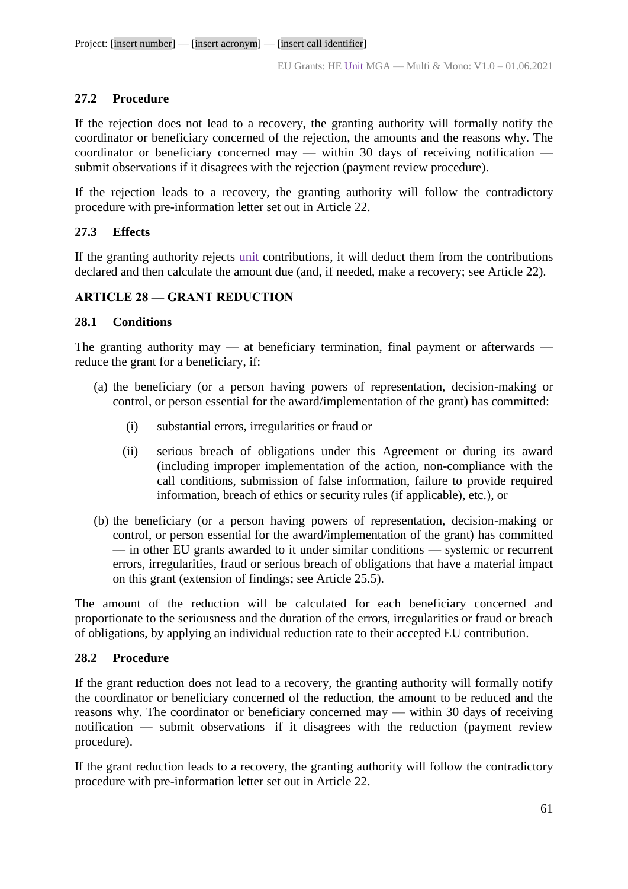### 27.2 Procedure

If the rejection does not lead to a recovery, the granting authority will formally notify the coordinator or beneficiary concerned of the rejection, the amounts and the reasons why. The coordinator or beneficiary concerned may — within 30 days of receiving notification — submit observations if it disagrees with the rejection (payment review procedure).

If the rejection leads to a recovery, the granting authority will follow the contradictory procedure with pre-information letter set out in Article 22.

### 27.3 Effects

If the granting authority rejects unit contributions, it will deduct them from the contributions declared and then calculate the amount due (and, if needed, make a recovery; see Article 22).

## ARTICLE 28 — GRANT REDUCTION

### 28.1 Conditions

The granting authority may — at beneficiary termination, final payment or afterwards — reduce the grant for a beneficiary, if:

(a) the beneficiary (or a person having powers of representation, decision-making or control, or person essential for the award/implementation of the grant) has committed:

  (i) substantial errors, irregularities or fraud or

  (ii) serious breach of obligations under this Agreement or during its award (including improper implementation of the action, non-compliance with the call conditions, submission of false information, failure to provide required information, breach of ethics or security rules (if applicable), etc.), or

(b) the beneficiary (or a person having powers of representation, decision-making or control, or person essential for the award/implementation of the grant) has committed — in other EU grants awarded to it under similar conditions — systemic or recurrent errors, irregularities, fraud or serious breach of obligations that have a material impact on this grant (extension of findings; see Article 25.5).

The amount of the reduction will be calculated for each beneficiary concerned and proportionate to the seriousness and the duration of the errors, irregularities or fraud or breach of obligations, by applying an individual reduction rate to their accepted EU contribution.

### 28.2 Procedure

If the grant reduction does not lead to a recovery, the granting authority will formally notify the coordinator or beneficiary concerned of the reduction, the amount to be reduced and the reasons why. The coordinator or beneficiary concerned may — within 30 days of receiving notification — submit observations if it disagrees with the reduction (payment review procedure).

If the grant reduction leads to a recovery, the granting authority will follow the contradictory procedure with pre-information letter set out in Article 22.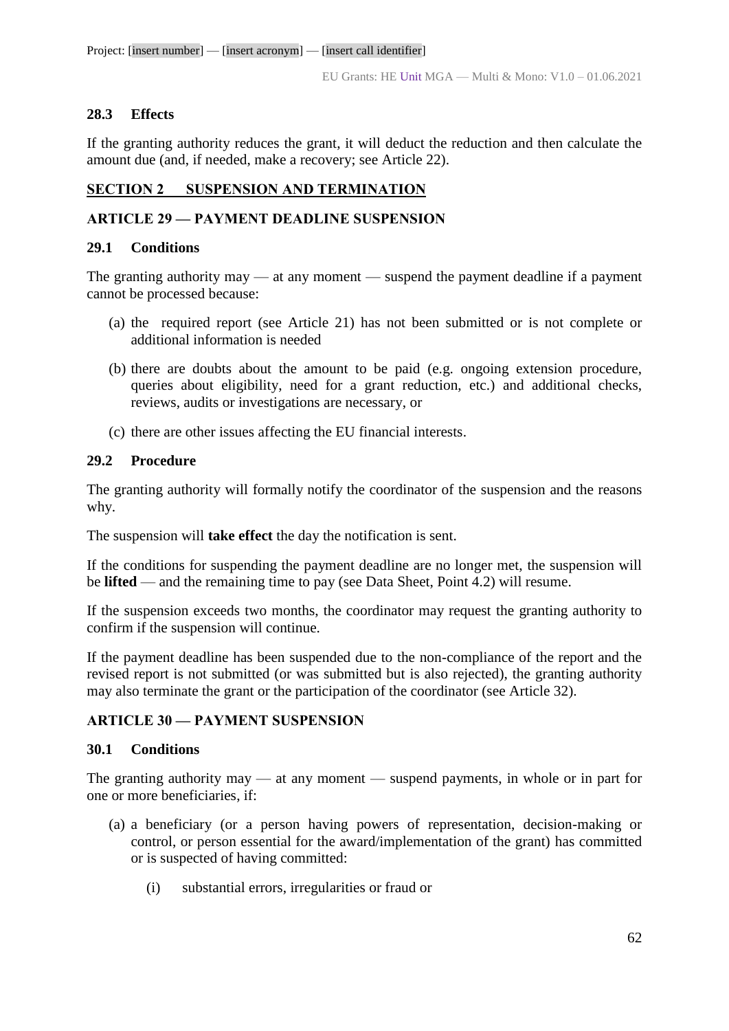### 28.3 Effects

If the granting authority reduces the grant, it will deduct the reduction and then calculate the amount due (and, if needed, make a recovery; see Article 22).

## SECTION 2 SUSPENSION AND TERMINATION

## ARTICLE 29 — PAYMENT DEADLINE SUSPENSION

### 29.1 Conditions

The granting authority may — at any moment — suspend the payment deadline if a payment cannot be processed because:

(a) the required report (see Article 21) has not been submitted or is not complete or additional information is needed

(b) there are doubts about the amount to be paid (e.g. ongoing extension procedure, queries about eligibility, need for a grant reduction, etc.) and additional checks, reviews, audits or investigations are necessary, or

(c) there are other issues affecting the EU financial interests.

### 29.2 Procedure

The granting authority will formally notify the coordinator of the suspension and the reasons why.

The suspension will **take effect** the day the notification is sent.

If the conditions for suspending the payment deadline are no longer met, the suspension will be **lifted** — and the remaining time to pay (see Data Sheet, Point 4.2) will resume.

If the suspension exceeds two months, the coordinator may request the granting authority to confirm if the suspension will continue.

If the payment deadline has been suspended due to the non-compliance of the report and the revised report is not submitted (or was submitted but is also rejected), the granting authority may also terminate the grant or the participation of the coordinator (see Article 32).

## ARTICLE 30 — PAYMENT SUSPENSION

### 30.1 Conditions

The granting authority may — at any moment — suspend payments, in whole or in part for one or more beneficiaries, if:

(a) a beneficiary (or a person having powers of representation, decision-making or control, or person essential for the award/implementation of the grant) has committed or is suspected of having committed:

   (i) substantial errors, irregularities or fraud or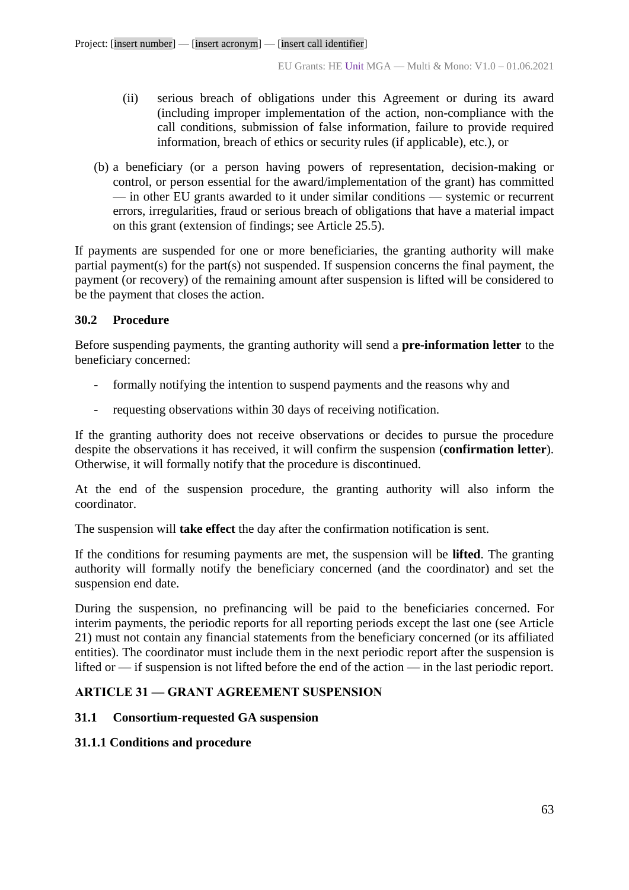(ii) serious breach of obligations under this Agreement or during its award (including improper implementation of the action, non-compliance with the call conditions, submission of false information, failure to provide required information, breach of ethics or security rules (if applicable), etc.), or

(b) a beneficiary (or a person having powers of representation, decision-making or control, or person essential for the award/implementation of the grant) has committed — in other EU grants awarded to it under similar conditions — systemic or recurrent errors, irregularities, fraud or serious breach of obligations that have a material impact on this grant (extension of findings; see Article 25.5).

If payments are suspended for one or more beneficiaries, the granting authority will make partial payment(s) for the part(s) not suspended. If suspension concerns the final payment, the payment (or recovery) of the remaining amount after suspension is lifted will be considered to be the payment that closes the action.

### 30.2 Procedure

Before suspending payments, the granting authority will send a **pre-information letter** to the beneficiary concerned:

- formally notifying the intention to suspend payments and the reasons why and
- requesting observations within 30 days of receiving notification.

If the granting authority does not receive observations or decides to pursue the procedure despite the observations it has received, it will confirm the suspension (**confirmation letter**). Otherwise, it will formally notify that the procedure is discontinued.

At the end of the suspension procedure, the granting authority will also inform the coordinator.

The suspension will **take effect** the day after the confirmation notification is sent.

If the conditions for resuming payments are met, the suspension will be **lifted**. The granting authority will formally notify the beneficiary concerned (and the coordinator) and set the suspension end date.

During the suspension, no prefinancing will be paid to the beneficiaries concerned. For interim payments, the periodic reports for all reporting periods except the last one (see Article 21) must not contain any financial statements from the beneficiary concerned (or its affiliated entities). The coordinator must include them in the next periodic report after the suspension is lifted or — if suspension is not lifted before the end of the action — in the last periodic report.

## ARTICLE 31 — GRANT AGREEMENT SUSPENSION

### 31.1 Consortium-requested GA suspension

#### 31.1.1 Conditions and procedure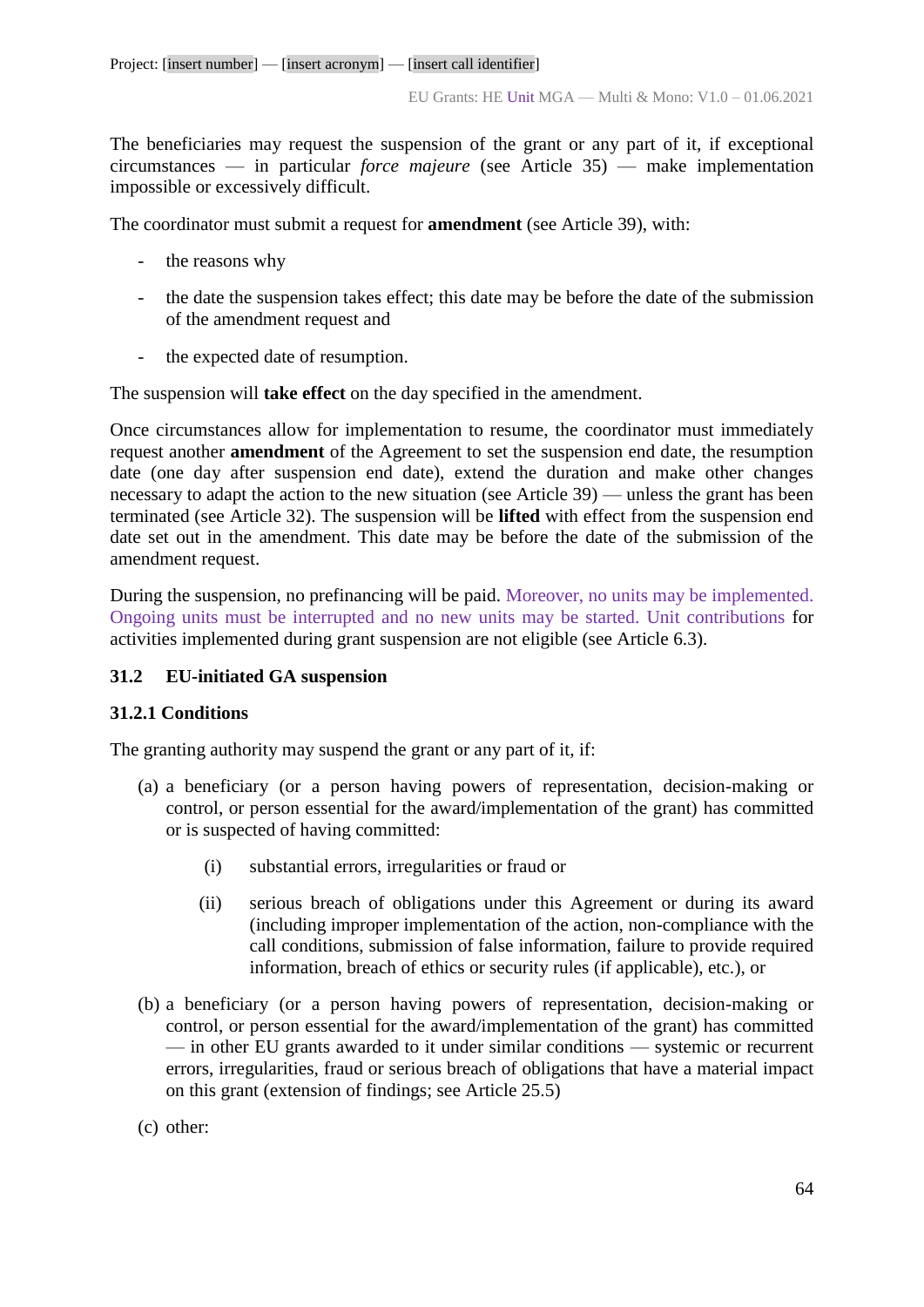The beneficiaries may request the suspension of the grant or any part of it, if exceptional circumstances — in particular *force majeure* (see Article 35) — make implementation impossible or excessively difficult.

The coordinator must submit a request for **amendment** (see Article 39), with:

- the reasons why
- the date the suspension takes effect; this date may be before the date of the submission of the amendment request and
- the expected date of resumption.

The suspension will **take effect** on the day specified in the amendment.

Once circumstances allow for implementation to resume, the coordinator must immediately request another **amendment** of the Agreement to set the suspension end date, the resumption date (one day after suspension end date), extend the duration and make other changes necessary to adapt the action to the new situation (see Article 39) — unless the grant has been terminated (see Article 32). The suspension will be **lifted** with effect from the suspension end date set out in the amendment. This date may be before the date of the submission of the amendment request.

During the suspension, no prefinancing will be paid. Moreover, no units may be implemented. Ongoing units must be interrupted and no new units may be started. Unit contributions for activities implemented during grant suspension are not eligible (see Article 6.3).

### 31.2 EU-initiated GA suspension

#### 31.2.1 Conditions

The granting authority may suspend the grant or any part of it, if:

(a) a beneficiary (or a person having powers of representation, decision-making or control, or person essential for the award/implementation of the grant) has committed or is suspected of having committed:

  (i) substantial errors, irregularities or fraud or

  (ii) serious breach of obligations under this Agreement or during its award (including improper implementation of the action, non-compliance with the call conditions, submission of false information, failure to provide required information, breach of ethics or security rules (if applicable), etc.), or

(b) a beneficiary (or a person having powers of representation, decision-making or control, or person essential for the award/implementation of the grant) has committed — in other EU grants awarded to it under similar conditions — systemic or recurrent errors, irregularities, fraud or serious breach of obligations that have a material impact on this grant (extension of findings; see Article 25.5)

(c) other: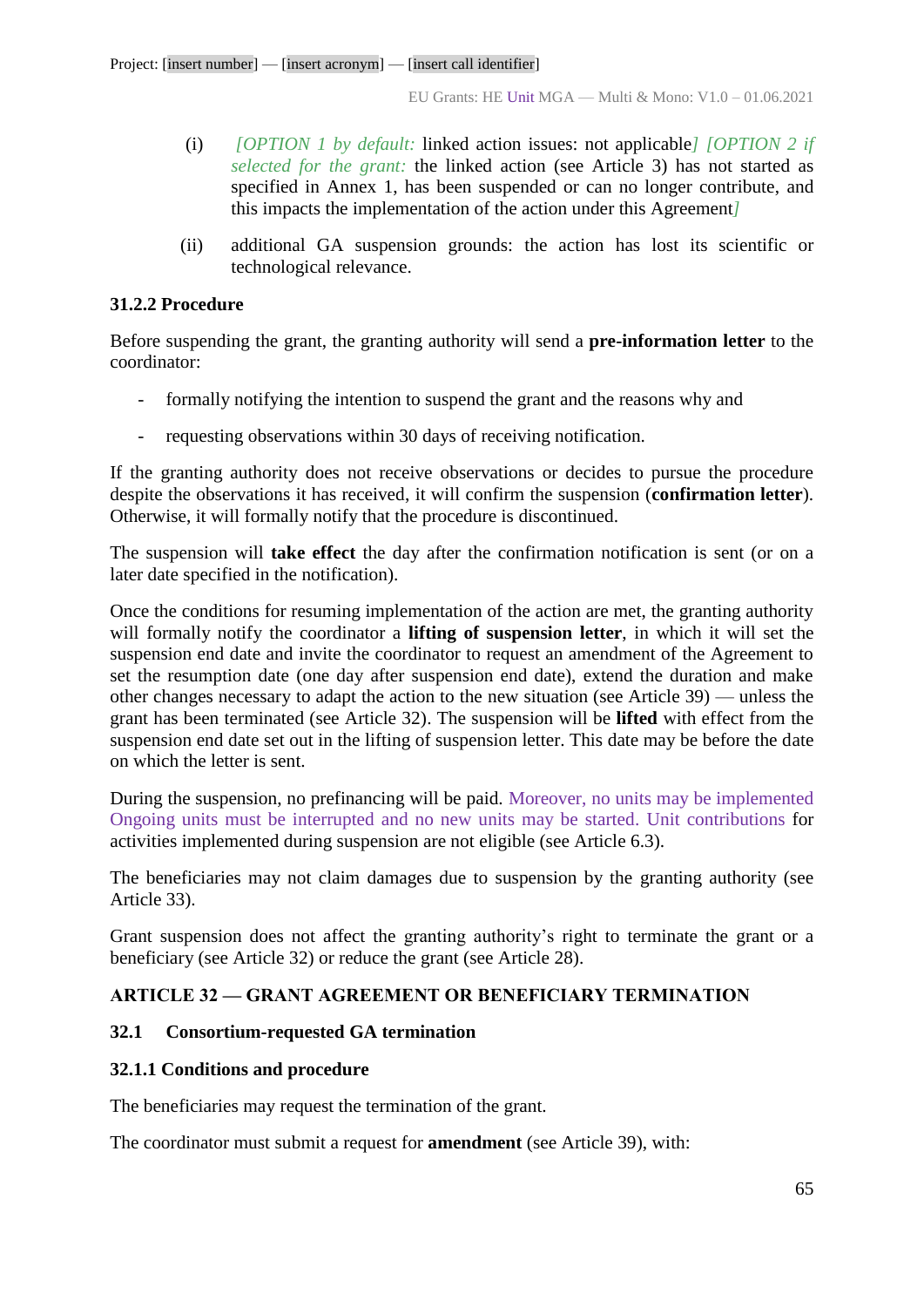(i) *[OPTION 1 by default:* linked action issues: not applicable*] [OPTION 2 if selected for the grant:* the linked action (see Article 3) has not started as specified in Annex 1, has been suspended or can no longer contribute, and this impacts the implementation of the action under this Agreement*]*

(ii) additional GA suspension grounds: the action has lost its scientific or technological relevance.

### 31.2.2 Procedure

Before suspending the grant, the granting authority will send a **pre-information letter** to the coordinator:

- formally notifying the intention to suspend the grant and the reasons why and
- requesting observations within 30 days of receiving notification.

If the granting authority does not receive observations or decides to pursue the procedure despite the observations it has received, it will confirm the suspension (**confirmation letter**). Otherwise, it will formally notify that the procedure is discontinued.

The suspension will **take effect** the day after the confirmation notification is sent (or on a later date specified in the notification).

Once the conditions for resuming implementation of the action are met, the granting authority will formally notify the coordinator a **lifting of suspension letter**, in which it will set the suspension end date and invite the coordinator to request an amendment of the Agreement to set the resumption date (one day after suspension end date), extend the duration and make other changes necessary to adapt the action to the new situation (see Article 39) — unless the grant has been terminated (see Article 32). The suspension will be **lifted** with effect from the suspension end date set out in the lifting of suspension letter. This date may be before the date on which the letter is sent.

During the suspension, no prefinancing will be paid. Moreover, no units may be implemented Ongoing units must be interrupted and no new units may be started. Unit contributions for activities implemented during suspension are not eligible (see Article 6.3).

The beneficiaries may not claim damages due to suspension by the granting authority (see Article 33).

Grant suspension does not affect the granting authority's right to terminate the grant or a beneficiary (see Article 32) or reduce the grant (see Article 28).

## ARTICLE 32 — GRANT AGREEMENT OR BENEFICIARY TERMINATION

### 32.1 Consortium-requested GA termination

### 32.1.1 Conditions and procedure

The beneficiaries may request the termination of the grant.

The coordinator must submit a request for **amendment** (see Article 39), with: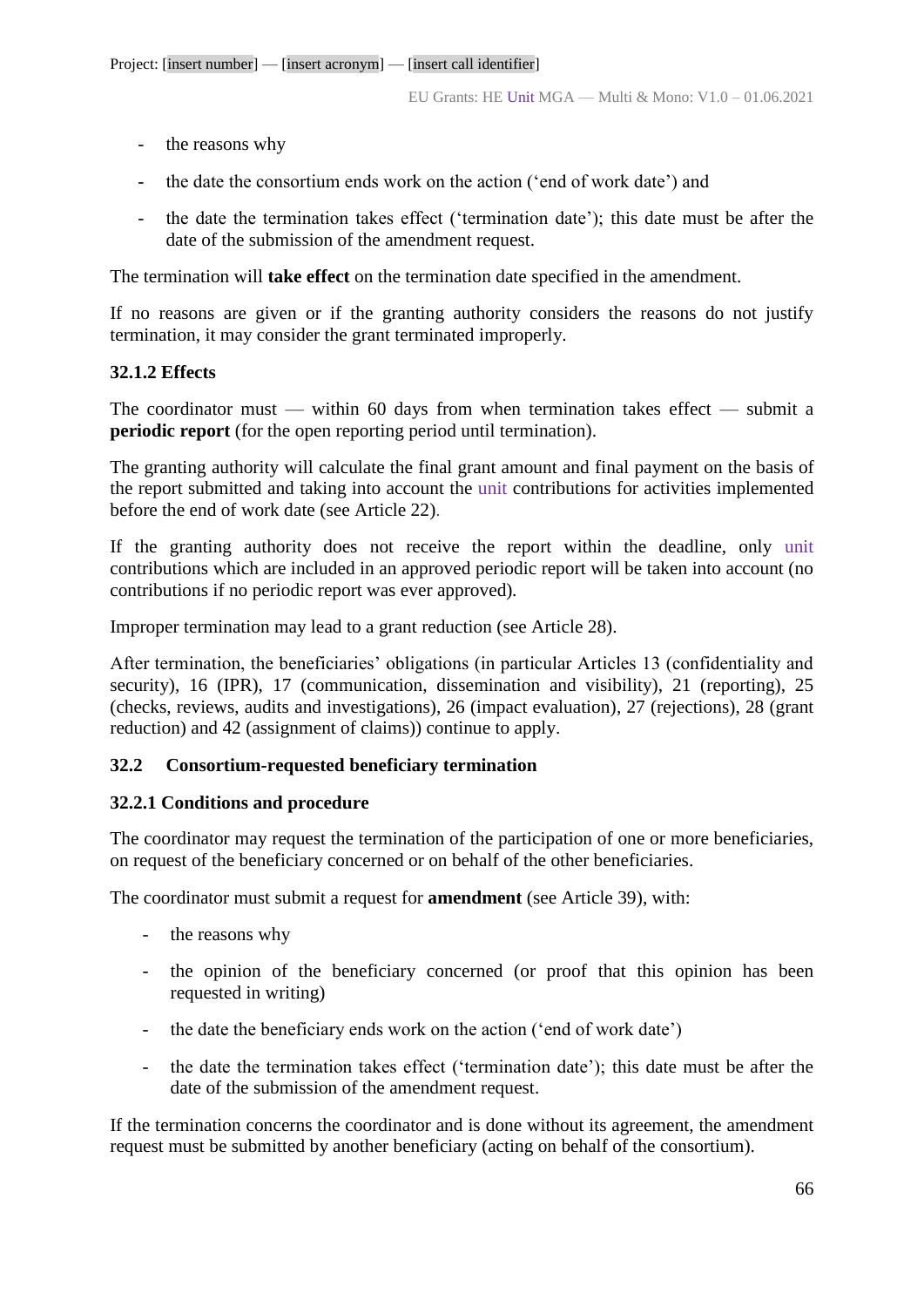- the reasons why
- the date the consortium ends work on the action ('end of work date') and
- the date the termination takes effect ('termination date'); this date must be after the date of the submission of the amendment request.

The termination will **take effect** on the termination date specified in the amendment.

If no reasons are given or if the granting authority considers the reasons do not justify termination, it may consider the grant terminated improperly.

#### 32.1.2 Effects

The coordinator must — within 60 days from when termination takes effect — submit a **periodic report** (for the open reporting period until termination).

The granting authority will calculate the final grant amount and final payment on the basis of the report submitted and taking into account the unit contributions for activities implemented before the end of work date (see Article 22).

If the granting authority does not receive the report within the deadline, only unit contributions which are included in an approved periodic report will be taken into account (no contributions if no periodic report was ever approved).

Improper termination may lead to a grant reduction (see Article 28).

After termination, the beneficiaries' obligations (in particular Articles 13 (confidentiality and security), 16 (IPR), 17 (communication, dissemination and visibility), 21 (reporting), 25 (checks, reviews, audits and investigations), 26 (impact evaluation), 27 (rejections), 28 (grant reduction) and 42 (assignment of claims)) continue to apply.

### 32.2 Consortium-requested beneficiary termination

#### 32.2.1 Conditions and procedure

The coordinator may request the termination of the participation of one or more beneficiaries, on request of the beneficiary concerned or on behalf of the other beneficiaries.

The coordinator must submit a request for **amendment** (see Article 39), with:

- the reasons why
- the opinion of the beneficiary concerned (or proof that this opinion has been requested in writing)
- the date the beneficiary ends work on the action ('end of work date')
- the date the termination takes effect ('termination date'); this date must be after the date of the submission of the amendment request.

If the termination concerns the coordinator and is done without its agreement, the amendment request must be submitted by another beneficiary (acting on behalf of the consortium).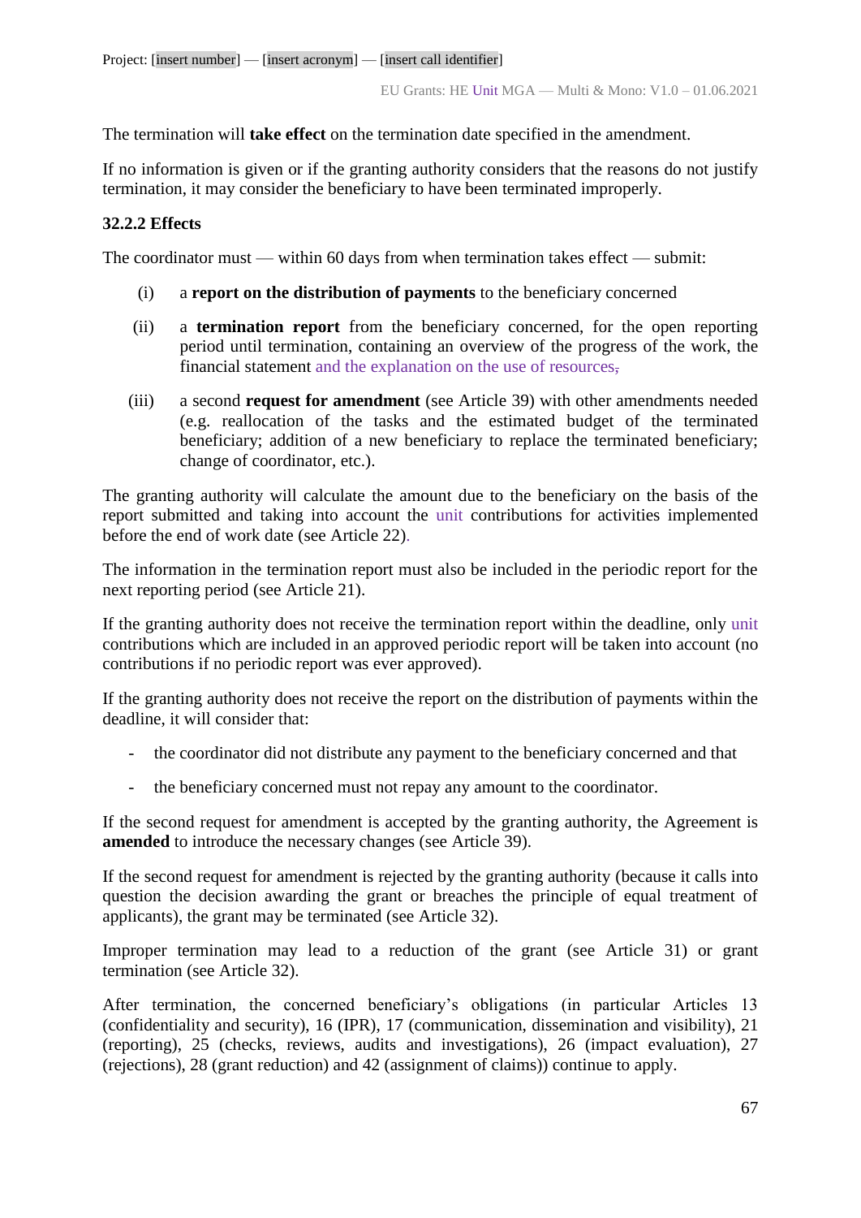The termination will **take effect** on the termination date specified in the amendment.

If no information is given or if the granting authority considers that the reasons do not justify termination, it may consider the beneficiary to have been terminated improperly.

### 32.2.2 Effects

The coordinator must — within 60 days from when termination takes effect — submit:

(i) a **report on the distribution of payments** to the beneficiary concerned

(ii) a **termination report** from the beneficiary concerned, for the open reporting period until termination, containing an overview of the progress of the work, the financial statement and the explanation on the use of resources,

(iii) a second **request for amendment** (see Article 39) with other amendments needed (e.g. reallocation of the tasks and the estimated budget of the terminated beneficiary; addition of a new beneficiary to replace the terminated beneficiary; change of coordinator, etc.).

The granting authority will calculate the amount due to the beneficiary on the basis of the report submitted and taking into account the unit contributions for activities implemented before the end of work date (see Article 22).

The information in the termination report must also be included in the periodic report for the next reporting period (see Article 21).

If the granting authority does not receive the termination report within the deadline, only unit contributions which are included in an approved periodic report will be taken into account (no contributions if no periodic report was ever approved).

If the granting authority does not receive the report on the distribution of payments within the deadline, it will consider that:

- the coordinator did not distribute any payment to the beneficiary concerned and that
- the beneficiary concerned must not repay any amount to the coordinator.

If the second request for amendment is accepted by the granting authority, the Agreement is **amended** to introduce the necessary changes (see Article 39).

If the second request for amendment is rejected by the granting authority (because it calls into question the decision awarding the grant or breaches the principle of equal treatment of applicants), the grant may be terminated (see Article 32).

Improper termination may lead to a reduction of the grant (see Article 31) or grant termination (see Article 32).

After termination, the concerned beneficiary's obligations (in particular Articles 13 (confidentiality and security), 16 (IPR), 17 (communication, dissemination and visibility), 21 (reporting), 25 (checks, reviews, audits and investigations), 26 (impact evaluation), 27 (rejections), 28 (grant reduction) and 42 (assignment of claims)) continue to apply.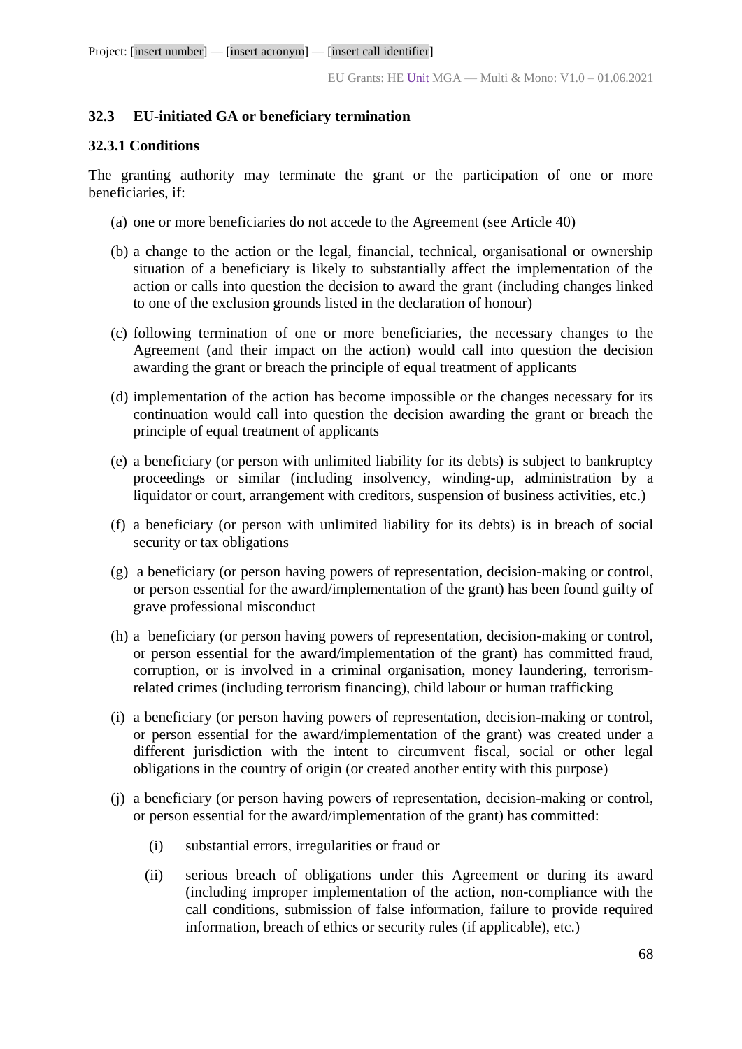### 32.3 EU-initiated GA or beneficiary termination

#### 32.3.1 Conditions

The granting authority may terminate the grant or the participation of one or more beneficiaries, if:

(a) one or more beneficiaries do not accede to the Agreement (see Article 40)

(b) a change to the action or the legal, financial, technical, organisational or ownership situation of a beneficiary is likely to substantially affect the implementation of the action or calls into question the decision to award the grant (including changes linked to one of the exclusion grounds listed in the declaration of honour)

(c) following termination of one or more beneficiaries, the necessary changes to the Agreement (and their impact on the action) would call into question the decision awarding the grant or breach the principle of equal treatment of applicants

(d) implementation of the action has become impossible or the changes necessary for its continuation would call into question the decision awarding the grant or breach the principle of equal treatment of applicants

(e) a beneficiary (or person with unlimited liability for its debts) is subject to bankruptcy proceedings or similar (including insolvency, winding-up, administration by a liquidator or court, arrangement with creditors, suspension of business activities, etc.)

(f) a beneficiary (or person with unlimited liability for its debts) is in breach of social security or tax obligations

(g) a beneficiary (or person having powers of representation, decision-making or control, or person essential for the award/implementation of the grant) has been found guilty of grave professional misconduct

(h) a beneficiary (or person having powers of representation, decision-making or control, or person essential for the award/implementation of the grant) has committed fraud, corruption, or is involved in a criminal organisation, money laundering, terrorism-related crimes (including terrorism financing), child labour or human trafficking

(i) a beneficiary (or person having powers of representation, decision-making or control, or person essential for the award/implementation of the grant) was created under a different jurisdiction with the intent to circumvent fiscal, social or other legal obligations in the country of origin (or created another entity with this purpose)

(j) a beneficiary (or person having powers of representation, decision-making or control, or person essential for the award/implementation of the grant) has committed:

   (i) substantial errors, irregularities or fraud or

   (ii) serious breach of obligations under this Agreement or during its award (including improper implementation of the action, non-compliance with the call conditions, submission of false information, failure to provide required information, breach of ethics or security rules (if applicable), etc.)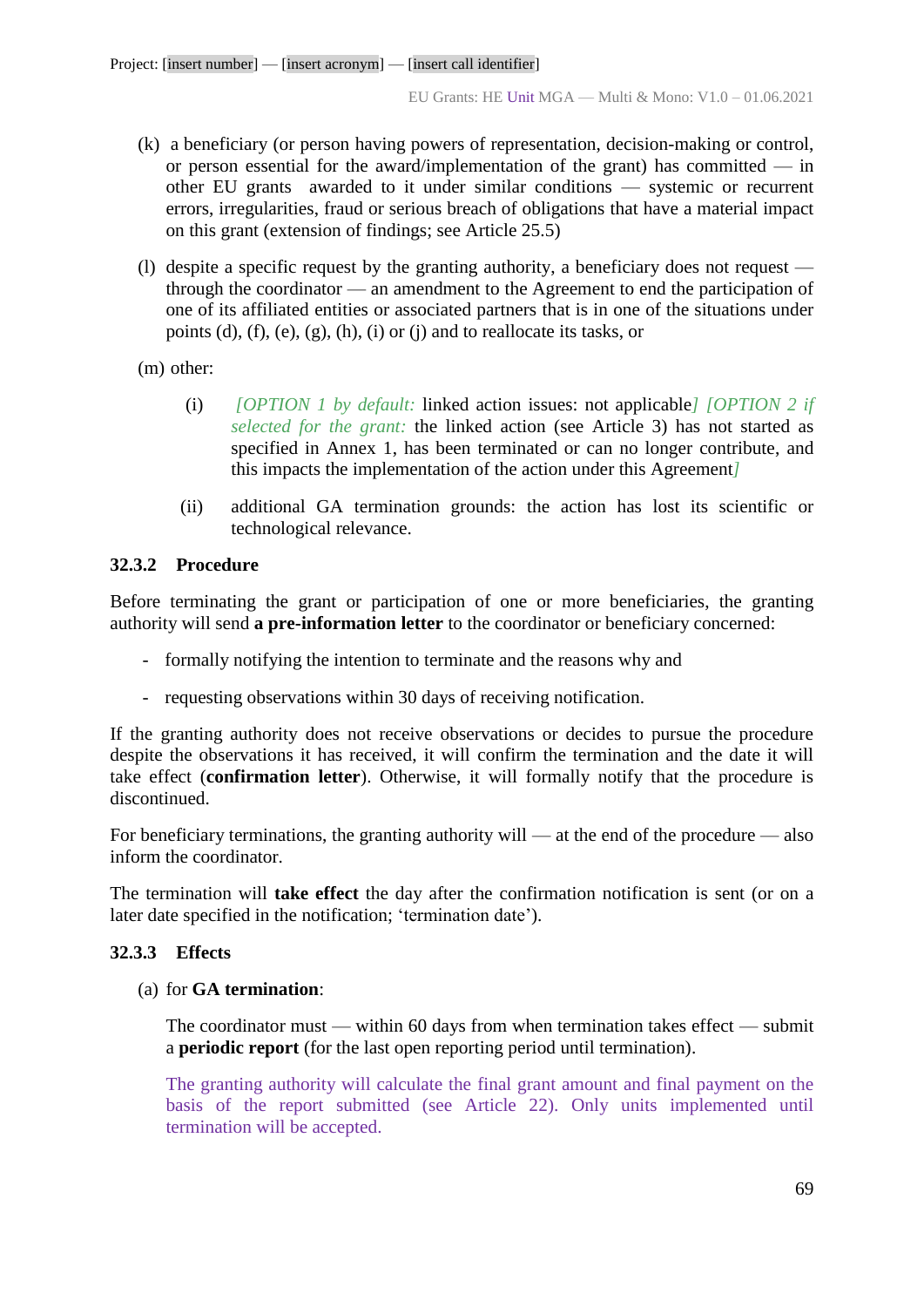(k) a beneficiary (or person having powers of representation, decision-making or control, or person essential for the award/implementation of the grant) has committed — in other EU grants awarded to it under similar conditions — systemic or recurrent errors, irregularities, fraud or serious breach of obligations that have a material impact on this grant (extension of findings; see Article 25.5)

(l) despite a specific request by the granting authority, a beneficiary does not request — through the coordinator — an amendment to the Agreement to end the participation of one of its affiliated entities or associated partners that is in one of the situations under points (d), (f), (e), (g), (h), (i) or (j) and to reallocate its tasks, or

(m) other:

(i) *[OPTION 1 by default:* linked action issues: not applicable*] [OPTION 2 if selected for the grant:* the linked action (see Article 3) has not started as specified in Annex 1, has been terminated or can no longer contribute, and this impacts the implementation of the action under this Agreement*]*

(ii) additional GA termination grounds: the action has lost its scientific or technological relevance.

### 32.3.2 Procedure

Before terminating the grant or participation of one or more beneficiaries, the granting authority will send **a pre-information letter** to the coordinator or beneficiary concerned:

- formally notifying the intention to terminate and the reasons why and
- requesting observations within 30 days of receiving notification.

If the granting authority does not receive observations or decides to pursue the procedure despite the observations it has received, it will confirm the termination and the date it will take effect (**confirmation letter**). Otherwise, it will formally notify that the procedure is discontinued.

For beneficiary terminations, the granting authority will — at the end of the procedure — also inform the coordinator.

The termination will **take effect** the day after the confirmation notification is sent (or on a later date specified in the notification; 'termination date').

### 32.3.3 Effects

(a) for **GA termination**:

The coordinator must — within 60 days from when termination takes effect — submit a **periodic report** (for the last open reporting period until termination).

The granting authority will calculate the final grant amount and final payment on the basis of the report submitted (see Article 22). Only units implemented until termination will be accepted.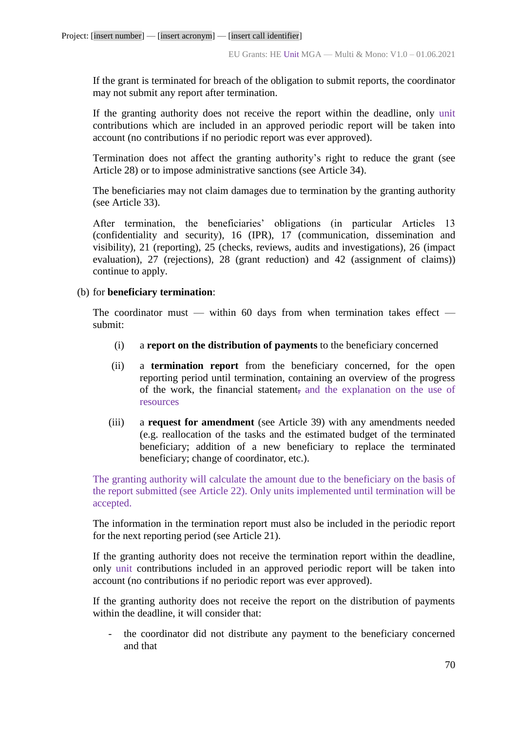If the grant is terminated for breach of the obligation to submit reports, the coordinator may not submit any report after termination.

If the granting authority does not receive the report within the deadline, only unit contributions which are included in an approved periodic report will be taken into account (no contributions if no periodic report was ever approved).

Termination does not affect the granting authority's right to reduce the grant (see Article 28) or to impose administrative sanctions (see Article 34).

The beneficiaries may not claim damages due to termination by the granting authority (see Article 33).

After termination, the beneficiaries' obligations (in particular Articles 13 (confidentiality and security), 16 (IPR), 17 (communication, dissemination and visibility), 21 (reporting), 25 (checks, reviews, audits and investigations), 26 (impact evaluation), 27 (rejections), 28 (grant reduction) and 42 (assignment of claims)) continue to apply.

(b) for **beneficiary termination**:

The coordinator must — within 60 days from when termination takes effect — submit:

(i) a **report on the distribution of payments** to the beneficiary concerned

(ii) a **termination report** from the beneficiary concerned, for the open reporting period until termination, containing an overview of the progress of the work, the financial statement~~,~~ and the explanation on the use of resources

(iii) a **request for amendment** (see Article 39) with any amendments needed (e.g. reallocation of the tasks and the estimated budget of the terminated beneficiary; addition of a new beneficiary to replace the terminated beneficiary; change of coordinator, etc.).

The granting authority will calculate the amount due to the beneficiary on the basis of the report submitted (see Article 22). Only units implemented until termination will be accepted.

The information in the termination report must also be included in the periodic report for the next reporting period (see Article 21).

If the granting authority does not receive the termination report within the deadline, only unit contributions included in an approved periodic report will be taken into account (no contributions if no periodic report was ever approved).

If the granting authority does not receive the report on the distribution of payments within the deadline, it will consider that:

- the coordinator did not distribute any payment to the beneficiary concerned and that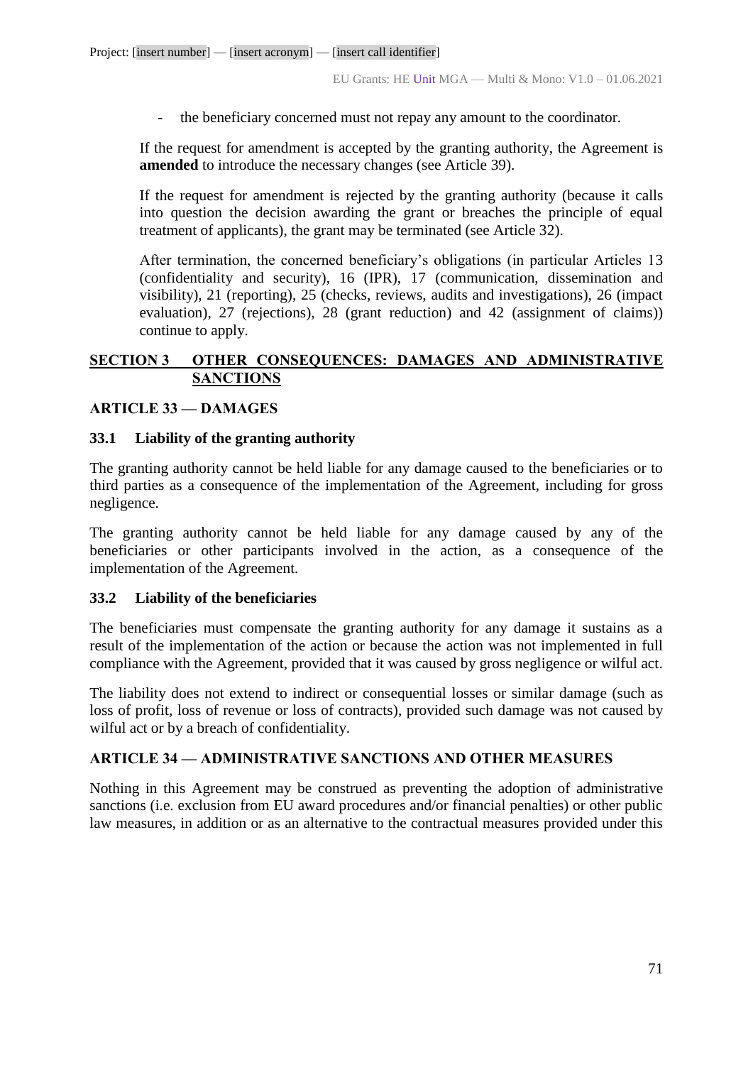- the beneficiary concerned must not repay any amount to the coordinator.

If the request for amendment is accepted by the granting authority, the Agreement is **amended** to introduce the necessary changes (see Article 39).

If the request for amendment is rejected by the granting authority (because it calls into question the decision awarding the grant or breaches the principle of equal treatment of applicants), the grant may be terminated (see Article 32).

After termination, the concerned beneficiary's obligations (in particular Articles 13 (confidentiality and security), 16 (IPR), 17 (communication, dissemination and visibility), 21 (reporting), 25 (checks, reviews, audits and investigations), 26 (impact evaluation), 27 (rejections), 28 (grant reduction) and 42 (assignment of claims)) continue to apply.

## SECTION 3 OTHER CONSEQUENCES: DAMAGES AND ADMINISTRATIVE SANCTIONS

### ARTICLE 33 — DAMAGES

#### 33.1 Liability of the granting authority

The granting authority cannot be held liable for any damage caused to the beneficiaries or to third parties as a consequence of the implementation of the Agreement, including for gross negligence.

The granting authority cannot be held liable for any damage caused by any of the beneficiaries or other participants involved in the action, as a consequence of the implementation of the Agreement.

#### 33.2 Liability of the beneficiaries

The beneficiaries must compensate the granting authority for any damage it sustains as a result of the implementation of the action or because the action was not implemented in full compliance with the Agreement, provided that it was caused by gross negligence or wilful act.

The liability does not extend to indirect or consequential losses or similar damage (such as loss of profit, loss of revenue or loss of contracts), provided such damage was not caused by wilful act or by a breach of confidentiality.

### ARTICLE 34 — ADMINISTRATIVE SANCTIONS AND OTHER MEASURES

Nothing in this Agreement may be construed as preventing the adoption of administrative sanctions (i.e. exclusion from EU award procedures and/or financial penalties) or other public law measures, in addition or as an alternative to the contractual measures provided under this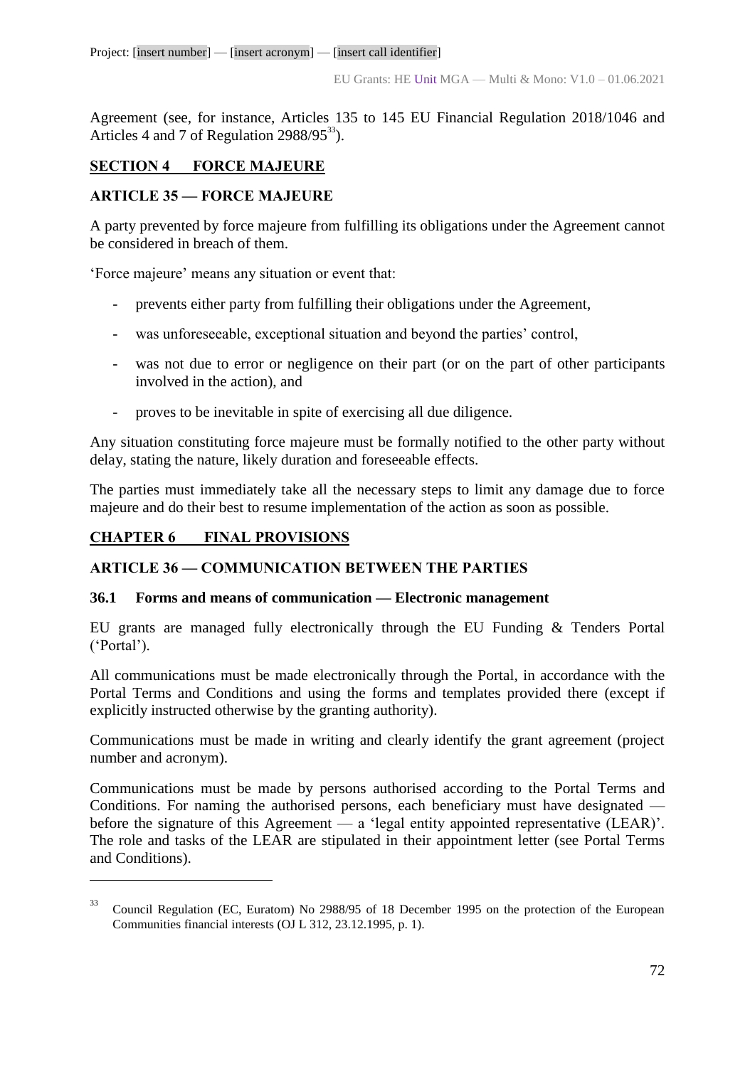Agreement (see, for instance, Articles 135 to 145 EU Financial Regulation 2018/1046 and Articles 4 and 7 of Regulation 2988/95[33]).

## SECTION 4 FORCE MAJEURE

### ARTICLE 35 — FORCE MAJEURE

A party prevented by force majeure from fulfilling its obligations under the Agreement cannot be considered in breach of them.

'Force majeure' means any situation or event that:

- prevents either party from fulfilling their obligations under the Agreement,
- was unforeseeable, exceptional situation and beyond the parties' control,
- was not due to error or negligence on their part (or on the part of other participants involved in the action), and
- proves to be inevitable in spite of exercising all due diligence.

Any situation constituting force majeure must be formally notified to the other party without delay, stating the nature, likely duration and foreseeable effects.

The parties must immediately take all the necessary steps to limit any damage due to force majeure and do their best to resume implementation of the action as soon as possible.

## CHAPTER 6 FINAL PROVISIONS

### ARTICLE 36 — COMMUNICATION BETWEEN THE PARTIES

#### 36.1 Forms and means of communication — Electronic management

EU grants are managed fully electronically through the EU Funding & Tenders Portal ('Portal').

All communications must be made electronically through the Portal, in accordance with the Portal Terms and Conditions and using the forms and templates provided there (except if explicitly instructed otherwise by the granting authority).

Communications must be made in writing and clearly identify the grant agreement (project number and acronym).

Communications must be made by persons authorised according to the Portal Terms and Conditions. For naming the authorised persons, each beneficiary must have designated — before the signature of this Agreement — a 'legal entity appointed representative (LEAR)'. The role and tasks of the LEAR are stipulated in their appointment letter (see Portal Terms and Conditions).

---

[33] Council Regulation (EC, Euratom) No 2988/95 of 18 December 1995 on the protection of the European Communities financial interests (OJ L 312, 23.12.1995, p. 1).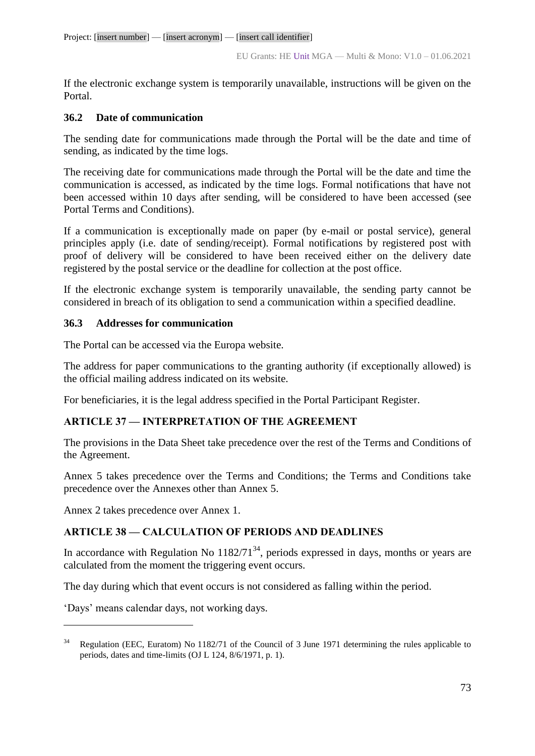If the electronic exchange system is temporarily unavailable, instructions will be given on the Portal.

### 36.2 Date of communication

The sending date for communications made through the Portal will be the date and time of sending, as indicated by the time logs.

The receiving date for communications made through the Portal will be the date and time the communication is accessed, as indicated by the time logs. Formal notifications that have not been accessed within 10 days after sending, will be considered to have been accessed (see Portal Terms and Conditions).

If a communication is exceptionally made on paper (by e-mail or postal service), general principles apply (i.e. date of sending/receipt). Formal notifications by registered post with proof of delivery will be considered to have been received either on the delivery date registered by the postal service or the deadline for collection at the post office.

If the electronic exchange system is temporarily unavailable, the sending party cannot be considered in breach of its obligation to send a communication within a specified deadline.

### 36.3 Addresses for communication

The Portal can be accessed via the Europa website.

The address for paper communications to the granting authority (if exceptionally allowed) is the official mailing address indicated on its website.

For beneficiaries, it is the legal address specified in the Portal Participant Register.

## ARTICLE 37 — INTERPRETATION OF THE AGREEMENT

The provisions in the Data Sheet take precedence over the rest of the Terms and Conditions of the Agreement.

Annex 5 takes precedence over the Terms and Conditions; the Terms and Conditions take precedence over the Annexes other than Annex 5.

Annex 2 takes precedence over Annex 1.

## ARTICLE 38 — CALCULATION OF PERIODS AND DEADLINES

In accordance with Regulation No 1182/71[34], periods expressed in days, months or years are calculated from the moment the triggering event occurs.

The day during which that event occurs is not considered as falling within the period.

'Days' means calendar days, not working days.

---

[34] Regulation (EEC, Euratom) No 1182/71 of the Council of 3 June 1971 determining the rules applicable to periods, dates and time-limits (OJ L 124, 8/6/1971, p. 1).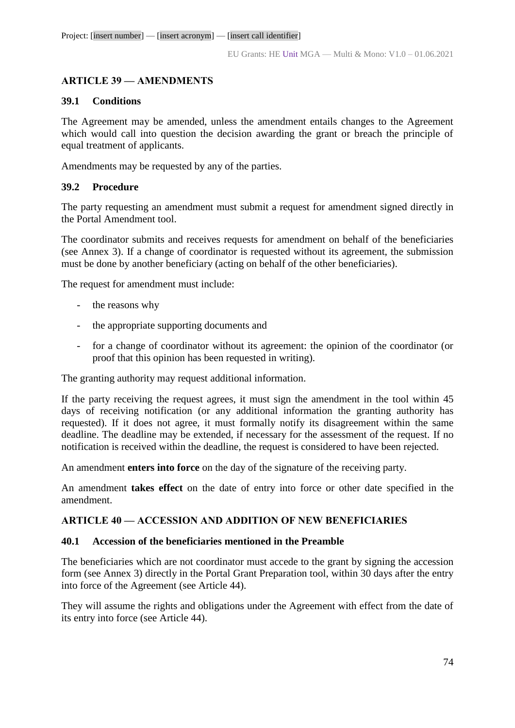## ARTICLE 39 — AMENDMENTS

### 39.1 Conditions

The Agreement may be amended, unless the amendment entails changes to the Agreement which would call into question the decision awarding the grant or breach the principle of equal treatment of applicants.

Amendments may be requested by any of the parties.

### 39.2 Procedure

The party requesting an amendment must submit a request for amendment signed directly in the Portal Amendment tool.

The coordinator submits and receives requests for amendment on behalf of the beneficiaries (see Annex 3). If a change of coordinator is requested without its agreement, the submission must be done by another beneficiary (acting on behalf of the other beneficiaries).

The request for amendment must include:

- the reasons why
- the appropriate supporting documents and
- for a change of coordinator without its agreement: the opinion of the coordinator (or proof that this opinion has been requested in writing).

The granting authority may request additional information.

If the party receiving the request agrees, it must sign the amendment in the tool within 45 days of receiving notification (or any additional information the granting authority has requested). If it does not agree, it must formally notify its disagreement within the same deadline. The deadline may be extended, if necessary for the assessment of the request. If no notification is received within the deadline, the request is considered to have been rejected.

An amendment **enters into force** on the day of the signature of the receiving party.

An amendment **takes effect** on the date of entry into force or other date specified in the amendment.

## ARTICLE 40 — ACCESSION AND ADDITION OF NEW BENEFICIARIES

### 40.1 Accession of the beneficiaries mentioned in the Preamble

The beneficiaries which are not coordinator must accede to the grant by signing the accession form (see Annex 3) directly in the Portal Grant Preparation tool, within 30 days after the entry into force of the Agreement (see Article 44).

They will assume the rights and obligations under the Agreement with effect from the date of its entry into force (see Article 44).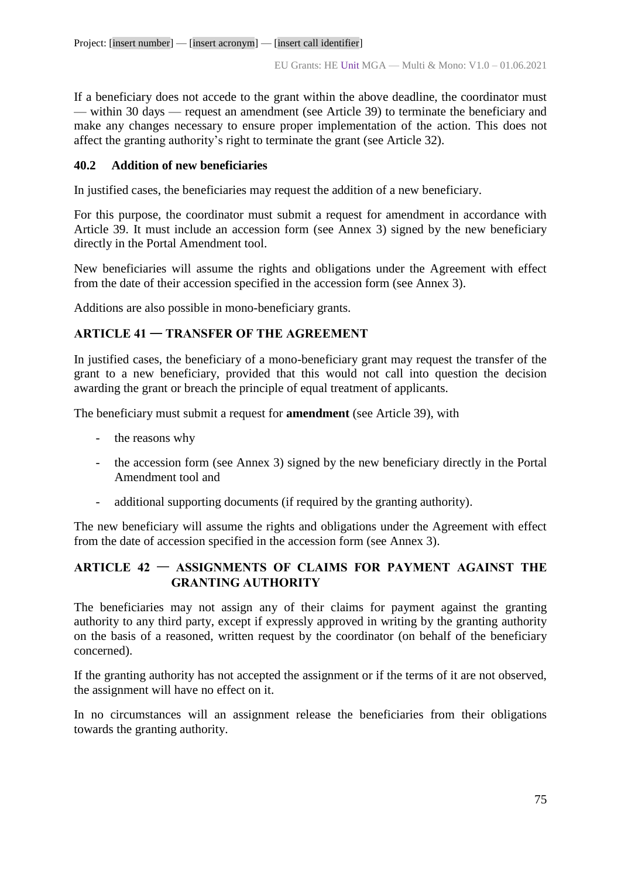If a beneficiary does not accede to the grant within the above deadline, the coordinator must — within 30 days — request an amendment (see Article 39) to terminate the beneficiary and make any changes necessary to ensure proper implementation of the action. This does not affect the granting authority's right to terminate the grant (see Article 32).

### 40.2 Addition of new beneficiaries

In justified cases, the beneficiaries may request the addition of a new beneficiary.

For this purpose, the coordinator must submit a request for amendment in accordance with Article 39. It must include an accession form (see Annex 3) signed by the new beneficiary directly in the Portal Amendment tool.

New beneficiaries will assume the rights and obligations under the Agreement with effect from the date of their accession specified in the accession form (see Annex 3).

Additions are also possible in mono-beneficiary grants.

## ARTICLE 41 — TRANSFER OF THE AGREEMENT

In justified cases, the beneficiary of a mono-beneficiary grant may request the transfer of the grant to a new beneficiary, provided that this would not call into question the decision awarding the grant or breach the principle of equal treatment of applicants.

The beneficiary must submit a request for **amendment** (see Article 39), with

- the reasons why
- the accession form (see Annex 3) signed by the new beneficiary directly in the Portal Amendment tool and
- additional supporting documents (if required by the granting authority).

The new beneficiary will assume the rights and obligations under the Agreement with effect from the date of accession specified in the accession form (see Annex 3).

## ARTICLE 42 — ASSIGNMENTS OF CLAIMS FOR PAYMENT AGAINST THE GRANTING AUTHORITY

The beneficiaries may not assign any of their claims for payment against the granting authority to any third party, except if expressly approved in writing by the granting authority on the basis of a reasoned, written request by the coordinator (on behalf of the beneficiary concerned).

If the granting authority has not accepted the assignment or if the terms of it are not observed, the assignment will have no effect on it.

In no circumstances will an assignment release the beneficiaries from their obligations towards the granting authority.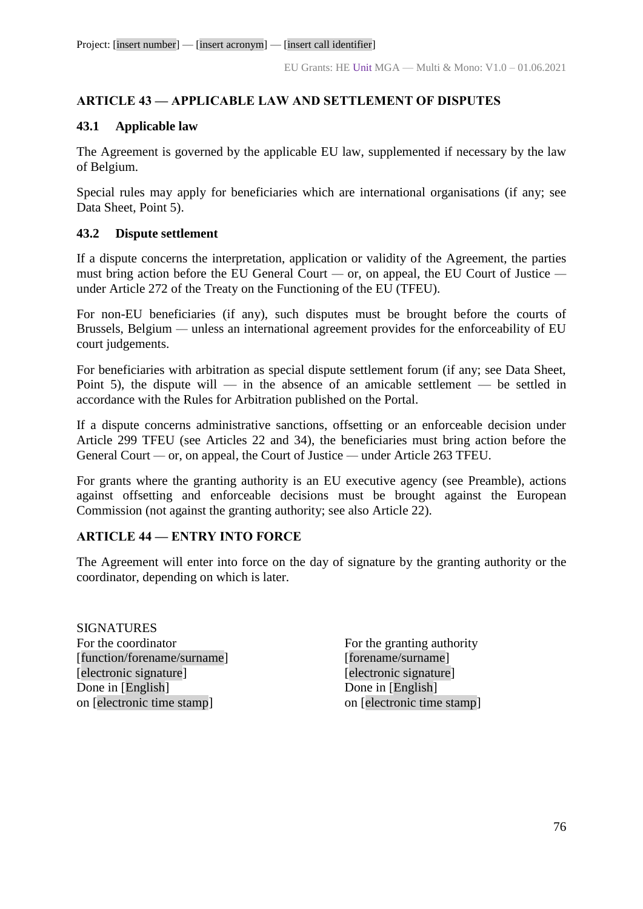## ARTICLE 43 — APPLICABLE LAW AND SETTLEMENT OF DISPUTES

### 43.1 Applicable law

The Agreement is governed by the applicable EU law, supplemented if necessary by the law of Belgium.

Special rules may apply for beneficiaries which are international organisations (if any; see Data Sheet, Point 5).

### 43.2 Dispute settlement

If a dispute concerns the interpretation, application or validity of the Agreement, the parties must bring action before the EU General Court — or, on appeal, the EU Court of Justice — under Article 272 of the Treaty on the Functioning of the EU (TFEU).

For non-EU beneficiaries (if any), such disputes must be brought before the courts of Brussels, Belgium — unless an international agreement provides for the enforceability of EU court judgements.

For beneficiaries with arbitration as special dispute settlement forum (if any; see Data Sheet, Point 5), the dispute will — in the absence of an amicable settlement — be settled in accordance with the Rules for Arbitration published on the Portal.

If a dispute concerns administrative sanctions, offsetting or an enforceable decision under Article 299 TFEU (see Articles 22 and 34), the beneficiaries must bring action before the General Court — or, on appeal, the Court of Justice — under Article 263 TFEU.

For grants where the granting authority is an EU executive agency (see Preamble), actions against offsetting and enforceable decisions must be brought against the European Commission (not against the granting authority; see also Article 22).

## ARTICLE 44 — ENTRY INTO FORCE

The Agreement will enter into force on the day of signature by the granting authority or the coordinator, depending on which is later.

SIGNATURES

For the coordinator
[function/forename/surname]
[electronic signature]
Done in [English]
on [electronic time stamp]

For the granting authority
[forename/surname]
[electronic signature]
Done in [English]
on [electronic time stamp]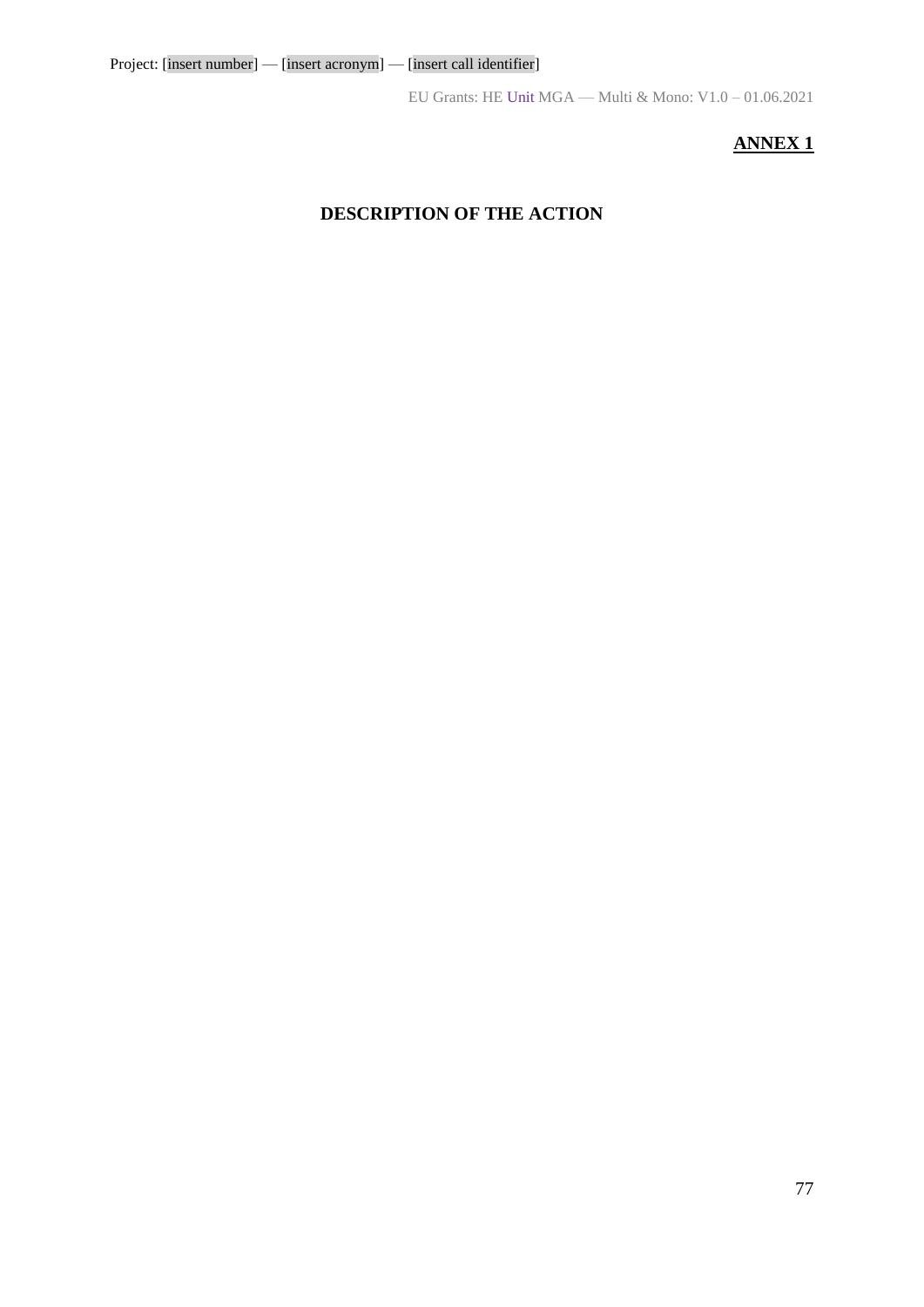**ANNEX 1**

# DESCRIPTION OF THE ACTION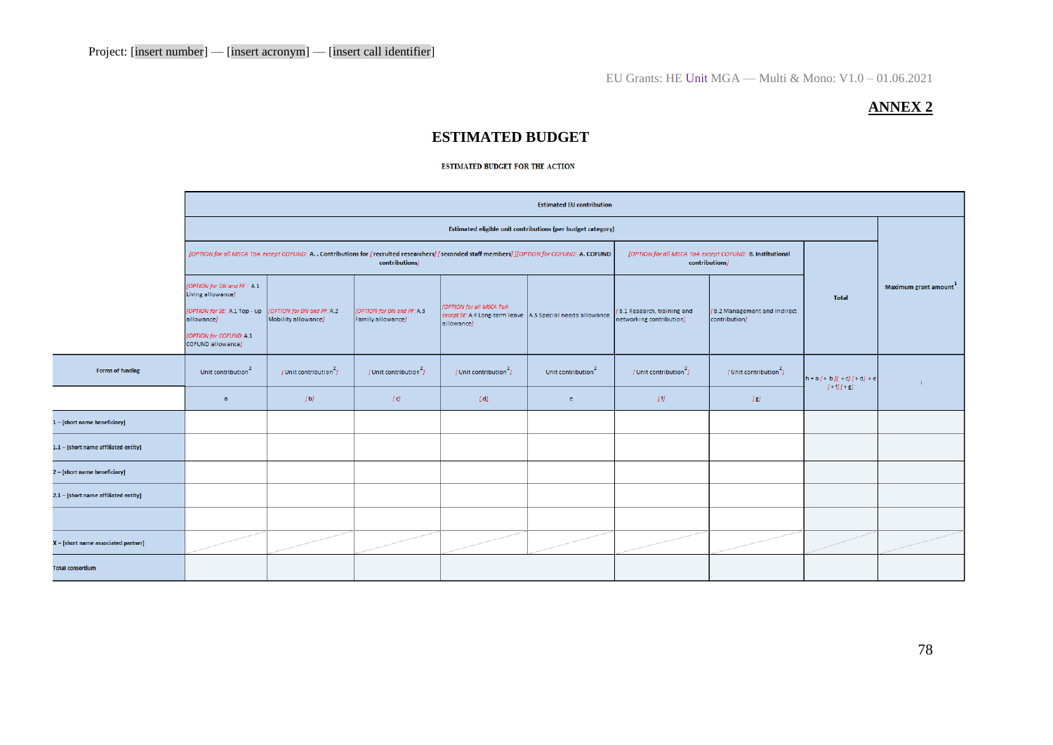Project: [insert number] — [insert acronym] — [insert call identifier]

**ANNEX 2**

## ESTIMATED BUDGET

**ESTIMATED BUDGET FOR THE ACTION**

| | Estimated EU contribution | | | | | | | | |
|---|---|---|---|---|---|---|---|---|---|
| | Estimated eligible unit contributions (per budget category) | | | | | | | | Maximum grant amount[1] |
| | [OPTION for all MSCA ToA except COFUND: A. . Contributions for [recruited researchers] [seconded staff members] ][OPTION for COFUND: A. COFUND contributions] | | | | | [OPTION for all MSCA ToA except COFUND: B. Institutional contributions] | | Total | |
| | [OPTION for DN and PF : A.1 Living allowance] [OPTION for SE: A.1 Top - up allowance] [OPTION for COFUND: A.1 COFUND allowance] | [OPTION for DN and PF: A.2 Mobility allowance] | [OPTION for DN and PF: A.3 Family allowance] | [OPTION for all MSCA ToA except SE: A.4 Long-term leave allowance] | A.5 Special needs allowance | [B.1 Research, training and networking contribution] | [B.2 Management and indirect contribution] | | |
| Forms of funding | Unit contribution[2] | [Unit contribution[2]] | [Unit contribution[2]] | [Unit contribution[2]] | Unit contribution[2] | [Unit contribution[2]] | [Unit contribution[2]] | h = a [+ b ][ + c] [+ d] + e [+ f] [+ g] | i |
| | a | [b] | [c] | [d] | e | [f] | [g] | | |
| 1 – [short name beneficiary] | | | | | | | | | |
| 1.1 – [short name affiliated entity] | | | | | | | | | |
| 2 – [short name beneficiary] | | | | | | | | | |
| 2.1 – [short name affiliated entity] | | | | | | | | | |
| | | | | | | | | | |
| X – [short name associated partner] | | | | | | | | | |
| Total consortium | | | | | | | | | |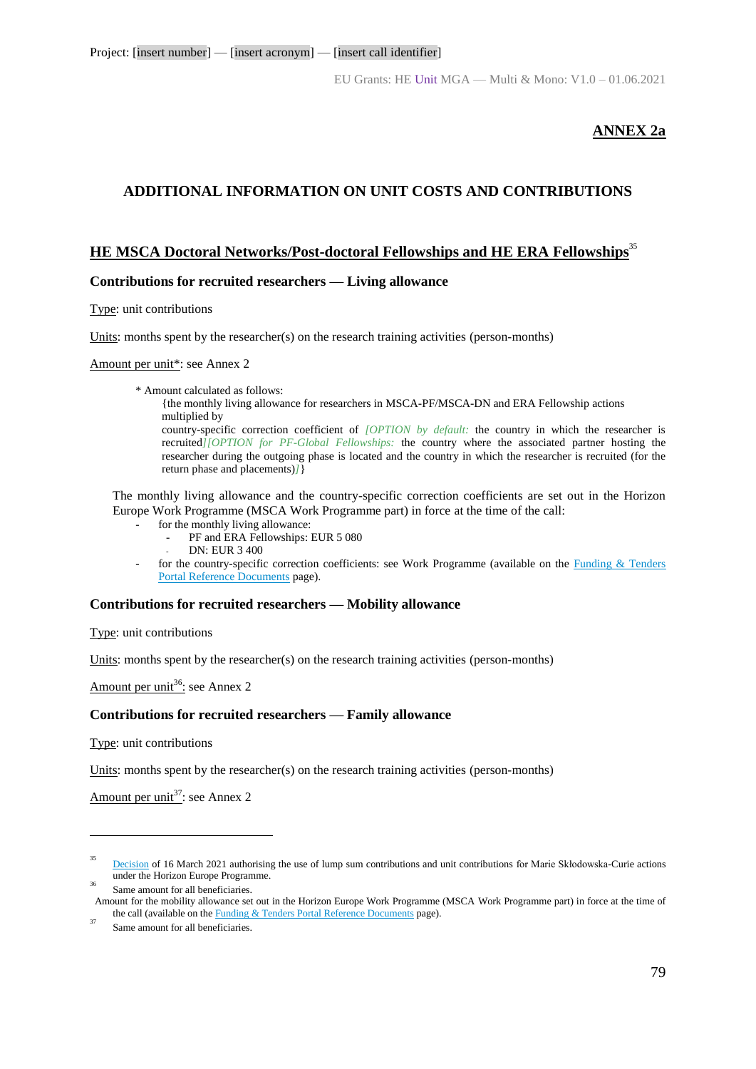Project: [insert number] — [insert acronym] — [insert call identifier]

# ANNEX 2a

## ADDITIONAL INFORMATION ON UNIT COSTS AND CONTRIBUTIONS

### HE MSCA Doctoral Networks/Post-doctoral Fellowships and HE ERA Fellowships[35]

#### Contributions for recruited researchers — Living allowance

Type: unit contributions

Units: months spent by the researcher(s) on the research training activities (person-months)

Amount per unit*: see Annex 2

> \* Amount calculated as follows:
> {the monthly living allowance for researchers in MSCA-PF/MSCA-DN and ERA Fellowship actions multiplied by
> country-specific correction coefficient of *[OPTION by default:* the country in which the researcher is recruited*][OPTION for PF-Global Fellowships:* the country where the associated partner hosting the researcher during the outgoing phase is located and the country in which the researcher is recruited (for the return phase and placements)*]*}

The monthly living allowance and the country-specific correction coefficients are set out in the Horizon Europe Work Programme (MSCA Work Programme part) in force at the time of the call:

- for the monthly living allowance:
  - PF and ERA Fellowships: EUR 5 080
  - DN: EUR 3 400
- for the country-specific correction coefficients: see Work Programme (available on the Funding & Tenders Portal Reference Documents page).

#### Contributions for recruited researchers — Mobility allowance

Type: unit contributions

Units: months spent by the researcher(s) on the research training activities (person-months)

Amount per unit[36]: see Annex 2

#### Contributions for recruited researchers — Family allowance

Type: unit contributions

Units: months spent by the researcher(s) on the research training activities (person-months)

Amount per unit[37]: see Annex 2

---

[35] Decision of 16 March 2021 authorising the use of lump sum contributions and unit contributions for Marie Skłodowska-Curie actions under the Horizon Europe Programme.

[36] Same amount for all beneficiaries.
Amount for the mobility allowance set out in the Horizon Europe Work Programme (MSCA Work Programme part) in force at the time of the call (available on the Funding & Tenders Portal Reference Documents page).

[37] Same amount for all beneficiaries.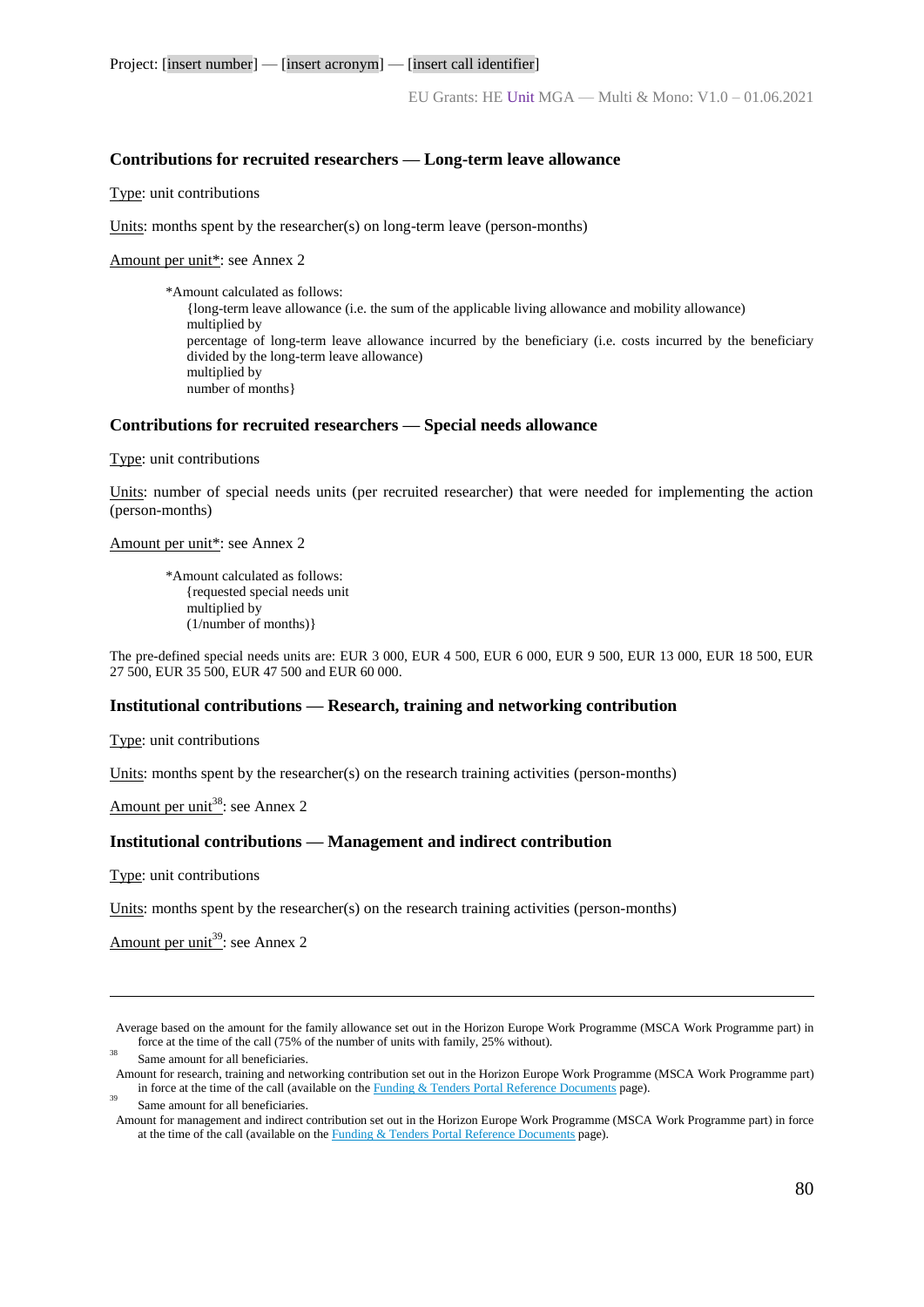**Contributions for recruited researchers — Long-term leave allowance**

Type: unit contributions

Units: months spent by the researcher(s) on long-term leave (person-months)

Amount per unit*: see Annex 2

> *Amount calculated as follows:
> {long-term leave allowance (i.e. the sum of the applicable living allowance and mobility allowance)
> multiplied by
> percentage of long-term leave allowance incurred by the beneficiary (i.e. costs incurred by the beneficiary divided by the long-term leave allowance)
> multiplied by
> number of months}

**Contributions for recruited researchers — Special needs allowance**

Type: unit contributions

Units: number of special needs units (per recruited researcher) that were needed for implementing the action (person-months)

Amount per unit*: see Annex 2

> *Amount calculated as follows:
> {requested special needs unit
> multiplied by
> (1/number of months)}

The pre-defined special needs units are: EUR 3 000, EUR 4 500, EUR 6 000, EUR 9 500, EUR 13 000, EUR 18 500, EUR 27 500, EUR 35 500, EUR 47 500 and EUR 60 000.

**Institutional contributions — Research, training and networking contribution**

Type: unit contributions

Units: months spent by the researcher(s) on the research training activities (person-months)

Amount per unit[38]: see Annex 2

**Institutional contributions — Management and indirect contribution**

Type: unit contributions

Units: months spent by the researcher(s) on the research training activities (person-months)

Amount per unit[39]: see Annex 2

---

Average based on the amount for the family allowance set out in the Horizon Europe Work Programme (MSCA Work Programme part) in force at the time of the call (75% of the number of units with family, 25% without).

[38] Same amount for all beneficiaries.
Amount for research, training and networking contribution set out in the Horizon Europe Work Programme (MSCA Work Programme part) in force at the time of the call (available on the Funding & Tenders Portal Reference Documents page).

[39] Same amount for all beneficiaries.
Amount for management and indirect contribution set out in the Horizon Europe Work Programme (MSCA Work Programme part) in force at the time of the call (available on the Funding & Tenders Portal Reference Documents page).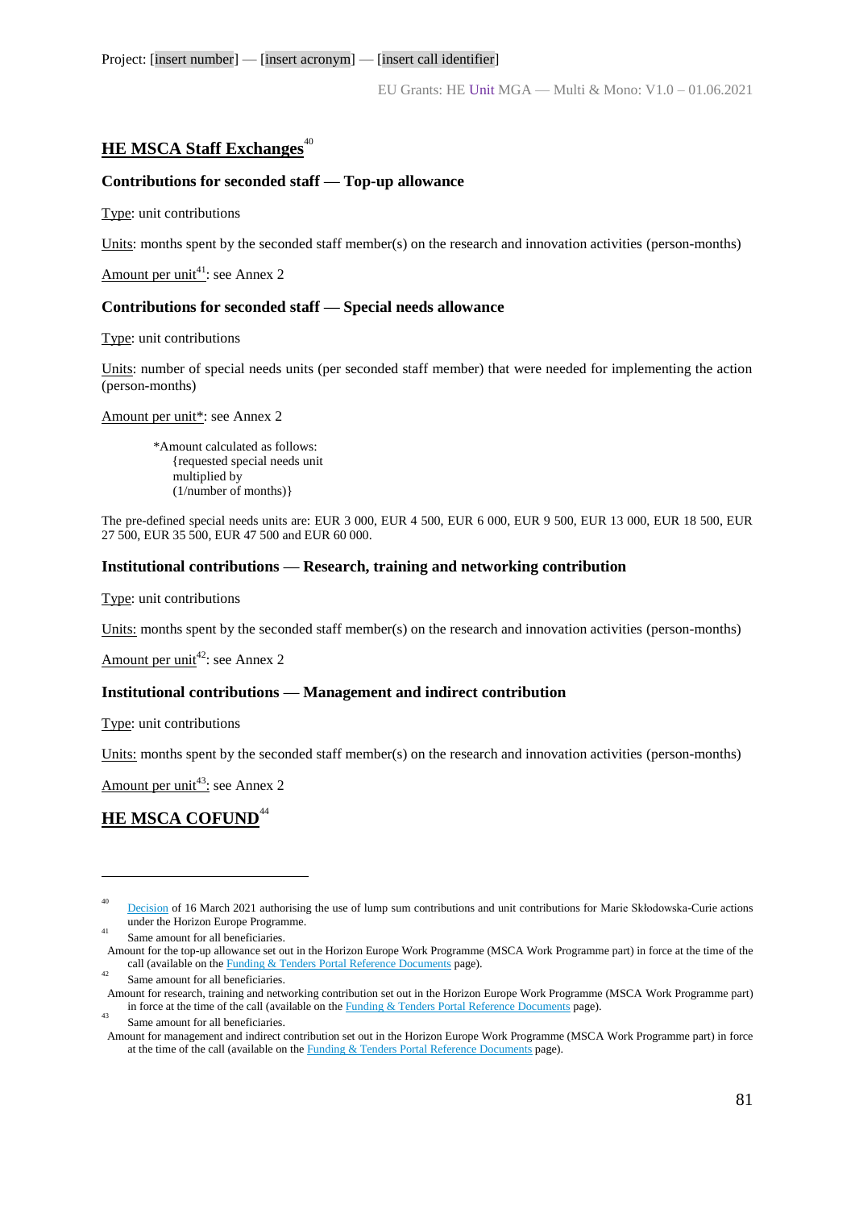## HE MSCA Staff Exchanges[40]

**Contributions for seconded staff — Top-up allowance**

Type: unit contributions

Units: months spent by the seconded staff member(s) on the research and innovation activities (person-months)

Amount per unit[41]: see Annex 2

**Contributions for seconded staff — Special needs allowance**

Type: unit contributions

Units: number of special needs units (per seconded staff member) that were needed for implementing the action (person-months)

Amount per unit*: see Annex 2

> *Amount calculated as follows:
> {requested special needs unit
> multiplied by
> (1/number of months)}

The pre-defined special needs units are: EUR 3 000, EUR 4 500, EUR 6 000, EUR 9 500, EUR 13 000, EUR 18 500, EUR 27 500, EUR 35 500, EUR 47 500 and EUR 60 000.

**Institutional contributions — Research, training and networking contribution**

Type: unit contributions

Units: months spent by the seconded staff member(s) on the research and innovation activities (person-months)

Amount per unit[42]: see Annex 2

**Institutional contributions — Management and indirect contribution**

Type: unit contributions

Units: months spent by the seconded staff member(s) on the research and innovation activities (person-months)

Amount per unit[43]: see Annex 2

## HE MSCA COFUND[44]

---

[40] Decision of 16 March 2021 authorising the use of lump sum contributions and unit contributions for Marie Skłodowska-Curie actions under the Horizon Europe Programme.

[41] Same amount for all beneficiaries.
Amount for the top-up allowance set out in the Horizon Europe Work Programme (MSCA Work Programme part) in force at the time of the call (available on the Funding & Tenders Portal Reference Documents page).

[42] Same amount for all beneficiaries.
Amount for research, training and networking contribution set out in the Horizon Europe Work Programme (MSCA Work Programme part) in force at the time of the call (available on the Funding & Tenders Portal Reference Documents page).

[43] Same amount for all beneficiaries.
Amount for management and indirect contribution set out in the Horizon Europe Work Programme (MSCA Work Programme part) in force at the time of the call (available on the Funding & Tenders Portal Reference Documents page).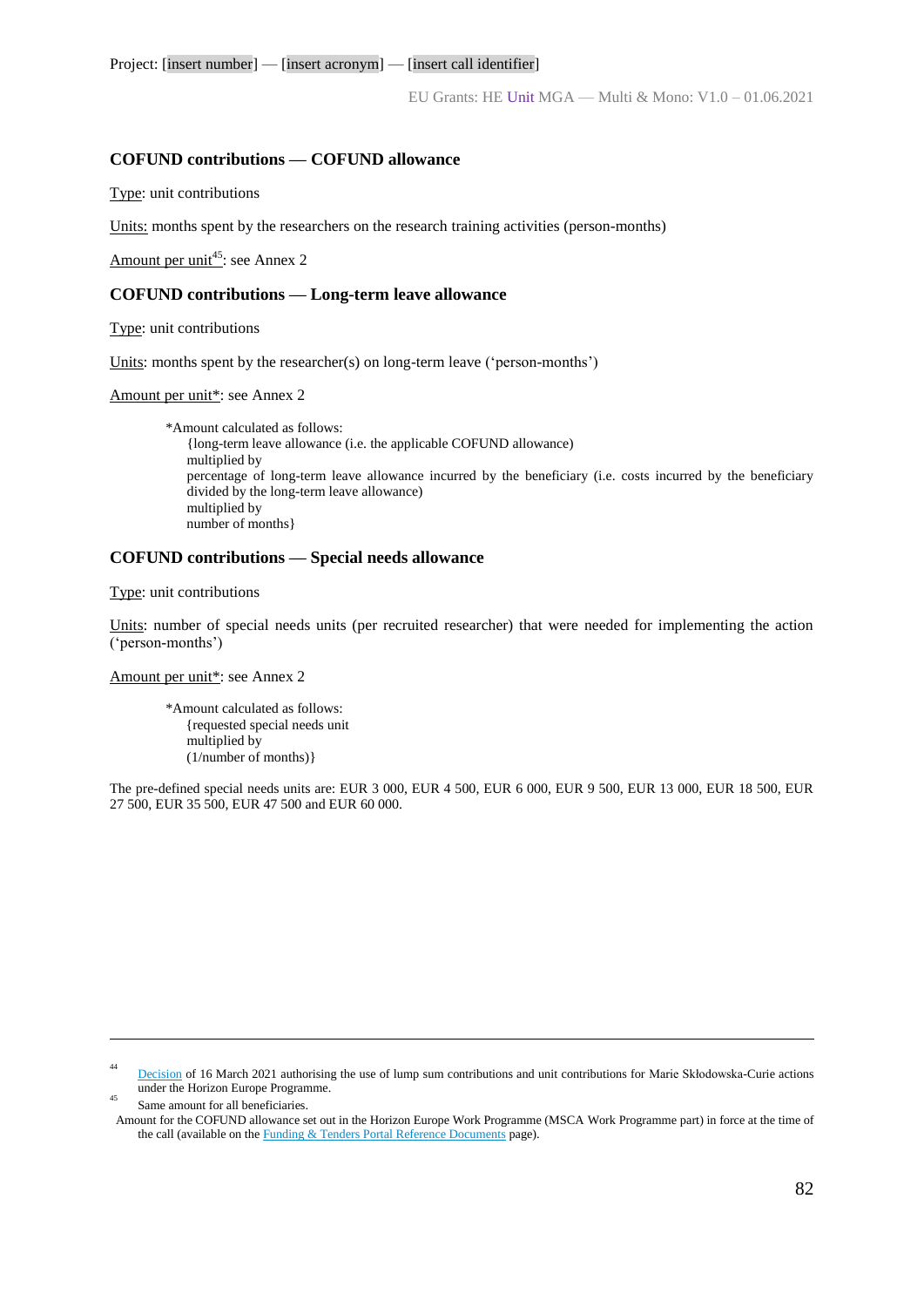**COFUND contributions — COFUND allowance**

Type: unit contributions

Units: months spent by the researchers on the research training activities (person-months)

Amount per unit[45]: see Annex 2

**COFUND contributions — Long-term leave allowance**

Type: unit contributions

Units: months spent by the researcher(s) on long-term leave ('person-months')

Amount per unit*: see Annex 2

> *Amount calculated as follows:
> {long-term leave allowance (i.e. the applicable COFUND allowance)
> multiplied by
> percentage of long-term leave allowance incurred by the beneficiary (i.e. costs incurred by the beneficiary divided by the long-term leave allowance)
> multiplied by
> number of months}

**COFUND contributions — Special needs allowance**

Type: unit contributions

Units: number of special needs units (per recruited researcher) that were needed for implementing the action ('person-months')

Amount per unit*: see Annex 2

> *Amount calculated as follows:
> {requested special needs unit
> multiplied by
> (1/number of months)}

The pre-defined special needs units are: EUR 3 000, EUR 4 500, EUR 6 000, EUR 9 500, EUR 13 000, EUR 18 500, EUR 27 500, EUR 35 500, EUR 47 500 and EUR 60 000.

---

[44] Decision of 16 March 2021 authorising the use of lump sum contributions and unit contributions for Marie Skłodowska-Curie actions under the Horizon Europe Programme.

[45] Same amount for all beneficiaries.
Amount for the COFUND allowance set out in the Horizon Europe Work Programme (MSCA Work Programme part) in force at the time of the call (available on the Funding & Tenders Portal Reference Documents page).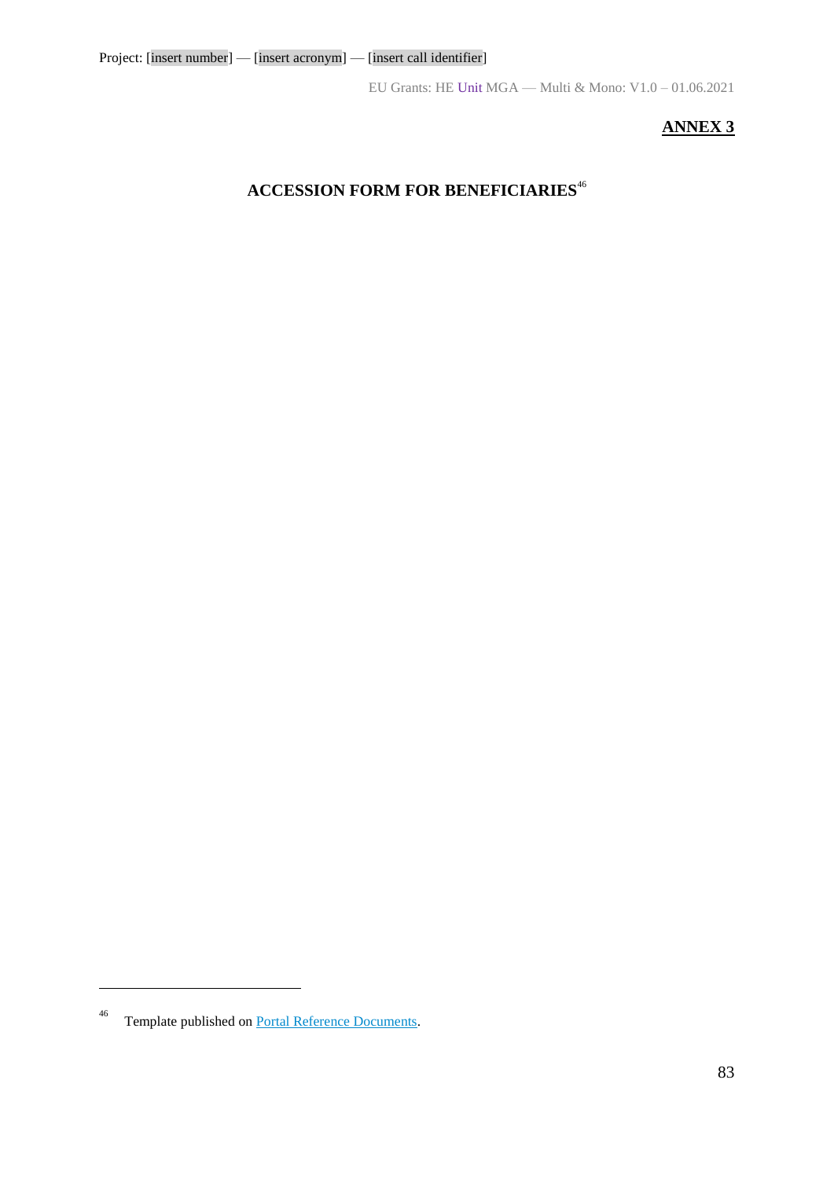**ANNEX 3**

# ACCESSION FORM FOR BENEFICIARIES[46]

[46] Template published on [Portal Reference Documents](Portal Reference Documents).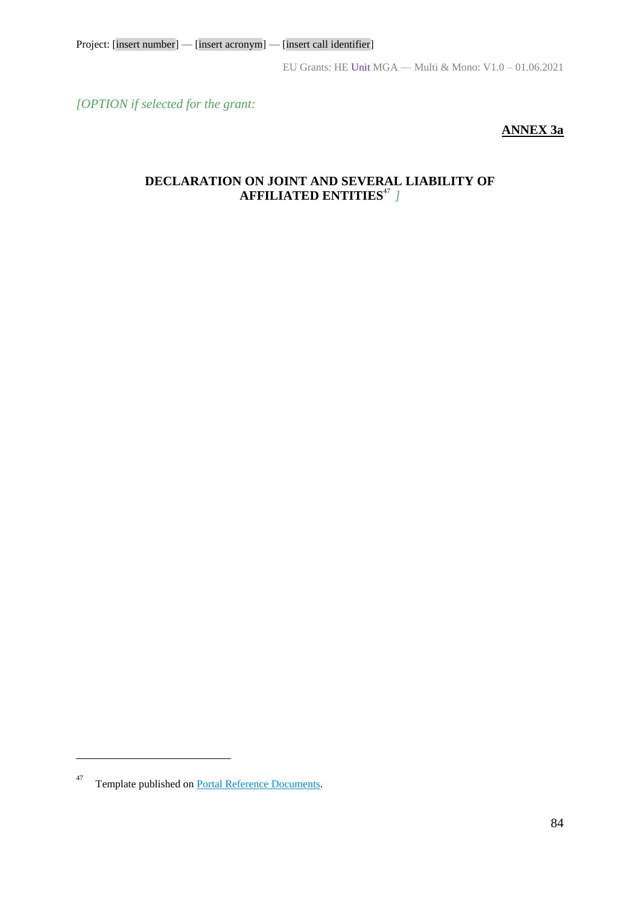*[OPTION if selected for the grant:*

**ANNEX 3a**

**DECLARATION ON JOINT AND SEVERAL LIABILITY OF AFFILIATED ENTITIES**[47] *]*

[47] Template published on [Portal Reference Documents](Portal Reference Documents).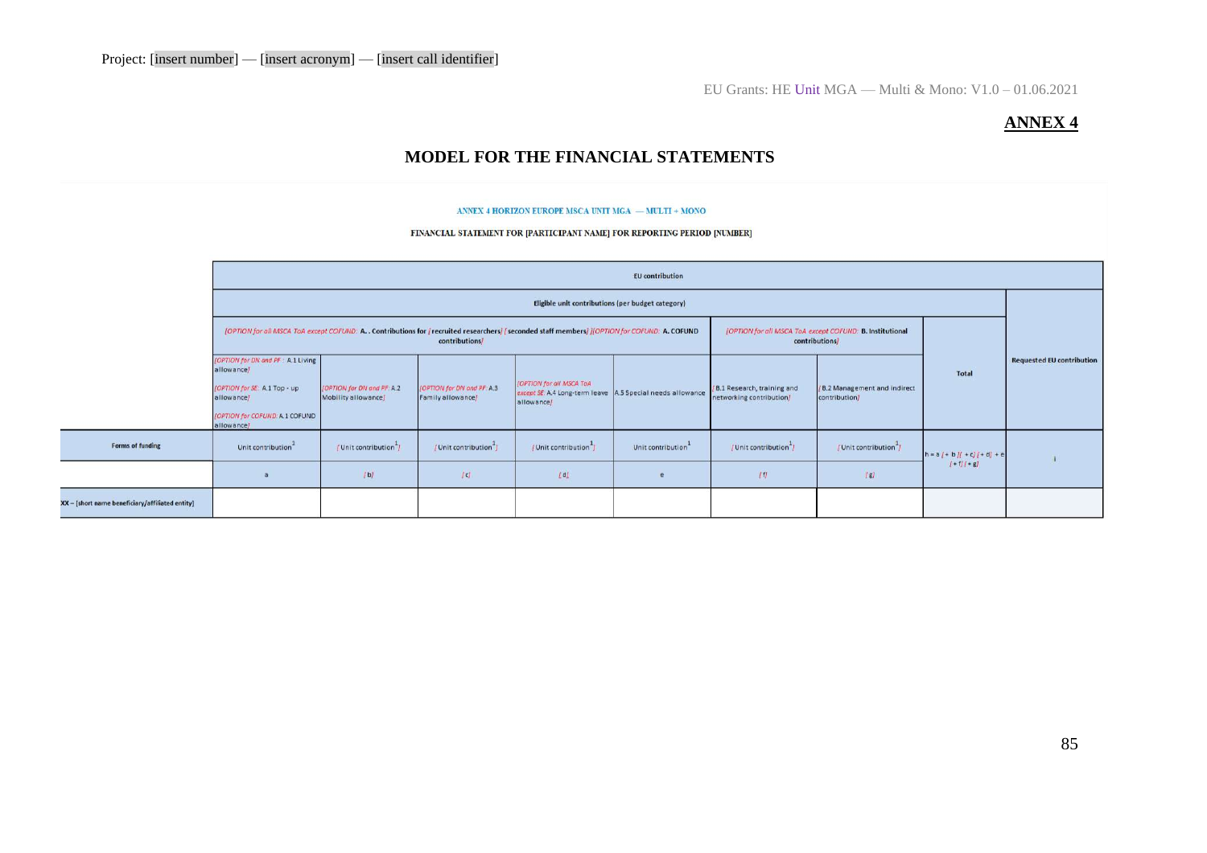Project: [insert number] — [insert acronym] — [insert call identifier]

# ANNEX 4

## MODEL FOR THE FINANCIAL STATEMENTS

ANNEX 4 HORIZON EUROPE MSCA UNIT MGA — MULTI + MONO

FINANCIAL STATEMENT FOR [PARTICIPANT NAME] FOR REPORTING PERIOD [NUMBER]

| | EU contribution | | | | | | | | |
|---|---|---|---|---|---|---|---|---|---|
| | Eligible unit contributions (per budget category) | | | | | | | | Requested EU contribution |
| | [OPTION for all MSCA ToA except COFUND: A. . Contributions for [recruited researchers] [seconded staff members] ][OPTION for COFUND: A. COFUND contributions] | | | | | [OPTION for all MSCA ToA except COFUND: B. Institutional contributions] | | Total | |
| | [OPTION for DN and PF : A.1 Living allowance] [OPTION for SE: A.1 Top - up allowance] [OPTION for COFUND: A.1 COFUND allowance] | [OPTION for DN and PF: A.2 Mobility allowance] | [OPTION for DN and PF: A.3 Family allowance] | [OPTION for all MSCA ToA except SE: A.4 Long-term leave allowance] | A.5 Special needs allowance | [B.1 Research, training and networking contribution] | [B.2 Management and indirect contribution] | | |
| Forms of funding | Unit contribution[1] | [Unit contribution[1]] | [Unit contribution[1]] | [Unit contribution[1]] | Unit contribution[1] | [Unit contribution[1]] | [Unit contribution[1]] | h = a [+ b ][ + c] [+ d] + e [+ f] [+ g] | i |
| | a | [b] | [c] | [d] | e | [f] | [g] | | |
| XX – [short name beneficiary/affiliated entity] | | | | | | | | | |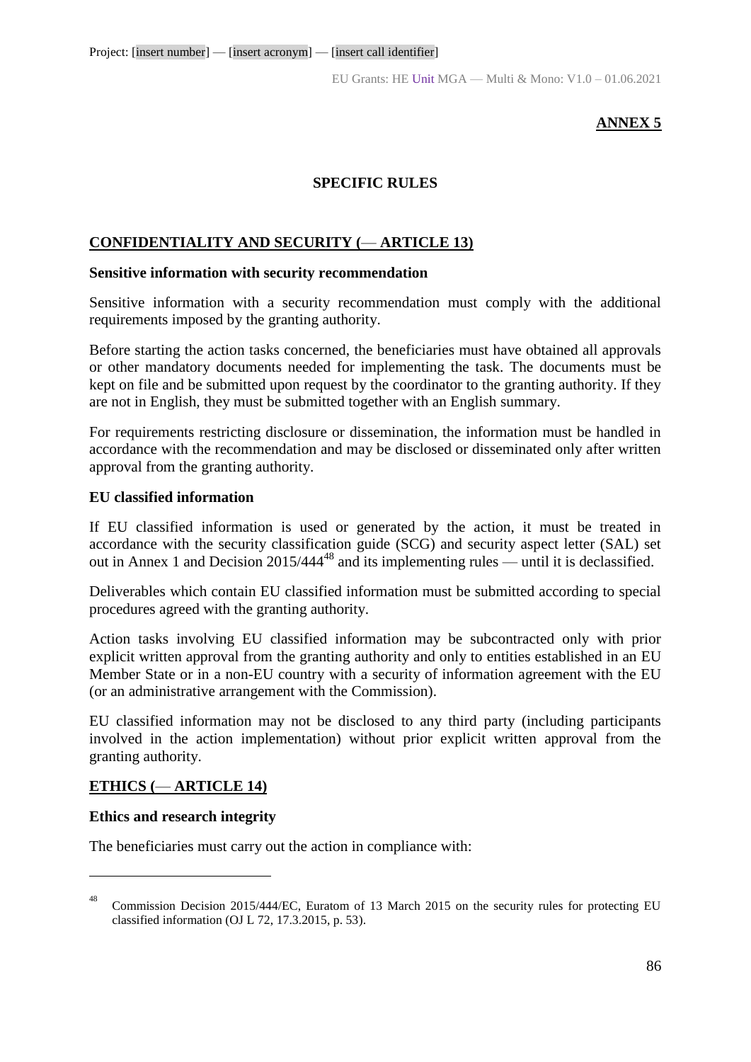**ANNEX 5**

## SPECIFIC RULES

### CONFIDENTIALITY AND SECURITY (— ARTICLE 13)

**Sensitive information with security recommendation**

Sensitive information with a security recommendation must comply with the additional requirements imposed by the granting authority.

Before starting the action tasks concerned, the beneficiaries must have obtained all approvals or other mandatory documents needed for implementing the task. The documents must be kept on file and be submitted upon request by the coordinator to the granting authority. If they are not in English, they must be submitted together with an English summary.

For requirements restricting disclosure or dissemination, the information must be handled in accordance with the recommendation and may be disclosed or disseminated only after written approval from the granting authority.

**EU classified information**

If EU classified information is used or generated by the action, it must be treated in accordance with the security classification guide (SCG) and security aspect letter (SAL) set out in Annex 1 and Decision 2015/444[48] and its implementing rules — until it is declassified.

Deliverables which contain EU classified information must be submitted according to special procedures agreed with the granting authority.

Action tasks involving EU classified information may be subcontracted only with prior explicit written approval from the granting authority and only to entities established in an EU Member State or in a non-EU country with a security of information agreement with the EU (or an administrative arrangement with the Commission).

EU classified information may not be disclosed to any third party (including participants involved in the action implementation) without prior explicit written approval from the granting authority.

### ETHICS (— ARTICLE 14)

**Ethics and research integrity**

The beneficiaries must carry out the action in compliance with:

---

[48] Commission Decision 2015/444/EC, Euratom of 13 March 2015 on the security rules for protecting EU classified information (OJ L 72, 17.3.2015, p. 53).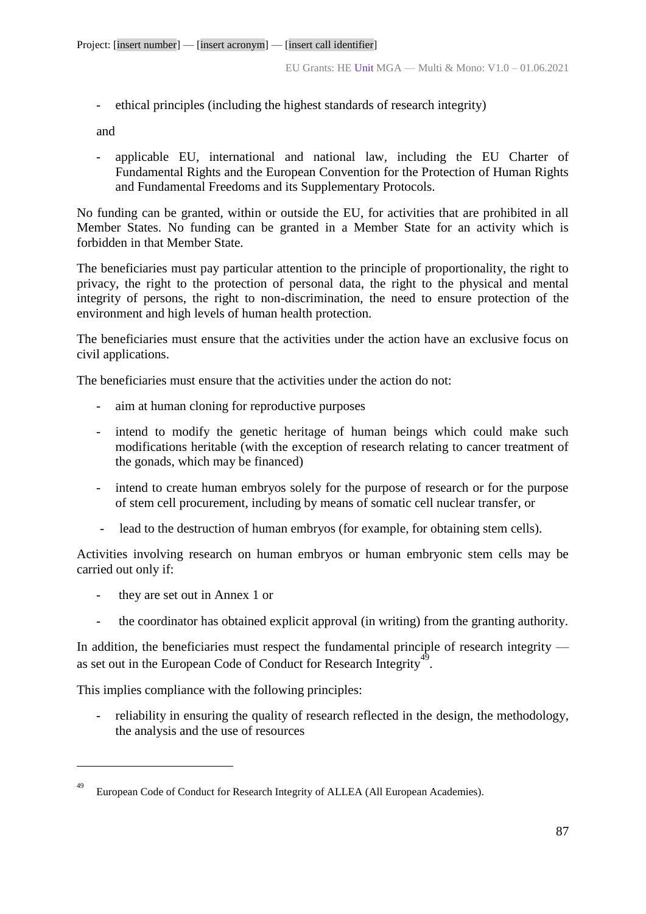- ethical principles (including the highest standards of research integrity)

and

- applicable EU, international and national law, including the EU Charter of Fundamental Rights and the European Convention for the Protection of Human Rights and Fundamental Freedoms and its Supplementary Protocols.

No funding can be granted, within or outside the EU, for activities that are prohibited in all Member States. No funding can be granted in a Member State for an activity which is forbidden in that Member State.

The beneficiaries must pay particular attention to the principle of proportionality, the right to privacy, the right to the protection of personal data, the right to the physical and mental integrity of persons, the right to non-discrimination, the need to ensure protection of the environment and high levels of human health protection.

The beneficiaries must ensure that the activities under the action have an exclusive focus on civil applications.

The beneficiaries must ensure that the activities under the action do not:

- aim at human cloning for reproductive purposes
- intend to modify the genetic heritage of human beings which could make such modifications heritable (with the exception of research relating to cancer treatment of the gonads, which may be financed)
- intend to create human embryos solely for the purpose of research or for the purpose of stem cell procurement, including by means of somatic cell nuclear transfer, or
- lead to the destruction of human embryos (for example, for obtaining stem cells).

Activities involving research on human embryos or human embryonic stem cells may be carried out only if:

- they are set out in Annex 1 or
- the coordinator has obtained explicit approval (in writing) from the granting authority.

In addition, the beneficiaries must respect the fundamental principle of research integrity — as set out in the European Code of Conduct for Research Integrity[49].

This implies compliance with the following principles:

- reliability in ensuring the quality of research reflected in the design, the methodology, the analysis and the use of resources

---

[49] European Code of Conduct for Research Integrity of ALLEA (All European Academies).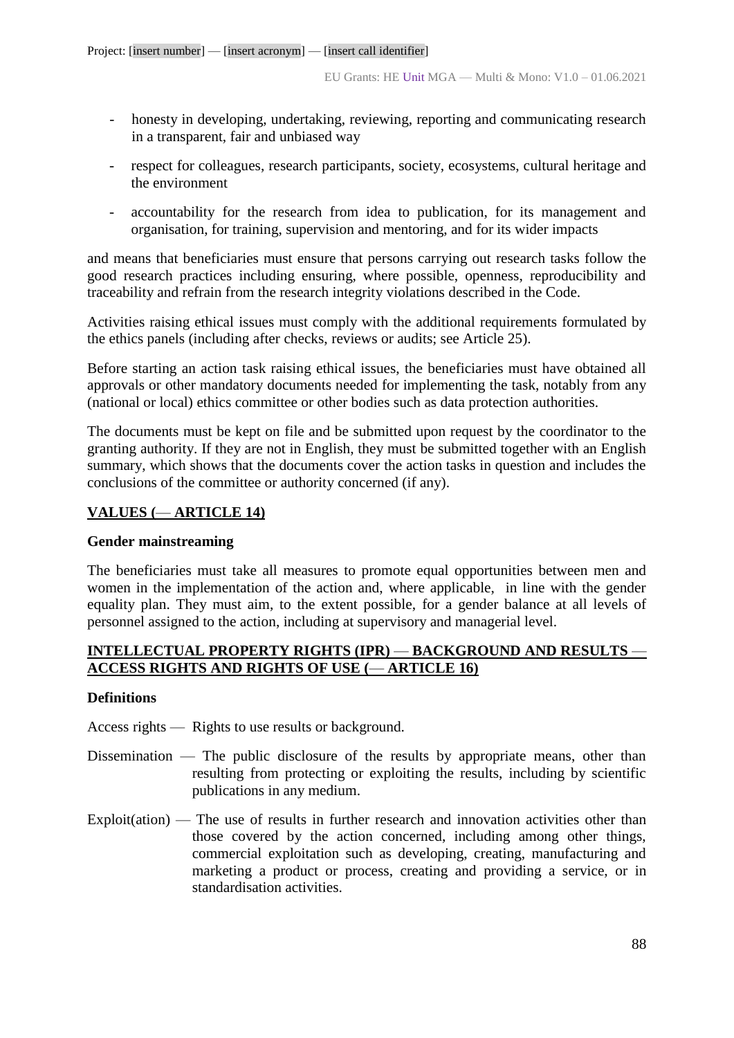- honesty in developing, undertaking, reviewing, reporting and communicating research in a transparent, fair and unbiased way
- respect for colleagues, research participants, society, ecosystems, cultural heritage and the environment
- accountability for the research from idea to publication, for its management and organisation, for training, supervision and mentoring, and for its wider impacts

and means that beneficiaries must ensure that persons carrying out research tasks follow the good research practices including ensuring, where possible, openness, reproducibility and traceability and refrain from the research integrity violations described in the Code.

Activities raising ethical issues must comply with the additional requirements formulated by the ethics panels (including after checks, reviews or audits; see Article 25).

Before starting an action task raising ethical issues, the beneficiaries must have obtained all approvals or other mandatory documents needed for implementing the task, notably from any (national or local) ethics committee or other bodies such as data protection authorities.

The documents must be kept on file and be submitted upon request by the coordinator to the granting authority. If they are not in English, they must be submitted together with an English summary, which shows that the documents cover the action tasks in question and includes the conclusions of the committee or authority concerned (if any).

## VALUES (— ARTICLE 14)

**Gender mainstreaming**

The beneficiaries must take all measures to promote equal opportunities between men and women in the implementation of the action and, where applicable, in line with the gender equality plan. They must aim, to the extent possible, for a gender balance at all levels of personnel assigned to the action, including at supervisory and managerial level.

## INTELLECTUAL PROPERTY RIGHTS (IPR) — BACKGROUND AND RESULTS — ACCESS RIGHTS AND RIGHTS OF USE (— ARTICLE 16)

**Definitions**

Access rights — Rights to use results or background.

Dissemination — The public disclosure of the results by appropriate means, other than resulting from protecting or exploiting the results, including by scientific publications in any medium.

Exploit(ation) — The use of results in further research and innovation activities other than those covered by the action concerned, including among other things, commercial exploitation such as developing, creating, manufacturing and marketing a product or process, creating and providing a service, or in standardisation activities.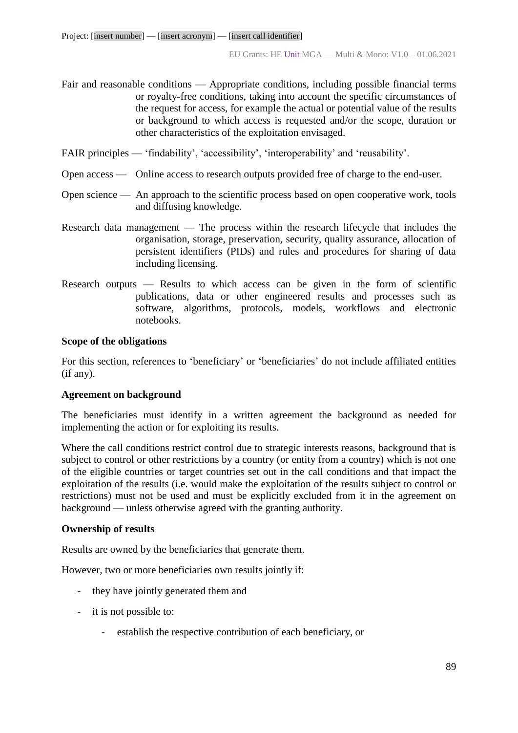Fair and reasonable conditions — Appropriate conditions, including possible financial terms or royalty-free conditions, taking into account the specific circumstances of the request for access, for example the actual or potential value of the results or background to which access is requested and/or the scope, duration or other characteristics of the exploitation envisaged.

FAIR principles — 'findability', 'accessibility', 'interoperability' and 'reusability'.

Open access — Online access to research outputs provided free of charge to the end-user.

Open science — An approach to the scientific process based on open cooperative work, tools and diffusing knowledge.

Research data management — The process within the research lifecycle that includes the organisation, storage, preservation, security, quality assurance, allocation of persistent identifiers (PIDs) and rules and procedures for sharing of data including licensing.

Research outputs — Results to which access can be given in the form of scientific publications, data or other engineered results and processes such as software, algorithms, protocols, models, workflows and electronic notebooks.

**Scope of the obligations**

For this section, references to 'beneficiary' or 'beneficiaries' do not include affiliated entities (if any).

**Agreement on background**

The beneficiaries must identify in a written agreement the background as needed for implementing the action or for exploiting its results.

Where the call conditions restrict control due to strategic interests reasons, background that is subject to control or other restrictions by a country (or entity from a country) which is not one of the eligible countries or target countries set out in the call conditions and that impact the exploitation of the results (i.e. would make the exploitation of the results subject to control or restrictions) must not be used and must be explicitly excluded from it in the agreement on background — unless otherwise agreed with the granting authority.

**Ownership of results**

Results are owned by the beneficiaries that generate them.

However, two or more beneficiaries own results jointly if:

- they have jointly generated them and
- it is not possible to:
    - establish the respective contribution of each beneficiary, or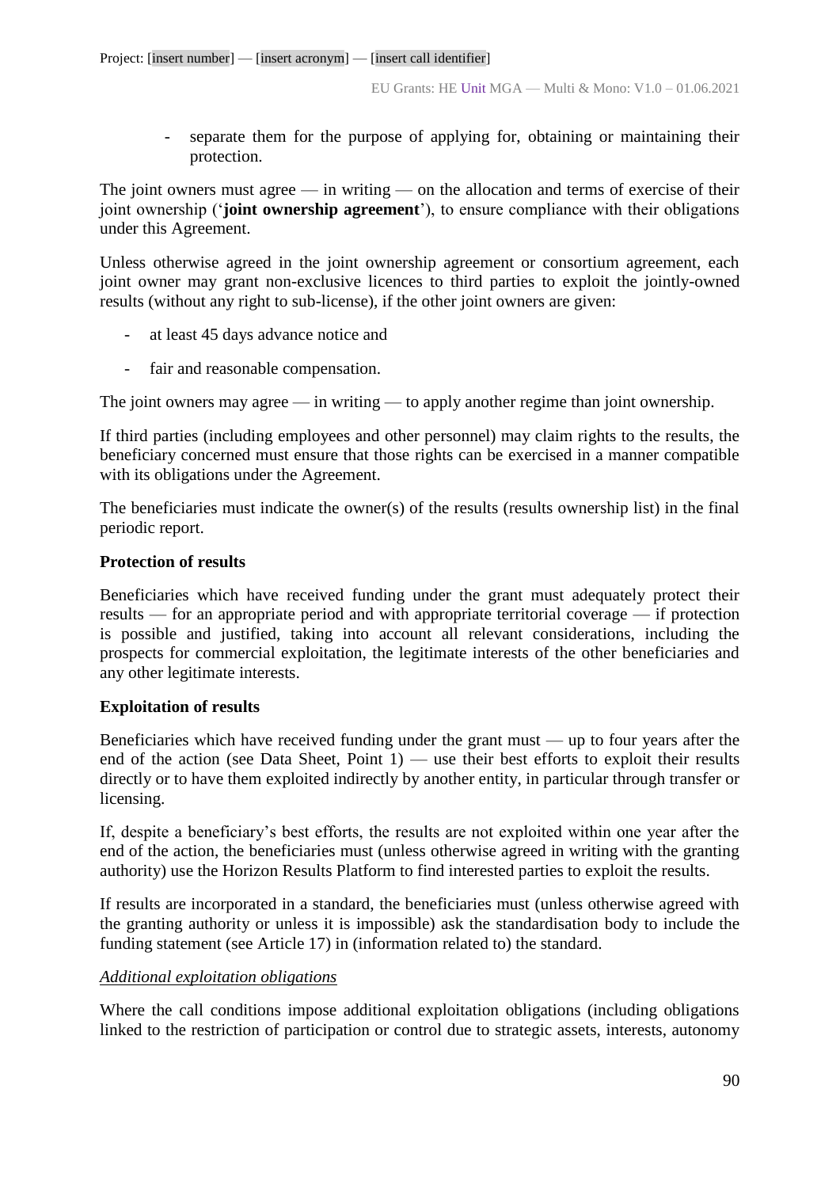- separate them for the purpose of applying for, obtaining or maintaining their protection.

The joint owners must agree — in writing — on the allocation and terms of exercise of their joint ownership ('**joint ownership agreement**'), to ensure compliance with their obligations under this Agreement.

Unless otherwise agreed in the joint ownership agreement or consortium agreement, each joint owner may grant non-exclusive licences to third parties to exploit the jointly-owned results (without any right to sub-license), if the other joint owners are given:

- at least 45 days advance notice and
- fair and reasonable compensation.

The joint owners may agree — in writing — to apply another regime than joint ownership.

If third parties (including employees and other personnel) may claim rights to the results, the beneficiary concerned must ensure that those rights can be exercised in a manner compatible with its obligations under the Agreement.

The beneficiaries must indicate the owner(s) of the results (results ownership list) in the final periodic report.

**Protection of results**

Beneficiaries which have received funding under the grant must adequately protect their results — for an appropriate period and with appropriate territorial coverage — if protection is possible and justified, taking into account all relevant considerations, including the prospects for commercial exploitation, the legitimate interests of the other beneficiaries and any other legitimate interests.

**Exploitation of results**

Beneficiaries which have received funding under the grant must — up to four years after the end of the action (see Data Sheet, Point 1) — use their best efforts to exploit their results directly or to have them exploited indirectly by another entity, in particular through transfer or licensing.

If, despite a beneficiary's best efforts, the results are not exploited within one year after the end of the action, the beneficiaries must (unless otherwise agreed in writing with the granting authority) use the Horizon Results Platform to find interested parties to exploit the results.

If results are incorporated in a standard, the beneficiaries must (unless otherwise agreed with the granting authority or unless it is impossible) ask the standardisation body to include the funding statement (see Article 17) in (information related to) the standard.

<u>*Additional exploitation obligations*</u>

Where the call conditions impose additional exploitation obligations (including obligations linked to the restriction of participation or control due to strategic assets, interests, autonomy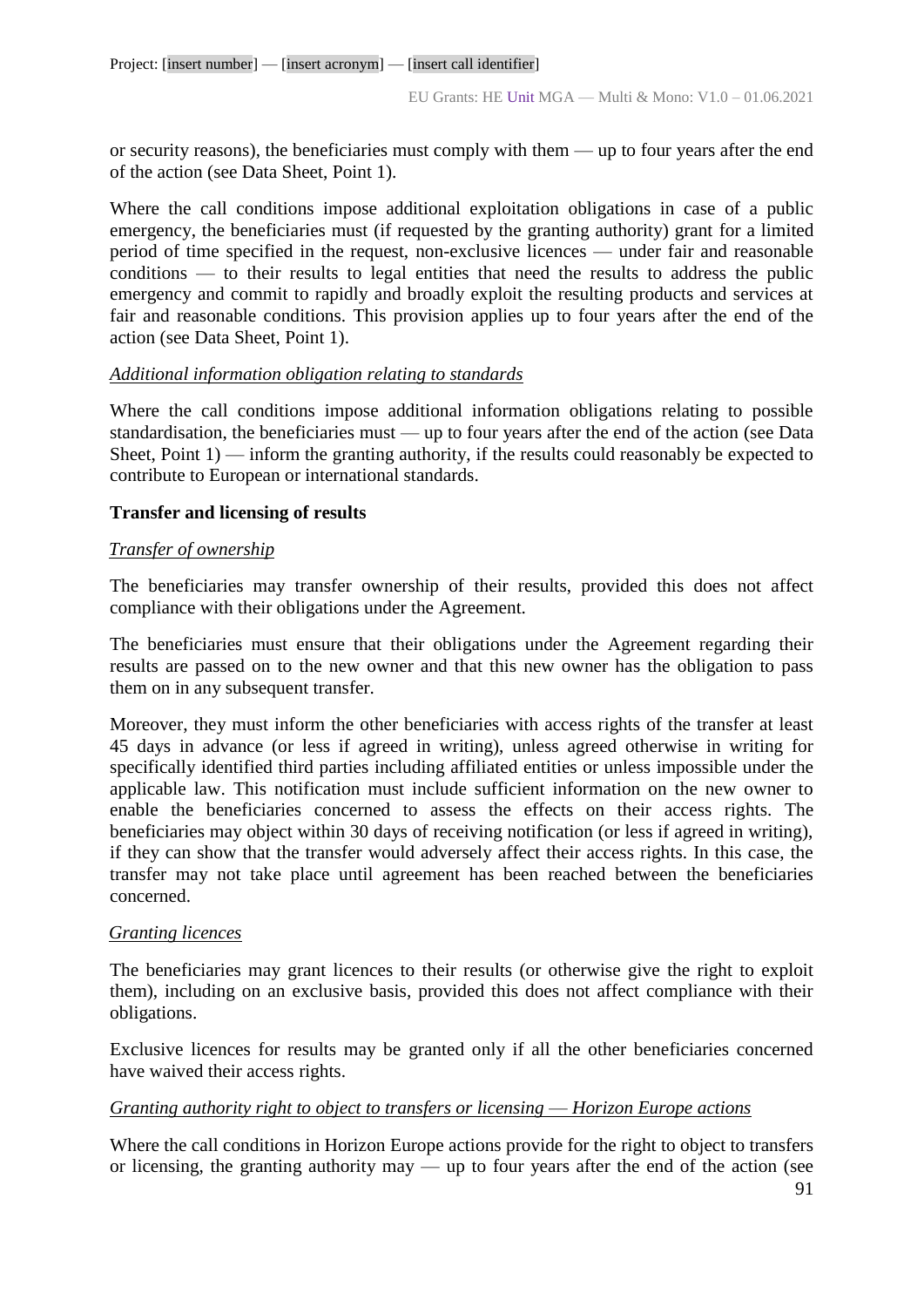or security reasons), the beneficiaries must comply with them — up to four years after the end of the action (see Data Sheet, Point 1).

Where the call conditions impose additional exploitation obligations in case of a public emergency, the beneficiaries must (if requested by the granting authority) grant for a limited period of time specified in the request, non-exclusive licences — under fair and reasonable conditions — to their results to legal entities that need the results to address the public emergency and commit to rapidly and broadly exploit the resulting products and services at fair and reasonable conditions. This provision applies up to four years after the end of the action (see Data Sheet, Point 1).

*Additional information obligation relating to standards*

Where the call conditions impose additional information obligations relating to possible standardisation, the beneficiaries must — up to four years after the end of the action (see Data Sheet, Point 1) — inform the granting authority, if the results could reasonably be expected to contribute to European or international standards.

**Transfer and licensing of results**

*Transfer of ownership*

The beneficiaries may transfer ownership of their results, provided this does not affect compliance with their obligations under the Agreement.

The beneficiaries must ensure that their obligations under the Agreement regarding their results are passed on to the new owner and that this new owner has the obligation to pass them on in any subsequent transfer.

Moreover, they must inform the other beneficiaries with access rights of the transfer at least 45 days in advance (or less if agreed in writing), unless agreed otherwise in writing for specifically identified third parties including affiliated entities or unless impossible under the applicable law. This notification must include sufficient information on the new owner to enable the beneficiaries concerned to assess the effects on their access rights. The beneficiaries may object within 30 days of receiving notification (or less if agreed in writing), if they can show that the transfer would adversely affect their access rights. In this case, the transfer may not take place until agreement has been reached between the beneficiaries concerned.

*Granting licences*

The beneficiaries may grant licences to their results (or otherwise give the right to exploit them), including on an exclusive basis, provided this does not affect compliance with their obligations.

Exclusive licences for results may be granted only if all the other beneficiaries concerned have waived their access rights.

*Granting authority right to object to transfers or licensing — Horizon Europe actions*

Where the call conditions in Horizon Europe actions provide for the right to object to transfers or licensing, the granting authority may — up to four years after the end of the action (see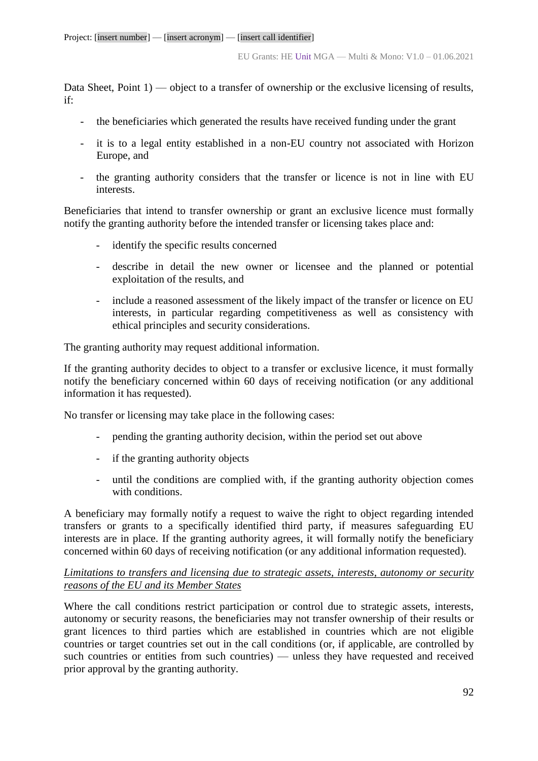Data Sheet, Point 1) — object to a transfer of ownership or the exclusive licensing of results, if:

- the beneficiaries which generated the results have received funding under the grant
- it is to a legal entity established in a non-EU country not associated with Horizon Europe, and
- the granting authority considers that the transfer or licence is not in line with EU interests.

Beneficiaries that intend to transfer ownership or grant an exclusive licence must formally notify the granting authority before the intended transfer or licensing takes place and:

- identify the specific results concerned
- describe in detail the new owner or licensee and the planned or potential exploitation of the results, and
- include a reasoned assessment of the likely impact of the transfer or licence on EU interests, in particular regarding competitiveness as well as consistency with ethical principles and security considerations.

The granting authority may request additional information.

If the granting authority decides to object to a transfer or exclusive licence, it must formally notify the beneficiary concerned within 60 days of receiving notification (or any additional information it has requested).

No transfer or licensing may take place in the following cases:

- pending the granting authority decision, within the period set out above
- if the granting authority objects
- until the conditions are complied with, if the granting authority objection comes with conditions.

A beneficiary may formally notify a request to waive the right to object regarding intended transfers or grants to a specifically identified third party, if measures safeguarding EU interests are in place. If the granting authority agrees, it will formally notify the beneficiary concerned within 60 days of receiving notification (or any additional information requested).

*Limitations to transfers and licensing due to strategic assets, interests, autonomy or security reasons of the EU and its Member States*

Where the call conditions restrict participation or control due to strategic assets, interests, autonomy or security reasons, the beneficiaries may not transfer ownership of their results or grant licences to third parties which are established in countries which are not eligible countries or target countries set out in the call conditions (or, if applicable, are controlled by such countries or entities from such countries) — unless they have requested and received prior approval by the granting authority.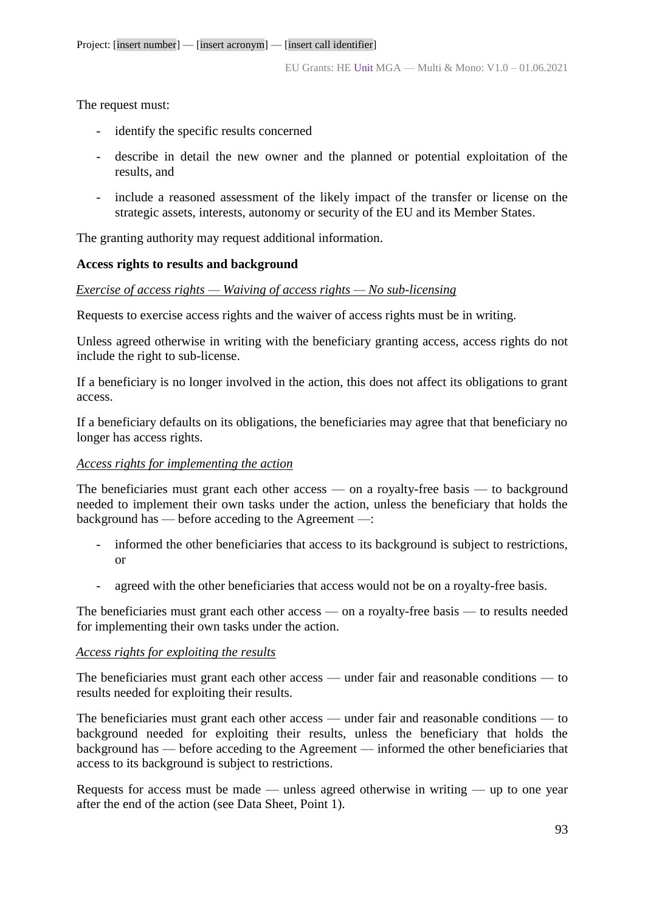The request must:

- identify the specific results concerned
- describe in detail the new owner and the planned or potential exploitation of the results, and
- include a reasoned assessment of the likely impact of the transfer or license on the strategic assets, interests, autonomy or security of the EU and its Member States.

The granting authority may request additional information.

**Access rights to results and background**

*Exercise of access rights — Waiving of access rights — No sub-licensing*

Requests to exercise access rights and the waiver of access rights must be in writing.

Unless agreed otherwise in writing with the beneficiary granting access, access rights do not include the right to sub-license.

If a beneficiary is no longer involved in the action, this does not affect its obligations to grant access.

If a beneficiary defaults on its obligations, the beneficiaries may agree that that beneficiary no longer has access rights.

*Access rights for implementing the action*

The beneficiaries must grant each other access — on a royalty-free basis — to background needed to implement their own tasks under the action, unless the beneficiary that holds the background has — before acceding to the Agreement —:

- informed the other beneficiaries that access to its background is subject to restrictions, or
- agreed with the other beneficiaries that access would not be on a royalty-free basis.

The beneficiaries must grant each other access — on a royalty-free basis — to results needed for implementing their own tasks under the action.

*Access rights for exploiting the results*

The beneficiaries must grant each other access — under fair and reasonable conditions — to results needed for exploiting their results.

The beneficiaries must grant each other access — under fair and reasonable conditions — to background needed for exploiting their results, unless the beneficiary that holds the background has — before acceding to the Agreement — informed the other beneficiaries that access to its background is subject to restrictions.

Requests for access must be made — unless agreed otherwise in writing — up to one year after the end of the action (see Data Sheet, Point 1).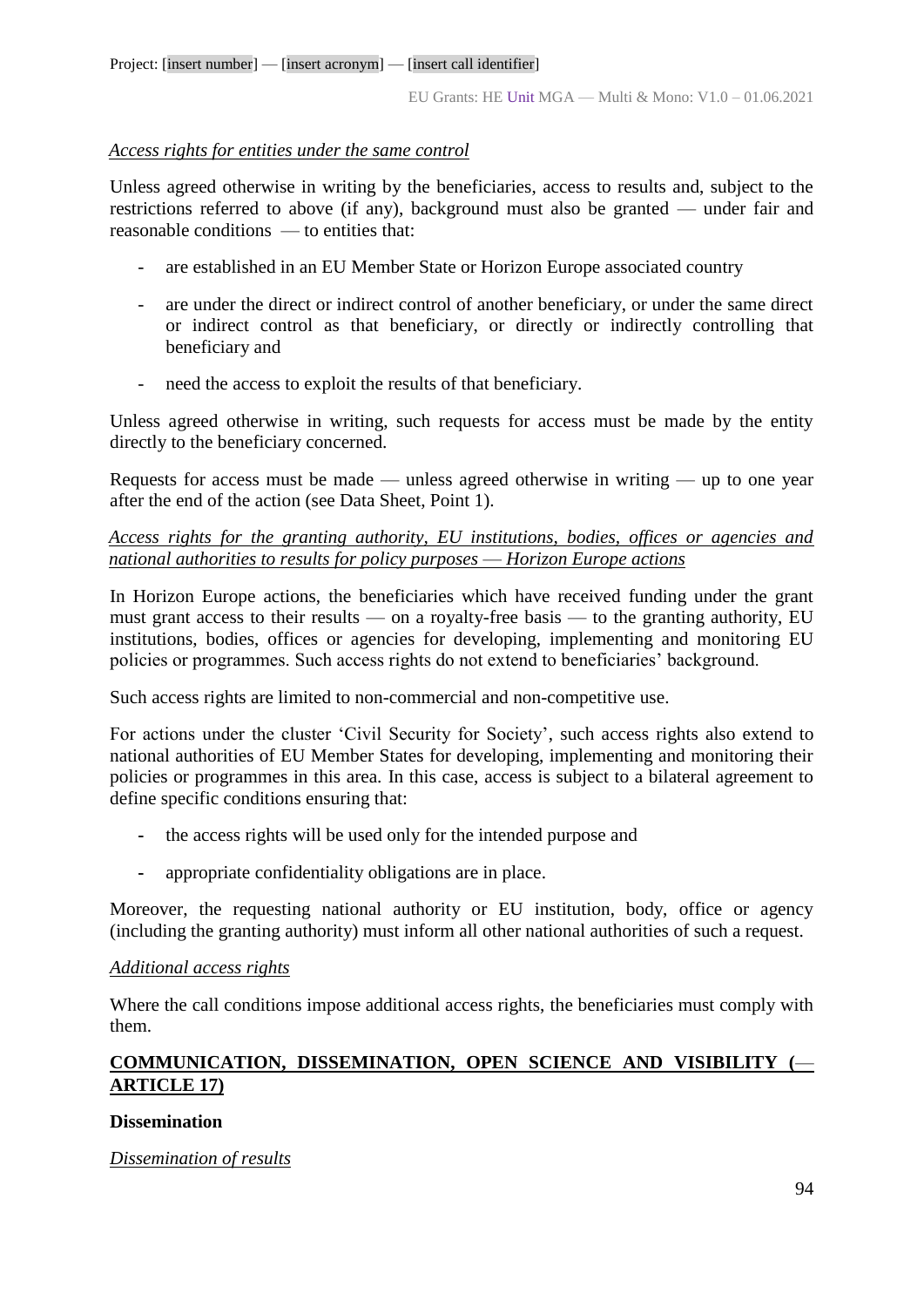*Access rights for entities under the same control*

Unless agreed otherwise in writing by the beneficiaries, access to results and, subject to the restrictions referred to above (if any), background must also be granted — under fair and reasonable conditions — to entities that:

- are established in an EU Member State or Horizon Europe associated country
- are under the direct or indirect control of another beneficiary, or under the same direct or indirect control as that beneficiary, or directly or indirectly controlling that beneficiary and
- need the access to exploit the results of that beneficiary.

Unless agreed otherwise in writing, such requests for access must be made by the entity directly to the beneficiary concerned.

Requests for access must be made — unless agreed otherwise in writing — up to one year after the end of the action (see Data Sheet, Point 1).

*Access rights for the granting authority, EU institutions, bodies, offices or agencies and national authorities to results for policy purposes — Horizon Europe actions*

In Horizon Europe actions, the beneficiaries which have received funding under the grant must grant access to their results — on a royalty-free basis — to the granting authority, EU institutions, bodies, offices or agencies for developing, implementing and monitoring EU policies or programmes. Such access rights do not extend to beneficiaries' background.

Such access rights are limited to non-commercial and non-competitive use.

For actions under the cluster 'Civil Security for Society', such access rights also extend to national authorities of EU Member States for developing, implementing and monitoring their policies or programmes in this area. In this case, access is subject to a bilateral agreement to define specific conditions ensuring that:

- the access rights will be used only for the intended purpose and
- appropriate confidentiality obligations are in place.

Moreover, the requesting national authority or EU institution, body, office or agency (including the granting authority) must inform all other national authorities of such a request.

*Additional access rights*

Where the call conditions impose additional access rights, the beneficiaries must comply with them.

## COMMUNICATION, DISSEMINATION, OPEN SCIENCE AND VISIBILITY (— ARTICLE 17)

**Dissemination**

*Dissemination of results*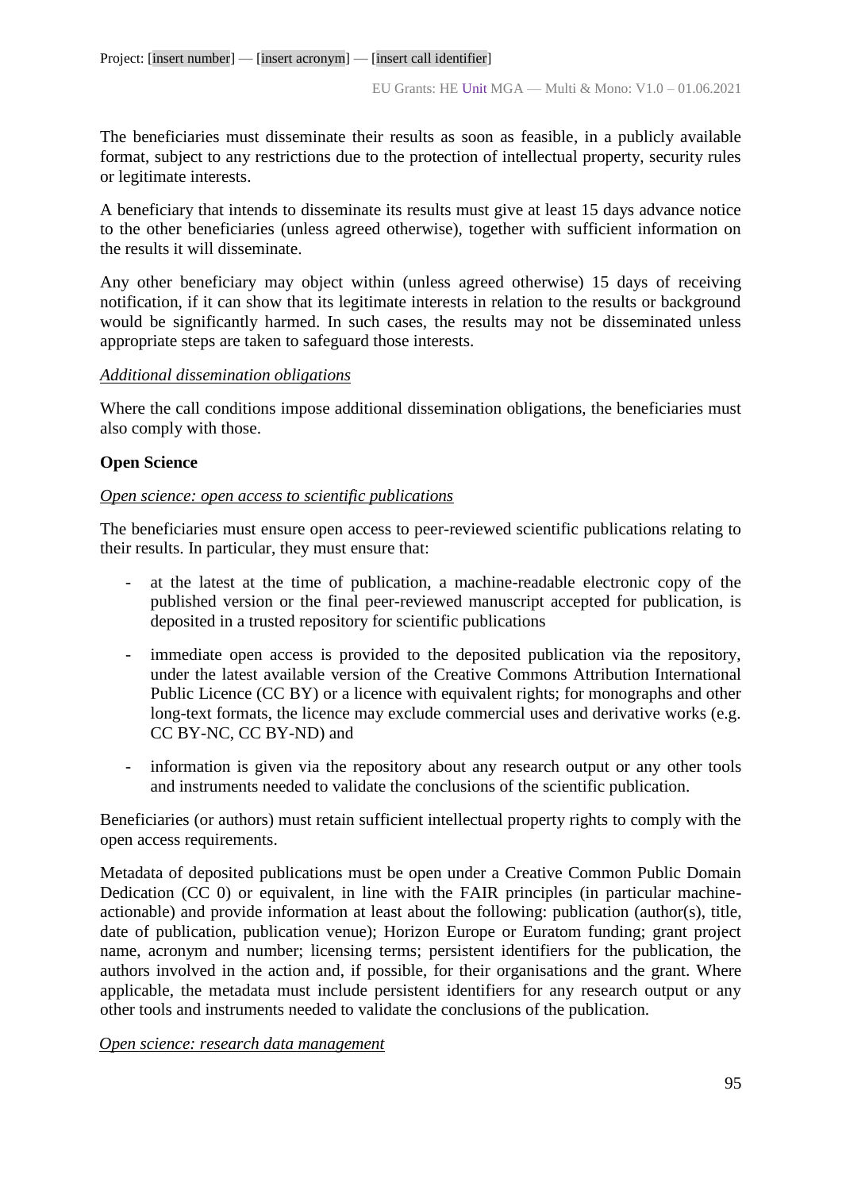The beneficiaries must disseminate their results as soon as feasible, in a publicly available format, subject to any restrictions due to the protection of intellectual property, security rules or legitimate interests.

A beneficiary that intends to disseminate its results must give at least 15 days advance notice to the other beneficiaries (unless agreed otherwise), together with sufficient information on the results it will disseminate.

Any other beneficiary may object within (unless agreed otherwise) 15 days of receiving notification, if it can show that its legitimate interests in relation to the results or background would be significantly harmed. In such cases, the results may not be disseminated unless appropriate steps are taken to safeguard those interests.

*Additional dissemination obligations*

Where the call conditions impose additional dissemination obligations, the beneficiaries must also comply with those.

**Open Science**

*Open science: open access to scientific publications*

The beneficiaries must ensure open access to peer-reviewed scientific publications relating to their results. In particular, they must ensure that:

- at the latest at the time of publication, a machine-readable electronic copy of the published version or the final peer-reviewed manuscript accepted for publication, is deposited in a trusted repository for scientific publications
- immediate open access is provided to the deposited publication via the repository, under the latest available version of the Creative Commons Attribution International Public Licence (CC BY) or a licence with equivalent rights; for monographs and other long-text formats, the licence may exclude commercial uses and derivative works (e.g. CC BY-NC, CC BY-ND) and
- information is given via the repository about any research output or any other tools and instruments needed to validate the conclusions of the scientific publication.

Beneficiaries (or authors) must retain sufficient intellectual property rights to comply with the open access requirements.

Metadata of deposited publications must be open under a Creative Common Public Domain Dedication (CC 0) or equivalent, in line with the FAIR principles (in particular machine-actionable) and provide information at least about the following: publication (author(s), title, date of publication, publication venue); Horizon Europe or Euratom funding; grant project name, acronym and number; licensing terms; persistent identifiers for the publication, the authors involved in the action and, if possible, for their organisations and the grant. Where applicable, the metadata must include persistent identifiers for any research output or any other tools and instruments needed to validate the conclusions of the publication.

*Open science: research data management*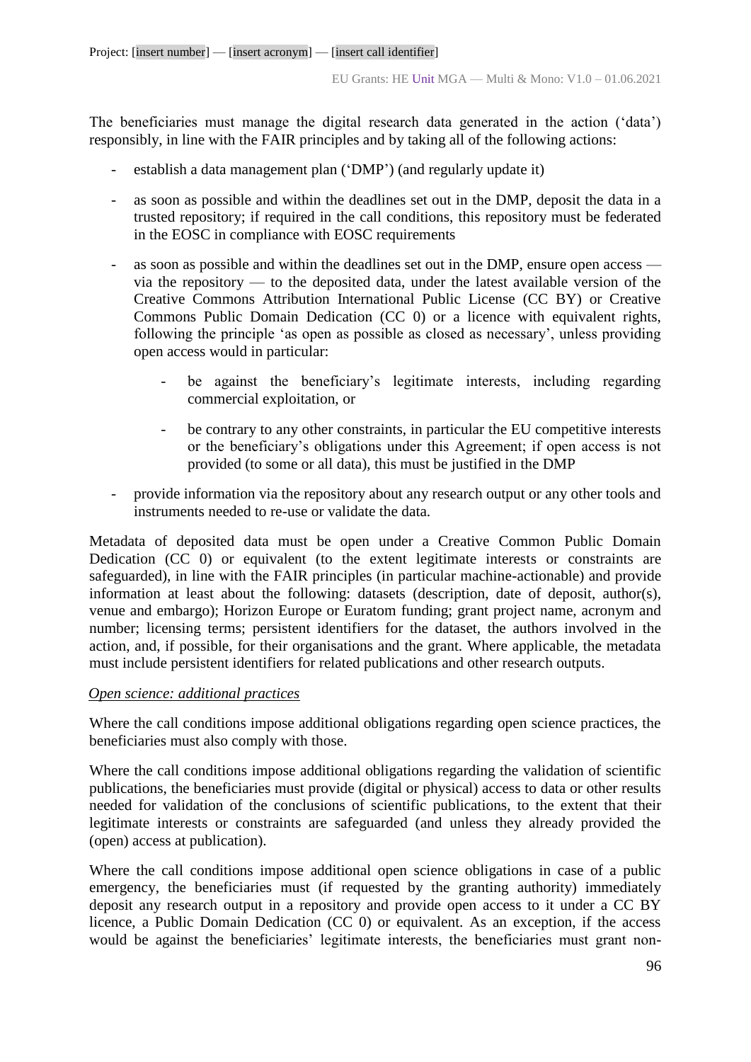The beneficiaries must manage the digital research data generated in the action ('data') responsibly, in line with the FAIR principles and by taking all of the following actions:

- establish a data management plan ('DMP') (and regularly update it)
- as soon as possible and within the deadlines set out in the DMP, deposit the data in a trusted repository; if required in the call conditions, this repository must be federated in the EOSC in compliance with EOSC requirements
- as soon as possible and within the deadlines set out in the DMP, ensure open access — via the repository — to the deposited data, under the latest available version of the Creative Commons Attribution International Public License (CC BY) or Creative Commons Public Domain Dedication (CC 0) or a licence with equivalent rights, following the principle 'as open as possible as closed as necessary', unless providing open access would in particular:
    - be against the beneficiary's legitimate interests, including regarding commercial exploitation, or
    - be contrary to any other constraints, in particular the EU competitive interests or the beneficiary's obligations under this Agreement; if open access is not provided (to some or all data), this must be justified in the DMP
- provide information via the repository about any research output or any other tools and instruments needed to re-use or validate the data.

Metadata of deposited data must be open under a Creative Common Public Domain Dedication (CC 0) or equivalent (to the extent legitimate interests or constraints are safeguarded), in line with the FAIR principles (in particular machine-actionable) and provide information at least about the following: datasets (description, date of deposit, author(s), venue and embargo); Horizon Europe or Euratom funding; grant project name, acronym and number; licensing terms; persistent identifiers for the dataset, the authors involved in the action, and, if possible, for their organisations and the grant. Where applicable, the metadata must include persistent identifiers for related publications and other research outputs.

*Open science: additional practices*

Where the call conditions impose additional obligations regarding open science practices, the beneficiaries must also comply with those.

Where the call conditions impose additional obligations regarding the validation of scientific publications, the beneficiaries must provide (digital or physical) access to data or other results needed for validation of the conclusions of scientific publications, to the extent that their legitimate interests or constraints are safeguarded (and unless they already provided the (open) access at publication).

Where the call conditions impose additional open science obligations in case of a public emergency, the beneficiaries must (if requested by the granting authority) immediately deposit any research output in a repository and provide open access to it under a CC BY licence, a Public Domain Dedication (CC 0) or equivalent. As an exception, if the access would be against the beneficiaries' legitimate interests, the beneficiaries must grant non-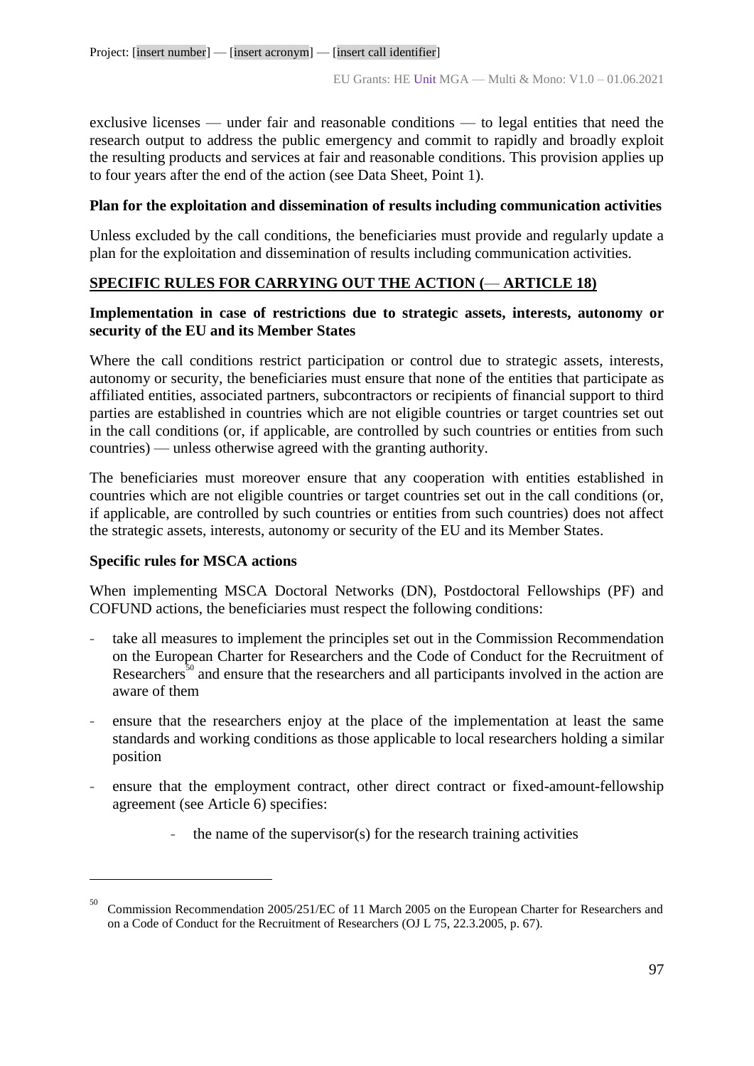exclusive licenses — under fair and reasonable conditions — to legal entities that need the research output to address the public emergency and commit to rapidly and broadly exploit the resulting products and services at fair and reasonable conditions. This provision applies up to four years after the end of the action (see Data Sheet, Point 1).

**Plan for the exploitation and dissemination of results including communication activities**

Unless excluded by the call conditions, the beneficiaries must provide and regularly update a plan for the exploitation and dissemination of results including communication activities.

**SPECIFIC RULES FOR CARRYING OUT THE ACTION (— ARTICLE 18)**

**Implementation in case of restrictions due to strategic assets, interests, autonomy or security of the EU and its Member States**

Where the call conditions restrict participation or control due to strategic assets, interests, autonomy or security, the beneficiaries must ensure that none of the entities that participate as affiliated entities, associated partners, subcontractors or recipients of financial support to third parties are established in countries which are not eligible countries or target countries set out in the call conditions (or, if applicable, are controlled by such countries or entities from such countries) — unless otherwise agreed with the granting authority.

The beneficiaries must moreover ensure that any cooperation with entities established in countries which are not eligible countries or target countries set out in the call conditions (or, if applicable, are controlled by such countries or entities from such countries) does not affect the strategic assets, interests, autonomy or security of the EU and its Member States.

**Specific rules for MSCA actions**

When implementing MSCA Doctoral Networks (DN), Postdoctoral Fellowships (PF) and COFUND actions, the beneficiaries must respect the following conditions:

- take all measures to implement the principles set out in the Commission Recommendation on the European Charter for Researchers and the Code of Conduct for the Recruitment of Researchers[50] and ensure that the researchers and all participants involved in the action are aware of them
- ensure that the researchers enjoy at the place of the implementation at least the same standards and working conditions as those applicable to local researchers holding a similar position
- ensure that the employment contract, other direct contract or fixed-amount-fellowship agreement (see Article 6) specifies:
    - the name of the supervisor(s) for the research training activities

[50] Commission Recommendation 2005/251/EC of 11 March 2005 on the European Charter for Researchers and on a Code of Conduct for the Recruitment of Researchers (OJ L 75, 22.3.2005, p. 67).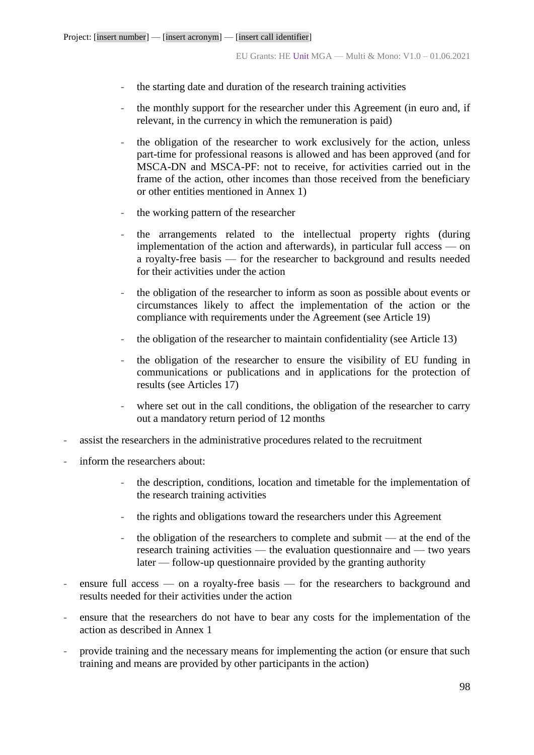- the starting date and duration of the research training activities

  - the monthly support for the researcher under this Agreement (in euro and, if relevant, in the currency in which the remuneration is paid)

  - the obligation of the researcher to work exclusively for the action, unless part-time for professional reasons is allowed and has been approved (and for MSCA-DN and MSCA-PF: not to receive, for activities carried out in the frame of the action, other incomes than those received from the beneficiary or other entities mentioned in Annex 1)

  - the working pattern of the researcher

  - the arrangements related to the intellectual property rights (during implementation of the action and afterwards), in particular full access — on a royalty-free basis — for the researcher to background and results needed for their activities under the action

  - the obligation of the researcher to inform as soon as possible about events or circumstances likely to affect the implementation of the action or the compliance with requirements under the Agreement (see Article 19)

  - the obligation of the researcher to maintain confidentiality (see Article 13)

  - the obligation of the researcher to ensure the visibility of EU funding in communications or publications and in applications for the protection of results (see Articles 17)

  - where set out in the call conditions, the obligation of the researcher to carry out a mandatory return period of 12 months

- assist the researchers in the administrative procedures related to the recruitment

- inform the researchers about:

  - the description, conditions, location and timetable for the implementation of the research training activities

  - the rights and obligations toward the researchers under this Agreement

  - the obligation of the researchers to complete and submit — at the end of the research training activities — the evaluation questionnaire and — two years later — follow-up questionnaire provided by the granting authority

- ensure full access — on a royalty-free basis — for the researchers to background and results needed for their activities under the action

- ensure that the researchers do not have to bear any costs for the implementation of the action as described in Annex 1

- provide training and the necessary means for implementing the action (or ensure that such training and means are provided by other participants in the action)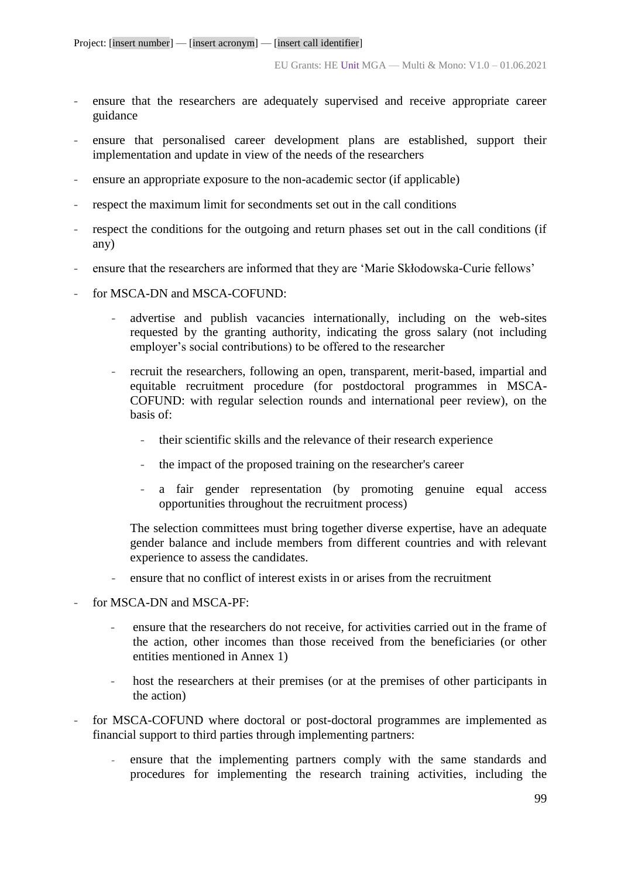- ensure that the researchers are adequately supervised and receive appropriate career guidance
- ensure that personalised career development plans are established, support their implementation and update in view of the needs of the researchers
- ensure an appropriate exposure to the non-academic sector (if applicable)
- respect the maximum limit for secondments set out in the call conditions
- respect the conditions for the outgoing and return phases set out in the call conditions (if any)
- ensure that the researchers are informed that they are 'Marie Skłodowska-Curie fellows'
- for MSCA-DN and MSCA-COFUND:
    - advertise and publish vacancies internationally, including on the web-sites requested by the granting authority, indicating the gross salary (not including employer's social contributions) to be offered to the researcher
    - recruit the researchers, following an open, transparent, merit-based, impartial and equitable recruitment procedure (for postdoctoral programmes in MSCA-COFUND: with regular selection rounds and international peer review), on the basis of:
        - their scientific skills and the relevance of their research experience
        - the impact of the proposed training on the researcher's career
        - a fair gender representation (by promoting genuine equal access opportunities throughout the recruitment process)

      The selection committees must bring together diverse expertise, have an adequate gender balance and include members from different countries and with relevant experience to assess the candidates.
    - ensure that no conflict of interest exists in or arises from the recruitment
- for MSCA-DN and MSCA-PF:
    - ensure that the researchers do not receive, for activities carried out in the frame of the action, other incomes than those received from the beneficiaries (or other entities mentioned in Annex 1)
    - host the researchers at their premises (or at the premises of other participants in the action)
- for MSCA-COFUND where doctoral or post-doctoral programmes are implemented as financial support to third parties through implementing partners:
    - ensure that the implementing partners comply with the same standards and procedures for implementing the research training activities, including the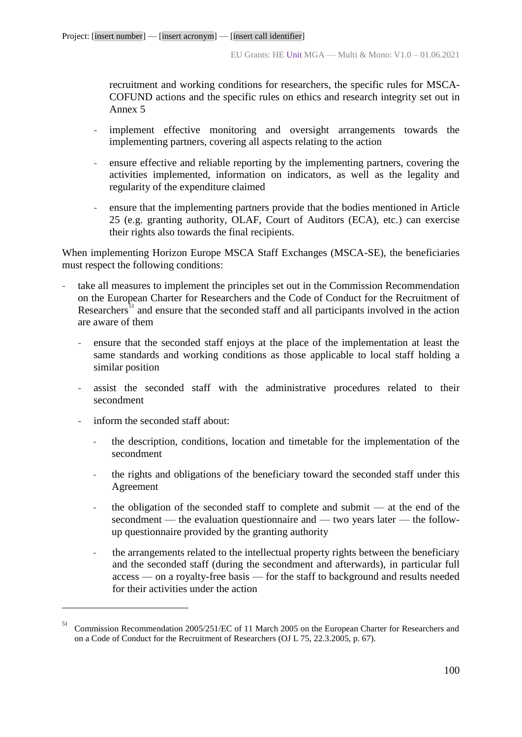recruitment and working conditions for researchers, the specific rules for MSCA-COFUND actions and the specific rules on ethics and research integrity set out in Annex 5

  - implement effective monitoring and oversight arrangements towards the implementing partners, covering all aspects relating to the action

  - ensure effective and reliable reporting by the implementing partners, covering the activities implemented, information on indicators, as well as the legality and regularity of the expenditure claimed

  - ensure that the implementing partners provide that the bodies mentioned in Article 25 (e.g. granting authority, OLAF, Court of Auditors (ECA), etc.) can exercise their rights also towards the final recipients.

When implementing Horizon Europe MSCA Staff Exchanges (MSCA-SE), the beneficiaries must respect the following conditions:

- take all measures to implement the principles set out in the Commission Recommendation on the European Charter for Researchers and the Code of Conduct for the Recruitment of Researchers[51] and ensure that the seconded staff and all participants involved in the action are aware of them

  - ensure that the seconded staff enjoys at the place of the implementation at least the same standards and working conditions as those applicable to local staff holding a similar position

  - assist the seconded staff with the administrative procedures related to their secondment

  - inform the seconded staff about:

    - the description, conditions, location and timetable for the implementation of the secondment

    - the rights and obligations of the beneficiary toward the seconded staff under this Agreement

    - the obligation of the seconded staff to complete and submit — at the end of the secondment — the evaluation questionnaire and — two years later — the follow-up questionnaire provided by the granting authority

    - the arrangements related to the intellectual property rights between the beneficiary and the seconded staff (during the secondment and afterwards), in particular full access — on a royalty-free basis — for the staff to background and results needed for their activities under the action

---

[51] Commission Recommendation 2005/251/EC of 11 March 2005 on the European Charter for Researchers and on a Code of Conduct for the Recruitment of Researchers (OJ L 75, 22.3.2005, p. 67).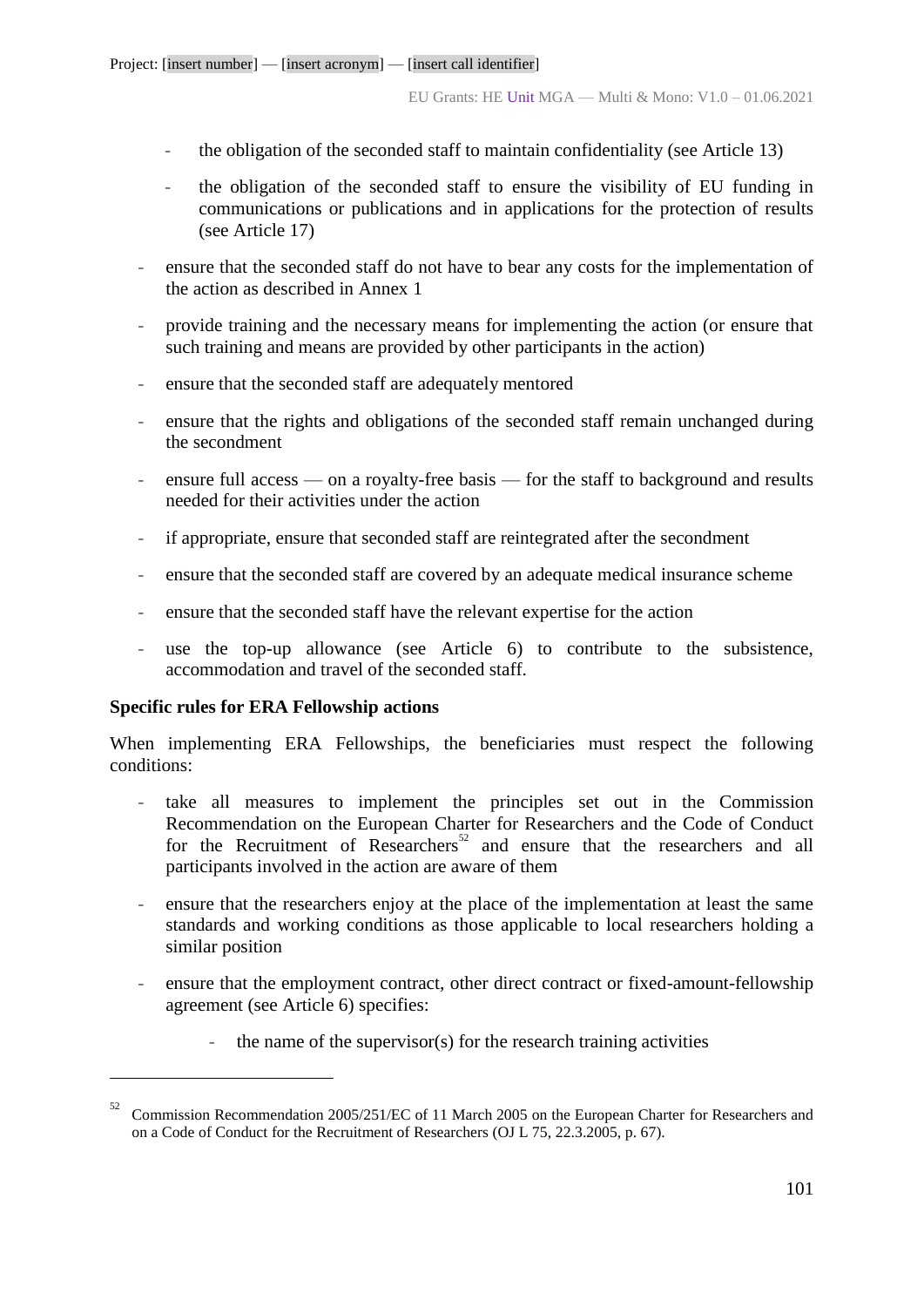- the obligation of the seconded staff to maintain confidentiality (see Article 13)
    - the obligation of the seconded staff to ensure the visibility of EU funding in communications or publications and in applications for the protection of results (see Article 17)
- ensure that the seconded staff do not have to bear any costs for the implementation of the action as described in Annex 1
- provide training and the necessary means for implementing the action (or ensure that such training and means are provided by other participants in the action)
- ensure that the seconded staff are adequately mentored
- ensure that the rights and obligations of the seconded staff remain unchanged during the secondment
- ensure full access — on a royalty-free basis — for the staff to background and results needed for their activities under the action
- if appropriate, ensure that seconded staff are reintegrated after the secondment
- ensure that the seconded staff are covered by an adequate medical insurance scheme
- ensure that the seconded staff have the relevant expertise for the action
- use the top-up allowance (see Article 6) to contribute to the subsistence, accommodation and travel of the seconded staff.

**Specific rules for ERA Fellowship actions**

When implementing ERA Fellowships, the beneficiaries must respect the following conditions:

- take all measures to implement the principles set out in the Commission Recommendation on the European Charter for Researchers and the Code of Conduct for the Recruitment of Researchers[52] and ensure that the researchers and all participants involved in the action are aware of them
- ensure that the researchers enjoy at the place of the implementation at least the same standards and working conditions as those applicable to local researchers holding a similar position
- ensure that the employment contract, other direct contract or fixed-amount-fellowship agreement (see Article 6) specifies:
    - the name of the supervisor(s) for the research training activities

[52] Commission Recommendation 2005/251/EC of 11 March 2005 on the European Charter for Researchers and on a Code of Conduct for the Recruitment of Researchers (OJ L 75, 22.3.2005, p. 67).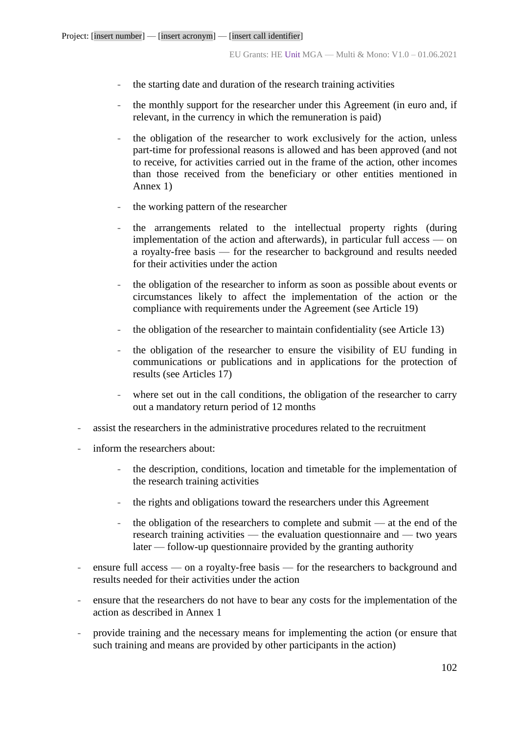- the starting date and duration of the research training activities
  - the monthly support for the researcher under this Agreement (in euro and, if relevant, in the currency in which the remuneration is paid)
  - the obligation of the researcher to work exclusively for the action, unless part-time for professional reasons is allowed and has been approved (and not to receive, for activities carried out in the frame of the action, other incomes than those received from the beneficiary or other entities mentioned in Annex 1)
  - the working pattern of the researcher
  - the arrangements related to the intellectual property rights (during implementation of the action and afterwards), in particular full access — on a royalty-free basis — for the researcher to background and results needed for their activities under the action
  - the obligation of the researcher to inform as soon as possible about events or circumstances likely to affect the implementation of the action or the compliance with requirements under the Agreement (see Article 19)
  - the obligation of the researcher to maintain confidentiality (see Article 13)
  - the obligation of the researcher to ensure the visibility of EU funding in communications or publications and in applications for the protection of results (see Articles 17)
  - where set out in the call conditions, the obligation of the researcher to carry out a mandatory return period of 12 months

- assist the researchers in the administrative procedures related to the recruitment
- inform the researchers about:
  - the description, conditions, location and timetable for the implementation of the research training activities
  - the rights and obligations toward the researchers under this Agreement
  - the obligation of the researchers to complete and submit — at the end of the research training activities — the evaluation questionnaire and — two years later — follow-up questionnaire provided by the granting authority
- ensure full access — on a royalty-free basis — for the researchers to background and results needed for their activities under the action
- ensure that the researchers do not have to bear any costs for the implementation of the action as described in Annex 1
- provide training and the necessary means for implementing the action (or ensure that such training and means are provided by other participants in the action)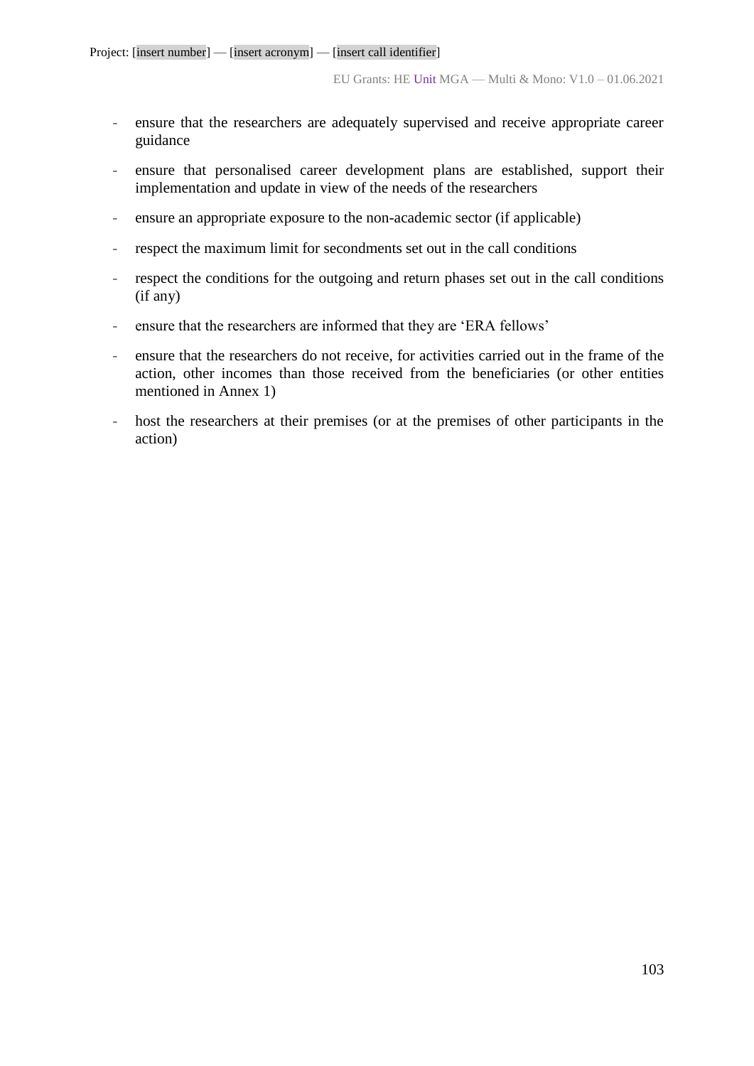- ensure that the researchers are adequately supervised and receive appropriate career guidance
- ensure that personalised career development plans are established, support their implementation and update in view of the needs of the researchers
- ensure an appropriate exposure to the non-academic sector (if applicable)
- respect the maximum limit for secondments set out in the call conditions
- respect the conditions for the outgoing and return phases set out in the call conditions (if any)
- ensure that the researchers are informed that they are 'ERA fellows'
- ensure that the researchers do not receive, for activities carried out in the frame of the action, other incomes than those received from the beneficiaries (or other entities mentioned in Annex 1)
- host the researchers at their premises (or at the premises of other participants in the action)